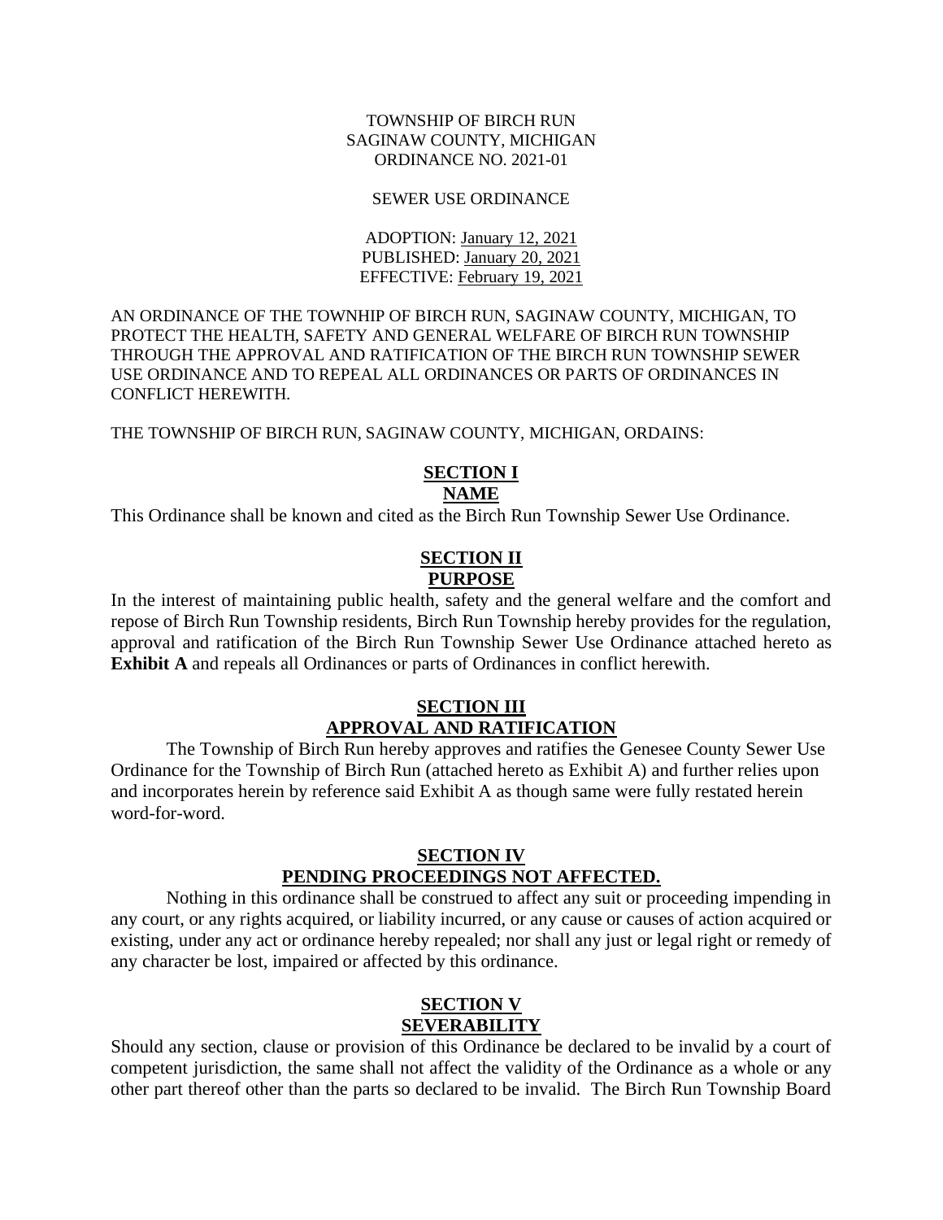TOWNSHIP OF BIRCH RUN
SAGINAW COUNTY, MICHIGAN
ORDINANCE NO. 2021-01

SEWER USE ORDINANCE

ADOPTION: January 12, 2021
PUBLISHED: January 20, 2021
EFFECTIVE: February 19, 2021

AN ORDINANCE OF THE TOWNHIP OF BIRCH RUN, SAGINAW COUNTY, MICHIGAN, TO PROTECT THE HEALTH, SAFETY AND GENERAL WELFARE OF BIRCH RUN TOWNSHIP THROUGH THE APPROVAL AND RATIFICATION OF THE BIRCH RUN TOWNSHIP SEWER USE ORDINANCE AND TO REPEAL ALL ORDINANCES OR PARTS OF ORDINANCES IN CONFLICT HEREWITH.

THE TOWNSHIP OF BIRCH RUN, SAGINAW COUNTY, MICHIGAN, ORDAINS:

## SECTION I
## NAME

This Ordinance shall be known and cited as the Birch Run Township Sewer Use Ordinance.

## SECTION II
## PURPOSE

In the interest of maintaining public health, safety and the general welfare and the comfort and repose of Birch Run Township residents, Birch Run Township hereby provides for the regulation, approval and ratification of the Birch Run Township Sewer Use Ordinance attached hereto as **Exhibit A** and repeals all Ordinances or parts of Ordinances in conflict herewith.

## SECTION III
## APPROVAL AND RATIFICATION

The Township of Birch Run hereby approves and ratifies the Genesee County Sewer Use Ordinance for the Township of Birch Run (attached hereto as Exhibit A) and further relies upon and incorporates herein by reference said Exhibit A as though same were fully restated herein word-for-word.

## SECTION IV
## PENDING PROCEEDINGS NOT AFFECTED.

Nothing in this ordinance shall be construed to affect any suit or proceeding impending in any court, or any rights acquired, or liability incurred, or any cause or causes of action acquired or existing, under any act or ordinance hereby repealed; nor shall any just or legal right or remedy of any character be lost, impaired or affected by this ordinance.

## SECTION V
## SEVERABILITY

Should any section, clause or provision of this Ordinance be declared to be invalid by a court of competent jurisdiction, the same shall not affect the validity of the Ordinance as a whole or any other part thereof other than the parts so declared to be invalid. The Birch Run Township Board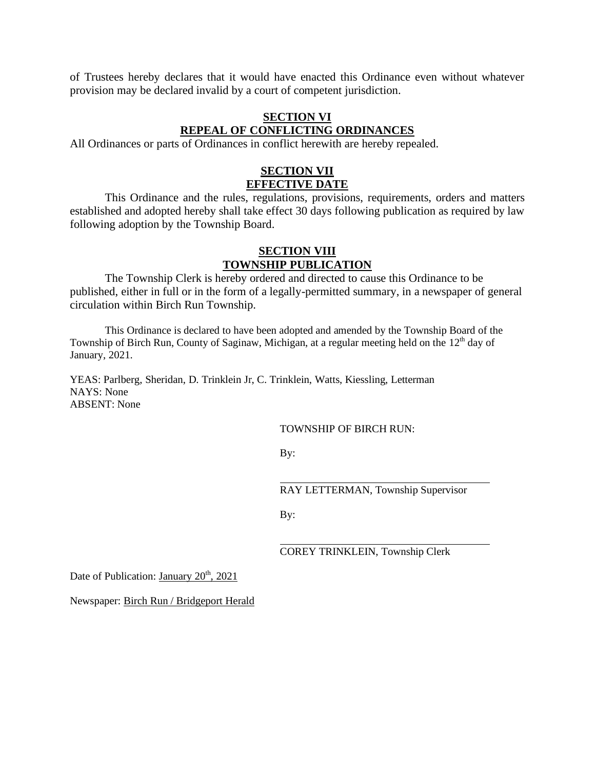of Trustees hereby declares that it would have enacted this Ordinance even without whatever provision may be declared invalid by a court of competent jurisdiction.

## SECTION VI
## REPEAL OF CONFLICTING ORDINANCES

All Ordinances or parts of Ordinances in conflict herewith are hereby repealed.

## SECTION VII
## EFFECTIVE DATE

This Ordinance and the rules, regulations, provisions, requirements, orders and matters established and adopted hereby shall take effect 30 days following publication as required by law following adoption by the Township Board.

## SECTION VIII
## TOWNSHIP PUBLICATION

The Township Clerk is hereby ordered and directed to cause this Ordinance to be published, either in full or in the form of a legally-permitted summary, in a newspaper of general circulation within Birch Run Township.

This Ordinance is declared to have been adopted and amended by the Township Board of the Township of Birch Run, County of Saginaw, Michigan, at a regular meeting held on the 12th day of January, 2021.

YEAS: Parlberg, Sheridan, D. Trinklein Jr, C. Trinklein, Watts, Kiessling, Letterman
NAYS: None
ABSENT: None

TOWNSHIP OF BIRCH RUN:

By:

______________________________
RAY LETTERMAN, Township Supervisor

By:

______________________________
COREY TRINKLEIN, Township Clerk

Date of Publication: January 20th, 2021

Newspaper: Birch Run / Bridgeport Herald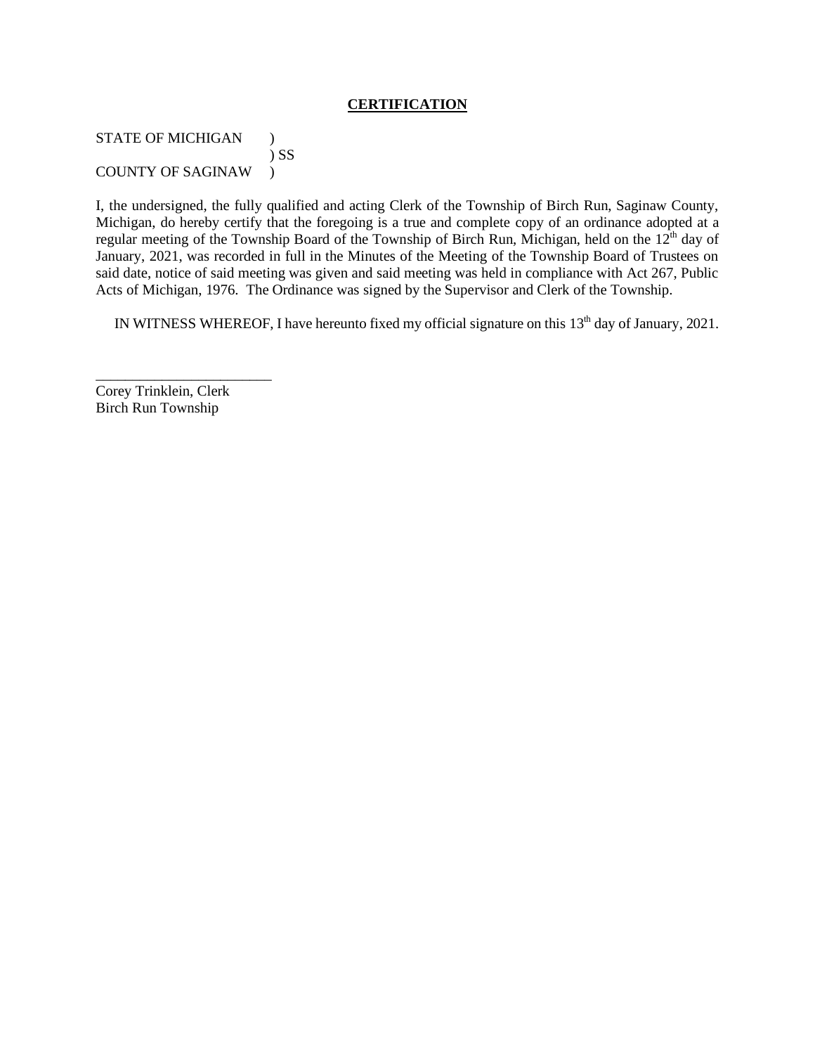## CERTIFICATION

STATE OF MICHIGAN )
) SS
COUNTY OF SAGINAW )

I, the undersigned, the fully qualified and acting Clerk of the Township of Birch Run, Saginaw County, Michigan, do hereby certify that the foregoing is a true and complete copy of an ordinance adopted at a regular meeting of the Township Board of the Township of Birch Run, Michigan, held on the 12th day of January, 2021, was recorded in full in the Minutes of the Meeting of the Township Board of Trustees on said date, notice of said meeting was given and said meeting was held in compliance with Act 267, Public Acts of Michigan, 1976. The Ordinance was signed by the Supervisor and Clerk of the Township.

IN WITNESS WHEREOF, I have hereunto fixed my official signature on this 13th day of January, 2021.

\_\_\_\_\_\_\_\_\_\_\_\_\_\_\_\_\_\_\_\_\_\_\_\_

Corey Trinklein, Clerk
Birch Run Township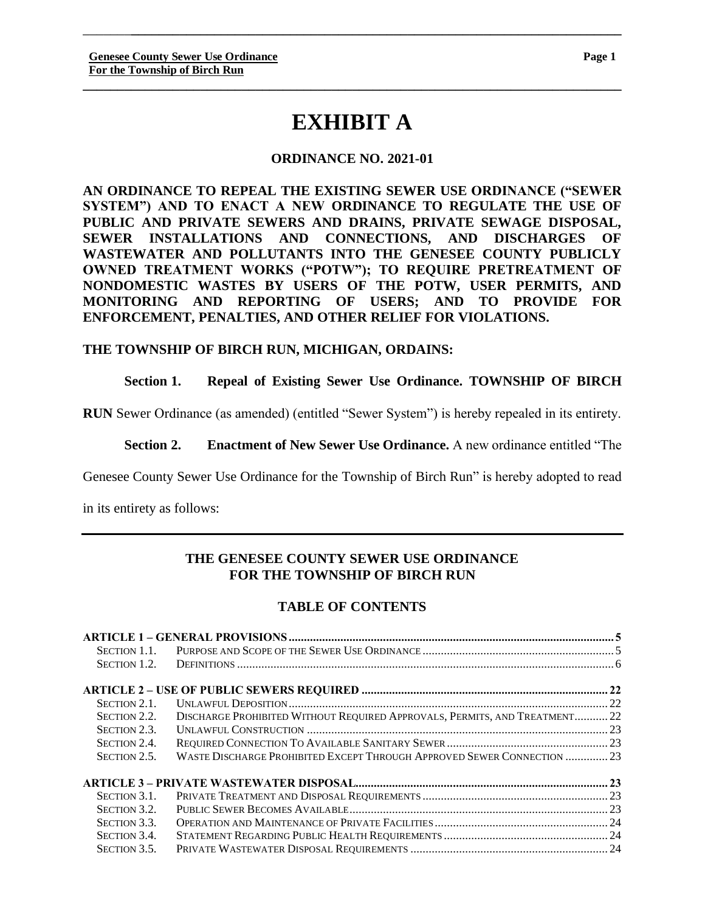# EXHIBIT A

**ORDINANCE NO. 2021-01**

**AN ORDINANCE TO REPEAL THE EXISTING SEWER USE ORDINANCE ("SEWER SYSTEM") AND TO ENACT A NEW ORDINANCE TO REGULATE THE USE OF PUBLIC AND PRIVATE SEWERS AND DRAINS, PRIVATE SEWAGE DISPOSAL, SEWER INSTALLATIONS AND CONNECTIONS, AND DISCHARGES OF WASTEWATER AND POLLUTANTS INTO THE GENESEE COUNTY PUBLICLY OWNED TREATMENT WORKS ("POTW"); TO REQUIRE PRETREATMENT OF NONDOMESTIC WASTES BY USERS OF THE POTW, USER PERMITS, AND MONITORING AND REPORTING OF USERS; AND TO PROVIDE FOR ENFORCEMENT, PENALTIES, AND OTHER RELIEF FOR VIOLATIONS.**

**THE TOWNSHIP OF BIRCH RUN, MICHIGAN, ORDAINS:**

**Section 1. Repeal of Existing Sewer Use Ordinance. TOWNSHIP OF BIRCH RUN** Sewer Ordinance (as amended) (entitled "Sewer System") is hereby repealed in its entirety.

**Section 2. Enactment of New Sewer Use Ordinance.** A new ordinance entitled "The Genesee County Sewer Use Ordinance for the Township of Birch Run" is hereby adopted to read in its entirety as follows:

---

## THE GENESEE COUNTY SEWER USE ORDINANCE FOR THE TOWNSHIP OF BIRCH RUN

### TABLE OF CONTENTS

| | | |
|---|---|---|
| **ARTICLE 1 – GENERAL PROVISIONS** | | **5** |
| Section 1.1. | Purpose and Scope of the Sewer Use Ordinance | 5 |
| Section 1.2. | Definitions | 6 |
| **ARTICLE 2 – USE OF PUBLIC SEWERS REQUIRED** | | **22** |
| Section 2.1. | Unlawful Deposition | 22 |
| Section 2.2. | Discharge Prohibited Without Required Approvals, Permits, and Treatment | 22 |
| Section 2.3. | Unlawful Construction | 23 |
| Section 2.4. | Required Connection To Available Sanitary Sewer | 23 |
| Section 2.5. | Waste Discharge Prohibited Except Through Approved Sewer Connection | 23 |
| **ARTICLE 3 – PRIVATE WASTEWATER DISPOSAL** | | **23** |
| Section 3.1. | Private Treatment and Disposal Requirements | 23 |
| Section 3.2. | Public Sewer Becomes Available | 23 |
| Section 3.3. | Operation and Maintenance of Private Facilities | 24 |
| Section 3.4. | Statement Regarding Public Health Requirements | 24 |
| Section 3.5. | Private Wastewater Disposal Requirements | 24 |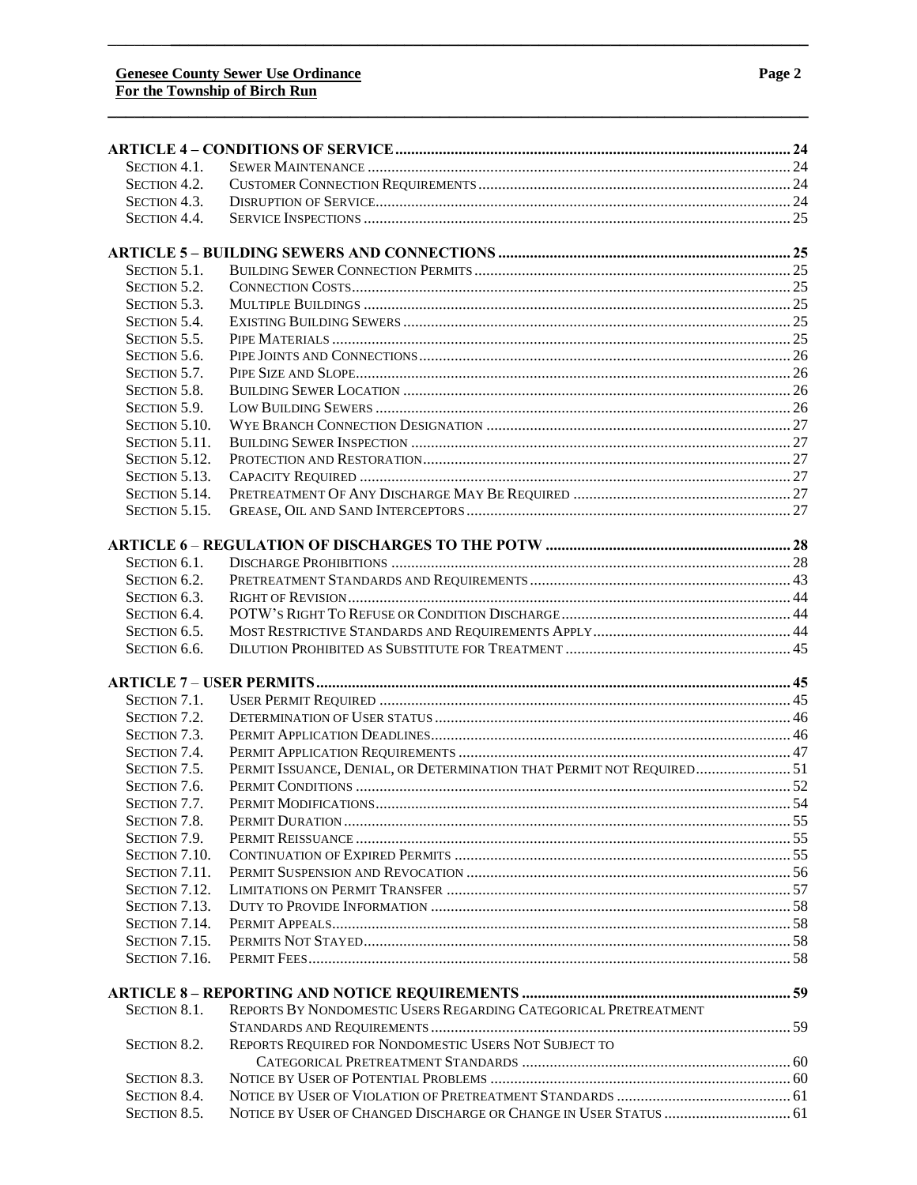| | | |
|---|---|---|
| **ARTICLE 4 – CONDITIONS OF SERVICE** | | **24** |
| Section 4.1. | Sewer Maintenance | 24 |
| Section 4.2. | Customer Connection Requirements | 24 |
| Section 4.3. | Disruption of Service | 24 |
| Section 4.4. | Service Inspections | 25 |
| **ARTICLE 5 – BUILDING SEWERS AND CONNECTIONS** | | **25** |
| Section 5.1. | Building Sewer Connection Permits | 25 |
| Section 5.2. | Connection Costs | 25 |
| Section 5.3. | Multiple Buildings | 25 |
| Section 5.4. | Existing Building Sewers | 25 |
| Section 5.5. | Pipe Materials | 25 |
| Section 5.6. | Pipe Joints and Connections | 26 |
| Section 5.7. | Pipe Size and Slope | 26 |
| Section 5.8. | Building Sewer Location | 26 |
| Section 5.9. | Low Building Sewers | 26 |
| Section 5.10. | Wye Branch Connection Designation | 27 |
| Section 5.11. | Building Sewer Inspection | 27 |
| Section 5.12. | Protection and Restoration | 27 |
| Section 5.13. | Capacity Required | 27 |
| Section 5.14. | Pretreatment Of Any Discharge May Be Required | 27 |
| Section 5.15. | Grease, Oil and Sand Interceptors | 27 |
| **ARTICLE 6 – REGULATION OF DISCHARGES TO THE POTW** | | **28** |
| Section 6.1. | Discharge Prohibitions | 28 |
| Section 6.2. | Pretreatment Standards and Requirements | 43 |
| Section 6.3. | Right of Revision | 44 |
| Section 6.4. | POTW's Right To Refuse or Condition Discharge | 44 |
| Section 6.5. | Most Restrictive Standards and Requirements Apply | 44 |
| Section 6.6. | Dilution Prohibited as Substitute for Treatment | 45 |
| **ARTICLE 7 – USER PERMITS** | | **45** |
| Section 7.1. | User Permit Required | 45 |
| Section 7.2. | Determination of User status | 46 |
| Section 7.3. | Permit Application Deadlines | 46 |
| Section 7.4. | Permit Application Requirements | 47 |
| Section 7.5. | Permit Issuance, Denial, or Determination that Permit not Required | 51 |
| Section 7.6. | Permit Conditions | 52 |
| Section 7.7. | Permit Modifications | 54 |
| Section 7.8. | Permit Duration | 55 |
| Section 7.9. | Permit Reissuance | 55 |
| Section 7.10. | Continuation of Expired Permits | 55 |
| Section 7.11. | Permit Suspension and Revocation | 56 |
| Section 7.12. | Limitations on Permit Transfer | 57 |
| Section 7.13. | Duty to Provide Information | 58 |
| Section 7.14. | Permit Appeals | 58 |
| Section 7.15. | Permits Not Stayed | 58 |
| Section 7.16. | Permit Fees | 58 |
| **ARTICLE 8 – REPORTING AND NOTICE REQUIREMENTS** | | **59** |
| Section 8.1. | Reports By Nondomestic Users Regarding Categorical Pretreatment Standards and Requirements | 59 |
| Section 8.2. | Reports Required for Nondomestic Users Not Subject to Categorical Pretreatment Standards | 60 |
| Section 8.3. | Notice by User of Potential Problems | 60 |
| Section 8.4. | Notice by User of Violation of Pretreatment Standards | 61 |
| Section 8.5. | Notice by User of Changed Discharge or Change in User Status | 61 |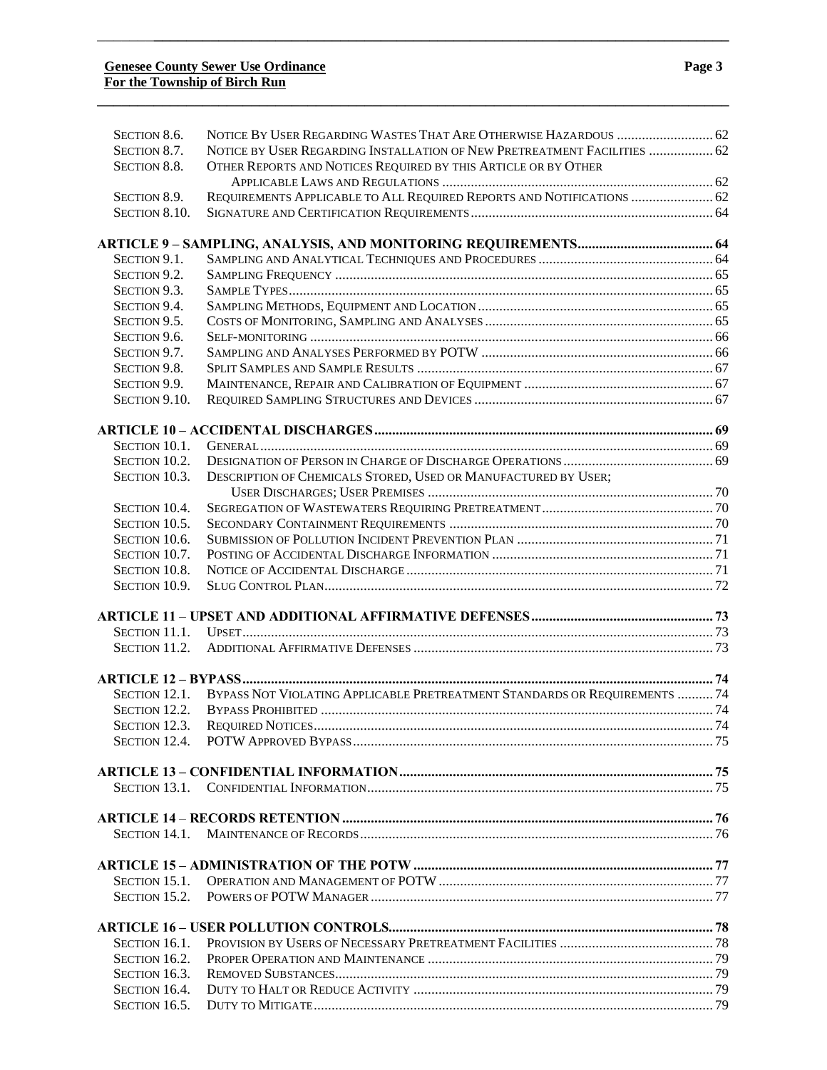| | | |
|---|---|---|
| Section 8.6. | Notice By User Regarding Wastes That Are Otherwise Hazardous | 62 |
| Section 8.7. | Notice by User Regarding Installation of New Pretreatment Facilities | 62 |
| Section 8.8. | Other Reports and Notices Required by this Article or by Other Applicable Laws and Regulations | 62 |
| Section 8.9. | Requirements Applicable to All Required Reports and Notifications | 62 |
| Section 8.10. | Signature and Certification Requirements | 64 |
| **Article 9 – Sampling, Analysis, and Monitoring Requirements** | | **64** |
| Section 9.1. | Sampling and Analytical Techniques and Procedures | 64 |
| Section 9.2. | Sampling Frequency | 65 |
| Section 9.3. | Sample Types | 65 |
| Section 9.4. | Sampling Methods, Equipment and Location | 65 |
| Section 9.5. | Costs of Monitoring, Sampling and Analyses | 65 |
| Section 9.6. | Self-monitoring | 66 |
| Section 9.7. | Sampling and Analyses Performed by POTW | 66 |
| Section 9.8. | Split Samples and Sample Results | 67 |
| Section 9.9. | Maintenance, Repair and Calibration of Equipment | 67 |
| Section 9.10. | Required Sampling Structures and Devices | 67 |
| **Article 10 – Accidental Discharges** | | **69** |
| Section 10.1. | General | 69 |
| Section 10.2. | Designation of Person in Charge of Discharge Operations | 69 |
| Section 10.3. | Description of Chemicals Stored, Used or Manufactured by User; User Discharges; User Premises | 70 |
| Section 10.4. | Segregation of Wastewaters Requiring Pretreatment | 70 |
| Section 10.5. | Secondary Containment Requirements | 70 |
| Section 10.6. | Submission of Pollution Incident Prevention Plan | 71 |
| Section 10.7. | Posting of Accidental Discharge Information | 71 |
| Section 10.8. | Notice of Accidental Discharge | 71 |
| Section 10.9. | Slug Control Plan | 72 |
| **Article 11 – Upset and Additional Affirmative Defenses** | | **73** |
| Section 11.1. | Upset | 73 |
| Section 11.2. | Additional Affirmative Defenses | 73 |
| **Article 12 – Bypass** | | **74** |
| Section 12.1. | Bypass Not Violating Applicable Pretreatment Standards or Requirements | 74 |
| Section 12.2. | Bypass Prohibited | 74 |
| Section 12.3. | Required Notices | 74 |
| Section 12.4. | POTW Approved Bypass | 75 |
| **Article 13 – Confidential Information** | | **75** |
| Section 13.1. | Confidential Information | 75 |
| **Article 14 – Records Retention** | | **76** |
| Section 14.1. | Maintenance of Records | 76 |
| **Article 15 – Administration of the POTW** | | **77** |
| Section 15.1. | Operation and Management of POTW | 77 |
| Section 15.2. | Powers of POTW Manager | 77 |
| **Article 16 – User Pollution Controls** | | **78** |
| Section 16.1. | Provision by Users of Necessary Pretreatment Facilities | 78 |
| Section 16.2. | Proper Operation and Maintenance | 79 |
| Section 16.3. | Removed Substances | 79 |
| Section 16.4. | Duty to Halt or Reduce Activity | 79 |
| Section 16.5. | Duty to Mitigate | 79 |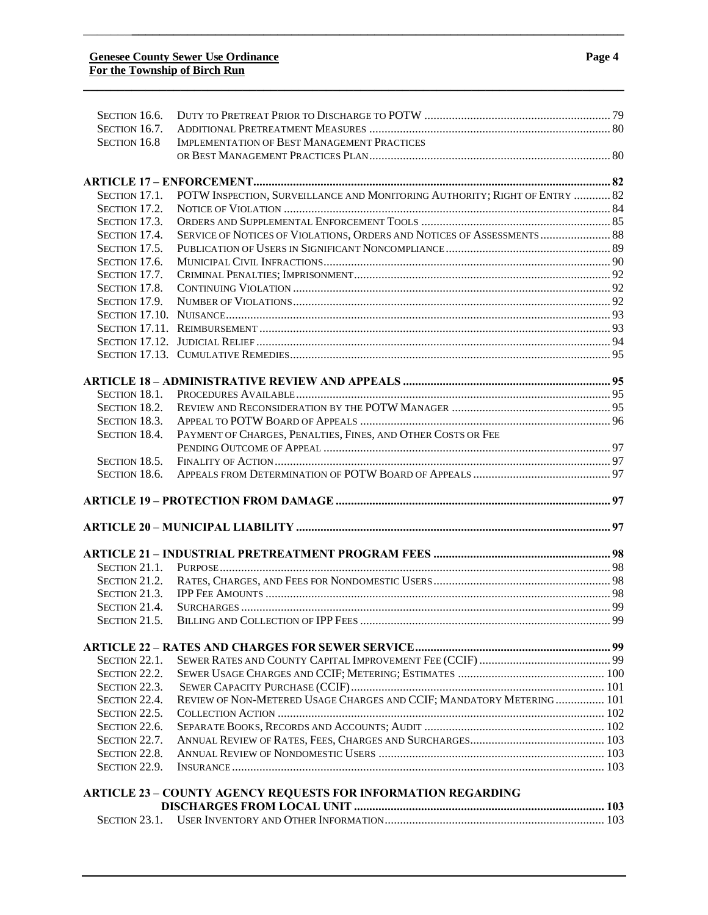| | | |
|---|---|---|
| Section 16.6. | Duty to Pretreat Prior to Discharge to POTW | 79 |
| Section 16.7. | Additional Pretreatment Measures | 80 |
| Section 16.8 | Implementation of Best Management Practices or Best Management Practices Plan | 80 |
| **Article 17 – Enforcement** | | **82** |
| Section 17.1. | POTW Inspection, Surveillance and Monitoring Authority; Right of Entry | 82 |
| Section 17.2. | Notice of Violation | 84 |
| Section 17.3. | Orders and Supplemental Enforcement Tools | 85 |
| Section 17.4. | Service of Notices of Violations, Orders and Notices of Assessments | 88 |
| Section 17.5. | Publication of Users in Significant Noncompliance | 89 |
| Section 17.6. | Municipal Civil Infractions | 90 |
| Section 17.7. | Criminal Penalties; Imprisonment | 92 |
| Section 17.8. | Continuing Violation | 92 |
| Section 17.9. | Number of Violations | 92 |
| Section 17.10. | Nuisance | 93 |
| Section 17.11. | Reimbursement | 93 |
| Section 17.12. | Judicial Relief | 94 |
| Section 17.13. | Cumulative Remedies | 95 |
| **Article 18 – Administrative Review and Appeals** | | **95** |
| Section 18.1. | Procedures Available | 95 |
| Section 18.2. | Review and Reconsideration by the POTW Manager | 95 |
| Section 18.3. | Appeal to POTW Board of Appeals | 96 |
| Section 18.4. | Payment of Charges, Penalties, Fines, and Other Costs or Fee Pending Outcome of Appeal | 97 |
| Section 18.5. | Finality of Action | 97 |
| Section 18.6. | Appeals from Determination of POTW Board of Appeals | 97 |
| **Article 19 – Protection from Damage** | | **97** |
| **Article 20 – Municipal Liability** | | **97** |
| **Article 21 – Industrial Pretreatment Program Fees** | | **98** |
| Section 21.1. | Purpose | 98 |
| Section 21.2. | Rates, Charges, and Fees for Nondomestic Users | 98 |
| Section 21.3. | IPP Fee Amounts | 98 |
| Section 21.4. | Surcharges | 99 |
| Section 21.5. | Billing and Collection of IPP Fees | 99 |
| **Article 22 – Rates and Charges for Sewer Service** | | **99** |
| Section 22.1. | Sewer Rates and County Capital Improvement Fee (CCIF) | 99 |
| Section 22.2. | Sewer Usage Charges and CCIF; Metering; Estimates | 100 |
| Section 22.3. | Sewer Capacity Purchase (CCIF) | 101 |
| Section 22.4. | Review of Non-Metered Usage Charges and CCIF; Mandatory Metering | 101 |
| Section 22.5. | Collection Action | 102 |
| Section 22.6. | Separate Books, Records and Accounts; Audit | 102 |
| Section 22.7. | Annual Review of Rates, Fees, Charges and Surcharges | 103 |
| Section 22.8. | Annual Review of Nondomestic Users | 103 |
| Section 22.9. | Insurance | 103 |
| **Article 23 – County Agency Requests for Information Regarding Discharges from Local Unit** | | **103** |
| Section 23.1. | User Inventory and Other Information | 103 |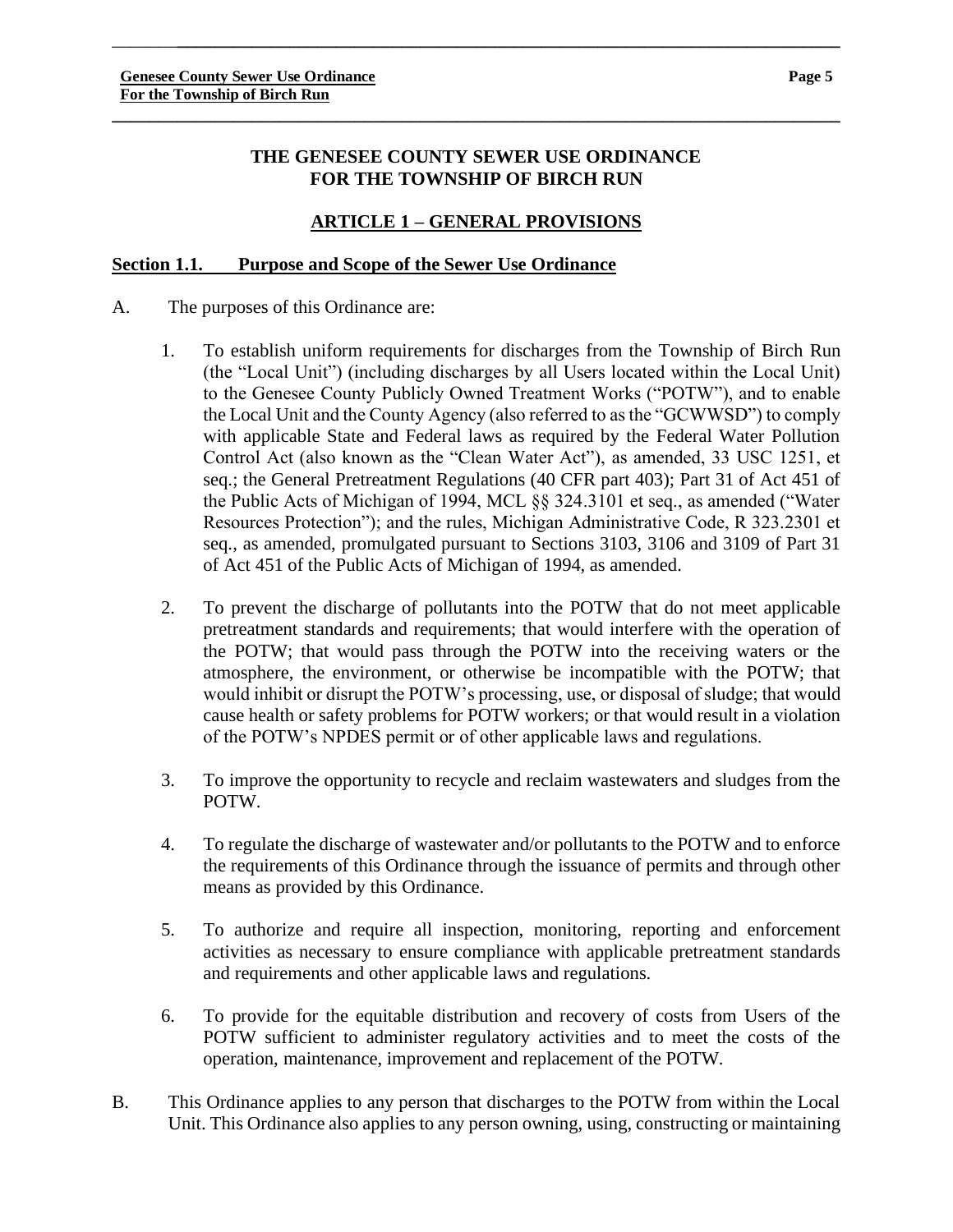# THE GENESEE COUNTY SEWER USE ORDINANCE FOR THE TOWNSHIP OF BIRCH RUN

## ARTICLE 1 – GENERAL PROVISIONS

### Section 1.1. Purpose and Scope of the Sewer Use Ordinance

A. The purposes of this Ordinance are:

1. To establish uniform requirements for discharges from the Township of Birch Run (the "Local Unit") (including discharges by all Users located within the Local Unit) to the Genesee County Publicly Owned Treatment Works ("POTW"), and to enable the Local Unit and the County Agency (also referred to as the "GCWWSD") to comply with applicable State and Federal laws as required by the Federal Water Pollution Control Act (also known as the "Clean Water Act"), as amended, 33 USC 1251, et seq.; the General Pretreatment Regulations (40 CFR part 403); Part 31 of Act 451 of the Public Acts of Michigan of 1994, MCL §§ 324.3101 et seq., as amended ("Water Resources Protection"); and the rules, Michigan Administrative Code, R 323.2301 et seq., as amended, promulgated pursuant to Sections 3103, 3106 and 3109 of Part 31 of Act 451 of the Public Acts of Michigan of 1994, as amended.

2. To prevent the discharge of pollutants into the POTW that do not meet applicable pretreatment standards and requirements; that would interfere with the operation of the POTW; that would pass through the POTW into the receiving waters or the atmosphere, the environment, or otherwise be incompatible with the POTW; that would inhibit or disrupt the POTW's processing, use, or disposal of sludge; that would cause health or safety problems for POTW workers; or that would result in a violation of the POTW's NPDES permit or of other applicable laws and regulations.

3. To improve the opportunity to recycle and reclaim wastewaters and sludges from the POTW.

4. To regulate the discharge of wastewater and/or pollutants to the POTW and to enforce the requirements of this Ordinance through the issuance of permits and through other means as provided by this Ordinance.

5. To authorize and require all inspection, monitoring, reporting and enforcement activities as necessary to ensure compliance with applicable pretreatment standards and requirements and other applicable laws and regulations.

6. To provide for the equitable distribution and recovery of costs from Users of the POTW sufficient to administer regulatory activities and to meet the costs of the operation, maintenance, improvement and replacement of the POTW.

B. This Ordinance applies to any person that discharges to the POTW from within the Local Unit. This Ordinance also applies to any person owning, using, constructing or maintaining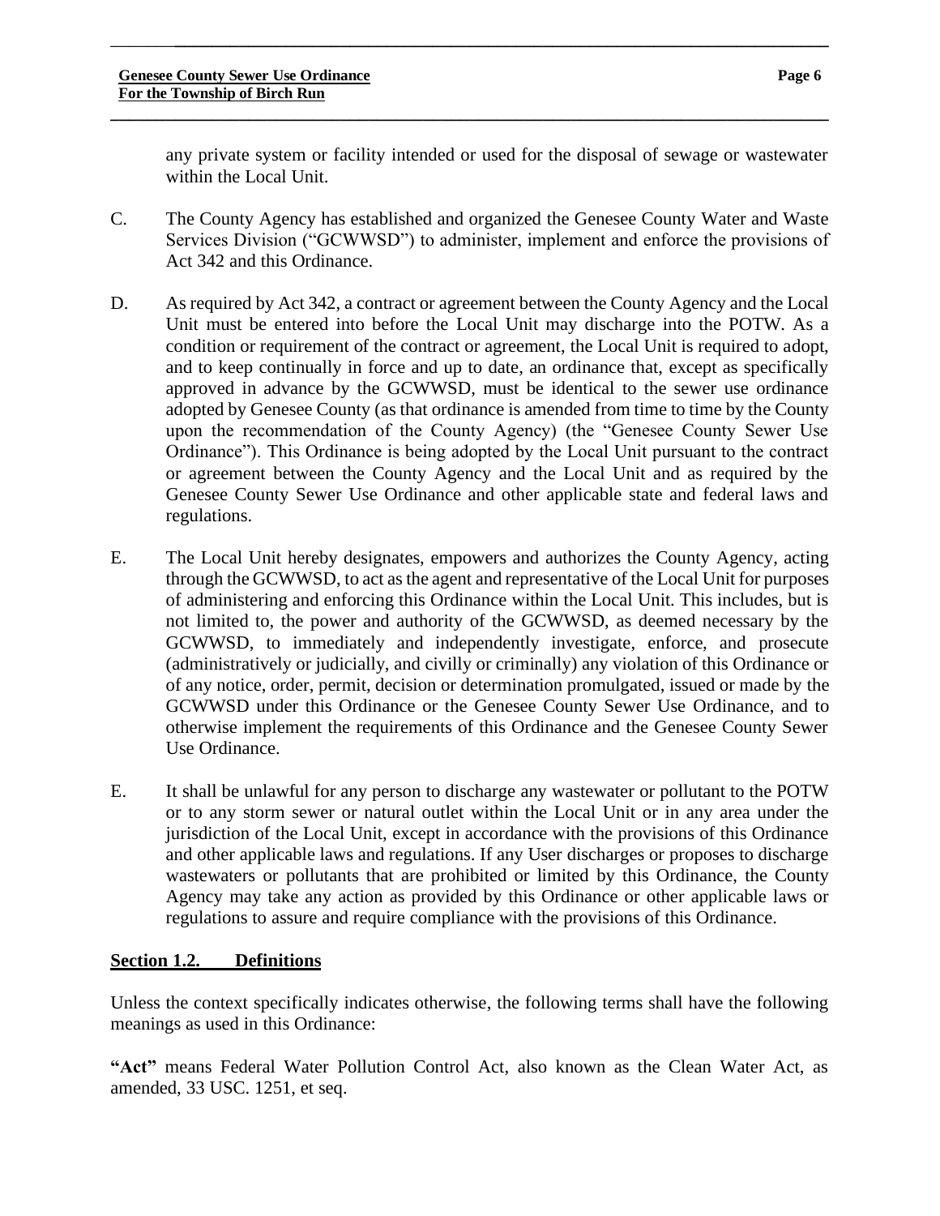any private system or facility intended or used for the disposal of sewage or wastewater within the Local Unit.

C. The County Agency has established and organized the Genesee County Water and Waste Services Division ("GCWWSD") to administer, implement and enforce the provisions of Act 342 and this Ordinance.

D. As required by Act 342, a contract or agreement between the County Agency and the Local Unit must be entered into before the Local Unit may discharge into the POTW. As a condition or requirement of the contract or agreement, the Local Unit is required to adopt, and to keep continually in force and up to date, an ordinance that, except as specifically approved in advance by the GCWWSD, must be identical to the sewer use ordinance adopted by Genesee County (as that ordinance is amended from time to time by the County upon the recommendation of the County Agency) (the "Genesee County Sewer Use Ordinance"). This Ordinance is being adopted by the Local Unit pursuant to the contract or agreement between the County Agency and the Local Unit and as required by the Genesee County Sewer Use Ordinance and other applicable state and federal laws and regulations.

E. The Local Unit hereby designates, empowers and authorizes the County Agency, acting through the GCWWSD, to act as the agent and representative of the Local Unit for purposes of administering and enforcing this Ordinance within the Local Unit. This includes, but is not limited to, the power and authority of the GCWWSD, as deemed necessary by the GCWWSD, to immediately and independently investigate, enforce, and prosecute (administratively or judicially, and civilly or criminally) any violation of this Ordinance or of any notice, order, permit, decision or determination promulgated, issued or made by the GCWWSD under this Ordinance or the Genesee County Sewer Use Ordinance, and to otherwise implement the requirements of this Ordinance and the Genesee County Sewer Use Ordinance.

E. It shall be unlawful for any person to discharge any wastewater or pollutant to the POTW or to any storm sewer or natural outlet within the Local Unit or in any area under the jurisdiction of the Local Unit, except in accordance with the provisions of this Ordinance and other applicable laws and regulations. If any User discharges or proposes to discharge wastewaters or pollutants that are prohibited or limited by this Ordinance, the County Agency may take any action as provided by this Ordinance or other applicable laws or regulations to assure and require compliance with the provisions of this Ordinance.

## Section 1.2. Definitions

Unless the context specifically indicates otherwise, the following terms shall have the following meanings as used in this Ordinance:

**"Act"** means Federal Water Pollution Control Act, also known as the Clean Water Act, as amended, 33 USC. 1251, et seq.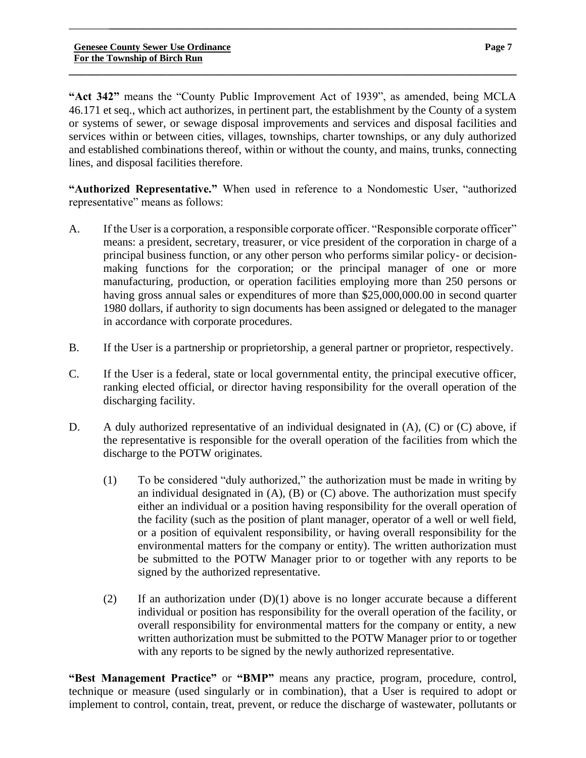**"Act 342"** means the "County Public Improvement Act of 1939", as amended, being MCLA 46.171 et seq., which act authorizes, in pertinent part, the establishment by the County of a system or systems of sewer, or sewage disposal improvements and services and disposal facilities and services within or between cities, villages, townships, charter townships, or any duly authorized and established combinations thereof, within or without the county, and mains, trunks, connecting lines, and disposal facilities therefore.

**"Authorized Representative."** When used in reference to a Nondomestic User, "authorized representative" means as follows:

A. If the User is a corporation, a responsible corporate officer. "Responsible corporate officer" means: a president, secretary, treasurer, or vice president of the corporation in charge of a principal business function, or any other person who performs similar policy- or decision-making functions for the corporation; or the principal manager of one or more manufacturing, production, or operation facilities employing more than 250 persons or having gross annual sales or expenditures of more than $25,000,000.00 in second quarter 1980 dollars, if authority to sign documents has been assigned or delegated to the manager in accordance with corporate procedures.

B. If the User is a partnership or proprietorship, a general partner or proprietor, respectively.

C. If the User is a federal, state or local governmental entity, the principal executive officer, ranking elected official, or director having responsibility for the overall operation of the discharging facility.

D. A duly authorized representative of an individual designated in (A), (C) or (C) above, if the representative is responsible for the overall operation of the facilities from which the discharge to the POTW originates.

   (1) To be considered "duly authorized," the authorization must be made in writing by an individual designated in (A), (B) or (C) above. The authorization must specify either an individual or a position having responsibility for the overall operation of the facility (such as the position of plant manager, operator of a well or well field, or a position of equivalent responsibility, or having overall responsibility for the environmental matters for the company or entity). The written authorization must be submitted to the POTW Manager prior to or together with any reports to be signed by the authorized representative.

   (2) If an authorization under (D)(1) above is no longer accurate because a different individual or position has responsibility for the overall operation of the facility, or overall responsibility for environmental matters for the company or entity, a new written authorization must be submitted to the POTW Manager prior to or together with any reports to be signed by the newly authorized representative.

**"Best Management Practice"** or **"BMP"** means any practice, program, procedure, control, technique or measure (used singularly or in combination), that a User is required to adopt or implement to control, contain, treat, prevent, or reduce the discharge of wastewater, pollutants or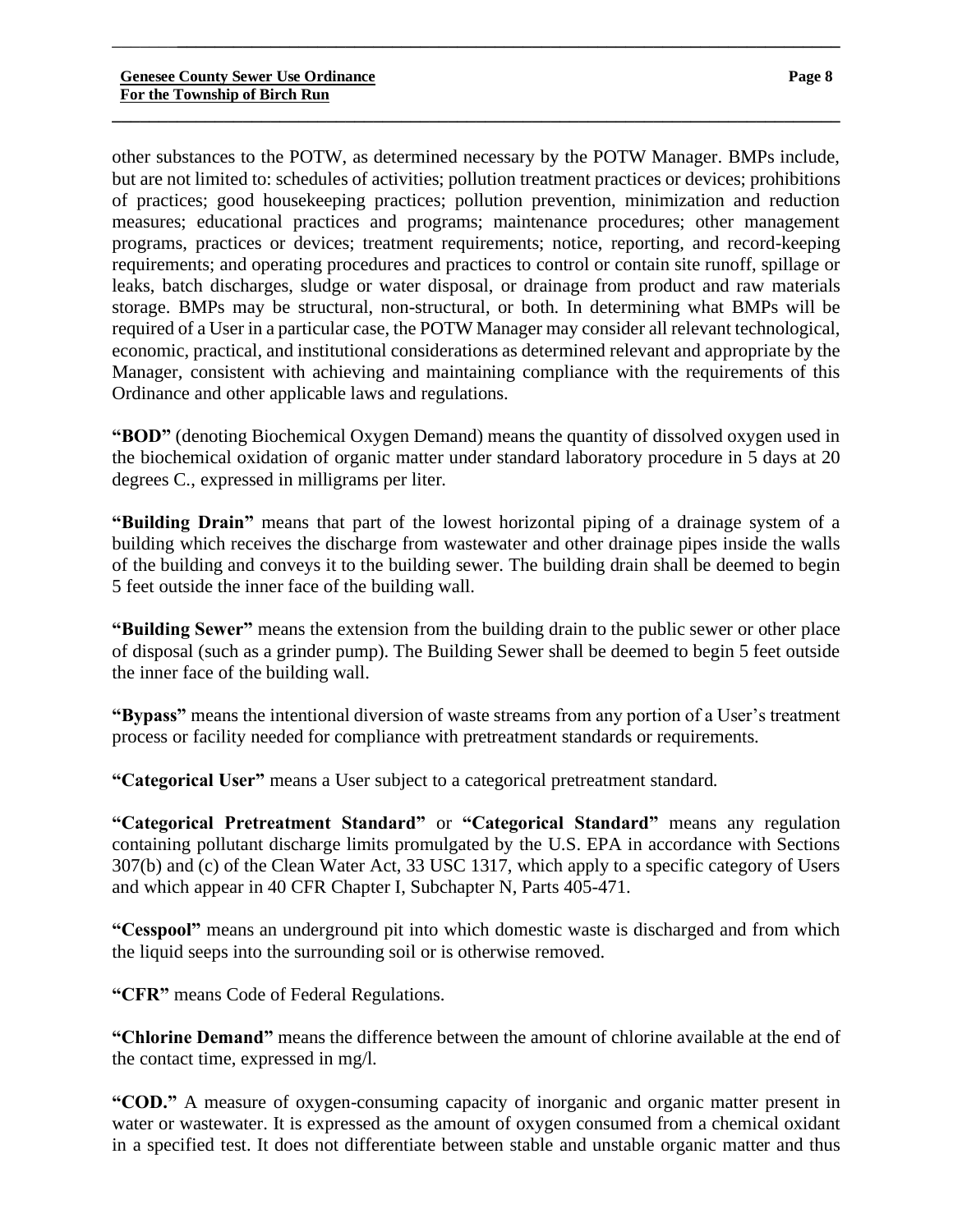other substances to the POTW, as determined necessary by the POTW Manager. BMPs include, but are not limited to: schedules of activities; pollution treatment practices or devices; prohibitions of practices; good housekeeping practices; pollution prevention, minimization and reduction measures; educational practices and programs; maintenance procedures; other management programs, practices or devices; treatment requirements; notice, reporting, and record-keeping requirements; and operating procedures and practices to control or contain site runoff, spillage or leaks, batch discharges, sludge or water disposal, or drainage from product and raw materials storage. BMPs may be structural, non-structural, or both. In determining what BMPs will be required of a User in a particular case, the POTW Manager may consider all relevant technological, economic, practical, and institutional considerations as determined relevant and appropriate by the Manager, consistent with achieving and maintaining compliance with the requirements of this Ordinance and other applicable laws and regulations.

**"BOD"** (denoting Biochemical Oxygen Demand) means the quantity of dissolved oxygen used in the biochemical oxidation of organic matter under standard laboratory procedure in 5 days at 20 degrees C., expressed in milligrams per liter.

**"Building Drain"** means that part of the lowest horizontal piping of a drainage system of a building which receives the discharge from wastewater and other drainage pipes inside the walls of the building and conveys it to the building sewer. The building drain shall be deemed to begin 5 feet outside the inner face of the building wall.

**"Building Sewer"** means the extension from the building drain to the public sewer or other place of disposal (such as a grinder pump). The Building Sewer shall be deemed to begin 5 feet outside the inner face of the building wall.

**"Bypass"** means the intentional diversion of waste streams from any portion of a User's treatment process or facility needed for compliance with pretreatment standards or requirements.

**"Categorical User"** means a User subject to a categorical pretreatment standard.

**"Categorical Pretreatment Standard"** or **"Categorical Standard"** means any regulation containing pollutant discharge limits promulgated by the U.S. EPA in accordance with Sections 307(b) and (c) of the Clean Water Act, 33 USC 1317, which apply to a specific category of Users and which appear in 40 CFR Chapter I, Subchapter N, Parts 405-471.

**"Cesspool"** means an underground pit into which domestic waste is discharged and from which the liquid seeps into the surrounding soil or is otherwise removed.

**"CFR"** means Code of Federal Regulations.

**"Chlorine Demand"** means the difference between the amount of chlorine available at the end of the contact time, expressed in mg/l.

**"COD."** A measure of oxygen-consuming capacity of inorganic and organic matter present in water or wastewater. It is expressed as the amount of oxygen consumed from a chemical oxidant in a specified test. It does not differentiate between stable and unstable organic matter and thus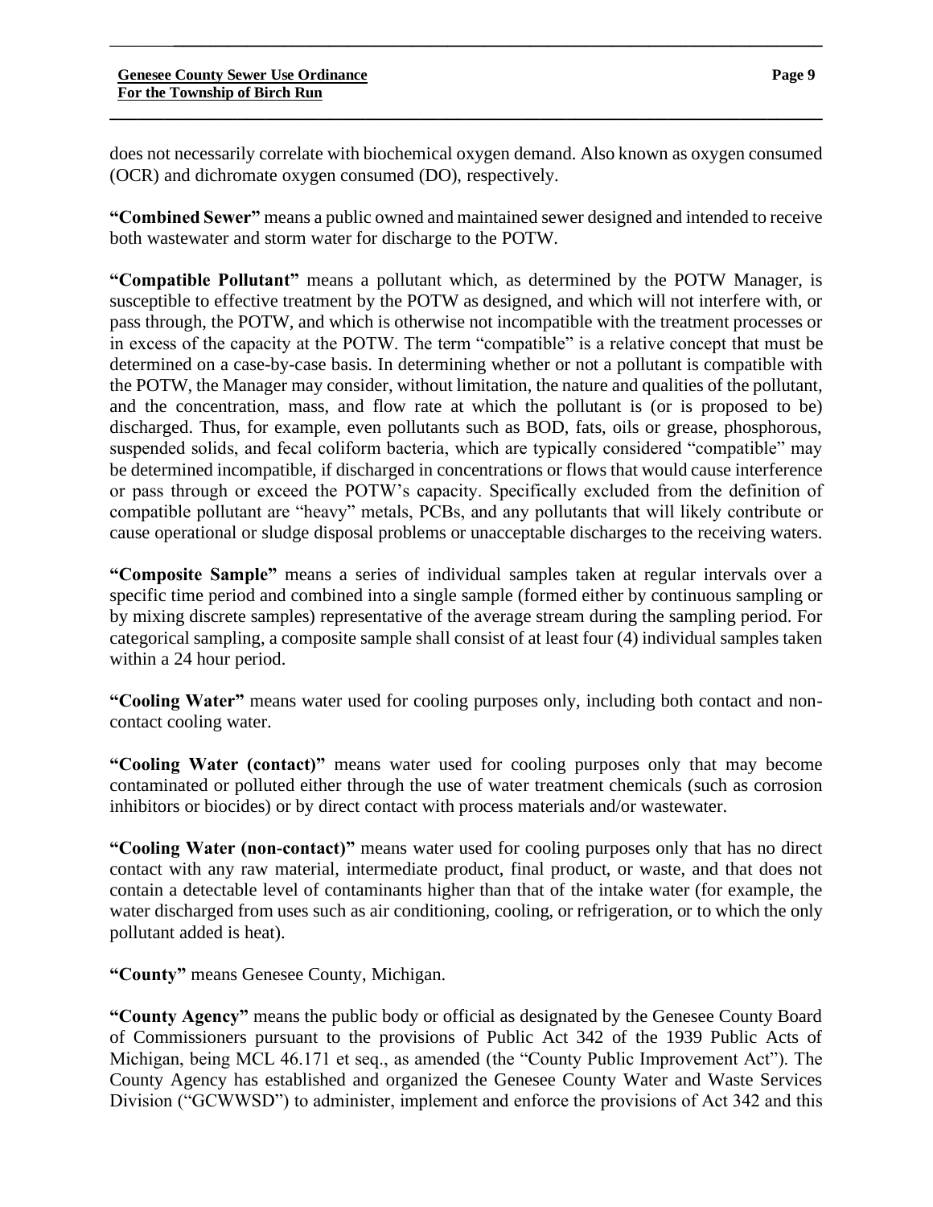does not necessarily correlate with biochemical oxygen demand. Also known as oxygen consumed (OCR) and dichromate oxygen consumed (DO), respectively.

**"Combined Sewer"** means a public owned and maintained sewer designed and intended to receive both wastewater and storm water for discharge to the POTW.

**"Compatible Pollutant"** means a pollutant which, as determined by the POTW Manager, is susceptible to effective treatment by the POTW as designed, and which will not interfere with, or pass through, the POTW, and which is otherwise not incompatible with the treatment processes or in excess of the capacity at the POTW. The term "compatible" is a relative concept that must be determined on a case-by-case basis. In determining whether or not a pollutant is compatible with the POTW, the Manager may consider, without limitation, the nature and qualities of the pollutant, and the concentration, mass, and flow rate at which the pollutant is (or is proposed to be) discharged. Thus, for example, even pollutants such as BOD, fats, oils or grease, phosphorous, suspended solids, and fecal coliform bacteria, which are typically considered "compatible" may be determined incompatible, if discharged in concentrations or flows that would cause interference or pass through or exceed the POTW's capacity. Specifically excluded from the definition of compatible pollutant are "heavy" metals, PCBs, and any pollutants that will likely contribute or cause operational or sludge disposal problems or unacceptable discharges to the receiving waters.

**"Composite Sample"** means a series of individual samples taken at regular intervals over a specific time period and combined into a single sample (formed either by continuous sampling or by mixing discrete samples) representative of the average stream during the sampling period. For categorical sampling, a composite sample shall consist of at least four (4) individual samples taken within a 24 hour period.

**"Cooling Water"** means water used for cooling purposes only, including both contact and non-contact cooling water.

**"Cooling Water (contact)"** means water used for cooling purposes only that may become contaminated or polluted either through the use of water treatment chemicals (such as corrosion inhibitors or biocides) or by direct contact with process materials and/or wastewater.

**"Cooling Water (non-contact)"** means water used for cooling purposes only that has no direct contact with any raw material, intermediate product, final product, or waste, and that does not contain a detectable level of contaminants higher than that of the intake water (for example, the water discharged from uses such as air conditioning, cooling, or refrigeration, or to which the only pollutant added is heat).

**"County"** means Genesee County, Michigan.

**"County Agency"** means the public body or official as designated by the Genesee County Board of Commissioners pursuant to the provisions of Public Act 342 of the 1939 Public Acts of Michigan, being MCL 46.171 et seq., as amended (the "County Public Improvement Act"). The County Agency has established and organized the Genesee County Water and Waste Services Division ("GCWWSD") to administer, implement and enforce the provisions of Act 342 and this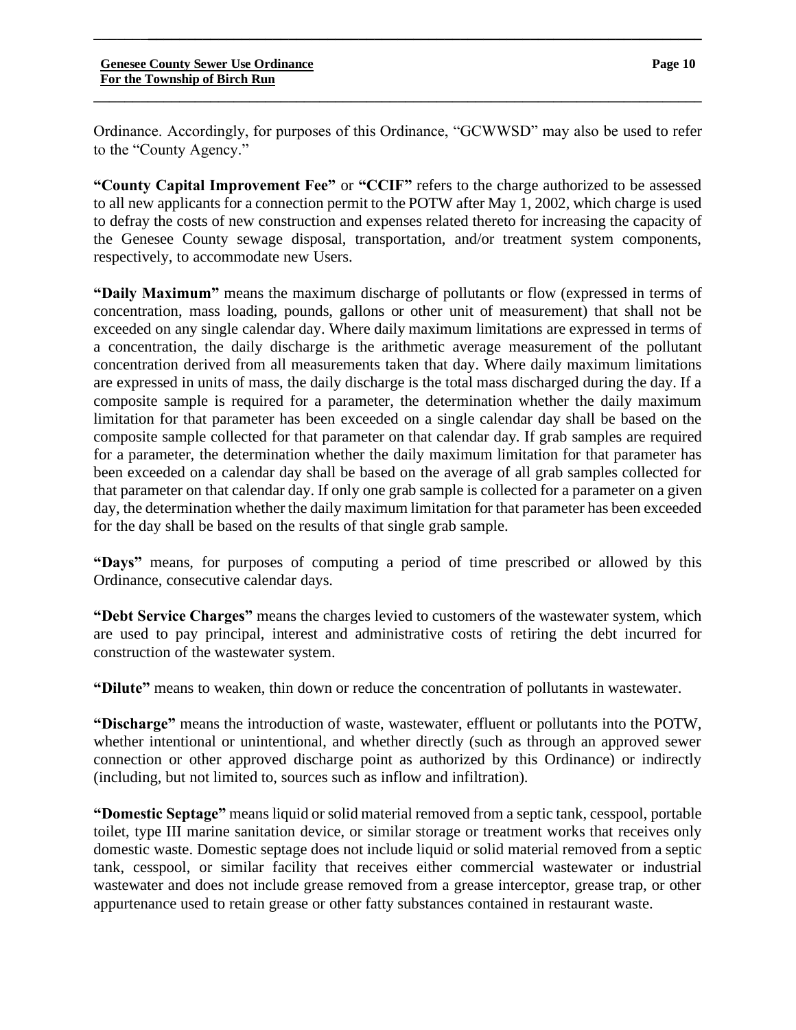Ordinance. Accordingly, for purposes of this Ordinance, "GCWWSD" may also be used to refer to the "County Agency."

**"County Capital Improvement Fee"** or **"CCIF"** refers to the charge authorized to be assessed to all new applicants for a connection permit to the POTW after May 1, 2002, which charge is used to defray the costs of new construction and expenses related thereto for increasing the capacity of the Genesee County sewage disposal, transportation, and/or treatment system components, respectively, to accommodate new Users.

**"Daily Maximum"** means the maximum discharge of pollutants or flow (expressed in terms of concentration, mass loading, pounds, gallons or other unit of measurement) that shall not be exceeded on any single calendar day. Where daily maximum limitations are expressed in terms of a concentration, the daily discharge is the arithmetic average measurement of the pollutant concentration derived from all measurements taken that day. Where daily maximum limitations are expressed in units of mass, the daily discharge is the total mass discharged during the day. If a composite sample is required for a parameter, the determination whether the daily maximum limitation for that parameter has been exceeded on a single calendar day shall be based on the composite sample collected for that parameter on that calendar day. If grab samples are required for a parameter, the determination whether the daily maximum limitation for that parameter has been exceeded on a calendar day shall be based on the average of all grab samples collected for that parameter on that calendar day. If only one grab sample is collected for a parameter on a given day, the determination whether the daily maximum limitation for that parameter has been exceeded for the day shall be based on the results of that single grab sample.

**"Days"** means, for purposes of computing a period of time prescribed or allowed by this Ordinance, consecutive calendar days.

**"Debt Service Charges"** means the charges levied to customers of the wastewater system, which are used to pay principal, interest and administrative costs of retiring the debt incurred for construction of the wastewater system.

**"Dilute"** means to weaken, thin down or reduce the concentration of pollutants in wastewater.

**"Discharge"** means the introduction of waste, wastewater, effluent or pollutants into the POTW, whether intentional or unintentional, and whether directly (such as through an approved sewer connection or other approved discharge point as authorized by this Ordinance) or indirectly (including, but not limited to, sources such as inflow and infiltration).

**"Domestic Septage"** means liquid or solid material removed from a septic tank, cesspool, portable toilet, type III marine sanitation device, or similar storage or treatment works that receives only domestic waste. Domestic septage does not include liquid or solid material removed from a septic tank, cesspool, or similar facility that receives either commercial wastewater or industrial wastewater and does not include grease removed from a grease interceptor, grease trap, or other appurtenance used to retain grease or other fatty substances contained in restaurant waste.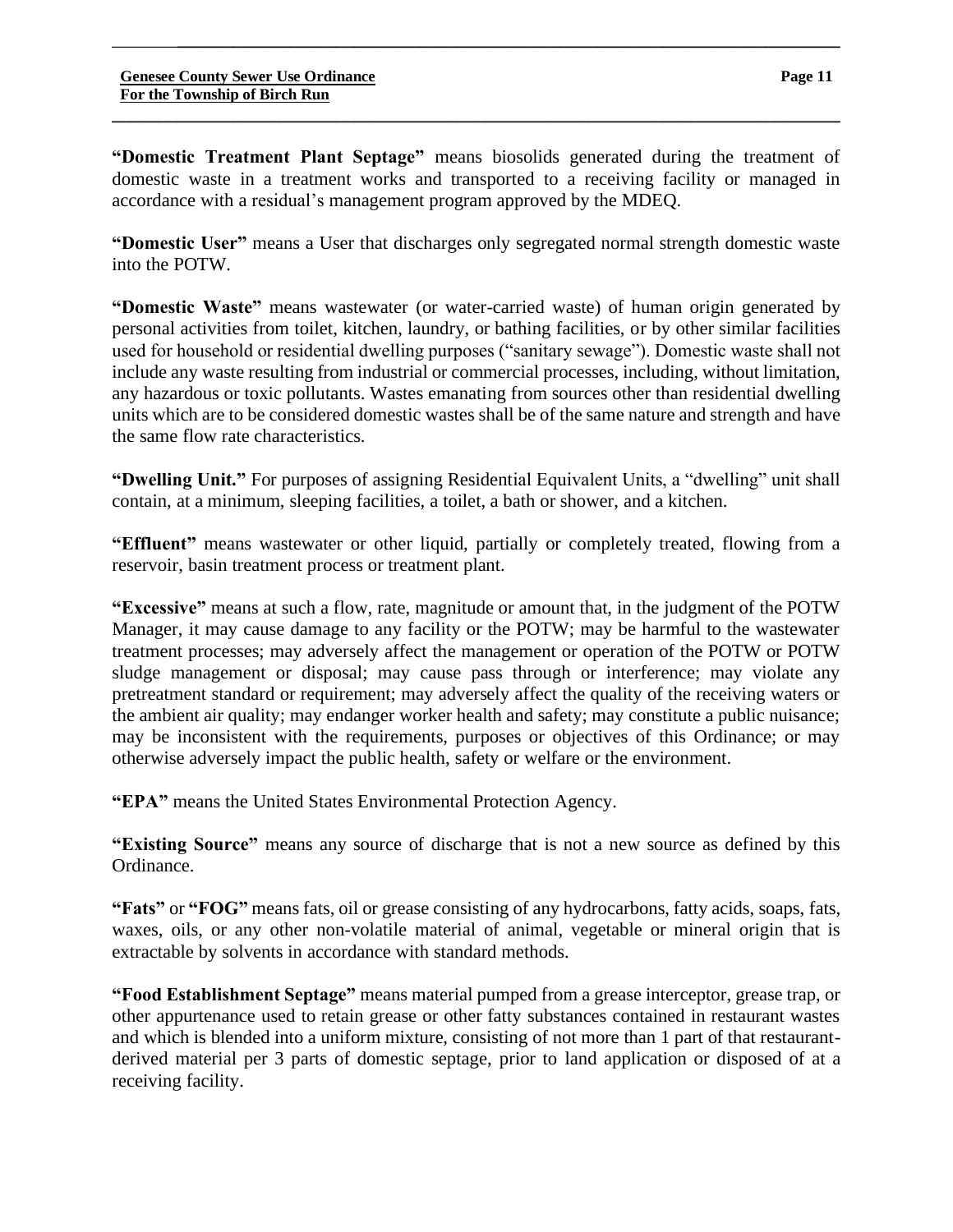**"Domestic Treatment Plant Septage"** means biosolids generated during the treatment of domestic waste in a treatment works and transported to a receiving facility or managed in accordance with a residual's management program approved by the MDEQ.

**"Domestic User"** means a User that discharges only segregated normal strength domestic waste into the POTW.

**"Domestic Waste"** means wastewater (or water-carried waste) of human origin generated by personal activities from toilet, kitchen, laundry, or bathing facilities, or by other similar facilities used for household or residential dwelling purposes ("sanitary sewage"). Domestic waste shall not include any waste resulting from industrial or commercial processes, including, without limitation, any hazardous or toxic pollutants. Wastes emanating from sources other than residential dwelling units which are to be considered domestic wastes shall be of the same nature and strength and have the same flow rate characteristics.

**"Dwelling Unit."** For purposes of assigning Residential Equivalent Units, a "dwelling" unit shall contain, at a minimum, sleeping facilities, a toilet, a bath or shower, and a kitchen.

**"Effluent"** means wastewater or other liquid, partially or completely treated, flowing from a reservoir, basin treatment process or treatment plant.

**"Excessive"** means at such a flow, rate, magnitude or amount that, in the judgment of the POTW Manager, it may cause damage to any facility or the POTW; may be harmful to the wastewater treatment processes; may adversely affect the management or operation of the POTW or POTW sludge management or disposal; may cause pass through or interference; may violate any pretreatment standard or requirement; may adversely affect the quality of the receiving waters or the ambient air quality; may endanger worker health and safety; may constitute a public nuisance; may be inconsistent with the requirements, purposes or objectives of this Ordinance; or may otherwise adversely impact the public health, safety or welfare or the environment.

**"EPA"** means the United States Environmental Protection Agency.

**"Existing Source"** means any source of discharge that is not a new source as defined by this Ordinance.

**"Fats"** or **"FOG"** means fats, oil or grease consisting of any hydrocarbons, fatty acids, soaps, fats, waxes, oils, or any other non-volatile material of animal, vegetable or mineral origin that is extractable by solvents in accordance with standard methods.

**"Food Establishment Septage"** means material pumped from a grease interceptor, grease trap, or other appurtenance used to retain grease or other fatty substances contained in restaurant wastes and which is blended into a uniform mixture, consisting of not more than 1 part of that restaurant-derived material per 3 parts of domestic septage, prior to land application or disposed of at a receiving facility.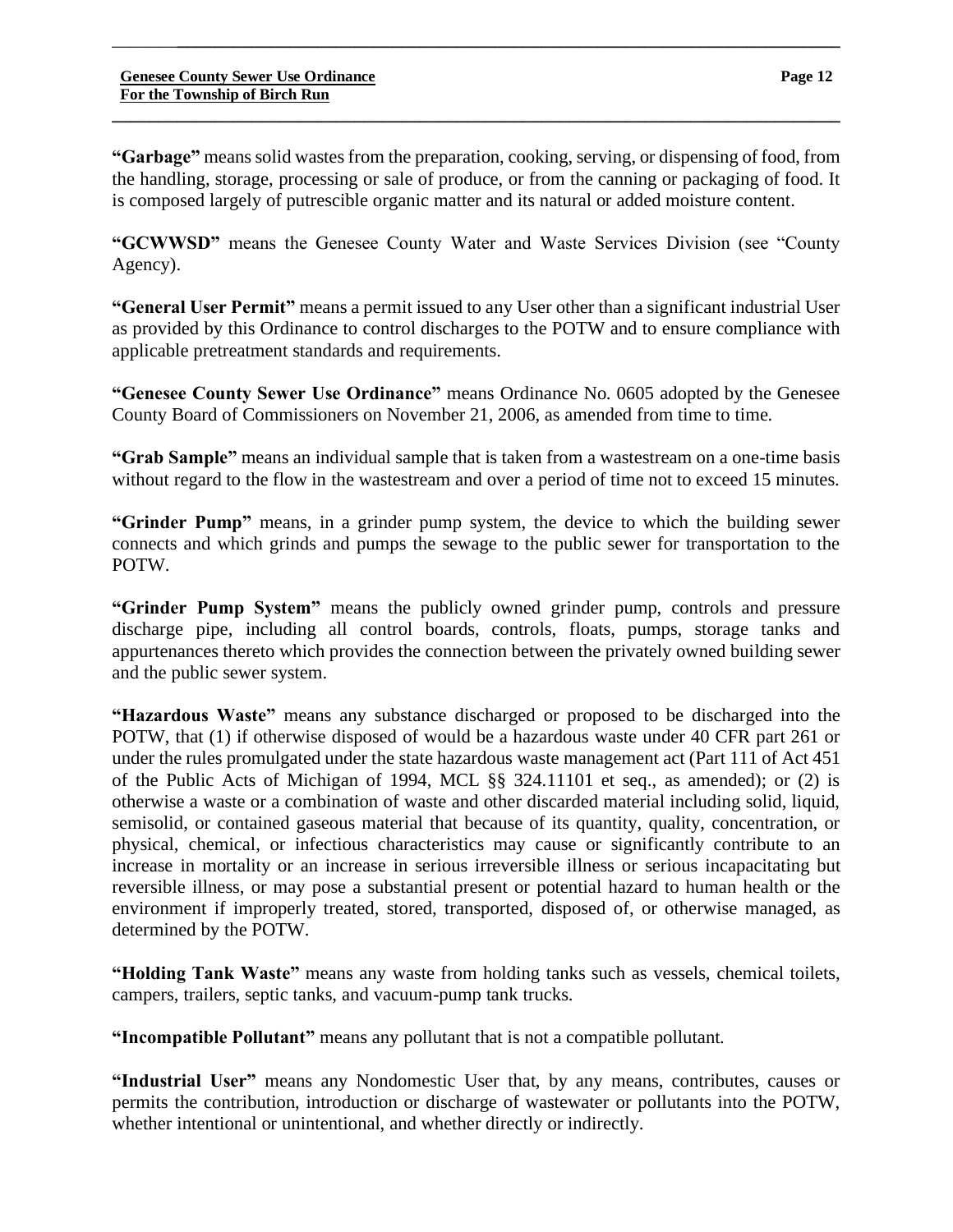**"Garbage"** means solid wastes from the preparation, cooking, serving, or dispensing of food, from the handling, storage, processing or sale of produce, or from the canning or packaging of food. It is composed largely of putrescible organic matter and its natural or added moisture content.

**"GCWWSD"** means the Genesee County Water and Waste Services Division (see "County Agency).

**"General User Permit"** means a permit issued to any User other than a significant industrial User as provided by this Ordinance to control discharges to the POTW and to ensure compliance with applicable pretreatment standards and requirements.

**"Genesee County Sewer Use Ordinance"** means Ordinance No. 0605 adopted by the Genesee County Board of Commissioners on November 21, 2006, as amended from time to time.

**"Grab Sample"** means an individual sample that is taken from a wastestream on a one-time basis without regard to the flow in the wastestream and over a period of time not to exceed 15 minutes.

**"Grinder Pump"** means, in a grinder pump system, the device to which the building sewer connects and which grinds and pumps the sewage to the public sewer for transportation to the POTW.

**"Grinder Pump System"** means the publicly owned grinder pump, controls and pressure discharge pipe, including all control boards, controls, floats, pumps, storage tanks and appurtenances thereto which provides the connection between the privately owned building sewer and the public sewer system.

**"Hazardous Waste"** means any substance discharged or proposed to be discharged into the POTW, that (1) if otherwise disposed of would be a hazardous waste under 40 CFR part 261 or under the rules promulgated under the state hazardous waste management act (Part 111 of Act 451 of the Public Acts of Michigan of 1994, MCL §§ 324.11101 et seq., as amended); or (2) is otherwise a waste or a combination of waste and other discarded material including solid, liquid, semisolid, or contained gaseous material that because of its quantity, quality, concentration, or physical, chemical, or infectious characteristics may cause or significantly contribute to an increase in mortality or an increase in serious irreversible illness or serious incapacitating but reversible illness, or may pose a substantial present or potential hazard to human health or the environment if improperly treated, stored, transported, disposed of, or otherwise managed, as determined by the POTW.

**"Holding Tank Waste"** means any waste from holding tanks such as vessels, chemical toilets, campers, trailers, septic tanks, and vacuum-pump tank trucks.

**"Incompatible Pollutant"** means any pollutant that is not a compatible pollutant.

**"Industrial User"** means any Nondomestic User that, by any means, contributes, causes or permits the contribution, introduction or discharge of wastewater or pollutants into the POTW, whether intentional or unintentional, and whether directly or indirectly.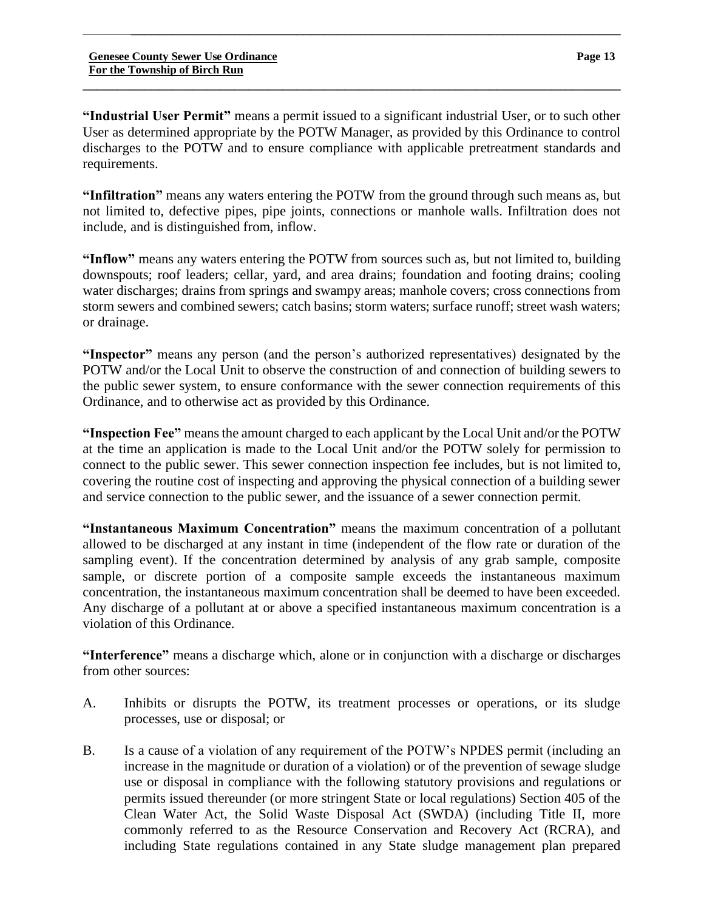**“Industrial User Permit”** means a permit issued to a significant industrial User, or to such other User as determined appropriate by the POTW Manager, as provided by this Ordinance to control discharges to the POTW and to ensure compliance with applicable pretreatment standards and requirements.

**“Infiltration”** means any waters entering the POTW from the ground through such means as, but not limited to, defective pipes, pipe joints, connections or manhole walls. Infiltration does not include, and is distinguished from, inflow.

**“Inflow”** means any waters entering the POTW from sources such as, but not limited to, building downspouts; roof leaders; cellar, yard, and area drains; foundation and footing drains; cooling water discharges; drains from springs and swampy areas; manhole covers; cross connections from storm sewers and combined sewers; catch basins; storm waters; surface runoff; street wash waters; or drainage.

**“Inspector”** means any person (and the person’s authorized representatives) designated by the POTW and/or the Local Unit to observe the construction of and connection of building sewers to the public sewer system, to ensure conformance with the sewer connection requirements of this Ordinance, and to otherwise act as provided by this Ordinance.

**“Inspection Fee”** means the amount charged to each applicant by the Local Unit and/or the POTW at the time an application is made to the Local Unit and/or the POTW solely for permission to connect to the public sewer. This sewer connection inspection fee includes, but is not limited to, covering the routine cost of inspecting and approving the physical connection of a building sewer and service connection to the public sewer, and the issuance of a sewer connection permit.

**“Instantaneous Maximum Concentration”** means the maximum concentration of a pollutant allowed to be discharged at any instant in time (independent of the flow rate or duration of the sampling event). If the concentration determined by analysis of any grab sample, composite sample, or discrete portion of a composite sample exceeds the instantaneous maximum concentration, the instantaneous maximum concentration shall be deemed to have been exceeded. Any discharge of a pollutant at or above a specified instantaneous maximum concentration is a violation of this Ordinance.

**“Interference”** means a discharge which, alone or in conjunction with a discharge or discharges from other sources:

A. Inhibits or disrupts the POTW, its treatment processes or operations, or its sludge processes, use or disposal; or

B. Is a cause of a violation of any requirement of the POTW’s NPDES permit (including an increase in the magnitude or duration of a violation) or of the prevention of sewage sludge use or disposal in compliance with the following statutory provisions and regulations or permits issued thereunder (or more stringent State or local regulations) Section 405 of the Clean Water Act, the Solid Waste Disposal Act (SWDA) (including Title II, more commonly referred to as the Resource Conservation and Recovery Act (RCRA), and including State regulations contained in any State sludge management plan prepared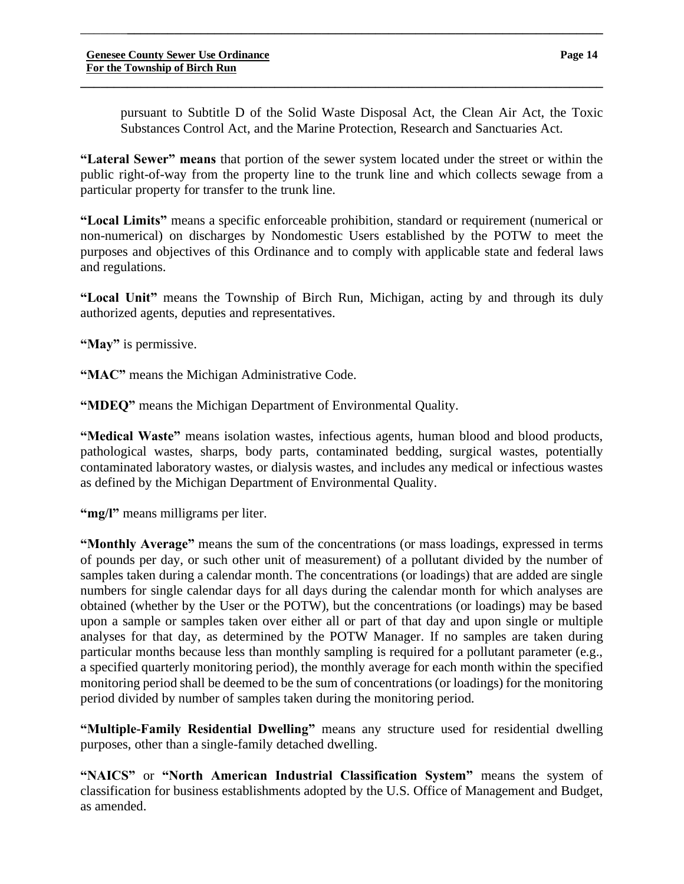pursuant to Subtitle D of the Solid Waste Disposal Act, the Clean Air Act, the Toxic Substances Control Act, and the Marine Protection, Research and Sanctuaries Act.

**"Lateral Sewer" means** that portion of the sewer system located under the street or within the public right-of-way from the property line to the trunk line and which collects sewage from a particular property for transfer to the trunk line.

**"Local Limits"** means a specific enforceable prohibition, standard or requirement (numerical or non-numerical) on discharges by Nondomestic Users established by the POTW to meet the purposes and objectives of this Ordinance and to comply with applicable state and federal laws and regulations.

**"Local Unit"** means the Township of Birch Run, Michigan, acting by and through its duly authorized agents, deputies and representatives.

**"May"** is permissive.

**"MAC"** means the Michigan Administrative Code.

**"MDEQ"** means the Michigan Department of Environmental Quality.

**"Medical Waste"** means isolation wastes, infectious agents, human blood and blood products, pathological wastes, sharps, body parts, contaminated bedding, surgical wastes, potentially contaminated laboratory wastes, or dialysis wastes, and includes any medical or infectious wastes as defined by the Michigan Department of Environmental Quality.

**"mg/l"** means milligrams per liter.

**"Monthly Average"** means the sum of the concentrations (or mass loadings, expressed in terms of pounds per day, or such other unit of measurement) of a pollutant divided by the number of samples taken during a calendar month. The concentrations (or loadings) that are added are single numbers for single calendar days for all days during the calendar month for which analyses are obtained (whether by the User or the POTW), but the concentrations (or loadings) may be based upon a sample or samples taken over either all or part of that day and upon single or multiple analyses for that day, as determined by the POTW Manager. If no samples are taken during particular months because less than monthly sampling is required for a pollutant parameter (e.g., a specified quarterly monitoring period), the monthly average for each month within the specified monitoring period shall be deemed to be the sum of concentrations (or loadings) for the monitoring period divided by number of samples taken during the monitoring period.

**"Multiple-Family Residential Dwelling"** means any structure used for residential dwelling purposes, other than a single-family detached dwelling.

**"NAICS"** or **"North American Industrial Classification System"** means the system of classification for business establishments adopted by the U.S. Office of Management and Budget, as amended.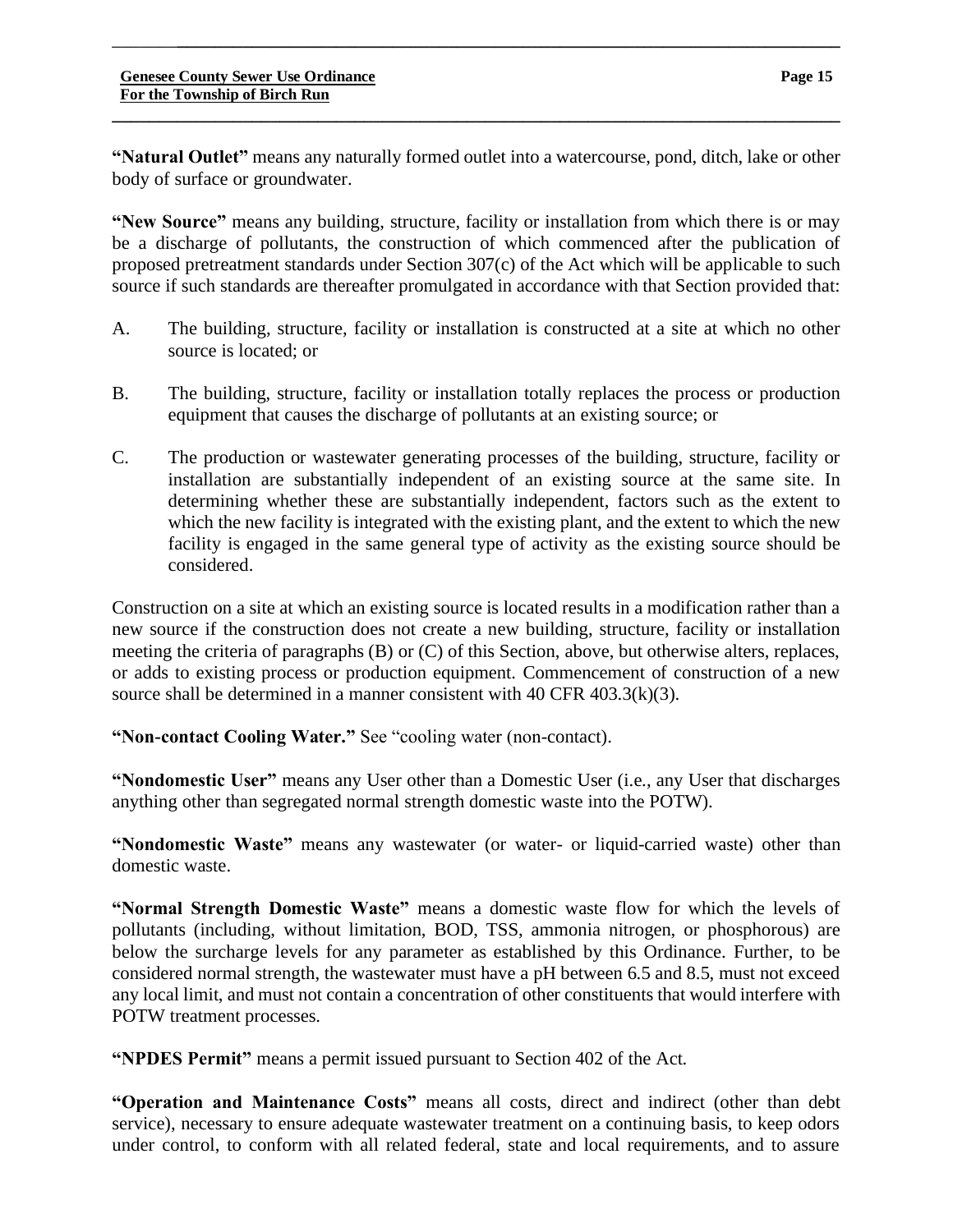**"Natural Outlet"** means any naturally formed outlet into a watercourse, pond, ditch, lake or other body of surface or groundwater.

**"New Source"** means any building, structure, facility or installation from which there is or may be a discharge of pollutants, the construction of which commenced after the publication of proposed pretreatment standards under Section 307(c) of the Act which will be applicable to such source if such standards are thereafter promulgated in accordance with that Section provided that:

A. The building, structure, facility or installation is constructed at a site at which no other source is located; or

B. The building, structure, facility or installation totally replaces the process or production equipment that causes the discharge of pollutants at an existing source; or

C. The production or wastewater generating processes of the building, structure, facility or installation are substantially independent of an existing source at the same site. In determining whether these are substantially independent, factors such as the extent to which the new facility is integrated with the existing plant, and the extent to which the new facility is engaged in the same general type of activity as the existing source should be considered.

Construction on a site at which an existing source is located results in a modification rather than a new source if the construction does not create a new building, structure, facility or installation meeting the criteria of paragraphs (B) or (C) of this Section, above, but otherwise alters, replaces, or adds to existing process or production equipment. Commencement of construction of a new source shall be determined in a manner consistent with 40 CFR 403.3(k)(3).

**"Non-contact Cooling Water."** See "cooling water (non-contact).

**"Nondomestic User"** means any User other than a Domestic User (i.e., any User that discharges anything other than segregated normal strength domestic waste into the POTW).

**"Nondomestic Waste"** means any wastewater (or water- or liquid-carried waste) other than domestic waste.

**"Normal Strength Domestic Waste"** means a domestic waste flow for which the levels of pollutants (including, without limitation, BOD, TSS, ammonia nitrogen, or phosphorous) are below the surcharge levels for any parameter as established by this Ordinance. Further, to be considered normal strength, the wastewater must have a pH between 6.5 and 8.5, must not exceed any local limit, and must not contain a concentration of other constituents that would interfere with POTW treatment processes.

**"NPDES Permit"** means a permit issued pursuant to Section 402 of the Act.

**"Operation and Maintenance Costs"** means all costs, direct and indirect (other than debt service), necessary to ensure adequate wastewater treatment on a continuing basis, to keep odors under control, to conform with all related federal, state and local requirements, and to assure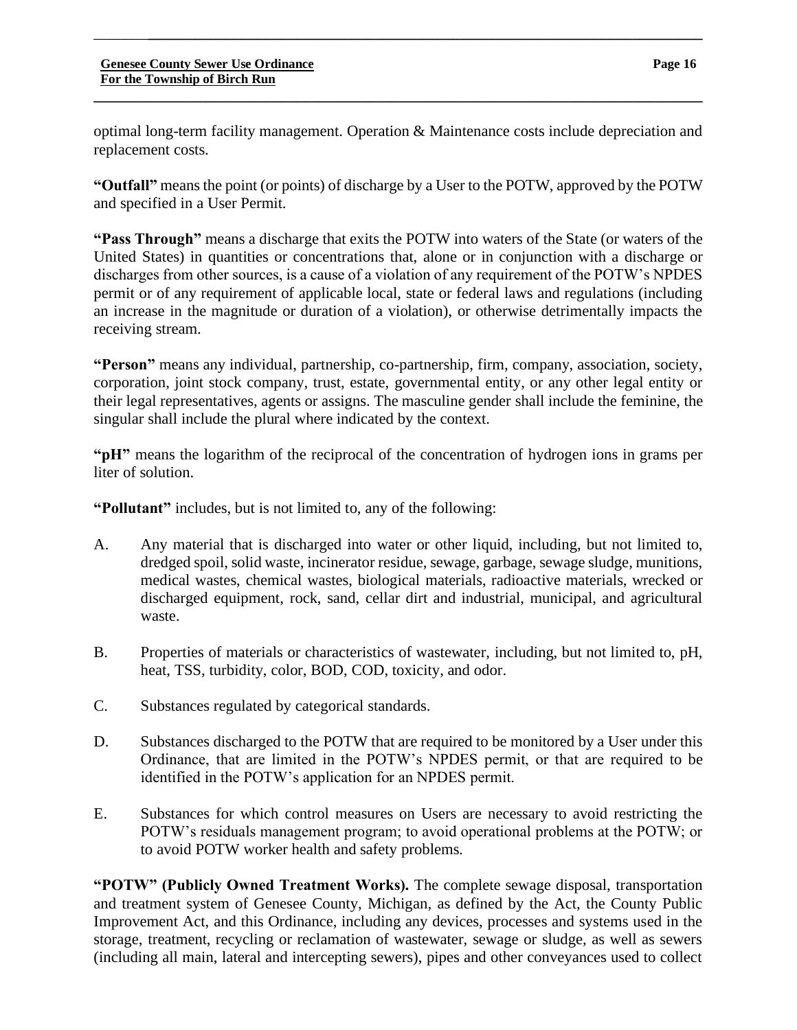optimal long-term facility management. Operation & Maintenance costs include depreciation and replacement costs.

**"Outfall"** means the point (or points) of discharge by a User to the POTW, approved by the POTW and specified in a User Permit.

**"Pass Through"** means a discharge that exits the POTW into waters of the State (or waters of the United States) in quantities or concentrations that, alone or in conjunction with a discharge or discharges from other sources, is a cause of a violation of any requirement of the POTW's NPDES permit or of any requirement of applicable local, state or federal laws and regulations (including an increase in the magnitude or duration of a violation), or otherwise detrimentally impacts the receiving stream.

**"Person"** means any individual, partnership, co-partnership, firm, company, association, society, corporation, joint stock company, trust, estate, governmental entity, or any other legal entity or their legal representatives, agents or assigns. The masculine gender shall include the feminine, the singular shall include the plural where indicated by the context.

**"pH"** means the logarithm of the reciprocal of the concentration of hydrogen ions in grams per liter of solution.

**"Pollutant"** includes, but is not limited to, any of the following:

A. Any material that is discharged into water or other liquid, including, but not limited to, dredged spoil, solid waste, incinerator residue, sewage, garbage, sewage sludge, munitions, medical wastes, chemical wastes, biological materials, radioactive materials, wrecked or discharged equipment, rock, sand, cellar dirt and industrial, municipal, and agricultural waste.

B. Properties of materials or characteristics of wastewater, including, but not limited to, pH, heat, TSS, turbidity, color, BOD, COD, toxicity, and odor.

C. Substances regulated by categorical standards.

D. Substances discharged to the POTW that are required to be monitored by a User under this Ordinance, that are limited in the POTW's NPDES permit, or that are required to be identified in the POTW's application for an NPDES permit.

E. Substances for which control measures on Users are necessary to avoid restricting the POTW's residuals management program; to avoid operational problems at the POTW; or to avoid POTW worker health and safety problems.

**"POTW" (Publicly Owned Treatment Works).** The complete sewage disposal, transportation and treatment system of Genesee County, Michigan, as defined by the Act, the County Public Improvement Act, and this Ordinance, including any devices, processes and systems used in the storage, treatment, recycling or reclamation of wastewater, sewage or sludge, as well as sewers (including all main, lateral and intercepting sewers), pipes and other conveyances used to collect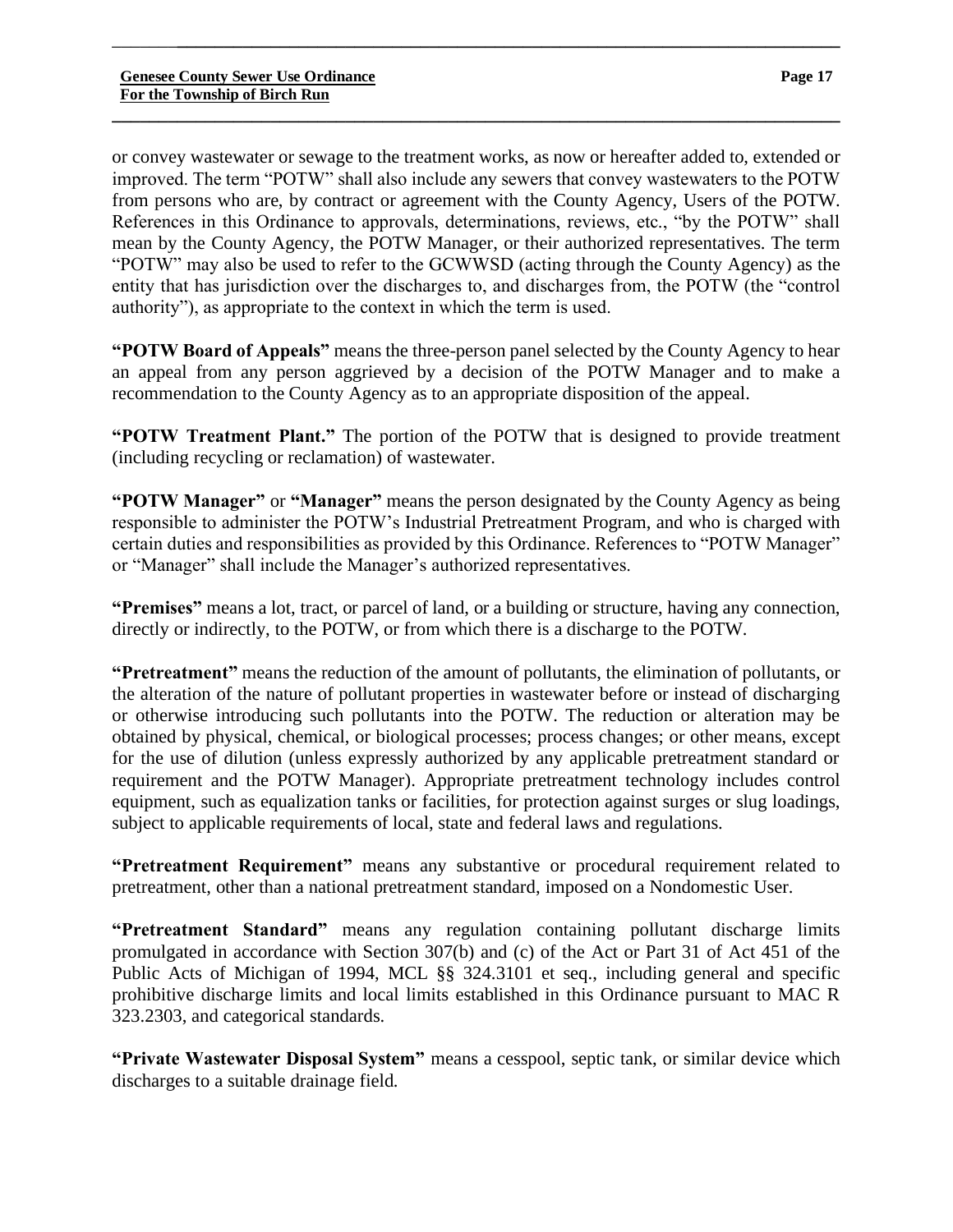or convey wastewater or sewage to the treatment works, as now or hereafter added to, extended or improved. The term "POTW" shall also include any sewers that convey wastewaters to the POTW from persons who are, by contract or agreement with the County Agency, Users of the POTW. References in this Ordinance to approvals, determinations, reviews, etc., "by the POTW" shall mean by the County Agency, the POTW Manager, or their authorized representatives. The term "POTW" may also be used to refer to the GCWWSD (acting through the County Agency) as the entity that has jurisdiction over the discharges to, and discharges from, the POTW (the "control authority"), as appropriate to the context in which the term is used.

**"POTW Board of Appeals"** means the three-person panel selected by the County Agency to hear an appeal from any person aggrieved by a decision of the POTW Manager and to make a recommendation to the County Agency as to an appropriate disposition of the appeal.

**"POTW Treatment Plant."** The portion of the POTW that is designed to provide treatment (including recycling or reclamation) of wastewater.

**"POTW Manager"** or **"Manager"** means the person designated by the County Agency as being responsible to administer the POTW's Industrial Pretreatment Program, and who is charged with certain duties and responsibilities as provided by this Ordinance. References to "POTW Manager" or "Manager" shall include the Manager's authorized representatives.

**"Premises"** means a lot, tract, or parcel of land, or a building or structure, having any connection, directly or indirectly, to the POTW, or from which there is a discharge to the POTW.

**"Pretreatment"** means the reduction of the amount of pollutants, the elimination of pollutants, or the alteration of the nature of pollutant properties in wastewater before or instead of discharging or otherwise introducing such pollutants into the POTW. The reduction or alteration may be obtained by physical, chemical, or biological processes; process changes; or other means, except for the use of dilution (unless expressly authorized by any applicable pretreatment standard or requirement and the POTW Manager). Appropriate pretreatment technology includes control equipment, such as equalization tanks or facilities, for protection against surges or slug loadings, subject to applicable requirements of local, state and federal laws and regulations.

**"Pretreatment Requirement"** means any substantive or procedural requirement related to pretreatment, other than a national pretreatment standard, imposed on a Nondomestic User.

**"Pretreatment Standard"** means any regulation containing pollutant discharge limits promulgated in accordance with Section 307(b) and (c) of the Act or Part 31 of Act 451 of the Public Acts of Michigan of 1994, MCL §§ 324.3101 et seq., including general and specific prohibitive discharge limits and local limits established in this Ordinance pursuant to MAC R 323.2303, and categorical standards.

**"Private Wastewater Disposal System"** means a cesspool, septic tank, or similar device which discharges to a suitable drainage field.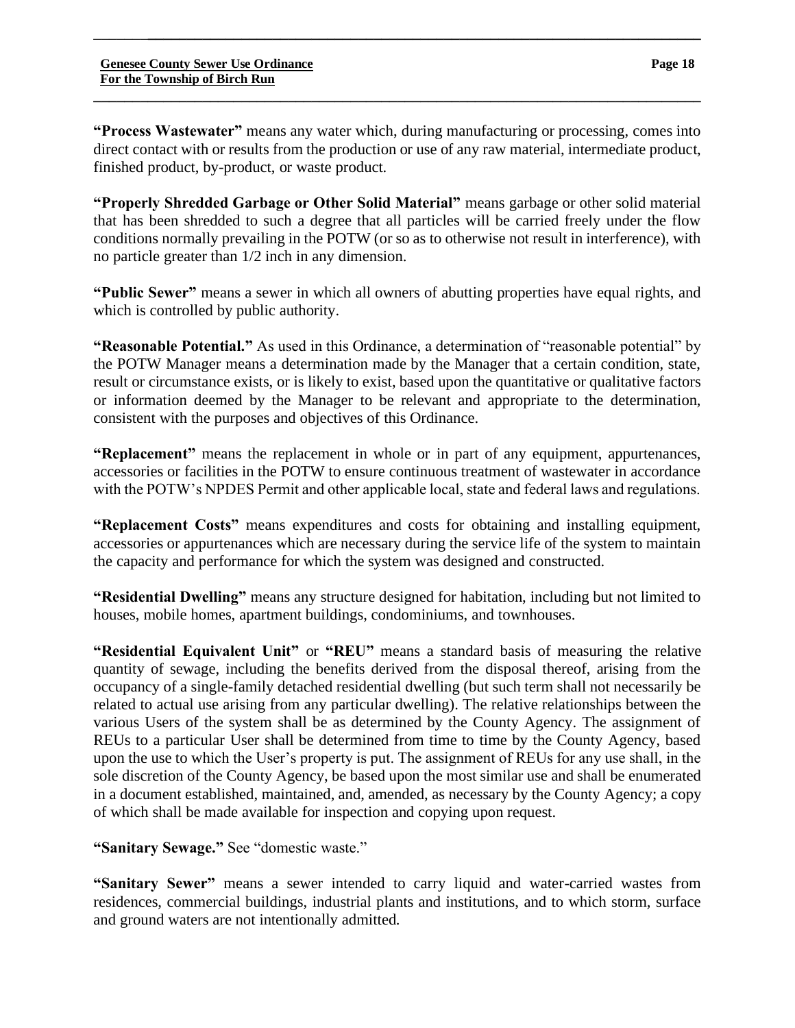**"Process Wastewater"** means any water which, during manufacturing or processing, comes into direct contact with or results from the production or use of any raw material, intermediate product, finished product, by-product, or waste product.

**"Properly Shredded Garbage or Other Solid Material"** means garbage or other solid material that has been shredded to such a degree that all particles will be carried freely under the flow conditions normally prevailing in the POTW (or so as to otherwise not result in interference), with no particle greater than 1/2 inch in any dimension.

**"Public Sewer"** means a sewer in which all owners of abutting properties have equal rights, and which is controlled by public authority.

**"Reasonable Potential."** As used in this Ordinance, a determination of "reasonable potential" by the POTW Manager means a determination made by the Manager that a certain condition, state, result or circumstance exists, or is likely to exist, based upon the quantitative or qualitative factors or information deemed by the Manager to be relevant and appropriate to the determination, consistent with the purposes and objectives of this Ordinance.

**"Replacement"** means the replacement in whole or in part of any equipment, appurtenances, accessories or facilities in the POTW to ensure continuous treatment of wastewater in accordance with the POTW's NPDES Permit and other applicable local, state and federal laws and regulations.

**"Replacement Costs"** means expenditures and costs for obtaining and installing equipment, accessories or appurtenances which are necessary during the service life of the system to maintain the capacity and performance for which the system was designed and constructed.

**"Residential Dwelling"** means any structure designed for habitation, including but not limited to houses, mobile homes, apartment buildings, condominiums, and townhouses.

**"Residential Equivalent Unit"** or **"REU"** means a standard basis of measuring the relative quantity of sewage, including the benefits derived from the disposal thereof, arising from the occupancy of a single-family detached residential dwelling (but such term shall not necessarily be related to actual use arising from any particular dwelling). The relative relationships between the various Users of the system shall be as determined by the County Agency. The assignment of REUs to a particular User shall be determined from time to time by the County Agency, based upon the use to which the User's property is put. The assignment of REUs for any use shall, in the sole discretion of the County Agency, be based upon the most similar use and shall be enumerated in a document established, maintained, and, amended, as necessary by the County Agency; a copy of which shall be made available for inspection and copying upon request.

**"Sanitary Sewage."** See "domestic waste."

**"Sanitary Sewer"** means a sewer intended to carry liquid and water-carried wastes from residences, commercial buildings, industrial plants and institutions, and to which storm, surface and ground waters are not intentionally admitted.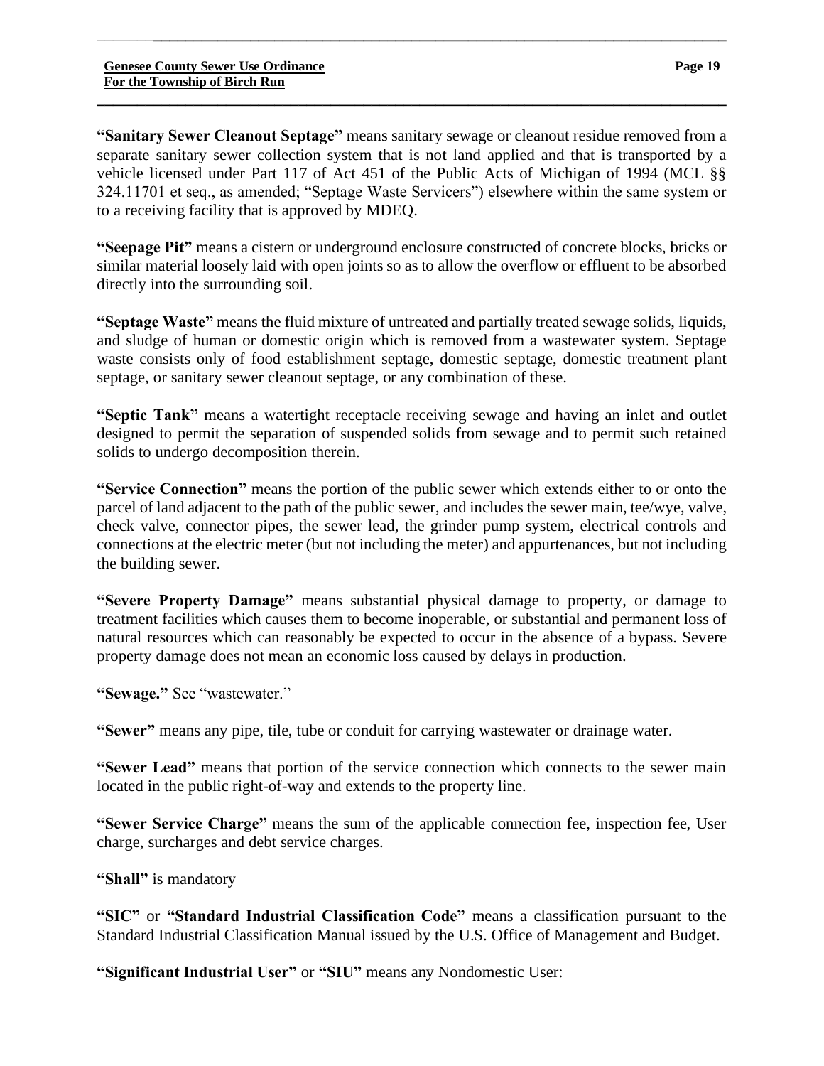**"Sanitary Sewer Cleanout Septage"** means sanitary sewage or cleanout residue removed from a separate sanitary sewer collection system that is not land applied and that is transported by a vehicle licensed under Part 117 of Act 451 of the Public Acts of Michigan of 1994 (MCL §§ 324.11701 et seq., as amended; "Septage Waste Servicers") elsewhere within the same system or to a receiving facility that is approved by MDEQ.

**"Seepage Pit"** means a cistern or underground enclosure constructed of concrete blocks, bricks or similar material loosely laid with open joints so as to allow the overflow or effluent to be absorbed directly into the surrounding soil.

**"Septage Waste"** means the fluid mixture of untreated and partially treated sewage solids, liquids, and sludge of human or domestic origin which is removed from a wastewater system. Septage waste consists only of food establishment septage, domestic septage, domestic treatment plant septage, or sanitary sewer cleanout septage, or any combination of these.

**"Septic Tank"** means a watertight receptacle receiving sewage and having an inlet and outlet designed to permit the separation of suspended solids from sewage and to permit such retained solids to undergo decomposition therein.

**"Service Connection"** means the portion of the public sewer which extends either to or onto the parcel of land adjacent to the path of the public sewer, and includes the sewer main, tee/wye, valve, check valve, connector pipes, the sewer lead, the grinder pump system, electrical controls and connections at the electric meter (but not including the meter) and appurtenances, but not including the building sewer.

**"Severe Property Damage"** means substantial physical damage to property, or damage to treatment facilities which causes them to become inoperable, or substantial and permanent loss of natural resources which can reasonably be expected to occur in the absence of a bypass. Severe property damage does not mean an economic loss caused by delays in production.

**"Sewage."** See "wastewater."

**"Sewer"** means any pipe, tile, tube or conduit for carrying wastewater or drainage water.

**"Sewer Lead"** means that portion of the service connection which connects to the sewer main located in the public right-of-way and extends to the property line.

**"Sewer Service Charge"** means the sum of the applicable connection fee, inspection fee, User charge, surcharges and debt service charges.

**"Shall"** is mandatory

**"SIC"** or **"Standard Industrial Classification Code"** means a classification pursuant to the Standard Industrial Classification Manual issued by the U.S. Office of Management and Budget.

**"Significant Industrial User"** or **"SIU"** means any Nondomestic User: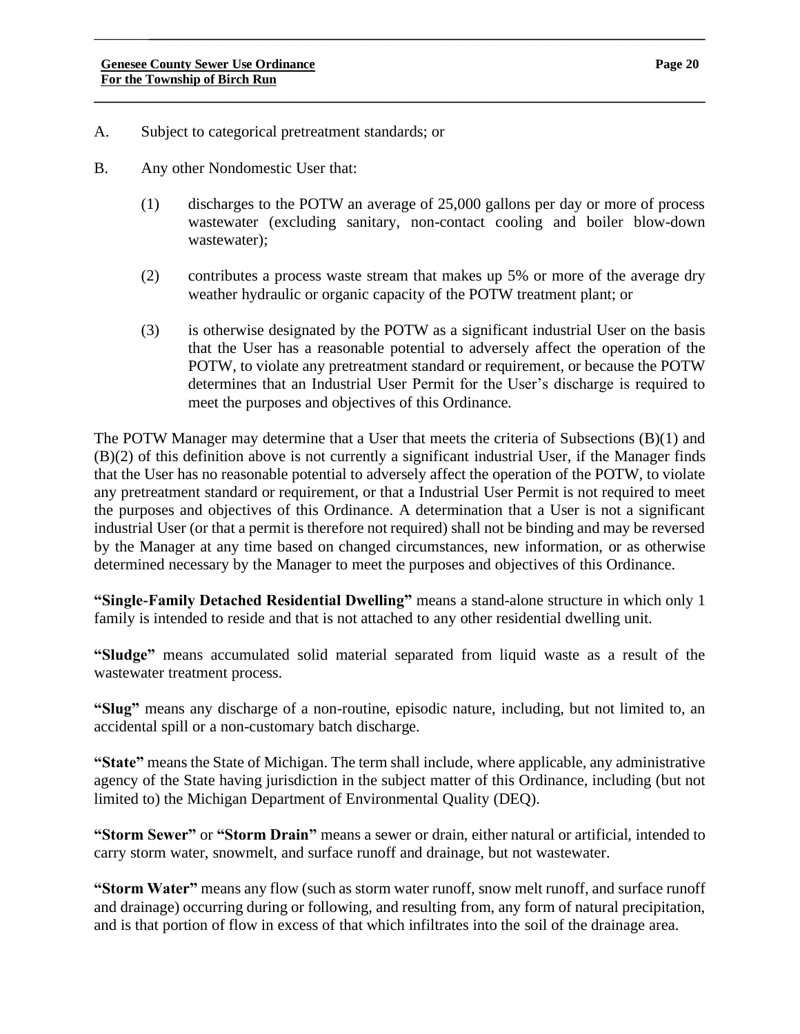A. Subject to categorical pretreatment standards; or

B. Any other Nondomestic User that:

   (1) discharges to the POTW an average of 25,000 gallons per day or more of process wastewater (excluding sanitary, non-contact cooling and boiler blow-down wastewater);

   (2) contributes a process waste stream that makes up 5% or more of the average dry weather hydraulic or organic capacity of the POTW treatment plant; or

   (3) is otherwise designated by the POTW as a significant industrial User on the basis that the User has a reasonable potential to adversely affect the operation of the POTW, to violate any pretreatment standard or requirement, or because the POTW determines that an Industrial User Permit for the User's discharge is required to meet the purposes and objectives of this Ordinance.

The POTW Manager may determine that a User that meets the criteria of Subsections (B)(1) and (B)(2) of this definition above is not currently a significant industrial User, if the Manager finds that the User has no reasonable potential to adversely affect the operation of the POTW, to violate any pretreatment standard or requirement, or that a Industrial User Permit is not required to meet the purposes and objectives of this Ordinance. A determination that a User is not a significant industrial User (or that a permit is therefore not required) shall not be binding and may be reversed by the Manager at any time based on changed circumstances, new information, or as otherwise determined necessary by the Manager to meet the purposes and objectives of this Ordinance.

**"Single-Family Detached Residential Dwelling"** means a stand-alone structure in which only 1 family is intended to reside and that is not attached to any other residential dwelling unit.

**"Sludge"** means accumulated solid material separated from liquid waste as a result of the wastewater treatment process.

**"Slug"** means any discharge of a non-routine, episodic nature, including, but not limited to, an accidental spill or a non-customary batch discharge.

**"State"** means the State of Michigan. The term shall include, where applicable, any administrative agency of the State having jurisdiction in the subject matter of this Ordinance, including (but not limited to) the Michigan Department of Environmental Quality (DEQ).

**"Storm Sewer"** or **"Storm Drain"** means a sewer or drain, either natural or artificial, intended to carry storm water, snowmelt, and surface runoff and drainage, but not wastewater.

**"Storm Water"** means any flow (such as storm water runoff, snow melt runoff, and surface runoff and drainage) occurring during or following, and resulting from, any form of natural precipitation, and is that portion of flow in excess of that which infiltrates into the soil of the drainage area.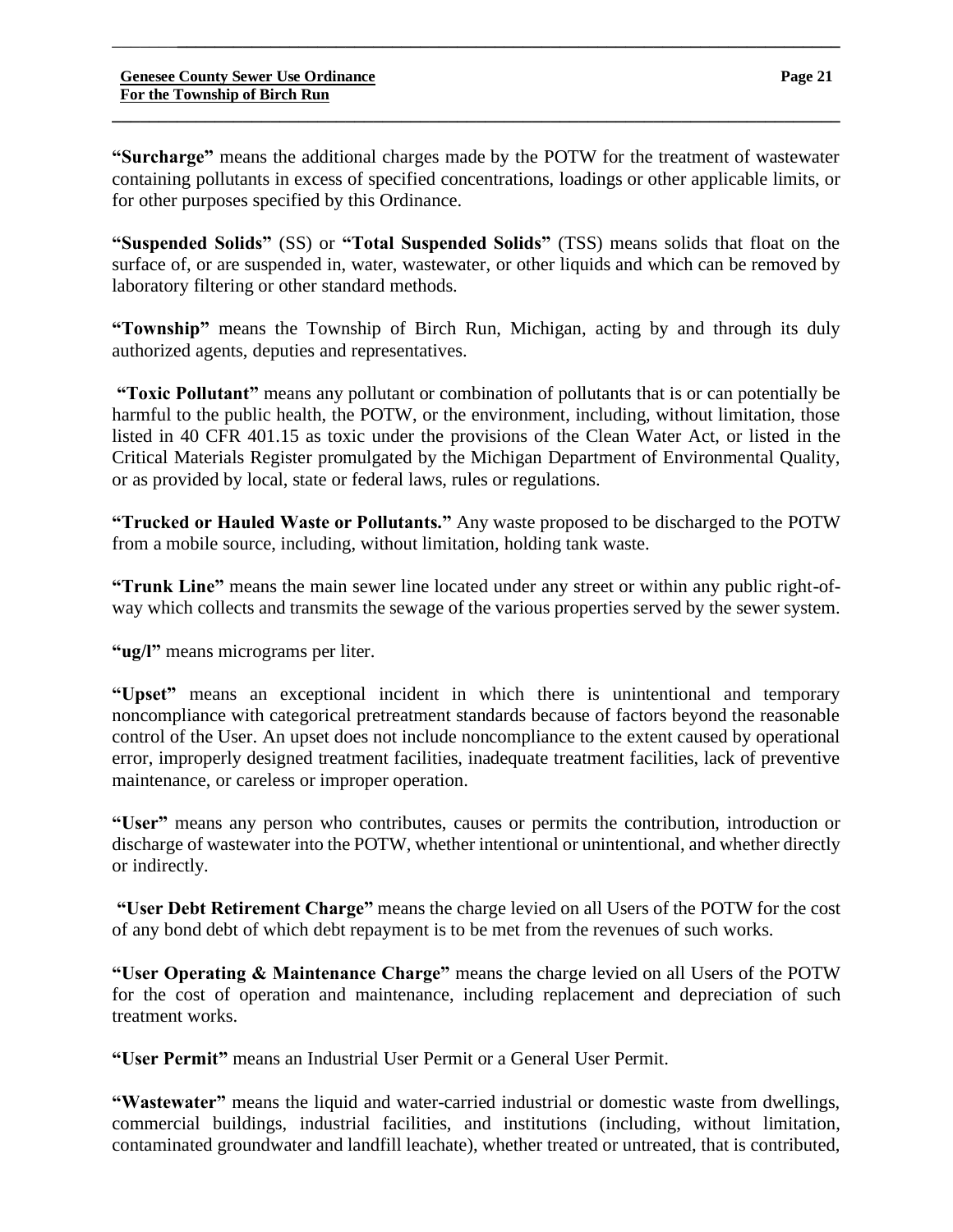**"Surcharge"** means the additional charges made by the POTW for the treatment of wastewater containing pollutants in excess of specified concentrations, loadings or other applicable limits, or for other purposes specified by this Ordinance.

**"Suspended Solids"** (SS) or **"Total Suspended Solids"** (TSS) means solids that float on the surface of, or are suspended in, water, wastewater, or other liquids and which can be removed by laboratory filtering or other standard methods.

**"Township"** means the Township of Birch Run, Michigan, acting by and through its duly authorized agents, deputies and representatives.

**"Toxic Pollutant"** means any pollutant or combination of pollutants that is or can potentially be harmful to the public health, the POTW, or the environment, including, without limitation, those listed in 40 CFR 401.15 as toxic under the provisions of the Clean Water Act, or listed in the Critical Materials Register promulgated by the Michigan Department of Environmental Quality, or as provided by local, state or federal laws, rules or regulations.

**"Trucked or Hauled Waste or Pollutants."** Any waste proposed to be discharged to the POTW from a mobile source, including, without limitation, holding tank waste.

**"Trunk Line"** means the main sewer line located under any street or within any public right-of-way which collects and transmits the sewage of the various properties served by the sewer system.

**"ug/l"** means micrograms per liter.

**"Upset"** means an exceptional incident in which there is unintentional and temporary noncompliance with categorical pretreatment standards because of factors beyond the reasonable control of the User. An upset does not include noncompliance to the extent caused by operational error, improperly designed treatment facilities, inadequate treatment facilities, lack of preventive maintenance, or careless or improper operation.

**"User"** means any person who contributes, causes or permits the contribution, introduction or discharge of wastewater into the POTW, whether intentional or unintentional, and whether directly or indirectly.

**"User Debt Retirement Charge"** means the charge levied on all Users of the POTW for the cost of any bond debt of which debt repayment is to be met from the revenues of such works.

**"User Operating & Maintenance Charge"** means the charge levied on all Users of the POTW for the cost of operation and maintenance, including replacement and depreciation of such treatment works.

**"User Permit"** means an Industrial User Permit or a General User Permit.

**"Wastewater"** means the liquid and water-carried industrial or domestic waste from dwellings, commercial buildings, industrial facilities, and institutions (including, without limitation, contaminated groundwater and landfill leachate), whether treated or untreated, that is contributed,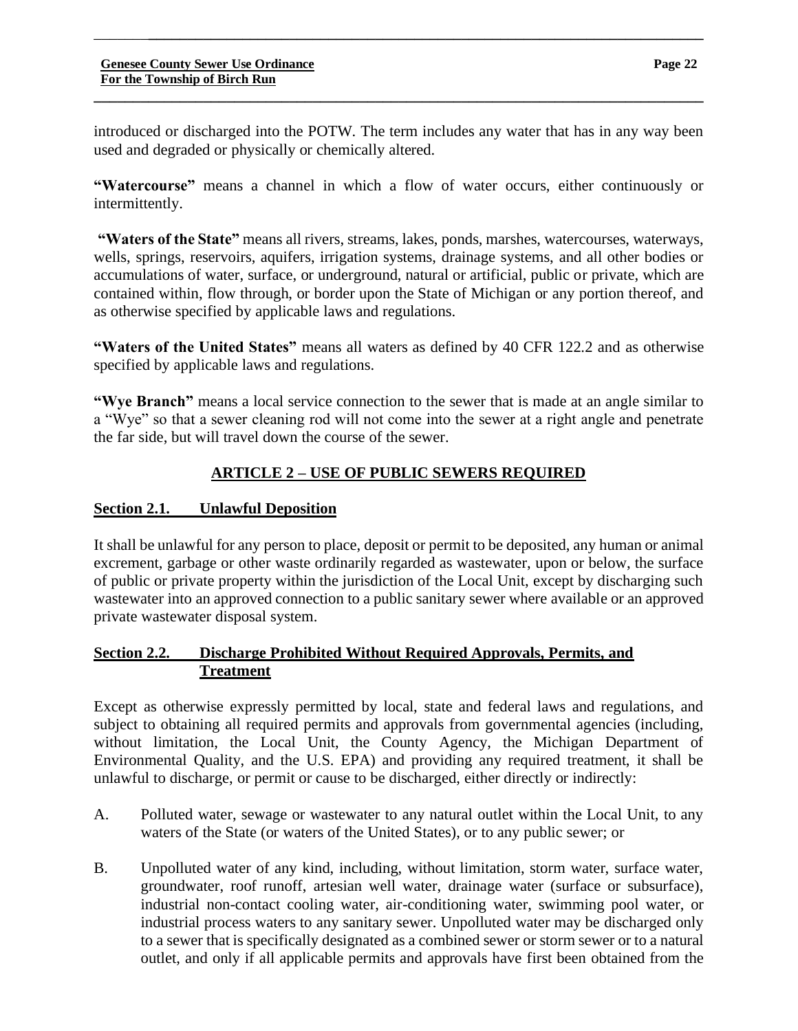introduced or discharged into the POTW. The term includes any water that has in any way been used and degraded or physically or chemically altered.

**"Watercourse"** means a channel in which a flow of water occurs, either continuously or intermittently.

**"Waters of the State"** means all rivers, streams, lakes, ponds, marshes, watercourses, waterways, wells, springs, reservoirs, aquifers, irrigation systems, drainage systems, and all other bodies or accumulations of water, surface, or underground, natural or artificial, public or private, which are contained within, flow through, or border upon the State of Michigan or any portion thereof, and as otherwise specified by applicable laws and regulations.

**"Waters of the United States"** means all waters as defined by 40 CFR 122.2 and as otherwise specified by applicable laws and regulations.

**"Wye Branch"** means a local service connection to the sewer that is made at an angle similar to a "Wye" so that a sewer cleaning rod will not come into the sewer at a right angle and penetrate the far side, but will travel down the course of the sewer.

## ARTICLE 2 – USE OF PUBLIC SEWERS REQUIRED

### Section 2.1. Unlawful Deposition

It shall be unlawful for any person to place, deposit or permit to be deposited, any human or animal excrement, garbage or other waste ordinarily regarded as wastewater, upon or below, the surface of public or private property within the jurisdiction of the Local Unit, except by discharging such wastewater into an approved connection to a public sanitary sewer where available or an approved private wastewater disposal system.

### Section 2.2. Discharge Prohibited Without Required Approvals, Permits, and Treatment

Except as otherwise expressly permitted by local, state and federal laws and regulations, and subject to obtaining all required permits and approvals from governmental agencies (including, without limitation, the Local Unit, the County Agency, the Michigan Department of Environmental Quality, and the U.S. EPA) and providing any required treatment, it shall be unlawful to discharge, or permit or cause to be discharged, either directly or indirectly:

A. Polluted water, sewage or wastewater to any natural outlet within the Local Unit, to any waters of the State (or waters of the United States), or to any public sewer; or

B. Unpolluted water of any kind, including, without limitation, storm water, surface water, groundwater, roof runoff, artesian well water, drainage water (surface or subsurface), industrial non-contact cooling water, air-conditioning water, swimming pool water, or industrial process waters to any sanitary sewer. Unpolluted water may be discharged only to a sewer that is specifically designated as a combined sewer or storm sewer or to a natural outlet, and only if all applicable permits and approvals have first been obtained from the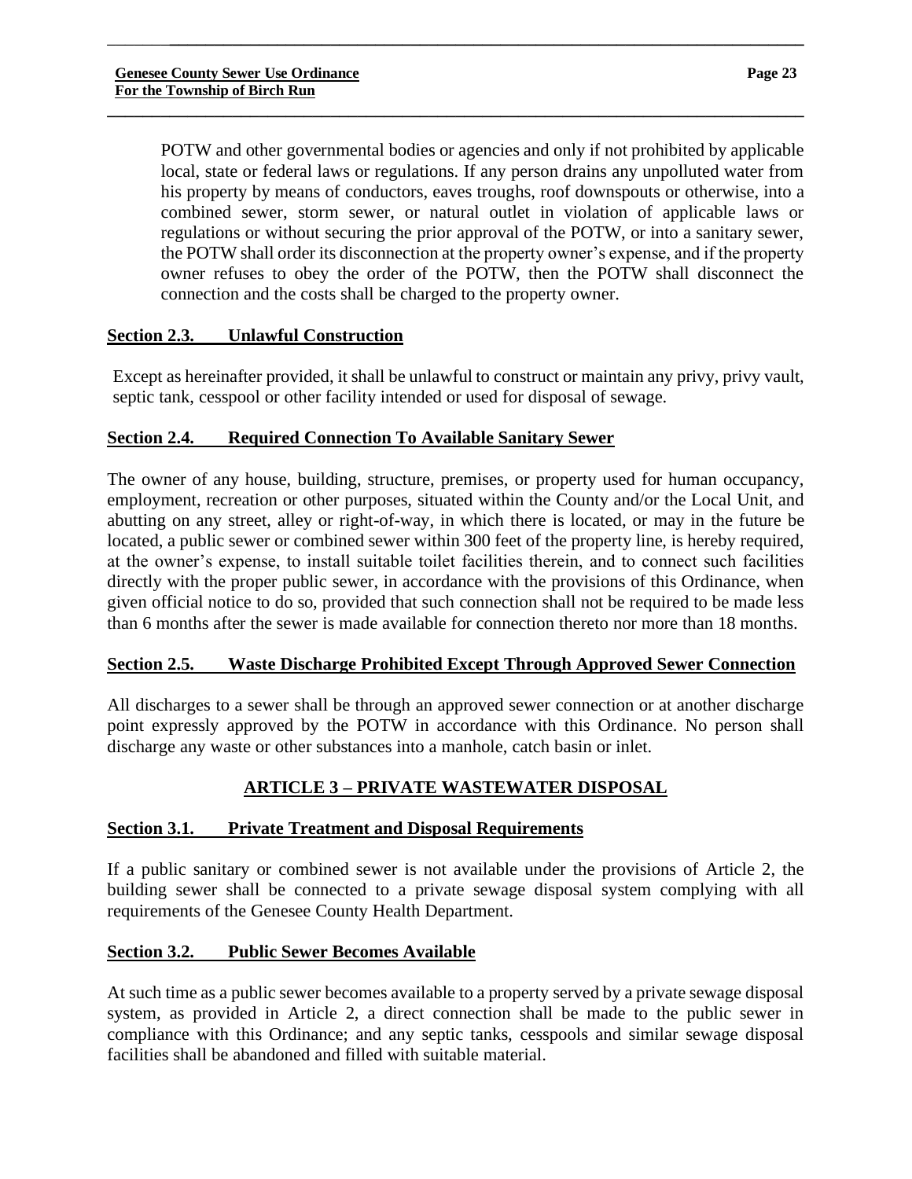POTW and other governmental bodies or agencies and only if not prohibited by applicable local, state or federal laws or regulations. If any person drains any unpolluted water from his property by means of conductors, eaves troughs, roof downspouts or otherwise, into a combined sewer, storm sewer, or natural outlet in violation of applicable laws or regulations or without securing the prior approval of the POTW, or into a sanitary sewer, the POTW shall order its disconnection at the property owner's expense, and if the property owner refuses to obey the order of the POTW, then the POTW shall disconnect the connection and the costs shall be charged to the property owner.

### Section 2.3. Unlawful Construction

Except as hereinafter provided, it shall be unlawful to construct or maintain any privy, privy vault, septic tank, cesspool or other facility intended or used for disposal of sewage.

### Section 2.4. Required Connection To Available Sanitary Sewer

The owner of any house, building, structure, premises, or property used for human occupancy, employment, recreation or other purposes, situated within the County and/or the Local Unit, and abutting on any street, alley or right-of-way, in which there is located, or may in the future be located, a public sewer or combined sewer within 300 feet of the property line, is hereby required, at the owner's expense, to install suitable toilet facilities therein, and to connect such facilities directly with the proper public sewer, in accordance with the provisions of this Ordinance, when given official notice to do so, provided that such connection shall not be required to be made less than 6 months after the sewer is made available for connection thereto nor more than 18 months.

### Section 2.5. Waste Discharge Prohibited Except Through Approved Sewer Connection

All discharges to a sewer shall be through an approved sewer connection or at another discharge point expressly approved by the POTW in accordance with this Ordinance. No person shall discharge any waste or other substances into a manhole, catch basin or inlet.

## ARTICLE 3 – PRIVATE WASTEWATER DISPOSAL

### Section 3.1. Private Treatment and Disposal Requirements

If a public sanitary or combined sewer is not available under the provisions of Article 2, the building sewer shall be connected to a private sewage disposal system complying with all requirements of the Genesee County Health Department.

### Section 3.2. Public Sewer Becomes Available

At such time as a public sewer becomes available to a property served by a private sewage disposal system, as provided in Article 2, a direct connection shall be made to the public sewer in compliance with this Ordinance; and any septic tanks, cesspools and similar sewage disposal facilities shall be abandoned and filled with suitable material.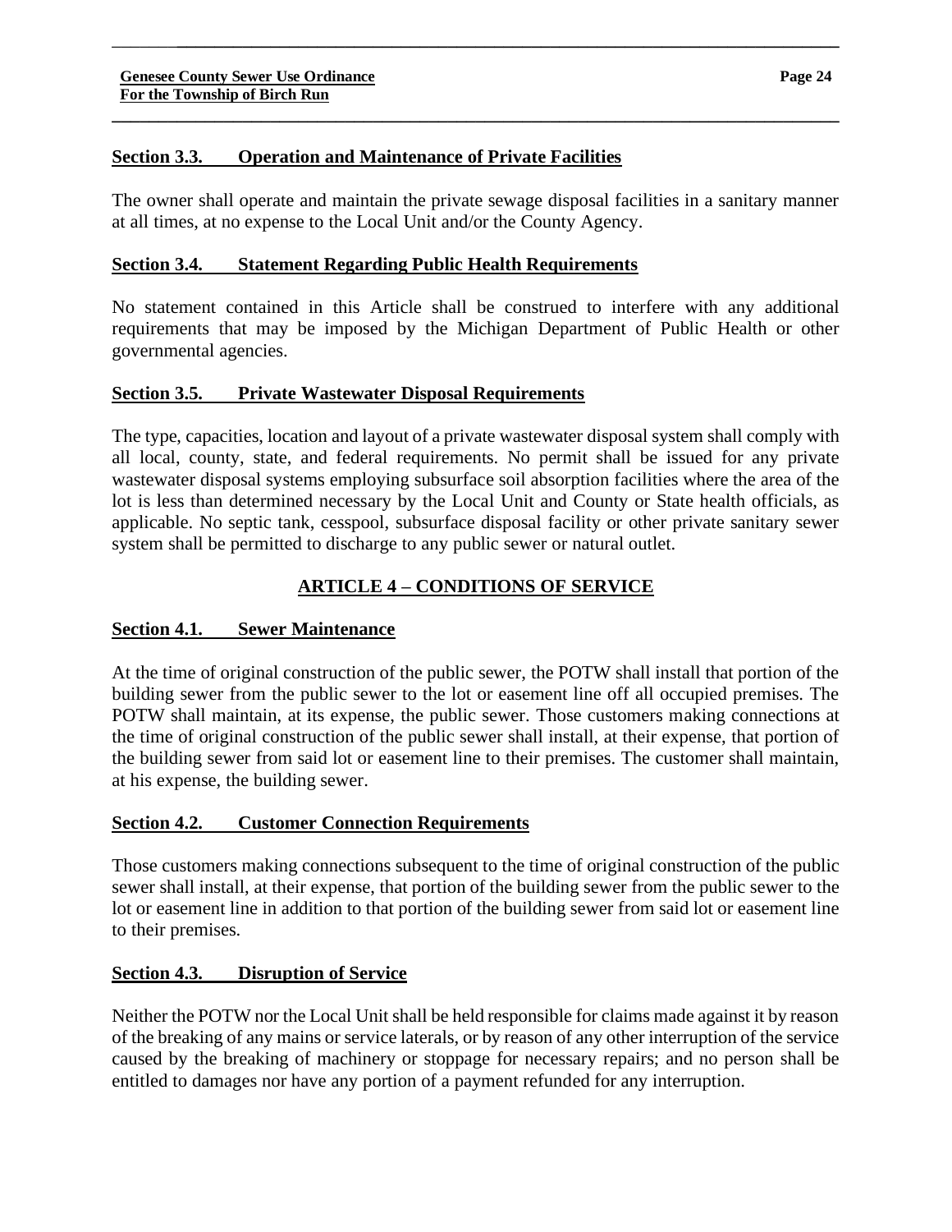### Section 3.3. Operation and Maintenance of Private Facilities

The owner shall operate and maintain the private sewage disposal facilities in a sanitary manner at all times, at no expense to the Local Unit and/or the County Agency.

### Section 3.4. Statement Regarding Public Health Requirements

No statement contained in this Article shall be construed to interfere with any additional requirements that may be imposed by the Michigan Department of Public Health or other governmental agencies.

### Section 3.5. Private Wastewater Disposal Requirements

The type, capacities, location and layout of a private wastewater disposal system shall comply with all local, county, state, and federal requirements. No permit shall be issued for any private wastewater disposal systems employing subsurface soil absorption facilities where the area of the lot is less than determined necessary by the Local Unit and County or State health officials, as applicable. No septic tank, cesspool, subsurface disposal facility or other private sanitary sewer system shall be permitted to discharge to any public sewer or natural outlet.

## ARTICLE 4 – CONDITIONS OF SERVICE

### Section 4.1. Sewer Maintenance

At the time of original construction of the public sewer, the POTW shall install that portion of the building sewer from the public sewer to the lot or easement line off all occupied premises. The POTW shall maintain, at its expense, the public sewer. Those customers making connections at the time of original construction of the public sewer shall install, at their expense, that portion of the building sewer from said lot or easement line to their premises. The customer shall maintain, at his expense, the building sewer.

### Section 4.2. Customer Connection Requirements

Those customers making connections subsequent to the time of original construction of the public sewer shall install, at their expense, that portion of the building sewer from the public sewer to the lot or easement line in addition to that portion of the building sewer from said lot or easement line to their premises.

### Section 4.3. Disruption of Service

Neither the POTW nor the Local Unit shall be held responsible for claims made against it by reason of the breaking of any mains or service laterals, or by reason of any other interruption of the service caused by the breaking of machinery or stoppage for necessary repairs; and no person shall be entitled to damages nor have any portion of a payment refunded for any interruption.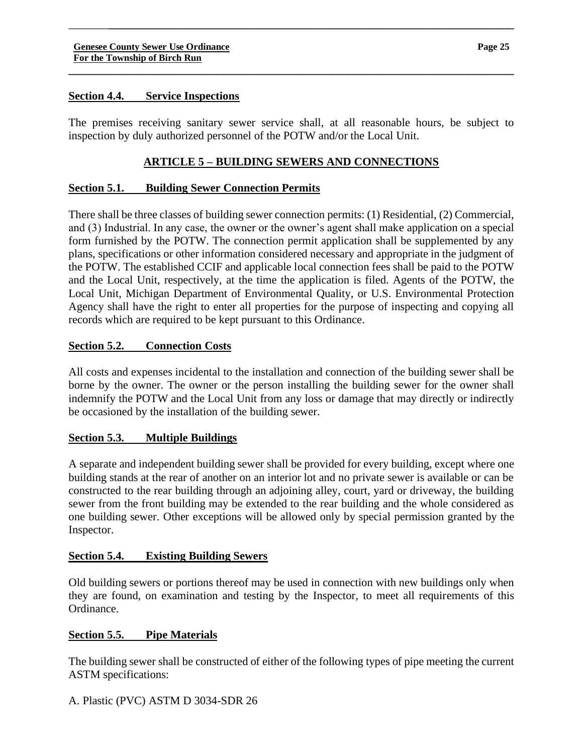### Section 4.4. Service Inspections

The premises receiving sanitary sewer service shall, at all reasonable hours, be subject to inspection by duly authorized personnel of the POTW and/or the Local Unit.

## ARTICLE 5 – BUILDING SEWERS AND CONNECTIONS

### Section 5.1. Building Sewer Connection Permits

There shall be three classes of building sewer connection permits: (1) Residential, (2) Commercial, and (3) Industrial. In any case, the owner or the owner's agent shall make application on a special form furnished by the POTW. The connection permit application shall be supplemented by any plans, specifications or other information considered necessary and appropriate in the judgment of the POTW. The established CCIF and applicable local connection fees shall be paid to the POTW and the Local Unit, respectively, at the time the application is filed. Agents of the POTW, the Local Unit, Michigan Department of Environmental Quality, or U.S. Environmental Protection Agency shall have the right to enter all properties for the purpose of inspecting and copying all records which are required to be kept pursuant to this Ordinance.

### Section 5.2. Connection Costs

All costs and expenses incidental to the installation and connection of the building sewer shall be borne by the owner. The owner or the person installing the building sewer for the owner shall indemnify the POTW and the Local Unit from any loss or damage that may directly or indirectly be occasioned by the installation of the building sewer.

### Section 5.3. Multiple Buildings

A separate and independent building sewer shall be provided for every building, except where one building stands at the rear of another on an interior lot and no private sewer is available or can be constructed to the rear building through an adjoining alley, court, yard or driveway, the building sewer from the front building may be extended to the rear building and the whole considered as one building sewer. Other exceptions will be allowed only by special permission granted by the Inspector.

### Section 5.4. Existing Building Sewers

Old building sewers or portions thereof may be used in connection with new buildings only when they are found, on examination and testing by the Inspector, to meet all requirements of this Ordinance.

### Section 5.5. Pipe Materials

The building sewer shall be constructed of either of the following types of pipe meeting the current ASTM specifications:

A. Plastic (PVC) ASTM D 3034-SDR 26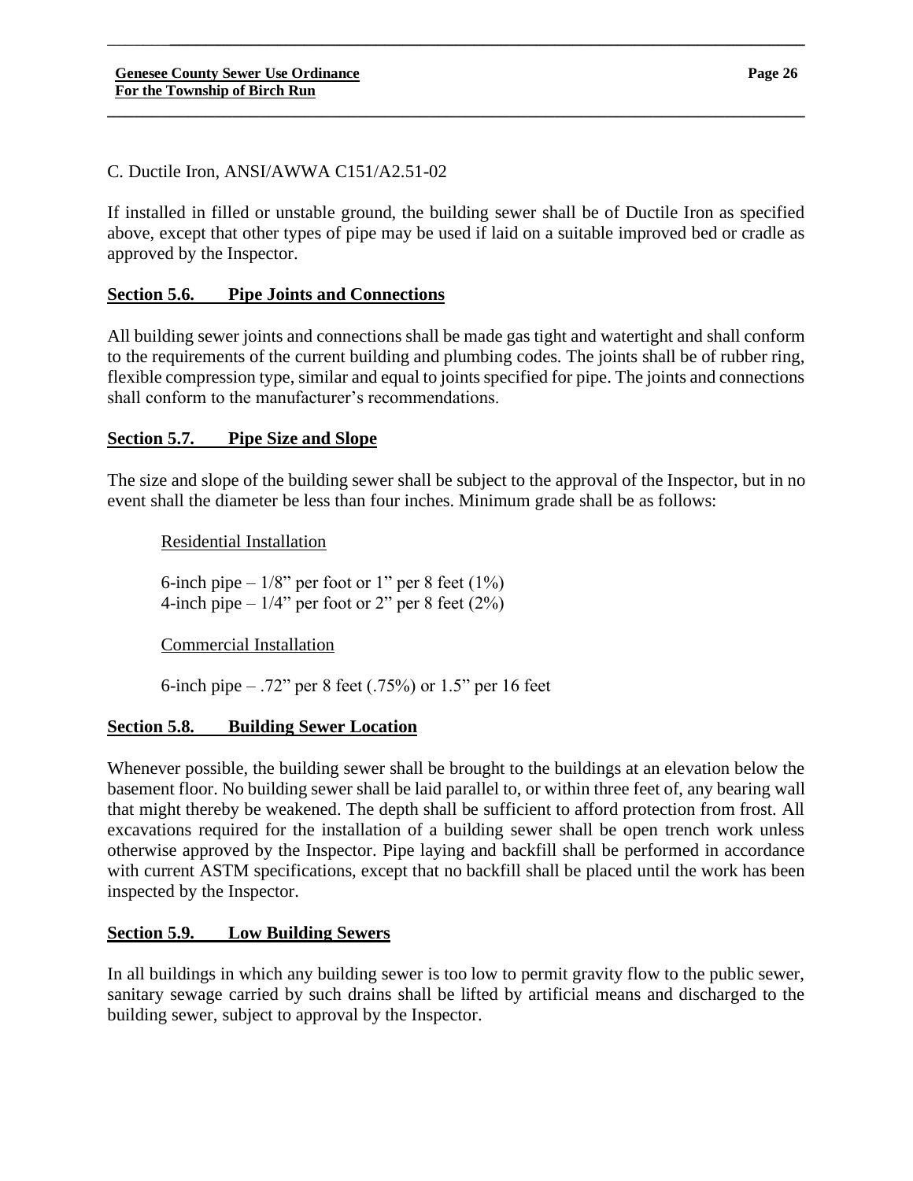C. Ductile Iron, ANSI/AWWA C151/A2.51-02

If installed in filled or unstable ground, the building sewer shall be of Ductile Iron as specified above, except that other types of pipe may be used if laid on a suitable improved bed or cradle as approved by the Inspector.

## Section 5.6. Pipe Joints and Connections

All building sewer joints and connections shall be made gas tight and watertight and shall conform to the requirements of the current building and plumbing codes. The joints shall be of rubber ring, flexible compression type, similar and equal to joints specified for pipe. The joints and connections shall conform to the manufacturer's recommendations.

## Section 5.7. Pipe Size and Slope

The size and slope of the building sewer shall be subject to the approval of the Inspector, but in no event shall the diameter be less than four inches. Minimum grade shall be as follows:

Residential Installation

6-inch pipe – 1/8" per foot or 1" per 8 feet (1%)
4-inch pipe – 1/4" per foot or 2" per 8 feet (2%)

Commercial Installation

6-inch pipe – .72" per 8 feet (.75%) or 1.5" per 16 feet

## Section 5.8. Building Sewer Location

Whenever possible, the building sewer shall be brought to the buildings at an elevation below the basement floor. No building sewer shall be laid parallel to, or within three feet of, any bearing wall that might thereby be weakened. The depth shall be sufficient to afford protection from frost. All excavations required for the installation of a building sewer shall be open trench work unless otherwise approved by the Inspector. Pipe laying and backfill shall be performed in accordance with current ASTM specifications, except that no backfill shall be placed until the work has been inspected by the Inspector.

## Section 5.9. Low Building Sewers

In all buildings in which any building sewer is too low to permit gravity flow to the public sewer, sanitary sewage carried by such drains shall be lifted by artificial means and discharged to the building sewer, subject to approval by the Inspector.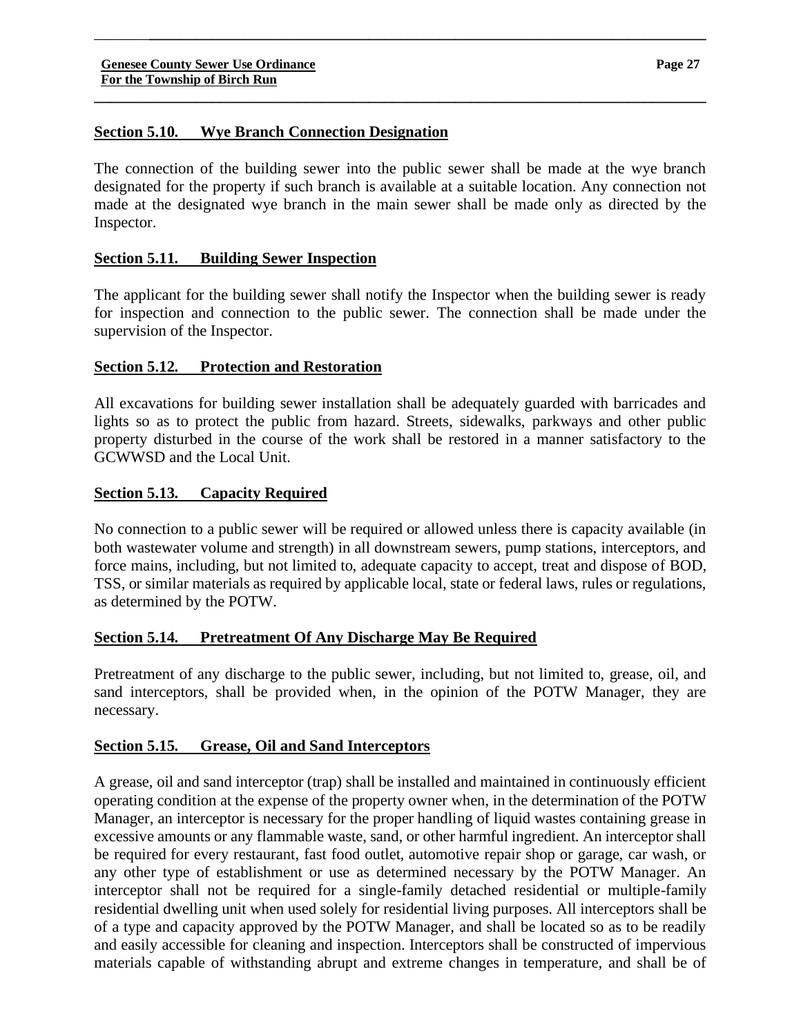## Section 5.10. Wye Branch Connection Designation

The connection of the building sewer into the public sewer shall be made at the wye branch designated for the property if such branch is available at a suitable location. Any connection not made at the designated wye branch in the main sewer shall be made only as directed by the Inspector.

## Section 5.11. Building Sewer Inspection

The applicant for the building sewer shall notify the Inspector when the building sewer is ready for inspection and connection to the public sewer. The connection shall be made under the supervision of the Inspector.

## Section 5.12. Protection and Restoration

All excavations for building sewer installation shall be adequately guarded with barricades and lights so as to protect the public from hazard. Streets, sidewalks, parkways and other public property disturbed in the course of the work shall be restored in a manner satisfactory to the GCWWSD and the Local Unit.

## Section 5.13. Capacity Required

No connection to a public sewer will be required or allowed unless there is capacity available (in both wastewater volume and strength) in all downstream sewers, pump stations, interceptors, and force mains, including, but not limited to, adequate capacity to accept, treat and dispose of BOD, TSS, or similar materials as required by applicable local, state or federal laws, rules or regulations, as determined by the POTW.

## Section 5.14. Pretreatment Of Any Discharge May Be Required

Pretreatment of any discharge to the public sewer, including, but not limited to, grease, oil, and sand interceptors, shall be provided when, in the opinion of the POTW Manager, they are necessary.

## Section 5.15. Grease, Oil and Sand Interceptors

A grease, oil and sand interceptor (trap) shall be installed and maintained in continuously efficient operating condition at the expense of the property owner when, in the determination of the POTW Manager, an interceptor is necessary for the proper handling of liquid wastes containing grease in excessive amounts or any flammable waste, sand, or other harmful ingredient. An interceptor shall be required for every restaurant, fast food outlet, automotive repair shop or garage, car wash, or any other type of establishment or use as determined necessary by the POTW Manager. An interceptor shall not be required for a single-family detached residential or multiple-family residential dwelling unit when used solely for residential living purposes. All interceptors shall be of a type and capacity approved by the POTW Manager, and shall be located so as to be readily and easily accessible for cleaning and inspection. Interceptors shall be constructed of impervious materials capable of withstanding abrupt and extreme changes in temperature, and shall be of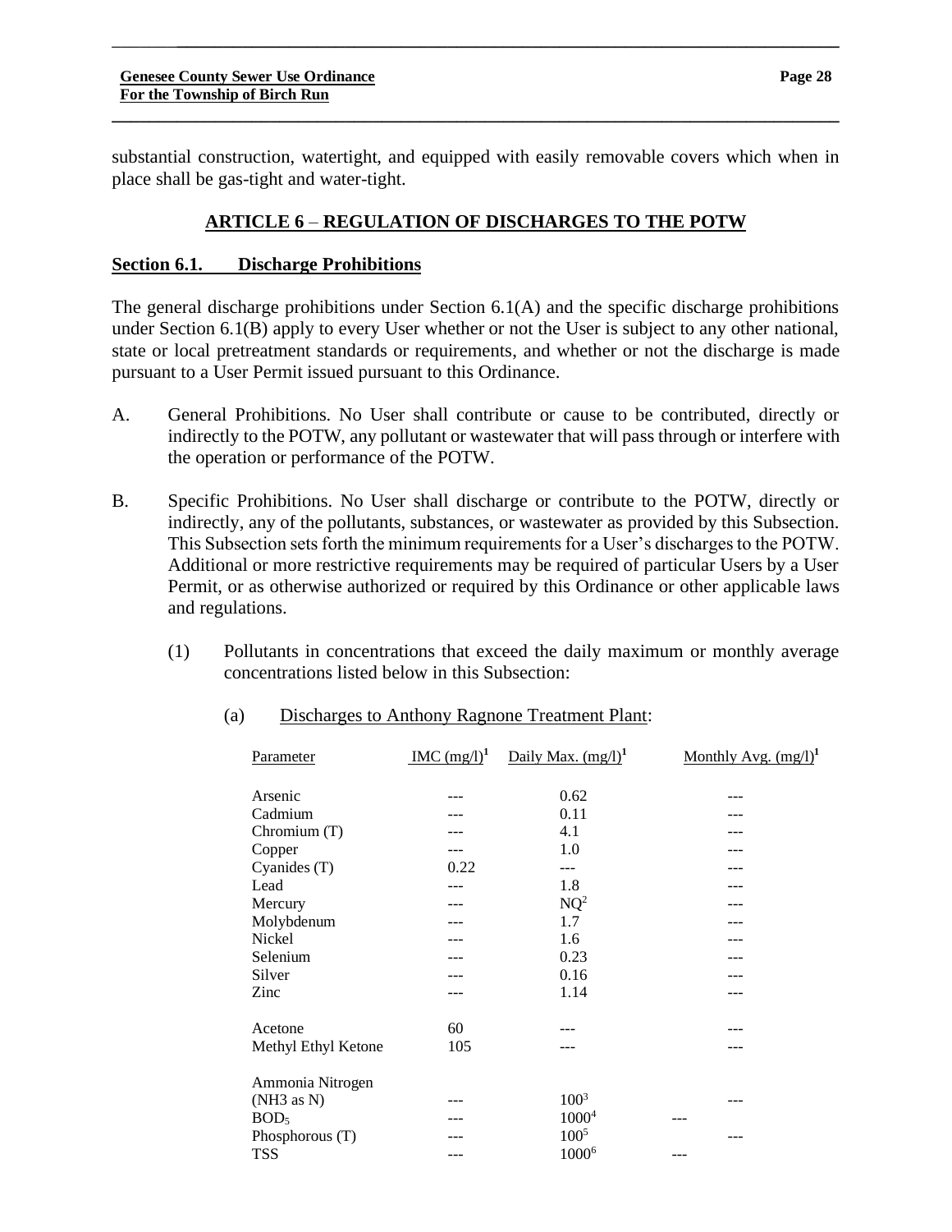substantial construction, watertight, and equipped with easily removable covers which when in place shall be gas-tight and water-tight.

## ARTICLE 6 – REGULATION OF DISCHARGES TO THE POTW

### Section 6.1. Discharge Prohibitions

The general discharge prohibitions under Section 6.1(A) and the specific discharge prohibitions under Section 6.1(B) apply to every User whether or not the User is subject to any other national, state or local pretreatment standards or requirements, and whether or not the discharge is made pursuant to a User Permit issued pursuant to this Ordinance.

A. General Prohibitions. No User shall contribute or cause to be contributed, directly or indirectly to the POTW, any pollutant or wastewater that will pass through or interfere with the operation or performance of the POTW.

B. Specific Prohibitions. No User shall discharge or contribute to the POTW, directly or indirectly, any of the pollutants, substances, or wastewater as provided by this Subsection. This Subsection sets forth the minimum requirements for a User's discharges to the POTW. Additional or more restrictive requirements may be required of particular Users by a User Permit, or as otherwise authorized or required by this Ordinance or other applicable laws and regulations.

(1) Pollutants in concentrations that exceed the daily maximum or monthly average concentrations listed below in this Subsection:

(a) Discharges to Anthony Ragnone Treatment Plant:

| Parameter | IMC (mg/l)[1] | Daily Max. (mg/l)[1] | Monthly Avg. (mg/l)[1] |
|---|---|---|---|
| Arsenic | --- | 0.62 | --- |
| Cadmium | --- | 0.11 | --- |
| Chromium (T) | --- | 4.1 | --- |
| Copper | --- | 1.0 | --- |
| Cyanides (T) | 0.22 | --- | --- |
| Lead | --- | 1.8 | --- |
| Mercury | --- | NQ[2] | --- |
| Molybdenum | --- | 1.7 | --- |
| Nickel | --- | 1.6 | --- |
| Selenium | --- | 0.23 | --- |
| Silver | --- | 0.16 | --- |
| Zinc | --- | 1.14 | --- |
| Acetone | 60 | --- | --- |
| Methyl Ethyl Ketone | 105 | --- | --- |
| Ammonia Nitrogen (NH3 as N) | --- | 100[3] | --- |
| $BOD_5$ | --- | 1000[4] | --- |
| Phosphorous (T) | --- | 100[5] | --- |
| TSS | --- | 1000[6] | --- |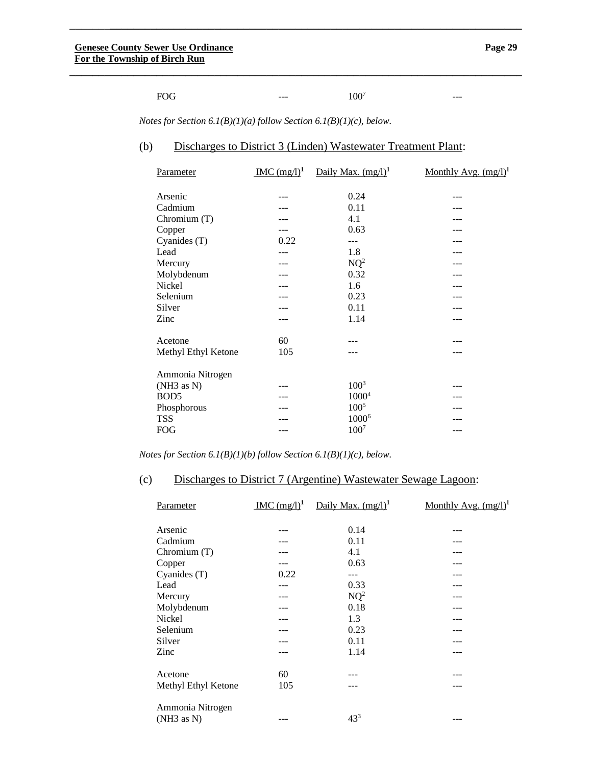| FOG | --- | 100[7] | --- |
|---|---|---|---|

*Notes for Section 6.1(B)(1)(a) follow Section 6.1(B)(1)(c), below.*

(b) Discharges to District 3 (Linden) Wastewater Treatment Plant:

| Parameter | IMC (mg/l)[1] | Daily Max. (mg/l)[1] | Monthly Avg. (mg/l)[1] |
|---|---|---|---|
| Arsenic | --- | 0.24 | --- |
| Cadmium | --- | 0.11 | --- |
| Chromium (T) | --- | 4.1 | --- |
| Copper | --- | 0.63 | --- |
| Cyanides (T) | 0.22 | --- | --- |
| Lead | --- | 1.8 | --- |
| Mercury | --- | NQ[2] | --- |
| Molybdenum | --- | 0.32 | --- |
| Nickel | --- | 1.6 | --- |
| Selenium | --- | 0.23 | --- |
| Silver | --- | 0.11 | --- |
| Zinc | --- | 1.14 | --- |
| Acetone | 60 | --- | --- |
| Methyl Ethyl Ketone | 105 | --- | --- |
| Ammonia Nitrogen ($NH_3$ as N) | --- | 100[3] | --- |
| BOD5 | --- | 1000[4] | --- |
| Phosphorous | --- | 100[5] | --- |
| TSS | --- | 1000[6] | --- |
| FOG | --- | 100[7] | --- |

*Notes for Section 6.1(B)(1)(b) follow Section 6.1(B)(1)(c), below.*

(c) Discharges to District 7 (Argentine) Wastewater Sewage Lagoon:

| Parameter | IMC (mg/l)[1] | Daily Max. (mg/l)[1] | Monthly Avg. (mg/l)[1] |
|---|---|---|---|
| Arsenic | --- | 0.14 | --- |
| Cadmium | --- | 0.11 | --- |
| Chromium (T) | --- | 4.1 | --- |
| Copper | --- | 0.63 | --- |
| Cyanides (T) | 0.22 | --- | --- |
| Lead | --- | 0.33 | --- |
| Mercury | --- | NQ[2] | --- |
| Molybdenum | --- | 0.18 | --- |
| Nickel | --- | 1.3 | --- |
| Selenium | --- | 0.23 | --- |
| Silver | --- | 0.11 | --- |
| Zinc | --- | 1.14 | --- |
| Acetone | 60 | --- | --- |
| Methyl Ethyl Ketone | 105 | --- | --- |
| Ammonia Nitrogen ($NH_3$ as N) | --- | 43[3] | --- |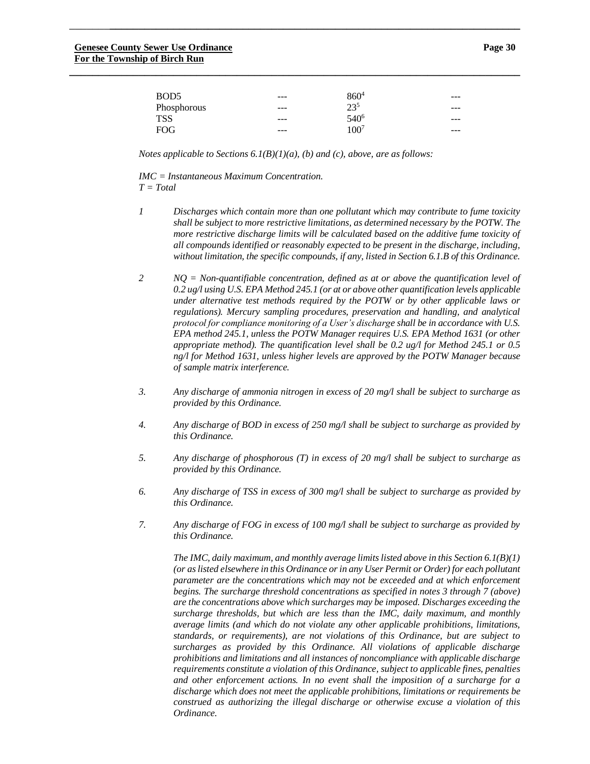| | | | |
|---|---|---|---|
| BOD5 | --- | 860[4] | --- |
| Phosphorous | --- | 23[5] | --- |
| TSS | --- | 540[6] | --- |
| FOG | --- | 100[7] | --- |

*Notes applicable to Sections 6.1(B)(1)(a), (b) and (c), above, are as follows:*

*IMC = Instantaneous Maximum Concentration.*
*T = Total*

*1* *Discharges which contain more than one pollutant which may contribute to fume toxicity shall be subject to more restrictive limitations, as determined necessary by the POTW. The more restrictive discharge limits will be calculated based on the additive fume toxicity of all compounds identified or reasonably expected to be present in the discharge, including, without limitation, the specific compounds, if any, listed in Section 6.1.B of this Ordinance.*

*2* *NQ = Non-quantifiable concentration, defined as at or above the quantification level of 0.2 ug/l using U.S. EPA Method 245.1 (or at or above other quantification levels applicable under alternative test methods required by the POTW or by other applicable laws or regulations). Mercury sampling procedures, preservation and handling, and analytical protocol for compliance monitoring of a User's discharge shall be in accordance with U.S. EPA method 245.1, unless the POTW Manager requires U.S. EPA Method 1631 (or other appropriate method). The quantification level shall be 0.2 ug/l for Method 245.1 or 0.5 ng/l for Method 1631, unless higher levels are approved by the POTW Manager because of sample matrix interference.*

*3.* *Any discharge of ammonia nitrogen in excess of 20 mg/l shall be subject to surcharge as provided by this Ordinance.*

*4.* *Any discharge of BOD in excess of 250 mg/l shall be subject to surcharge as provided by this Ordinance.*

*5.* *Any discharge of phosphorous (T) in excess of 20 mg/l shall be subject to surcharge as provided by this Ordinance.*

*6.* *Any discharge of TSS in excess of 300 mg/l shall be subject to surcharge as provided by this Ordinance.*

*7.* *Any discharge of FOG in excess of 100 mg/l shall be subject to surcharge as provided by this Ordinance.*

*The IMC, daily maximum, and monthly average limits listed above in this Section 6.1(B)(1) (or as listed elsewhere in this Ordinance or in any User Permit or Order) for each pollutant parameter are the concentrations which may not be exceeded and at which enforcement begins. The surcharge threshold concentrations as specified in notes 3 through 7 (above) are the concentrations above which surcharges may be imposed. Discharges exceeding the surcharge thresholds, but which are less than the IMC, daily maximum, and monthly average limits (and which do not violate any other applicable prohibitions, limitations, standards, or requirements), are not violations of this Ordinance, but are subject to surcharges as provided by this Ordinance. All violations of applicable discharge prohibitions and limitations and all instances of noncompliance with applicable discharge requirements constitute a violation of this Ordinance, subject to applicable fines, penalties and other enforcement actions. In no event shall the imposition of a surcharge for a discharge which does not meet the applicable prohibitions, limitations or requirements be construed as authorizing the illegal discharge or otherwise excuse a violation of this Ordinance.*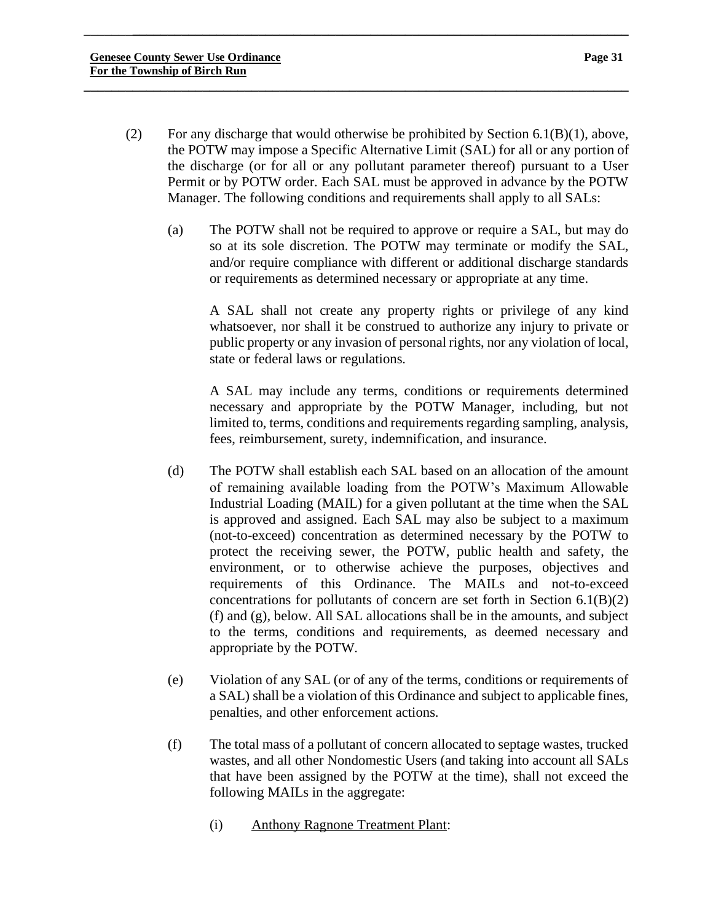(2) For any discharge that would otherwise be prohibited by Section 6.1(B)(1), above, the POTW may impose a Specific Alternative Limit (SAL) for all or any portion of the discharge (or for all or any pollutant parameter thereof) pursuant to a User Permit or by POTW order. Each SAL must be approved in advance by the POTW Manager. The following conditions and requirements shall apply to all SALs:

(a) The POTW shall not be required to approve or require a SAL, but may do so at its sole discretion. The POTW may terminate or modify the SAL, and/or require compliance with different or additional discharge standards or requirements as determined necessary or appropriate at any time.

A SAL shall not create any property rights or privilege of any kind whatsoever, nor shall it be construed to authorize any injury to private or public property or any invasion of personal rights, nor any violation of local, state or federal laws or regulations.

A SAL may include any terms, conditions or requirements determined necessary and appropriate by the POTW Manager, including, but not limited to, terms, conditions and requirements regarding sampling, analysis, fees, reimbursement, surety, indemnification, and insurance.

(d) The POTW shall establish each SAL based on an allocation of the amount of remaining available loading from the POTW's Maximum Allowable Industrial Loading (MAIL) for a given pollutant at the time when the SAL is approved and assigned. Each SAL may also be subject to a maximum (not-to-exceed) concentration as determined necessary by the POTW to protect the receiving sewer, the POTW, public health and safety, the environment, or to otherwise achieve the purposes, objectives and requirements of this Ordinance. The MAILs and not-to-exceed concentrations for pollutants of concern are set forth in Section 6.1(B)(2) (f) and (g), below. All SAL allocations shall be in the amounts, and subject to the terms, conditions and requirements, as deemed necessary and appropriate by the POTW.

(e) Violation of any SAL (or of any of the terms, conditions or requirements of a SAL) shall be a violation of this Ordinance and subject to applicable fines, penalties, and other enforcement actions.

(f) The total mass of a pollutant of concern allocated to septage wastes, trucked wastes, and all other Nondomestic Users (and taking into account all SALs that have been assigned by the POTW at the time), shall not exceed the following MAILs in the aggregate:

(i) Anthony Ragnone Treatment Plant: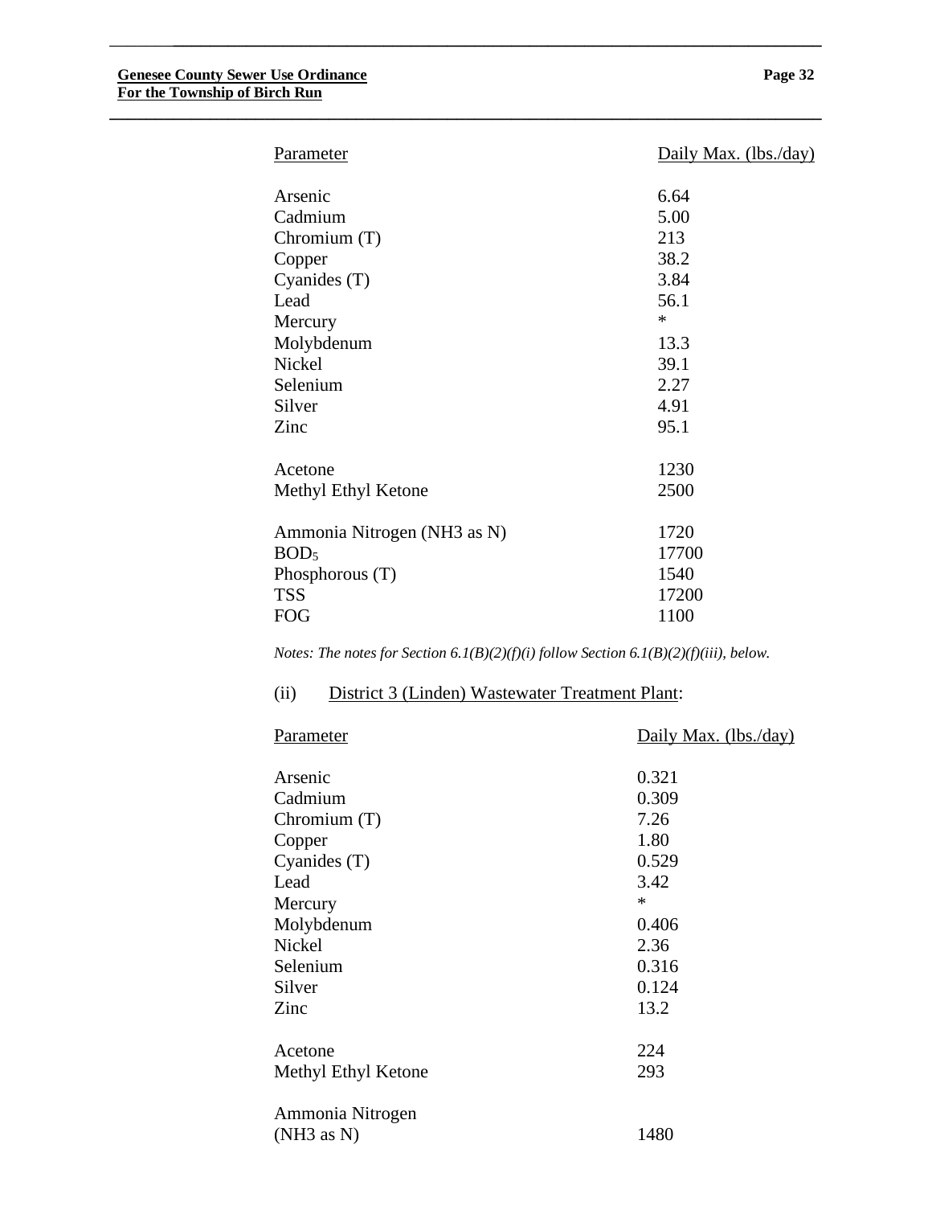| Parameter | Daily Max. (lbs./day) |
|---|---|
| Arsenic | 6.64 |
| Cadmium | 5.00 |
| Chromium (T) | 213 |
| Copper | 38.2 |
| Cyanides (T) | 3.84 |
| Lead | 56.1 |
| Mercury | * |
| Molybdenum | 13.3 |
| Nickel | 39.1 |
| Selenium | 2.27 |
| Silver | 4.91 |
| Zinc | 95.1 |
| Acetone | 1230 |
| Methyl Ethyl Ketone | 2500 |
| Ammonia Nitrogen (NH3 as N) | 1720 |
| $BOD_5$ | 17700 |
| Phosphorous (T) | 1540 |
| TSS | 17200 |
| FOG | 1100 |

*Notes: The notes for Section 6.1(B)(2)(f)(i) follow Section 6.1(B)(2)(f)(iii), below.*

(ii) District 3 (Linden) Wastewater Treatment Plant:

| Parameter | Daily Max. (lbs./day) |
|---|---|
| Arsenic | 0.321 |
| Cadmium | 0.309 |
| Chromium (T) | 7.26 |
| Copper | 1.80 |
| Cyanides (T) | 0.529 |
| Lead | 3.42 |
| Mercury | * |
| Molybdenum | 0.406 |
| Nickel | 2.36 |
| Selenium | 0.316 |
| Silver | 0.124 |
| Zinc | 13.2 |
| Acetone | 224 |
| Methyl Ethyl Ketone | 293 |
| Ammonia Nitrogen (NH3 as N) | 1480 |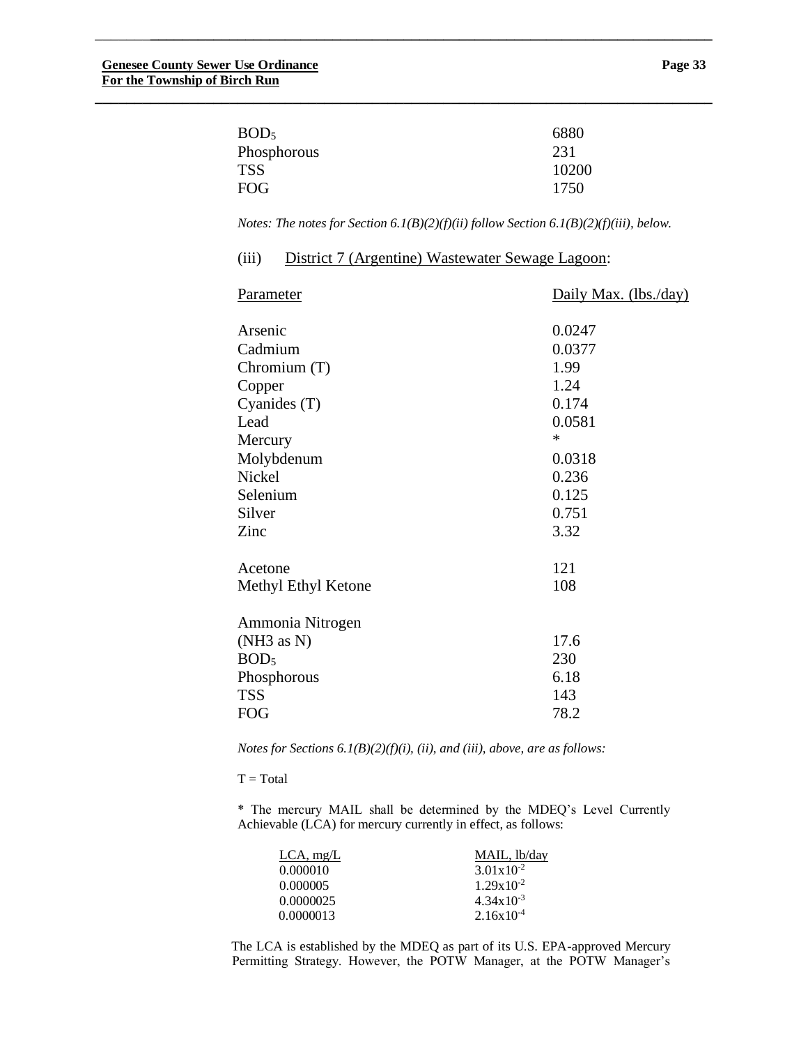| | |
|---|---|
| $BOD_5$ | 6880 |
| Phosphorous | 231 |
| TSS | 10200 |
| FOG | 1750 |

*Notes: The notes for Section 6.1(B)(2)(f)(ii) follow Section 6.1(B)(2)(f)(iii), below.*

(iii) District 7 (Argentine) Wastewater Sewage Lagoon:

| Parameter | Daily Max. (lbs./day) |
|---|---|
| Arsenic | 0.0247 |
| Cadmium | 0.0377 |
| Chromium (T) | 1.99 |
| Copper | 1.24 |
| Cyanides (T) | 0.174 |
| Lead | 0.0581 |
| Mercury | * |
| Molybdenum | 0.0318 |
| Nickel | 0.236 |
| Selenium | 0.125 |
| Silver | 0.751 |
| Zinc | 3.32 |
| Acetone | 121 |
| Methyl Ethyl Ketone | 108 |
| Ammonia Nitrogen ($NH_3$ as N) | 17.6 |
| $BOD_5$ | 230 |
| Phosphorous | 6.18 |
| TSS | 143 |
| FOG | 78.2 |

*Notes for Sections 6.1(B)(2)(f)(i), (ii), and (iii), above, are as follows:*

T = Total

* The mercury MAIL shall be determined by the MDEQ's Level Currently Achievable (LCA) for mercury currently in effect, as follows:

| LCA, mg/L | MAIL, lb/day |
|---|---|
| 0.000010 | $3.01\text{x}10^{-2}$ |
| 0.000005 | $1.29\text{x}10^{-2}$ |
| 0.0000025 | $4.34\text{x}10^{-3}$ |
| 0.0000013 | $2.16\text{x}10^{-4}$ |

The LCA is established by the MDEQ as part of its U.S. EPA-approved Mercury Permitting Strategy. However, the POTW Manager, at the POTW Manager's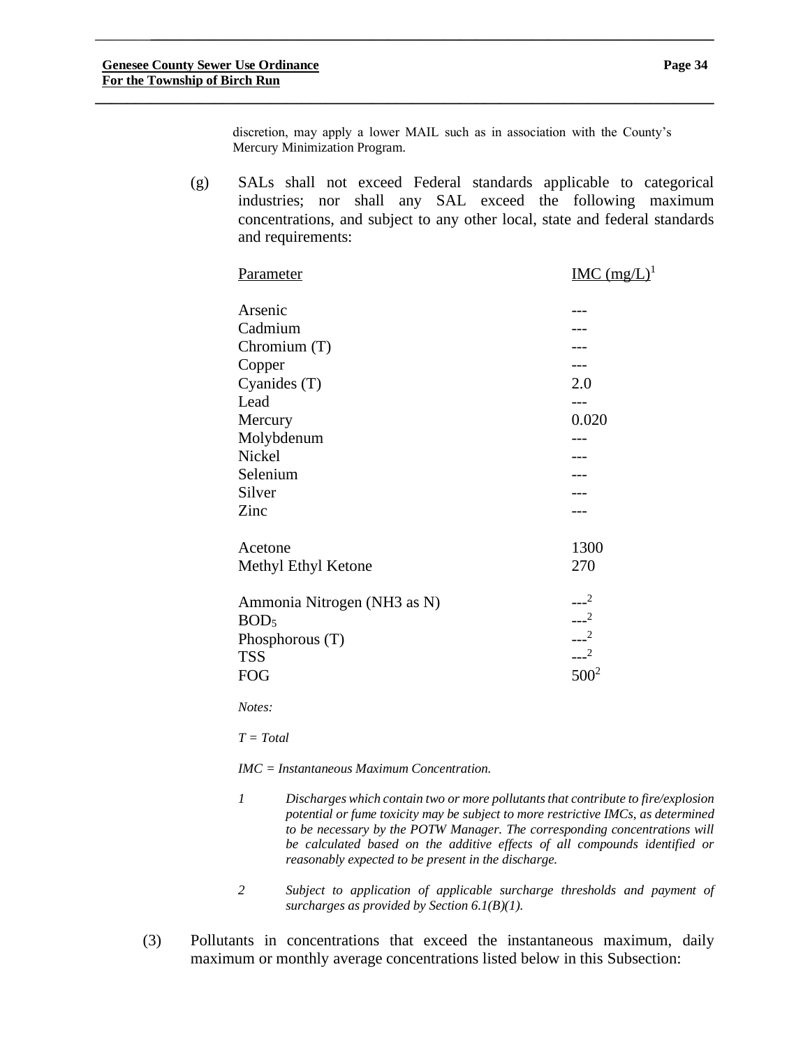discretion, may apply a lower MAIL such as in association with the County's Mercury Minimization Program.

(g) SALs shall not exceed Federal standards applicable to categorical industries; nor shall any SAL exceed the following maximum concentrations, and subject to any other local, state and federal standards and requirements:

| Parameter | IMC (mg/L)[1] |
|---|---|
| Arsenic | --- |
| Cadmium | --- |
| Chromium (T) | --- |
| Copper | --- |
| Cyanides (T) | 2.0 |
| Lead | --- |
| Mercury | 0.020 |
| Molybdenum | --- |
| Nickel | --- |
| Selenium | --- |
| Silver | --- |
| Zinc | --- |
| Acetone | 1300 |
| Methyl Ethyl Ketone | 270 |
| Ammonia Nitrogen ($NH_3$ as N) | ---[2] |
| $BOD_5$ | ---[2] |
| Phosphorous (T) | ---[2] |
| TSS | ---[2] |
| FOG | 500[2] |

*Notes:*

*T = Total*

*IMC = Instantaneous Maximum Concentration.*

*1 Discharges which contain two or more pollutants that contribute to fire/explosion potential or fume toxicity may be subject to more restrictive IMCs, as determined to be necessary by the POTW Manager. The corresponding concentrations will be calculated based on the additive effects of all compounds identified or reasonably expected to be present in the discharge.*

*2 Subject to application of applicable surcharge thresholds and payment of surcharges as provided by Section 6.1(B)(1).*

(3) Pollutants in concentrations that exceed the instantaneous maximum, daily maximum or monthly average concentrations listed below in this Subsection: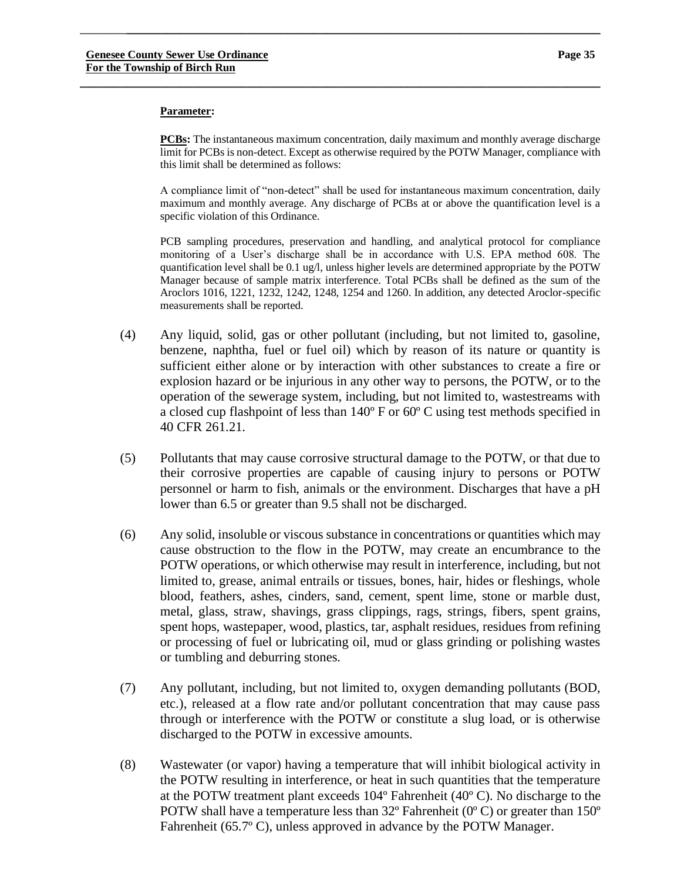**Parameter:**

**PCBs:** The instantaneous maximum concentration, daily maximum and monthly average discharge limit for PCBs is non-detect. Except as otherwise required by the POTW Manager, compliance with this limit shall be determined as follows:

A compliance limit of "non-detect" shall be used for instantaneous maximum concentration, daily maximum and monthly average. Any discharge of PCBs at or above the quantification level is a specific violation of this Ordinance.

PCB sampling procedures, preservation and handling, and analytical protocol for compliance monitoring of a User's discharge shall be in accordance with U.S. EPA method 608. The quantification level shall be 0.1 ug/l, unless higher levels are determined appropriate by the POTW Manager because of sample matrix interference. Total PCBs shall be defined as the sum of the Aroclors 1016, 1221, 1232, 1242, 1248, 1254 and 1260. In addition, any detected Aroclor-specific measurements shall be reported.

(4) Any liquid, solid, gas or other pollutant (including, but not limited to, gasoline, benzene, naphtha, fuel or fuel oil) which by reason of its nature or quantity is sufficient either alone or by interaction with other substances to create a fire or explosion hazard or be injurious in any other way to persons, the POTW, or to the operation of the sewerage system, including, but not limited to, wastestreams with a closed cup flashpoint of less than 140º F or 60º C using test methods specified in 40 CFR 261.21.

(5) Pollutants that may cause corrosive structural damage to the POTW, or that due to their corrosive properties are capable of causing injury to persons or POTW personnel or harm to fish, animals or the environment. Discharges that have a pH lower than 6.5 or greater than 9.5 shall not be discharged.

(6) Any solid, insoluble or viscous substance in concentrations or quantities which may cause obstruction to the flow in the POTW, may create an encumbrance to the POTW operations, or which otherwise may result in interference, including, but not limited to, grease, animal entrails or tissues, bones, hair, hides or fleshings, whole blood, feathers, ashes, cinders, sand, cement, spent lime, stone or marble dust, metal, glass, straw, shavings, grass clippings, rags, strings, fibers, spent grains, spent hops, wastepaper, wood, plastics, tar, asphalt residues, residues from refining or processing of fuel or lubricating oil, mud or glass grinding or polishing wastes or tumbling and deburring stones.

(7) Any pollutant, including, but not limited to, oxygen demanding pollutants (BOD, etc.), released at a flow rate and/or pollutant concentration that may cause pass through or interference with the POTW or constitute a slug load, or is otherwise discharged to the POTW in excessive amounts.

(8) Wastewater (or vapor) having a temperature that will inhibit biological activity in the POTW resulting in interference, or heat in such quantities that the temperature at the POTW treatment plant exceeds 104º Fahrenheit (40º C). No discharge to the POTW shall have a temperature less than 32º Fahrenheit (0º C) or greater than 150º Fahrenheit (65.7º C), unless approved in advance by the POTW Manager.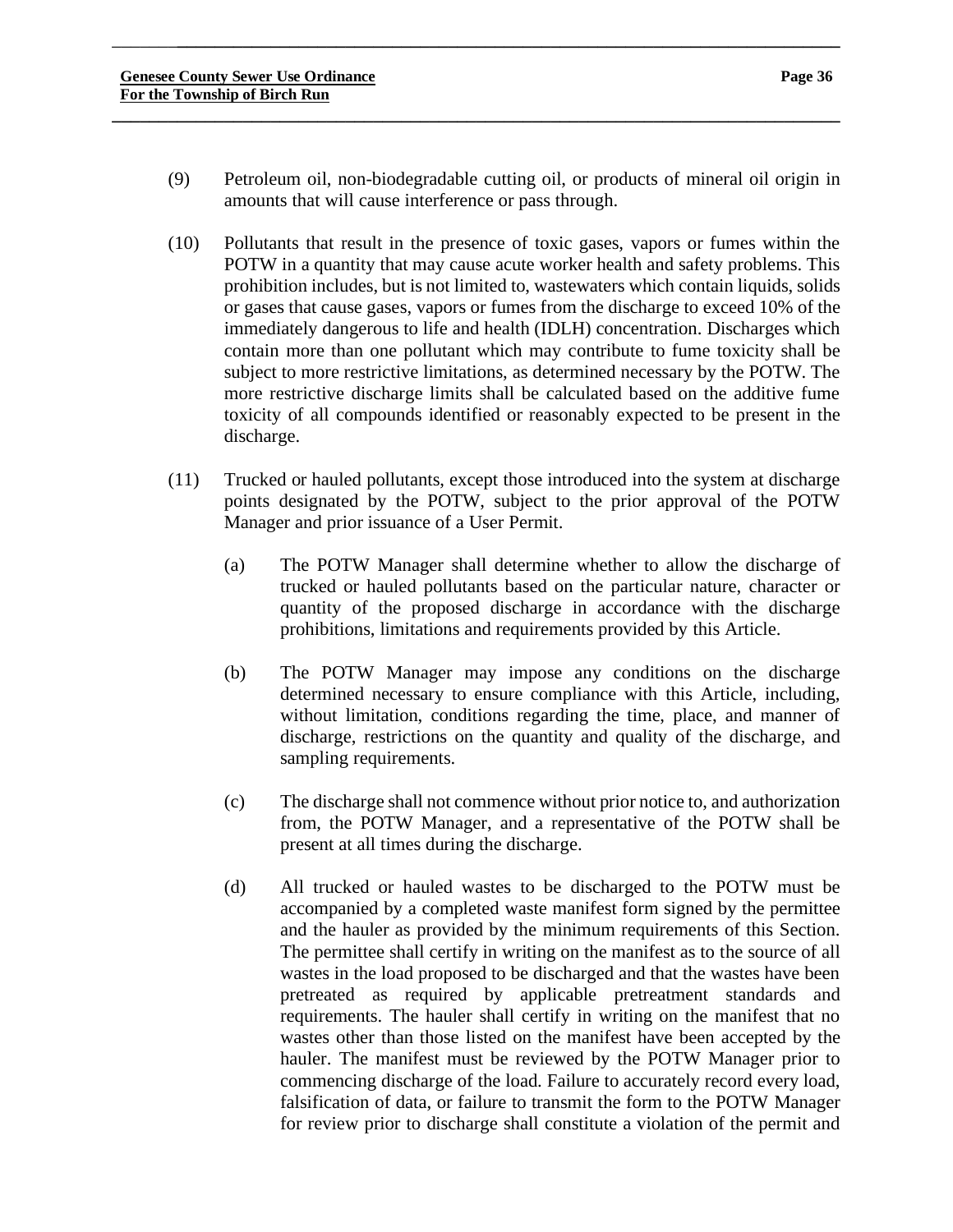(9) Petroleum oil, non-biodegradable cutting oil, or products of mineral oil origin in amounts that will cause interference or pass through.

(10) Pollutants that result in the presence of toxic gases, vapors or fumes within the POTW in a quantity that may cause acute worker health and safety problems. This prohibition includes, but is not limited to, wastewaters which contain liquids, solids or gases that cause gases, vapors or fumes from the discharge to exceed 10% of the immediately dangerous to life and health (IDLH) concentration. Discharges which contain more than one pollutant which may contribute to fume toxicity shall be subject to more restrictive limitations, as determined necessary by the POTW. The more restrictive discharge limits shall be calculated based on the additive fume toxicity of all compounds identified or reasonably expected to be present in the discharge.

(11) Trucked or hauled pollutants, except those introduced into the system at discharge points designated by the POTW, subject to the prior approval of the POTW Manager and prior issuance of a User Permit.

(a) The POTW Manager shall determine whether to allow the discharge of trucked or hauled pollutants based on the particular nature, character or quantity of the proposed discharge in accordance with the discharge prohibitions, limitations and requirements provided by this Article.

(b) The POTW Manager may impose any conditions on the discharge determined necessary to ensure compliance with this Article, including, without limitation, conditions regarding the time, place, and manner of discharge, restrictions on the quantity and quality of the discharge, and sampling requirements.

(c) The discharge shall not commence without prior notice to, and authorization from, the POTW Manager, and a representative of the POTW shall be present at all times during the discharge.

(d) All trucked or hauled wastes to be discharged to the POTW must be accompanied by a completed waste manifest form signed by the permittee and the hauler as provided by the minimum requirements of this Section. The permittee shall certify in writing on the manifest as to the source of all wastes in the load proposed to be discharged and that the wastes have been pretreated as required by applicable pretreatment standards and requirements. The hauler shall certify in writing on the manifest that no wastes other than those listed on the manifest have been accepted by the hauler. The manifest must be reviewed by the POTW Manager prior to commencing discharge of the load. Failure to accurately record every load, falsification of data, or failure to transmit the form to the POTW Manager for review prior to discharge shall constitute a violation of the permit and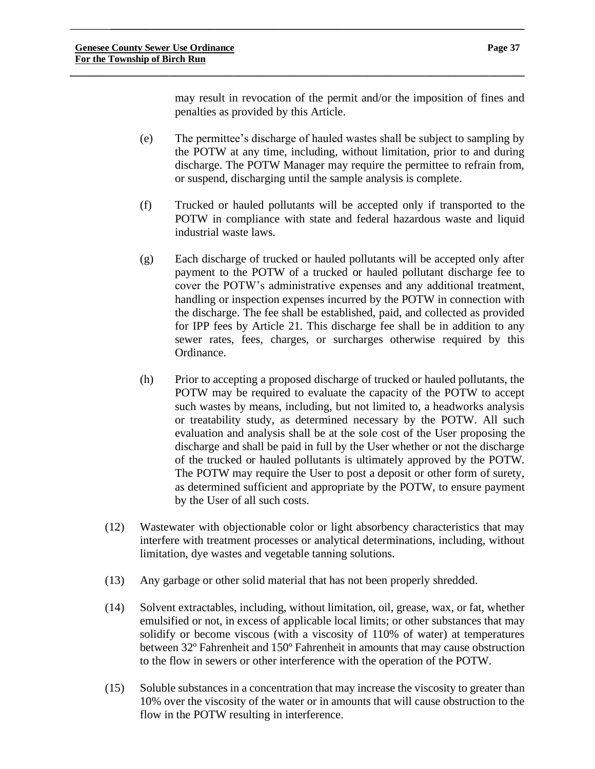may result in revocation of the permit and/or the imposition of fines and penalties as provided by this Article.

(e) The permittee's discharge of hauled wastes shall be subject to sampling by the POTW at any time, including, without limitation, prior to and during discharge. The POTW Manager may require the permittee to refrain from, or suspend, discharging until the sample analysis is complete.

(f) Trucked or hauled pollutants will be accepted only if transported to the POTW in compliance with state and federal hazardous waste and liquid industrial waste laws.

(g) Each discharge of trucked or hauled pollutants will be accepted only after payment to the POTW of a trucked or hauled pollutant discharge fee to cover the POTW's administrative expenses and any additional treatment, handling or inspection expenses incurred by the POTW in connection with the discharge. The fee shall be established, paid, and collected as provided for IPP fees by Article 21. This discharge fee shall be in addition to any sewer rates, fees, charges, or surcharges otherwise required by this Ordinance.

(h) Prior to accepting a proposed discharge of trucked or hauled pollutants, the POTW may be required to evaluate the capacity of the POTW to accept such wastes by means, including, but not limited to, a headworks analysis or treatability study, as determined necessary by the POTW. All such evaluation and analysis shall be at the sole cost of the User proposing the discharge and shall be paid in full by the User whether or not the discharge of the trucked or hauled pollutants is ultimately approved by the POTW. The POTW may require the User to post a deposit or other form of surety, as determined sufficient and appropriate by the POTW, to ensure payment by the User of all such costs.

(12) Wastewater with objectionable color or light absorbency characteristics that may interfere with treatment processes or analytical determinations, including, without limitation, dye wastes and vegetable tanning solutions.

(13) Any garbage or other solid material that has not been properly shredded.

(14) Solvent extractables, including, without limitation, oil, grease, wax, or fat, whether emulsified or not, in excess of applicable local limits; or other substances that may solidify or become viscous (with a viscosity of 110% of water) at temperatures between 32º Fahrenheit and 150º Fahrenheit in amounts that may cause obstruction to the flow in sewers or other interference with the operation of the POTW.

(15) Soluble substances in a concentration that may increase the viscosity to greater than 10% over the viscosity of the water or in amounts that will cause obstruction to the flow in the POTW resulting in interference.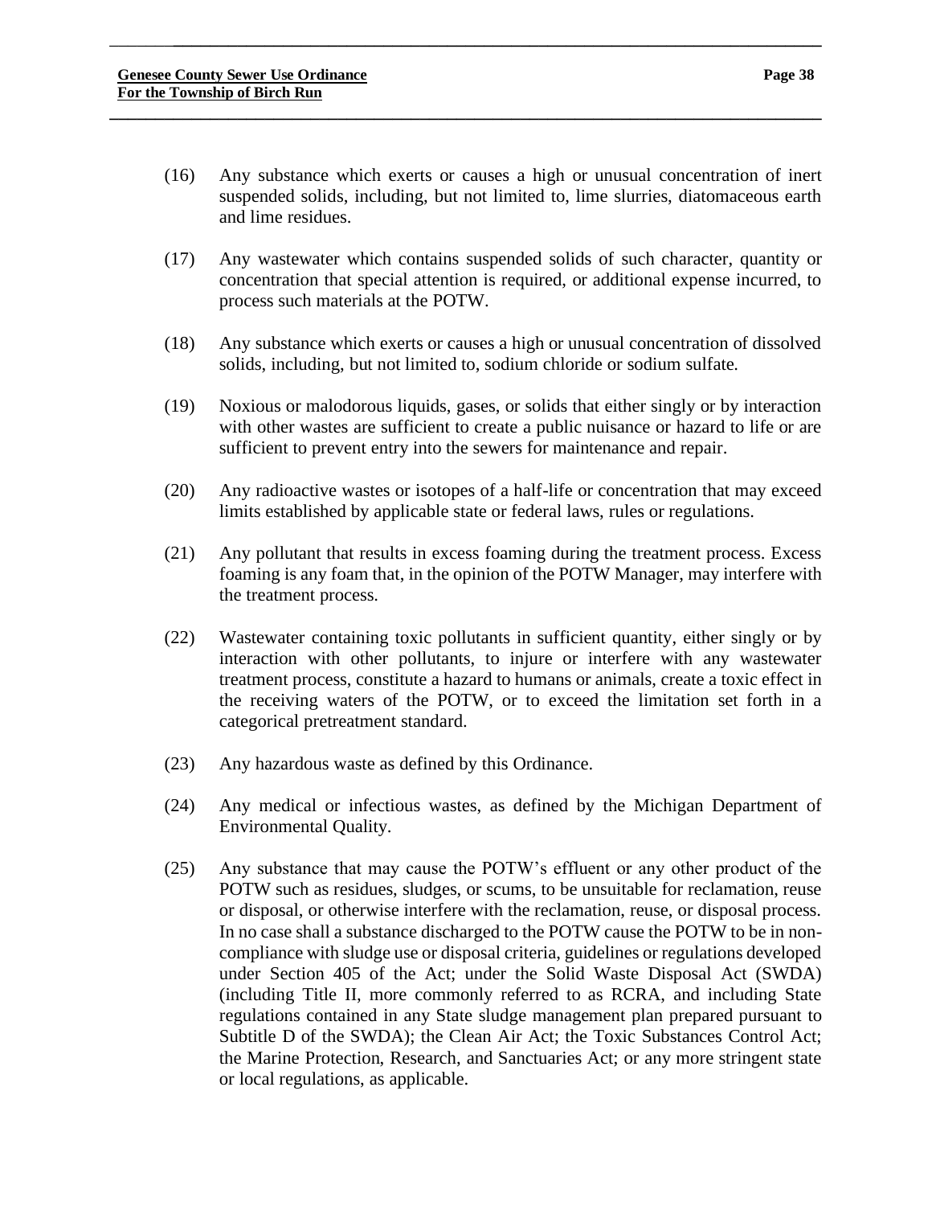(16) Any substance which exerts or causes a high or unusual concentration of inert suspended solids, including, but not limited to, lime slurries, diatomaceous earth and lime residues.

(17) Any wastewater which contains suspended solids of such character, quantity or concentration that special attention is required, or additional expense incurred, to process such materials at the POTW.

(18) Any substance which exerts or causes a high or unusual concentration of dissolved solids, including, but not limited to, sodium chloride or sodium sulfate.

(19) Noxious or malodorous liquids, gases, or solids that either singly or by interaction with other wastes are sufficient to create a public nuisance or hazard to life or are sufficient to prevent entry into the sewers for maintenance and repair.

(20) Any radioactive wastes or isotopes of a half-life or concentration that may exceed limits established by applicable state or federal laws, rules or regulations.

(21) Any pollutant that results in excess foaming during the treatment process. Excess foaming is any foam that, in the opinion of the POTW Manager, may interfere with the treatment process.

(22) Wastewater containing toxic pollutants in sufficient quantity, either singly or by interaction with other pollutants, to injure or interfere with any wastewater treatment process, constitute a hazard to humans or animals, create a toxic effect in the receiving waters of the POTW, or to exceed the limitation set forth in a categorical pretreatment standard.

(23) Any hazardous waste as defined by this Ordinance.

(24) Any medical or infectious wastes, as defined by the Michigan Department of Environmental Quality.

(25) Any substance that may cause the POTW's effluent or any other product of the POTW such as residues, sludges, or scums, to be unsuitable for reclamation, reuse or disposal, or otherwise interfere with the reclamation, reuse, or disposal process. In no case shall a substance discharged to the POTW cause the POTW to be in non-compliance with sludge use or disposal criteria, guidelines or regulations developed under Section 405 of the Act; under the Solid Waste Disposal Act (SWDA) (including Title II, more commonly referred to as RCRA, and including State regulations contained in any State sludge management plan prepared pursuant to Subtitle D of the SWDA); the Clean Air Act; the Toxic Substances Control Act; the Marine Protection, Research, and Sanctuaries Act; or any more stringent state or local regulations, as applicable.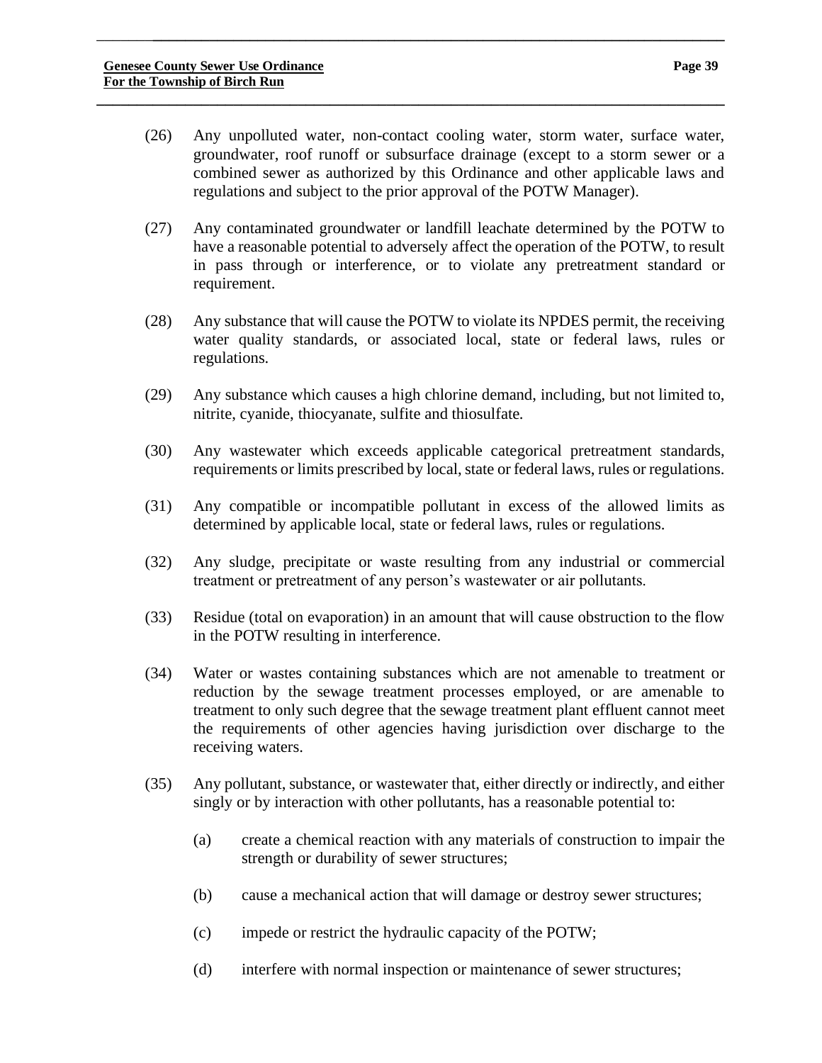(26) Any unpolluted water, non-contact cooling water, storm water, surface water, groundwater, roof runoff or subsurface drainage (except to a storm sewer or a combined sewer as authorized by this Ordinance and other applicable laws and regulations and subject to the prior approval of the POTW Manager).

(27) Any contaminated groundwater or landfill leachate determined by the POTW to have a reasonable potential to adversely affect the operation of the POTW, to result in pass through or interference, or to violate any pretreatment standard or requirement.

(28) Any substance that will cause the POTW to violate its NPDES permit, the receiving water quality standards, or associated local, state or federal laws, rules or regulations.

(29) Any substance which causes a high chlorine demand, including, but not limited to, nitrite, cyanide, thiocyanate, sulfite and thiosulfate.

(30) Any wastewater which exceeds applicable categorical pretreatment standards, requirements or limits prescribed by local, state or federal laws, rules or regulations.

(31) Any compatible or incompatible pollutant in excess of the allowed limits as determined by applicable local, state or federal laws, rules or regulations.

(32) Any sludge, precipitate or waste resulting from any industrial or commercial treatment or pretreatment of any person's wastewater or air pollutants.

(33) Residue (total on evaporation) in an amount that will cause obstruction to the flow in the POTW resulting in interference.

(34) Water or wastes containing substances which are not amenable to treatment or reduction by the sewage treatment processes employed, or are amenable to treatment to only such degree that the sewage treatment plant effluent cannot meet the requirements of other agencies having jurisdiction over discharge to the receiving waters.

(35) Any pollutant, substance, or wastewater that, either directly or indirectly, and either singly or by interaction with other pollutants, has a reasonable potential to:

(a) create a chemical reaction with any materials of construction to impair the strength or durability of sewer structures;

(b) cause a mechanical action that will damage or destroy sewer structures;

(c) impede or restrict the hydraulic capacity of the POTW;

(d) interfere with normal inspection or maintenance of sewer structures;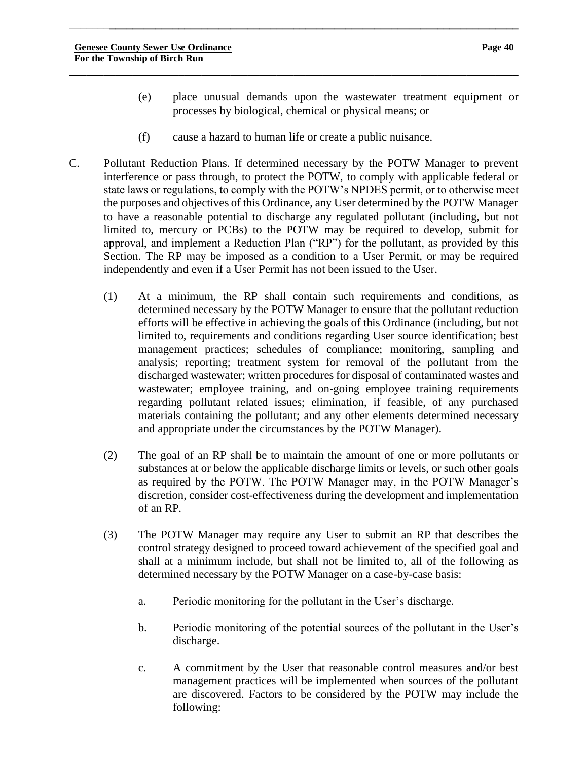(e) place unusual demands upon the wastewater treatment equipment or processes by biological, chemical or physical means; or

(f) cause a hazard to human life or create a public nuisance.

C. Pollutant Reduction Plans. If determined necessary by the POTW Manager to prevent interference or pass through, to protect the POTW, to comply with applicable federal or state laws or regulations, to comply with the POTW's NPDES permit, or to otherwise meet the purposes and objectives of this Ordinance, any User determined by the POTW Manager to have a reasonable potential to discharge any regulated pollutant (including, but not limited to, mercury or PCBs) to the POTW may be required to develop, submit for approval, and implement a Reduction Plan ("RP") for the pollutant, as provided by this Section. The RP may be imposed as a condition to a User Permit, or may be required independently and even if a User Permit has not been issued to the User.

(1) At a minimum, the RP shall contain such requirements and conditions, as determined necessary by the POTW Manager to ensure that the pollutant reduction efforts will be effective in achieving the goals of this Ordinance (including, but not limited to, requirements and conditions regarding User source identification; best management practices; schedules of compliance; monitoring, sampling and analysis; reporting; treatment system for removal of the pollutant from the discharged wastewater; written procedures for disposal of contaminated wastes and wastewater; employee training, and on-going employee training requirements regarding pollutant related issues; elimination, if feasible, of any purchased materials containing the pollutant; and any other elements determined necessary and appropriate under the circumstances by the POTW Manager).

(2) The goal of an RP shall be to maintain the amount of one or more pollutants or substances at or below the applicable discharge limits or levels, or such other goals as required by the POTW. The POTW Manager may, in the POTW Manager's discretion, consider cost-effectiveness during the development and implementation of an RP.

(3) The POTW Manager may require any User to submit an RP that describes the control strategy designed to proceed toward achievement of the specified goal and shall at a minimum include, but shall not be limited to, all of the following as determined necessary by the POTW Manager on a case-by-case basis:

a. Periodic monitoring for the pollutant in the User's discharge.

b. Periodic monitoring of the potential sources of the pollutant in the User's discharge.

c. A commitment by the User that reasonable control measures and/or best management practices will be implemented when sources of the pollutant are discovered. Factors to be considered by the POTW may include the following: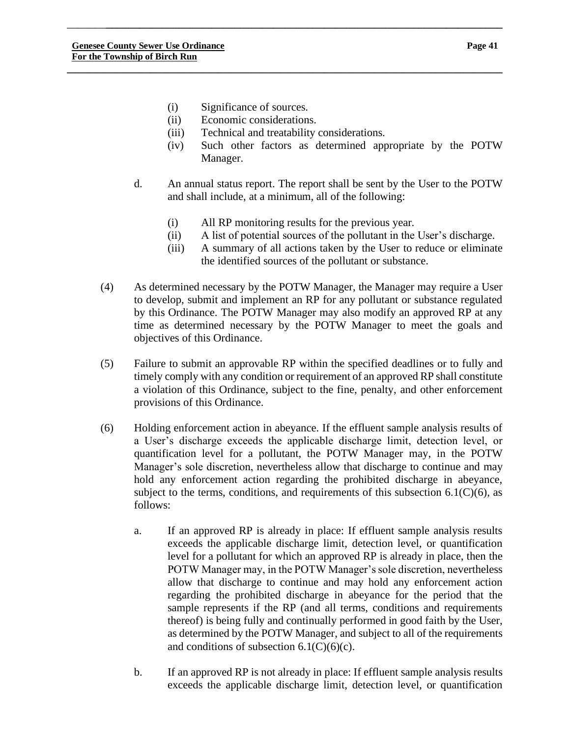(i) Significance of sources.
(ii) Economic considerations.
(iii) Technical and treatability considerations.
(iv) Such other factors as determined appropriate by the POTW Manager.

d. An annual status report. The report shall be sent by the User to the POTW and shall include, at a minimum, all of the following:

(i) All RP monitoring results for the previous year.
(ii) A list of potential sources of the pollutant in the User's discharge.
(iii) A summary of all actions taken by the User to reduce or eliminate the identified sources of the pollutant or substance.

(4) As determined necessary by the POTW Manager, the Manager may require a User to develop, submit and implement an RP for any pollutant or substance regulated by this Ordinance. The POTW Manager may also modify an approved RP at any time as determined necessary by the POTW Manager to meet the goals and objectives of this Ordinance.

(5) Failure to submit an approvable RP within the specified deadlines or to fully and timely comply with any condition or requirement of an approved RP shall constitute a violation of this Ordinance, subject to the fine, penalty, and other enforcement provisions of this Ordinance.

(6) Holding enforcement action in abeyance. If the effluent sample analysis results of a User's discharge exceeds the applicable discharge limit, detection level, or quantification level for a pollutant, the POTW Manager may, in the POTW Manager's sole discretion, nevertheless allow that discharge to continue and may hold any enforcement action regarding the prohibited discharge in abeyance, subject to the terms, conditions, and requirements of this subsection 6.1(C)(6), as follows:

a. If an approved RP is already in place: If effluent sample analysis results exceeds the applicable discharge limit, detection level, or quantification level for a pollutant for which an approved RP is already in place, then the POTW Manager may, in the POTW Manager's sole discretion, nevertheless allow that discharge to continue and may hold any enforcement action regarding the prohibited discharge in abeyance for the period that the sample represents if the RP (and all terms, conditions and requirements thereof) is being fully and continually performed in good faith by the User, as determined by the POTW Manager, and subject to all of the requirements and conditions of subsection 6.1(C)(6)(c).

b. If an approved RP is not already in place: If effluent sample analysis results exceeds the applicable discharge limit, detection level, or quantification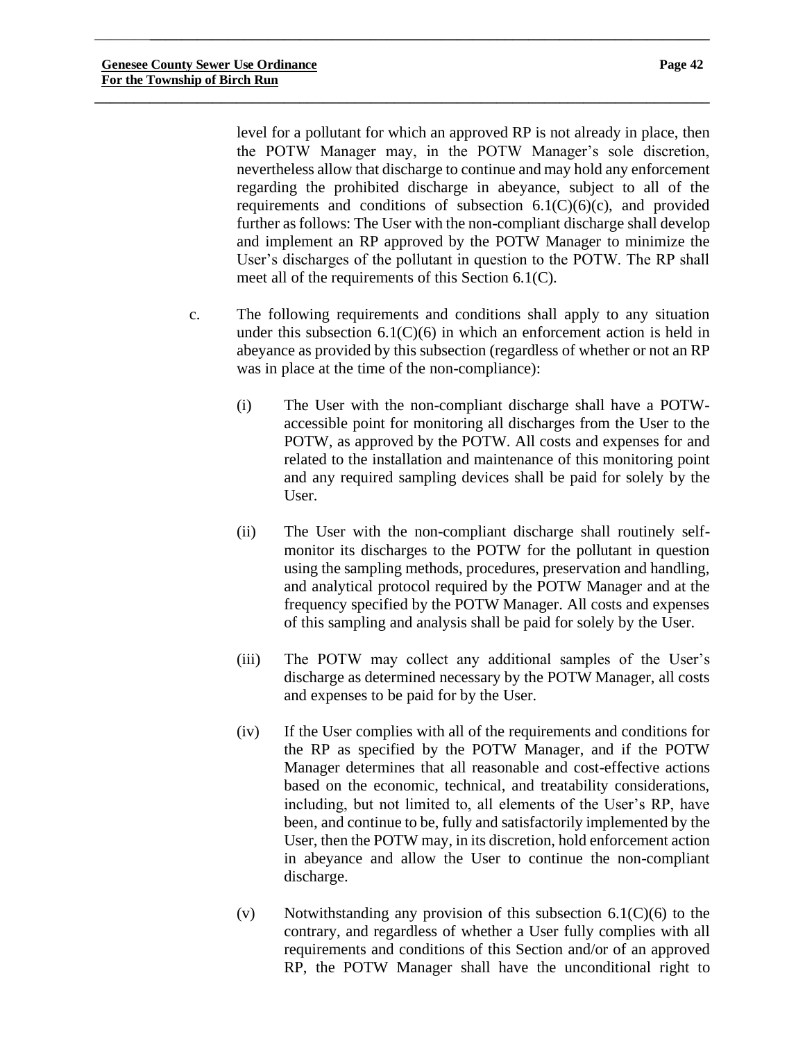level for a pollutant for which an approved RP is not already in place, then the POTW Manager may, in the POTW Manager's sole discretion, nevertheless allow that discharge to continue and may hold any enforcement regarding the prohibited discharge in abeyance, subject to all of the requirements and conditions of subsection 6.1(C)(6)(c), and provided further as follows: The User with the non-compliant discharge shall develop and implement an RP approved by the POTW Manager to minimize the User's discharges of the pollutant in question to the POTW. The RP shall meet all of the requirements of this Section 6.1(C).

c. The following requirements and conditions shall apply to any situation under this subsection 6.1(C)(6) in which an enforcement action is held in abeyance as provided by this subsection (regardless of whether or not an RP was in place at the time of the non-compliance):

   (i) The User with the non-compliant discharge shall have a POTW-accessible point for monitoring all discharges from the User to the POTW, as approved by the POTW. All costs and expenses for and related to the installation and maintenance of this monitoring point and any required sampling devices shall be paid for solely by the User.

   (ii) The User with the non-compliant discharge shall routinely self-monitor its discharges to the POTW for the pollutant in question using the sampling methods, procedures, preservation and handling, and analytical protocol required by the POTW Manager and at the frequency specified by the POTW Manager. All costs and expenses of this sampling and analysis shall be paid for solely by the User.

   (iii) The POTW may collect any additional samples of the User's discharge as determined necessary by the POTW Manager, all costs and expenses to be paid for by the User.

   (iv) If the User complies with all of the requirements and conditions for the RP as specified by the POTW Manager, and if the POTW Manager determines that all reasonable and cost-effective actions based on the economic, technical, and treatability considerations, including, but not limited to, all elements of the User's RP, have been, and continue to be, fully and satisfactorily implemented by the User, then the POTW may, in its discretion, hold enforcement action in abeyance and allow the User to continue the non-compliant discharge.

   (v) Notwithstanding any provision of this subsection 6.1(C)(6) to the contrary, and regardless of whether a User fully complies with all requirements and conditions of this Section and/or of an approved RP, the POTW Manager shall have the unconditional right to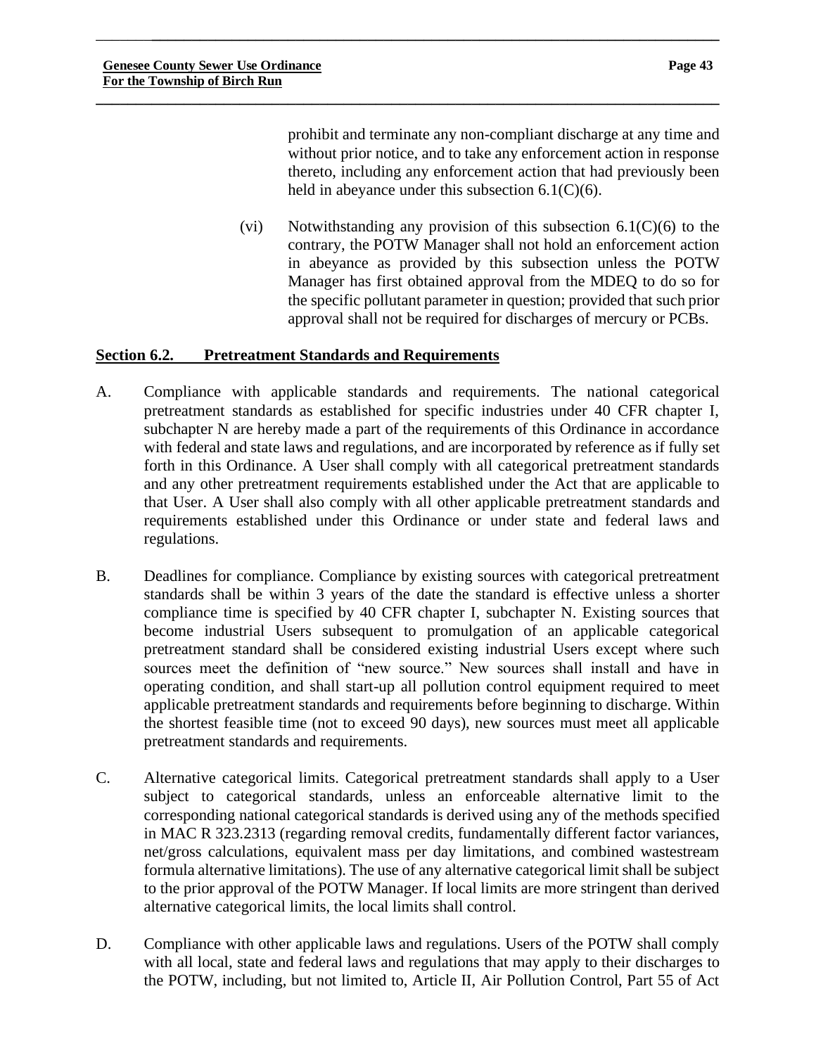prohibit and terminate any non-compliant discharge at any time and without prior notice, and to take any enforcement action in response thereto, including any enforcement action that had previously been held in abeyance under this subsection 6.1(C)(6).

(vi) Notwithstanding any provision of this subsection 6.1(C)(6) to the contrary, the POTW Manager shall not hold an enforcement action in abeyance as provided by this subsection unless the POTW Manager has first obtained approval from the MDEQ to do so for the specific pollutant parameter in question; provided that such prior approval shall not be required for discharges of mercury or PCBs.

## Section 6.2. Pretreatment Standards and Requirements

A. Compliance with applicable standards and requirements. The national categorical pretreatment standards as established for specific industries under 40 CFR chapter I, subchapter N are hereby made a part of the requirements of this Ordinance in accordance with federal and state laws and regulations, and are incorporated by reference as if fully set forth in this Ordinance. A User shall comply with all categorical pretreatment standards and any other pretreatment requirements established under the Act that are applicable to that User. A User shall also comply with all other applicable pretreatment standards and requirements established under this Ordinance or under state and federal laws and regulations.

B. Deadlines for compliance. Compliance by existing sources with categorical pretreatment standards shall be within 3 years of the date the standard is effective unless a shorter compliance time is specified by 40 CFR chapter I, subchapter N. Existing sources that become industrial Users subsequent to promulgation of an applicable categorical pretreatment standard shall be considered existing industrial Users except where such sources meet the definition of "new source." New sources shall install and have in operating condition, and shall start-up all pollution control equipment required to meet applicable pretreatment standards and requirements before beginning to discharge. Within the shortest feasible time (not to exceed 90 days), new sources must meet all applicable pretreatment standards and requirements.

C. Alternative categorical limits. Categorical pretreatment standards shall apply to a User subject to categorical standards, unless an enforceable alternative limit to the corresponding national categorical standards is derived using any of the methods specified in MAC R 323.2313 (regarding removal credits, fundamentally different factor variances, net/gross calculations, equivalent mass per day limitations, and combined wastestream formula alternative limitations). The use of any alternative categorical limit shall be subject to the prior approval of the POTW Manager. If local limits are more stringent than derived alternative categorical limits, the local limits shall control.

D. Compliance with other applicable laws and regulations. Users of the POTW shall comply with all local, state and federal laws and regulations that may apply to their discharges to the POTW, including, but not limited to, Article II, Air Pollution Control, Part 55 of Act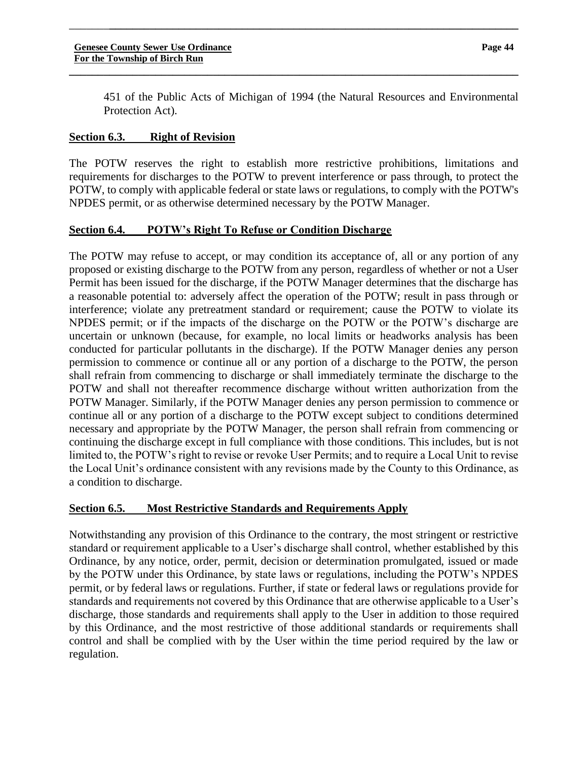451 of the Public Acts of Michigan of 1994 (the Natural Resources and Environmental Protection Act).

## Section 6.3. Right of Revision

The POTW reserves the right to establish more restrictive prohibitions, limitations and requirements for discharges to the POTW to prevent interference or pass through, to protect the POTW, to comply with applicable federal or state laws or regulations, to comply with the POTW's NPDES permit, or as otherwise determined necessary by the POTW Manager.

## Section 6.4. POTW's Right To Refuse or Condition Discharge

The POTW may refuse to accept, or may condition its acceptance of, all or any portion of any proposed or existing discharge to the POTW from any person, regardless of whether or not a User Permit has been issued for the discharge, if the POTW Manager determines that the discharge has a reasonable potential to: adversely affect the operation of the POTW; result in pass through or interference; violate any pretreatment standard or requirement; cause the POTW to violate its NPDES permit; or if the impacts of the discharge on the POTW or the POTW's discharge are uncertain or unknown (because, for example, no local limits or headworks analysis has been conducted for particular pollutants in the discharge). If the POTW Manager denies any person permission to commence or continue all or any portion of a discharge to the POTW, the person shall refrain from commencing to discharge or shall immediately terminate the discharge to the POTW and shall not thereafter recommence discharge without written authorization from the POTW Manager. Similarly, if the POTW Manager denies any person permission to commence or continue all or any portion of a discharge to the POTW except subject to conditions determined necessary and appropriate by the POTW Manager, the person shall refrain from commencing or continuing the discharge except in full compliance with those conditions. This includes, but is not limited to, the POTW's right to revise or revoke User Permits; and to require a Local Unit to revise the Local Unit's ordinance consistent with any revisions made by the County to this Ordinance, as a condition to discharge.

## Section 6.5. Most Restrictive Standards and Requirements Apply

Notwithstanding any provision of this Ordinance to the contrary, the most stringent or restrictive standard or requirement applicable to a User's discharge shall control, whether established by this Ordinance, by any notice, order, permit, decision or determination promulgated, issued or made by the POTW under this Ordinance, by state laws or regulations, including the POTW's NPDES permit, or by federal laws or regulations. Further, if state or federal laws or regulations provide for standards and requirements not covered by this Ordinance that are otherwise applicable to a User's discharge, those standards and requirements shall apply to the User in addition to those required by this Ordinance, and the most restrictive of those additional standards or requirements shall control and shall be complied with by the User within the time period required by the law or regulation.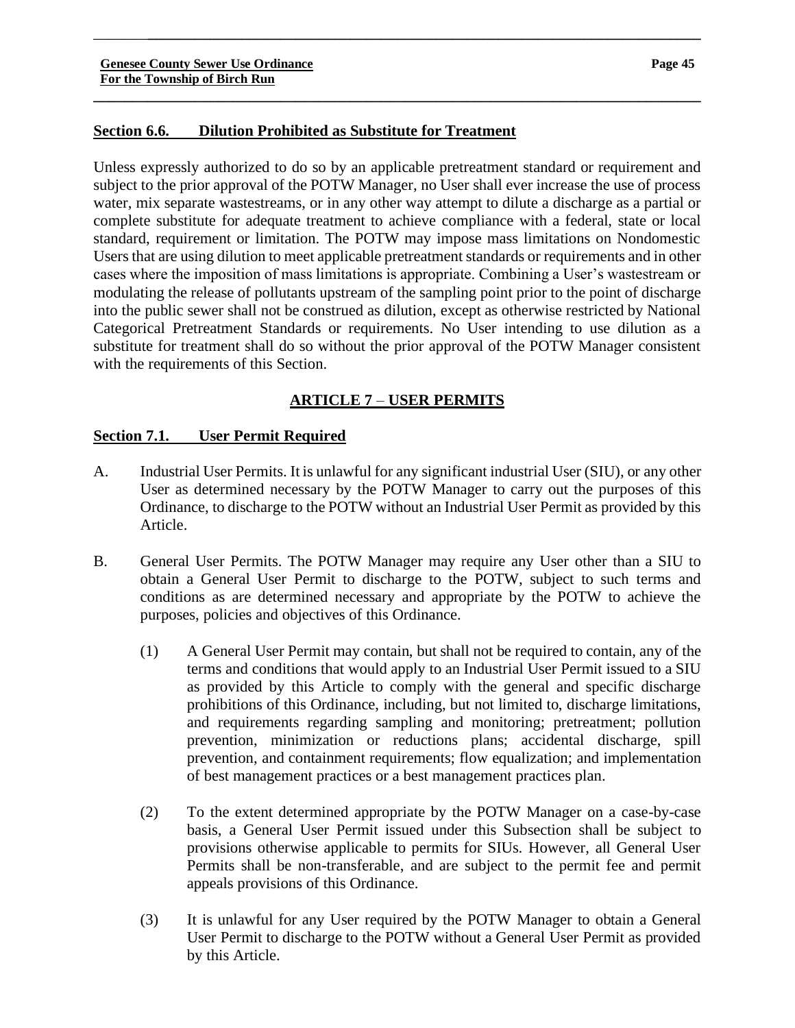## Section 6.6. Dilution Prohibited as Substitute for Treatment

Unless expressly authorized to do so by an applicable pretreatment standard or requirement and subject to the prior approval of the POTW Manager, no User shall ever increase the use of process water, mix separate wastestreams, or in any other way attempt to dilute a discharge as a partial or complete substitute for adequate treatment to achieve compliance with a federal, state or local standard, requirement or limitation. The POTW may impose mass limitations on Nondomestic Users that are using dilution to meet applicable pretreatment standards or requirements and in other cases where the imposition of mass limitations is appropriate. Combining a User's wastestream or modulating the release of pollutants upstream of the sampling point prior to the point of discharge into the public sewer shall not be construed as dilution, except as otherwise restricted by National Categorical Pretreatment Standards or requirements. No User intending to use dilution as a substitute for treatment shall do so without the prior approval of the POTW Manager consistent with the requirements of this Section.

# ARTICLE 7 – USER PERMITS

## Section 7.1. User Permit Required

A. Industrial User Permits. It is unlawful for any significant industrial User (SIU), or any other User as determined necessary by the POTW Manager to carry out the purposes of this Ordinance, to discharge to the POTW without an Industrial User Permit as provided by this Article.

B. General User Permits. The POTW Manager may require any User other than a SIU to obtain a General User Permit to discharge to the POTW, subject to such terms and conditions as are determined necessary and appropriate by the POTW to achieve the purposes, policies and objectives of this Ordinance.

   (1) A General User Permit may contain, but shall not be required to contain, any of the terms and conditions that would apply to an Industrial User Permit issued to a SIU as provided by this Article to comply with the general and specific discharge prohibitions of this Ordinance, including, but not limited to, discharge limitations, and requirements regarding sampling and monitoring; pretreatment; pollution prevention, minimization or reductions plans; accidental discharge, spill prevention, and containment requirements; flow equalization; and implementation of best management practices or a best management practices plan.

   (2) To the extent determined appropriate by the POTW Manager on a case-by-case basis, a General User Permit issued under this Subsection shall be subject to provisions otherwise applicable to permits for SIUs. However, all General User Permits shall be non-transferable, and are subject to the permit fee and permit appeals provisions of this Ordinance.

   (3) It is unlawful for any User required by the POTW Manager to obtain a General User Permit to discharge to the POTW without a General User Permit as provided by this Article.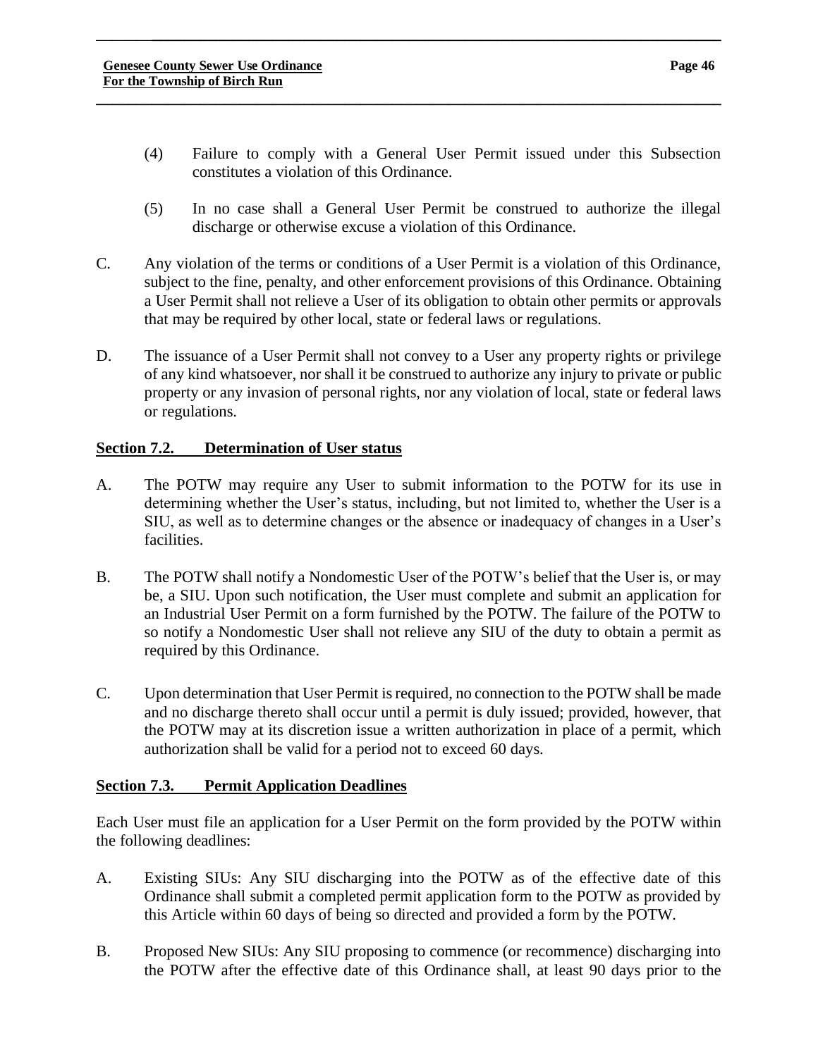(4) Failure to comply with a General User Permit issued under this Subsection constitutes a violation of this Ordinance.

(5) In no case shall a General User Permit be construed to authorize the illegal discharge or otherwise excuse a violation of this Ordinance.

C. Any violation of the terms or conditions of a User Permit is a violation of this Ordinance, subject to the fine, penalty, and other enforcement provisions of this Ordinance. Obtaining a User Permit shall not relieve a User of its obligation to obtain other permits or approvals that may be required by other local, state or federal laws or regulations.

D. The issuance of a User Permit shall not convey to a User any property rights or privilege of any kind whatsoever, nor shall it be construed to authorize any injury to private or public property or any invasion of personal rights, nor any violation of local, state or federal laws or regulations.

## Section 7.2. Determination of User status

A. The POTW may require any User to submit information to the POTW for its use in determining whether the User's status, including, but not limited to, whether the User is a SIU, as well as to determine changes or the absence or inadequacy of changes in a User's facilities.

B. The POTW shall notify a Nondomestic User of the POTW's belief that the User is, or may be, a SIU. Upon such notification, the User must complete and submit an application for an Industrial User Permit on a form furnished by the POTW. The failure of the POTW to so notify a Nondomestic User shall not relieve any SIU of the duty to obtain a permit as required by this Ordinance.

C. Upon determination that User Permit is required, no connection to the POTW shall be made and no discharge thereto shall occur until a permit is duly issued; provided, however, that the POTW may at its discretion issue a written authorization in place of a permit, which authorization shall be valid for a period not to exceed 60 days.

## Section 7.3. Permit Application Deadlines

Each User must file an application for a User Permit on the form provided by the POTW within the following deadlines:

A. Existing SIUs: Any SIU discharging into the POTW as of the effective date of this Ordinance shall submit a completed permit application form to the POTW as provided by this Article within 60 days of being so directed and provided a form by the POTW.

B. Proposed New SIUs: Any SIU proposing to commence (or recommence) discharging into the POTW after the effective date of this Ordinance shall, at least 90 days prior to the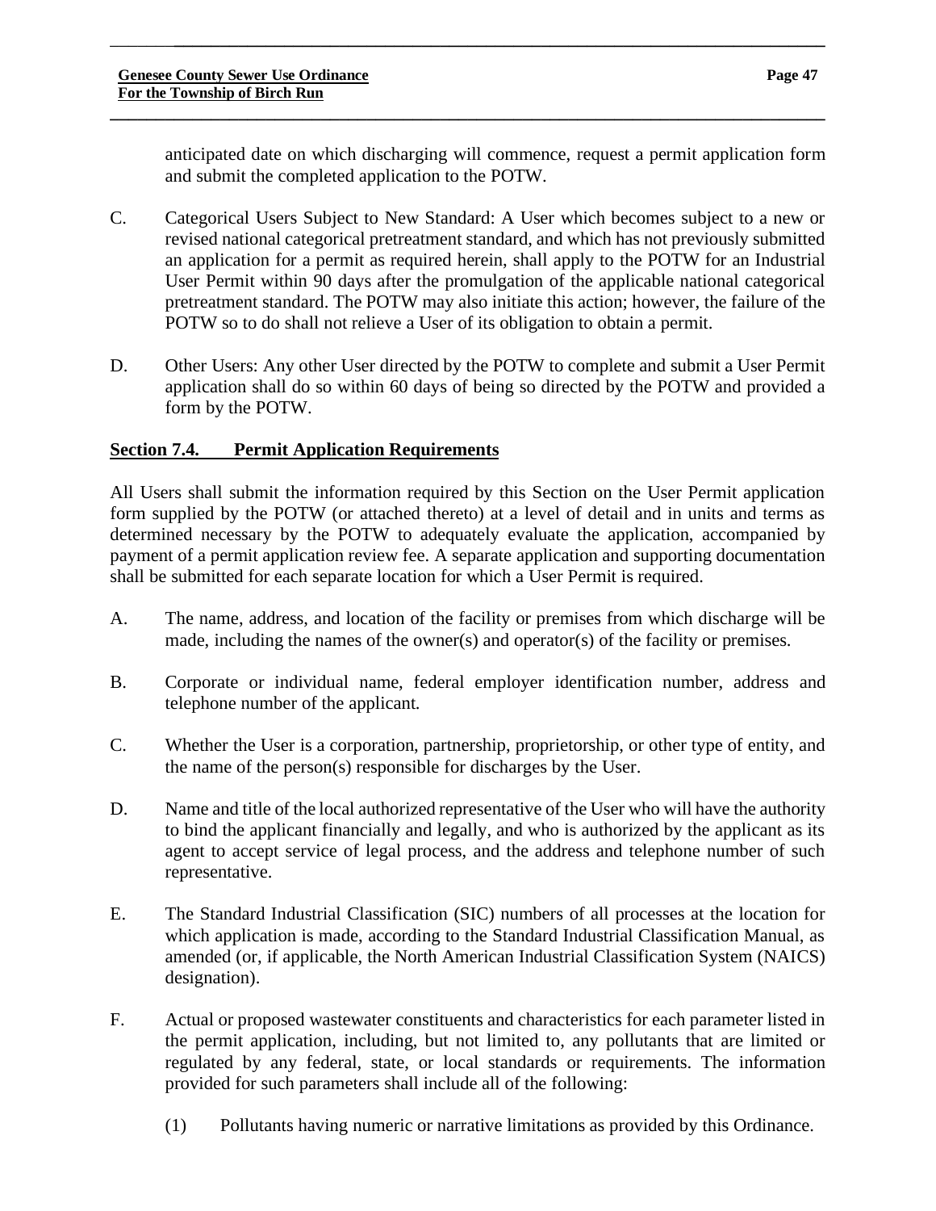anticipated date on which discharging will commence, request a permit application form and submit the completed application to the POTW.

C. Categorical Users Subject to New Standard: A User which becomes subject to a new or revised national categorical pretreatment standard, and which has not previously submitted an application for a permit as required herein, shall apply to the POTW for an Industrial User Permit within 90 days after the promulgation of the applicable national categorical pretreatment standard. The POTW may also initiate this action; however, the failure of the POTW so to do shall not relieve a User of its obligation to obtain a permit.

D. Other Users: Any other User directed by the POTW to complete and submit a User Permit application shall do so within 60 days of being so directed by the POTW and provided a form by the POTW.

## Section 7.4. Permit Application Requirements

All Users shall submit the information required by this Section on the User Permit application form supplied by the POTW (or attached thereto) at a level of detail and in units and terms as determined necessary by the POTW to adequately evaluate the application, accompanied by payment of a permit application review fee. A separate application and supporting documentation shall be submitted for each separate location for which a User Permit is required.

A. The name, address, and location of the facility or premises from which discharge will be made, including the names of the owner(s) and operator(s) of the facility or premises.

B. Corporate or individual name, federal employer identification number, address and telephone number of the applicant.

C. Whether the User is a corporation, partnership, proprietorship, or other type of entity, and the name of the person(s) responsible for discharges by the User.

D. Name and title of the local authorized representative of the User who will have the authority to bind the applicant financially and legally, and who is authorized by the applicant as its agent to accept service of legal process, and the address and telephone number of such representative.

E. The Standard Industrial Classification (SIC) numbers of all processes at the location for which application is made, according to the Standard Industrial Classification Manual, as amended (or, if applicable, the North American Industrial Classification System (NAICS) designation).

F. Actual or proposed wastewater constituents and characteristics for each parameter listed in the permit application, including, but not limited to, any pollutants that are limited or regulated by any federal, state, or local standards or requirements. The information provided for such parameters shall include all of the following:

   (1) Pollutants having numeric or narrative limitations as provided by this Ordinance.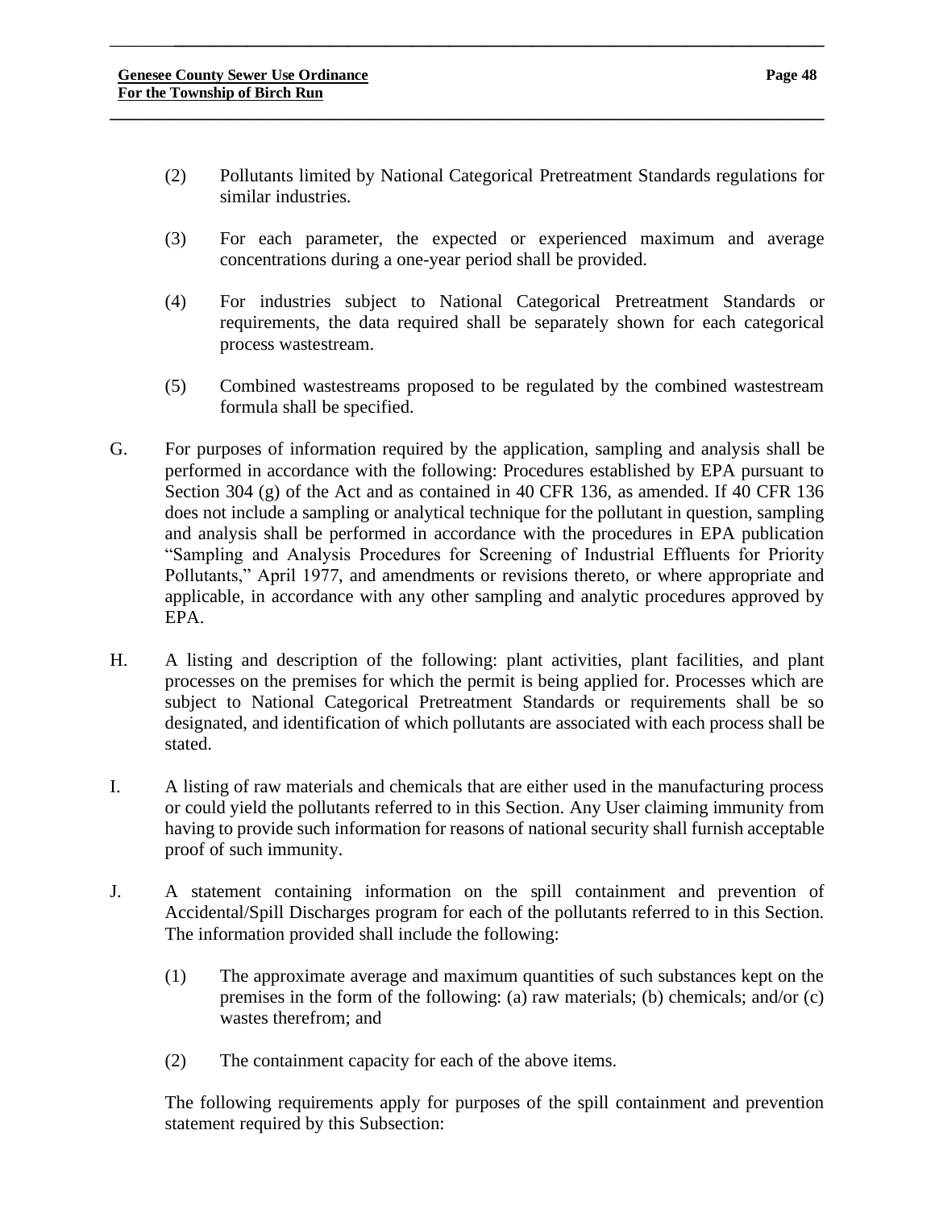(2) Pollutants limited by National Categorical Pretreatment Standards regulations for similar industries.

(3) For each parameter, the expected or experienced maximum and average concentrations during a one-year period shall be provided.

(4) For industries subject to National Categorical Pretreatment Standards or requirements, the data required shall be separately shown for each categorical process wastestream.

(5) Combined wastestreams proposed to be regulated by the combined wastestream formula shall be specified.

G. For purposes of information required by the application, sampling and analysis shall be performed in accordance with the following: Procedures established by EPA pursuant to Section 304 (g) of the Act and as contained in 40 CFR 136, as amended. If 40 CFR 136 does not include a sampling or analytical technique for the pollutant in question, sampling and analysis shall be performed in accordance with the procedures in EPA publication "Sampling and Analysis Procedures for Screening of Industrial Effluents for Priority Pollutants," April 1977, and amendments or revisions thereto, or where appropriate and applicable, in accordance with any other sampling and analytic procedures approved by EPA.

H. A listing and description of the following: plant activities, plant facilities, and plant processes on the premises for which the permit is being applied for. Processes which are subject to National Categorical Pretreatment Standards or requirements shall be so designated, and identification of which pollutants are associated with each process shall be stated.

I. A listing of raw materials and chemicals that are either used in the manufacturing process or could yield the pollutants referred to in this Section. Any User claiming immunity from having to provide such information for reasons of national security shall furnish acceptable proof of such immunity.

J. A statement containing information on the spill containment and prevention of Accidental/Spill Discharges program for each of the pollutants referred to in this Section. The information provided shall include the following:

(1) The approximate average and maximum quantities of such substances kept on the premises in the form of the following: (a) raw materials; (b) chemicals; and/or (c) wastes therefrom; and

(2) The containment capacity for each of the above items.

The following requirements apply for purposes of the spill containment and prevention statement required by this Subsection: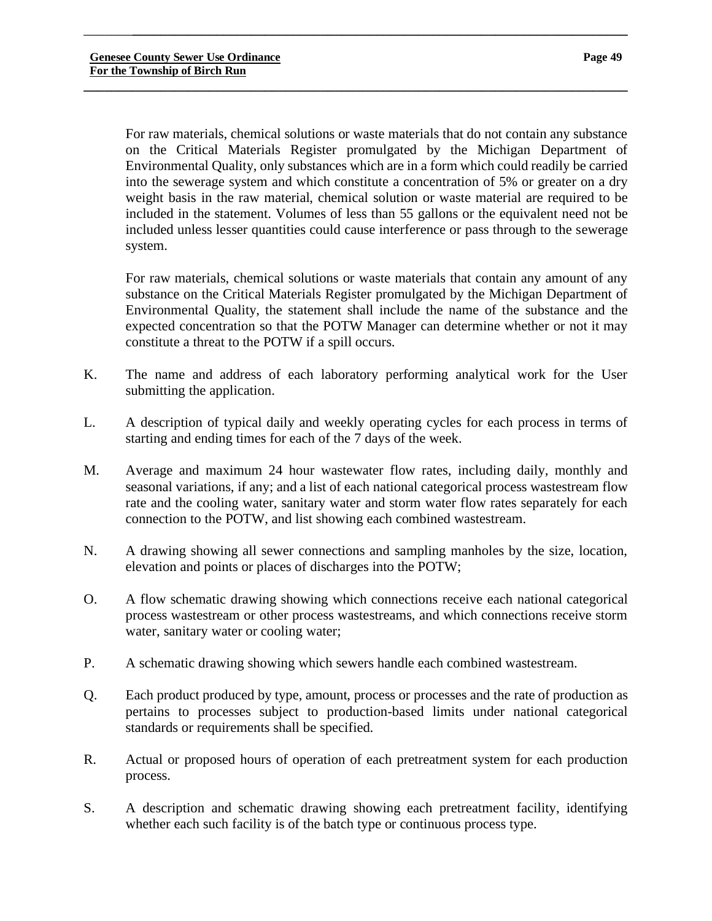For raw materials, chemical solutions or waste materials that do not contain any substance on the Critical Materials Register promulgated by the Michigan Department of Environmental Quality, only substances which are in a form which could readily be carried into the sewerage system and which constitute a concentration of 5% or greater on a dry weight basis in the raw material, chemical solution or waste material are required to be included in the statement. Volumes of less than 55 gallons or the equivalent need not be included unless lesser quantities could cause interference or pass through to the sewerage system.

For raw materials, chemical solutions or waste materials that contain any amount of any substance on the Critical Materials Register promulgated by the Michigan Department of Environmental Quality, the statement shall include the name of the substance and the expected concentration so that the POTW Manager can determine whether or not it may constitute a threat to the POTW if a spill occurs.

K. The name and address of each laboratory performing analytical work for the User submitting the application.

L. A description of typical daily and weekly operating cycles for each process in terms of starting and ending times for each of the 7 days of the week.

M. Average and maximum 24 hour wastewater flow rates, including daily, monthly and seasonal variations, if any; and a list of each national categorical process wastestream flow rate and the cooling water, sanitary water and storm water flow rates separately for each connection to the POTW, and list showing each combined wastestream.

N. A drawing showing all sewer connections and sampling manholes by the size, location, elevation and points or places of discharges into the POTW;

O. A flow schematic drawing showing which connections receive each national categorical process wastestream or other process wastestreams, and which connections receive storm water, sanitary water or cooling water;

P. A schematic drawing showing which sewers handle each combined wastestream.

Q. Each product produced by type, amount, process or processes and the rate of production as pertains to processes subject to production-based limits under national categorical standards or requirements shall be specified.

R. Actual or proposed hours of operation of each pretreatment system for each production process.

S. A description and schematic drawing showing each pretreatment facility, identifying whether each such facility is of the batch type or continuous process type.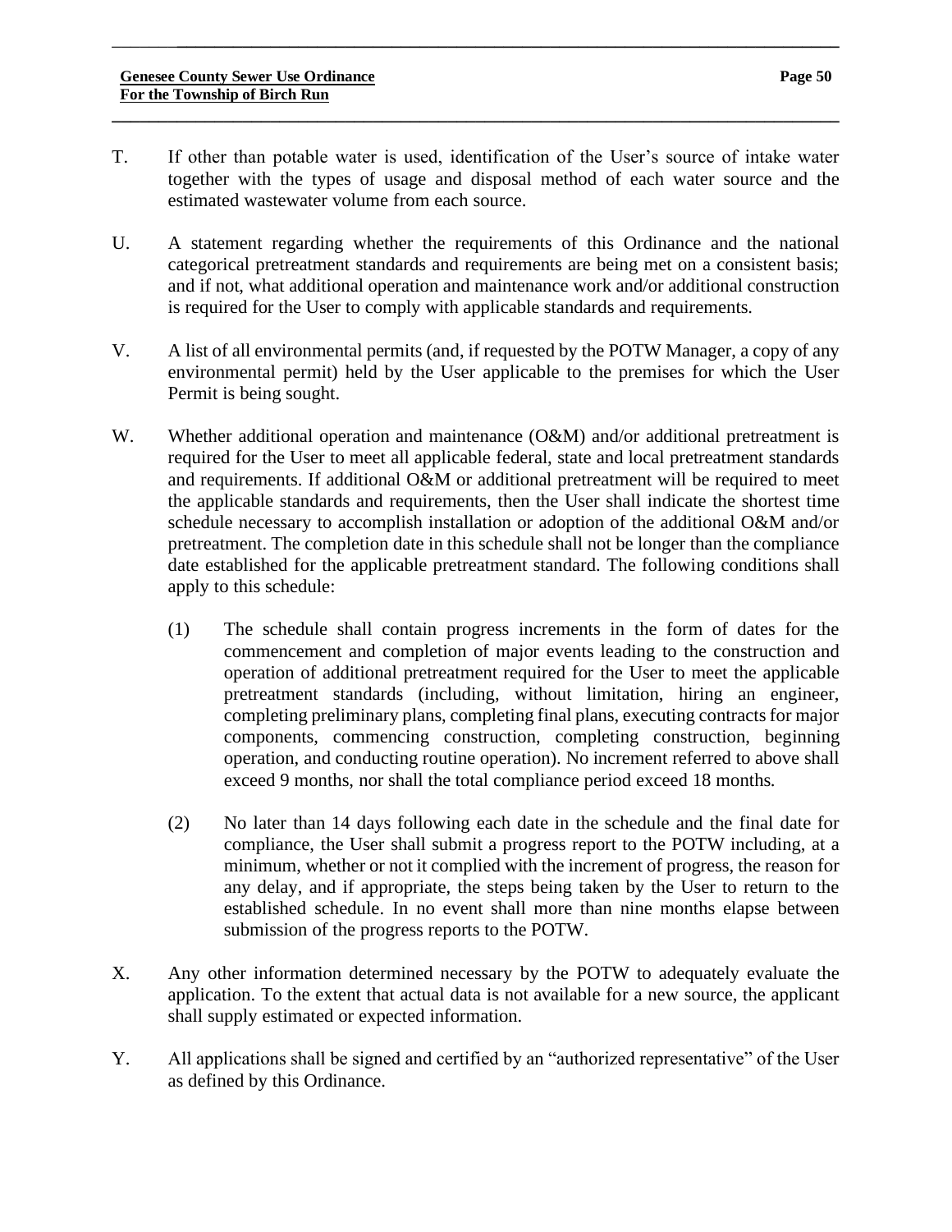T. If other than potable water is used, identification of the User's source of intake water together with the types of usage and disposal method of each water source and the estimated wastewater volume from each source.

U. A statement regarding whether the requirements of this Ordinance and the national categorical pretreatment standards and requirements are being met on a consistent basis; and if not, what additional operation and maintenance work and/or additional construction is required for the User to comply with applicable standards and requirements.

V. A list of all environmental permits (and, if requested by the POTW Manager, a copy of any environmental permit) held by the User applicable to the premises for which the User Permit is being sought.

W. Whether additional operation and maintenance (O&M) and/or additional pretreatment is required for the User to meet all applicable federal, state and local pretreatment standards and requirements. If additional O&M or additional pretreatment will be required to meet the applicable standards and requirements, then the User shall indicate the shortest time schedule necessary to accomplish installation or adoption of the additional O&M and/or pretreatment. The completion date in this schedule shall not be longer than the compliance date established for the applicable pretreatment standard. The following conditions shall apply to this schedule:

   (1) The schedule shall contain progress increments in the form of dates for the commencement and completion of major events leading to the construction and operation of additional pretreatment required for the User to meet the applicable pretreatment standards (including, without limitation, hiring an engineer, completing preliminary plans, completing final plans, executing contracts for major components, commencing construction, completing construction, beginning operation, and conducting routine operation). No increment referred to above shall exceed 9 months, nor shall the total compliance period exceed 18 months.

   (2) No later than 14 days following each date in the schedule and the final date for compliance, the User shall submit a progress report to the POTW including, at a minimum, whether or not it complied with the increment of progress, the reason for any delay, and if appropriate, the steps being taken by the User to return to the established schedule. In no event shall more than nine months elapse between submission of the progress reports to the POTW.

X. Any other information determined necessary by the POTW to adequately evaluate the application. To the extent that actual data is not available for a new source, the applicant shall supply estimated or expected information.

Y. All applications shall be signed and certified by an "authorized representative" of the User as defined by this Ordinance.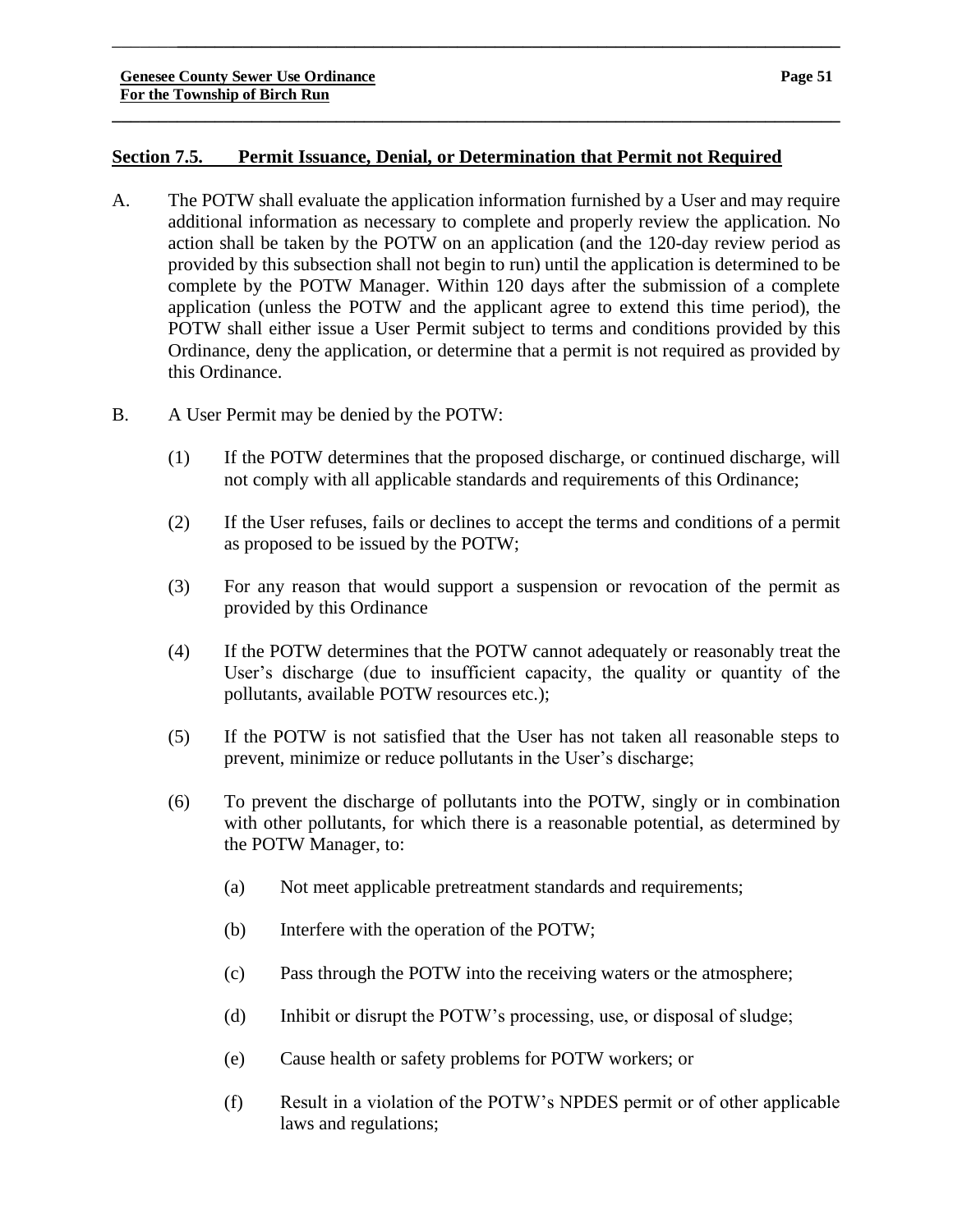## Section 7.5. Permit Issuance, Denial, or Determination that Permit not Required

A. The POTW shall evaluate the application information furnished by a User and may require additional information as necessary to complete and properly review the application. No action shall be taken by the POTW on an application (and the 120-day review period as provided by this subsection shall not begin to run) until the application is determined to be complete by the POTW Manager. Within 120 days after the submission of a complete application (unless the POTW and the applicant agree to extend this time period), the POTW shall either issue a User Permit subject to terms and conditions provided by this Ordinance, deny the application, or determine that a permit is not required as provided by this Ordinance.

B. A User Permit may be denied by the POTW:

(1) If the POTW determines that the proposed discharge, or continued discharge, will not comply with all applicable standards and requirements of this Ordinance;

(2) If the User refuses, fails or declines to accept the terms and conditions of a permit as proposed to be issued by the POTW;

(3) For any reason that would support a suspension or revocation of the permit as provided by this Ordinance

(4) If the POTW determines that the POTW cannot adequately or reasonably treat the User's discharge (due to insufficient capacity, the quality or quantity of the pollutants, available POTW resources etc.);

(5) If the POTW is not satisfied that the User has not taken all reasonable steps to prevent, minimize or reduce pollutants in the User's discharge;

(6) To prevent the discharge of pollutants into the POTW, singly or in combination with other pollutants, for which there is a reasonable potential, as determined by the POTW Manager, to:

(a) Not meet applicable pretreatment standards and requirements;

(b) Interfere with the operation of the POTW;

(c) Pass through the POTW into the receiving waters or the atmosphere;

(d) Inhibit or disrupt the POTW's processing, use, or disposal of sludge;

(e) Cause health or safety problems for POTW workers; or

(f) Result in a violation of the POTW's NPDES permit or of other applicable laws and regulations;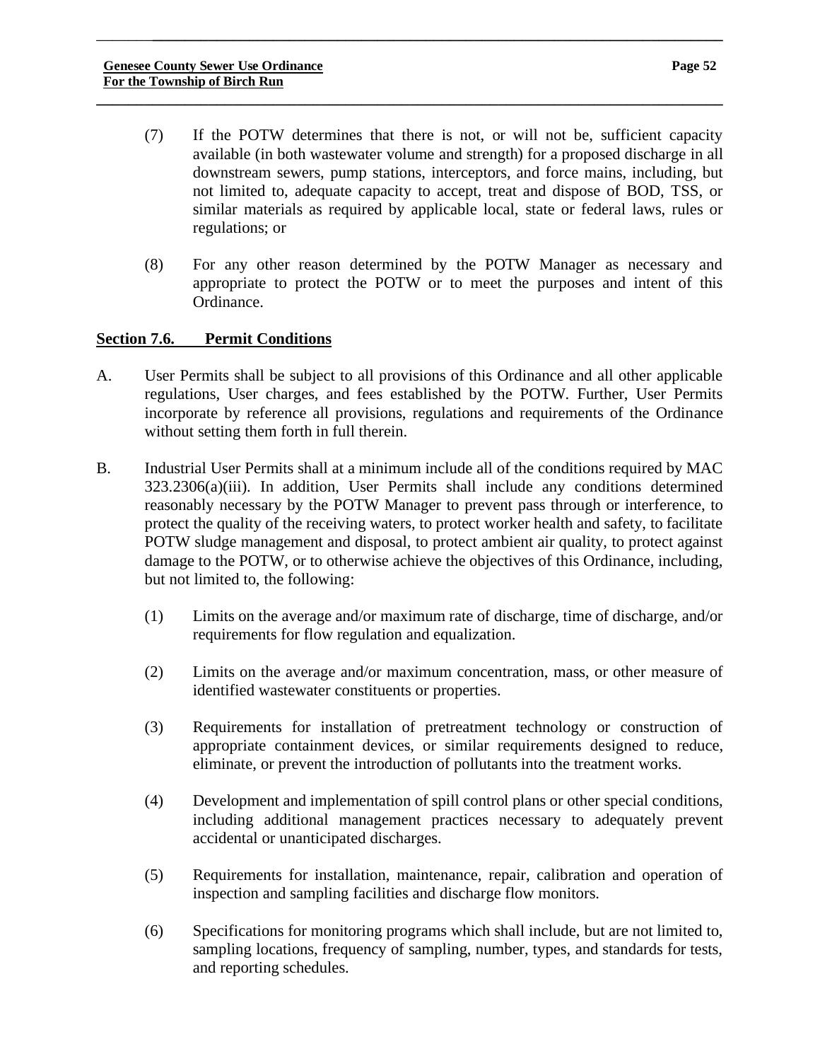(7) If the POTW determines that there is not, or will not be, sufficient capacity available (in both wastewater volume and strength) for a proposed discharge in all downstream sewers, pump stations, interceptors, and force mains, including, but not limited to, adequate capacity to accept, treat and dispose of BOD, TSS, or similar materials as required by applicable local, state or federal laws, rules or regulations; or

(8) For any other reason determined by the POTW Manager as necessary and appropriate to protect the POTW or to meet the purposes and intent of this Ordinance.

## Section 7.6. Permit Conditions

A. User Permits shall be subject to all provisions of this Ordinance and all other applicable regulations, User charges, and fees established by the POTW. Further, User Permits incorporate by reference all provisions, regulations and requirements of the Ordinance without setting them forth in full therein.

B. Industrial User Permits shall at a minimum include all of the conditions required by MAC 323.2306(a)(iii). In addition, User Permits shall include any conditions determined reasonably necessary by the POTW Manager to prevent pass through or interference, to protect the quality of the receiving waters, to protect worker health and safety, to facilitate POTW sludge management and disposal, to protect ambient air quality, to protect against damage to the POTW, or to otherwise achieve the objectives of this Ordinance, including, but not limited to, the following:

(1) Limits on the average and/or maximum rate of discharge, time of discharge, and/or requirements for flow regulation and equalization.

(2) Limits on the average and/or maximum concentration, mass, or other measure of identified wastewater constituents or properties.

(3) Requirements for installation of pretreatment technology or construction of appropriate containment devices, or similar requirements designed to reduce, eliminate, or prevent the introduction of pollutants into the treatment works.

(4) Development and implementation of spill control plans or other special conditions, including additional management practices necessary to adequately prevent accidental or unanticipated discharges.

(5) Requirements for installation, maintenance, repair, calibration and operation of inspection and sampling facilities and discharge flow monitors.

(6) Specifications for monitoring programs which shall include, but are not limited to, sampling locations, frequency of sampling, number, types, and standards for tests, and reporting schedules.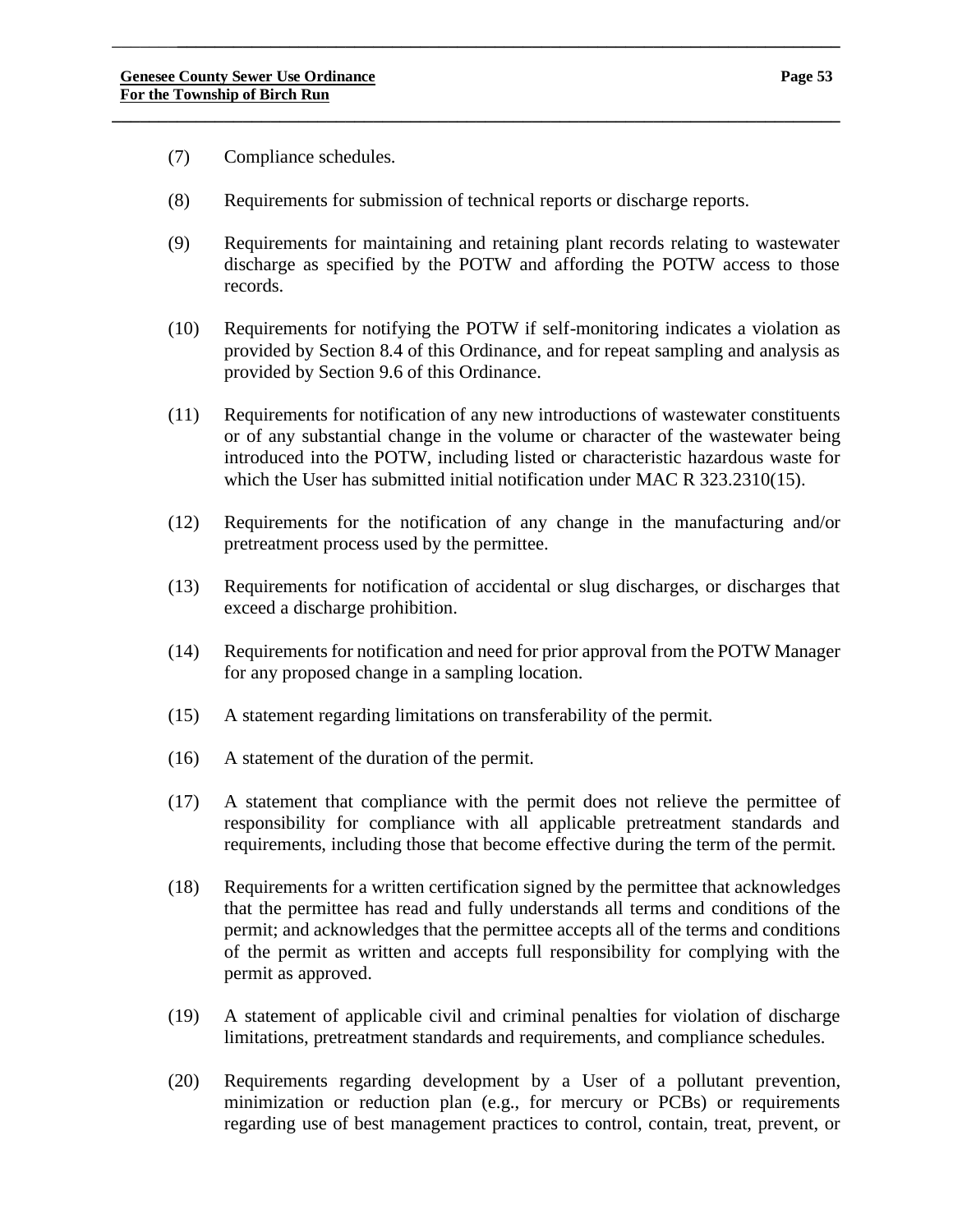(7) Compliance schedules.

(8) Requirements for submission of technical reports or discharge reports.

(9) Requirements for maintaining and retaining plant records relating to wastewater discharge as specified by the POTW and affording the POTW access to those records.

(10) Requirements for notifying the POTW if self-monitoring indicates a violation as provided by Section 8.4 of this Ordinance, and for repeat sampling and analysis as provided by Section 9.6 of this Ordinance.

(11) Requirements for notification of any new introductions of wastewater constituents or of any substantial change in the volume or character of the wastewater being introduced into the POTW, including listed or characteristic hazardous waste for which the User has submitted initial notification under MAC R 323.2310(15).

(12) Requirements for the notification of any change in the manufacturing and/or pretreatment process used by the permittee.

(13) Requirements for notification of accidental or slug discharges, or discharges that exceed a discharge prohibition.

(14) Requirements for notification and need for prior approval from the POTW Manager for any proposed change in a sampling location.

(15) A statement regarding limitations on transferability of the permit.

(16) A statement of the duration of the permit.

(17) A statement that compliance with the permit does not relieve the permittee of responsibility for compliance with all applicable pretreatment standards and requirements, including those that become effective during the term of the permit.

(18) Requirements for a written certification signed by the permittee that acknowledges that the permittee has read and fully understands all terms and conditions of the permit; and acknowledges that the permittee accepts all of the terms and conditions of the permit as written and accepts full responsibility for complying with the permit as approved.

(19) A statement of applicable civil and criminal penalties for violation of discharge limitations, pretreatment standards and requirements, and compliance schedules.

(20) Requirements regarding development by a User of a pollutant prevention, minimization or reduction plan (e.g., for mercury or PCBs) or requirements regarding use of best management practices to control, contain, treat, prevent, or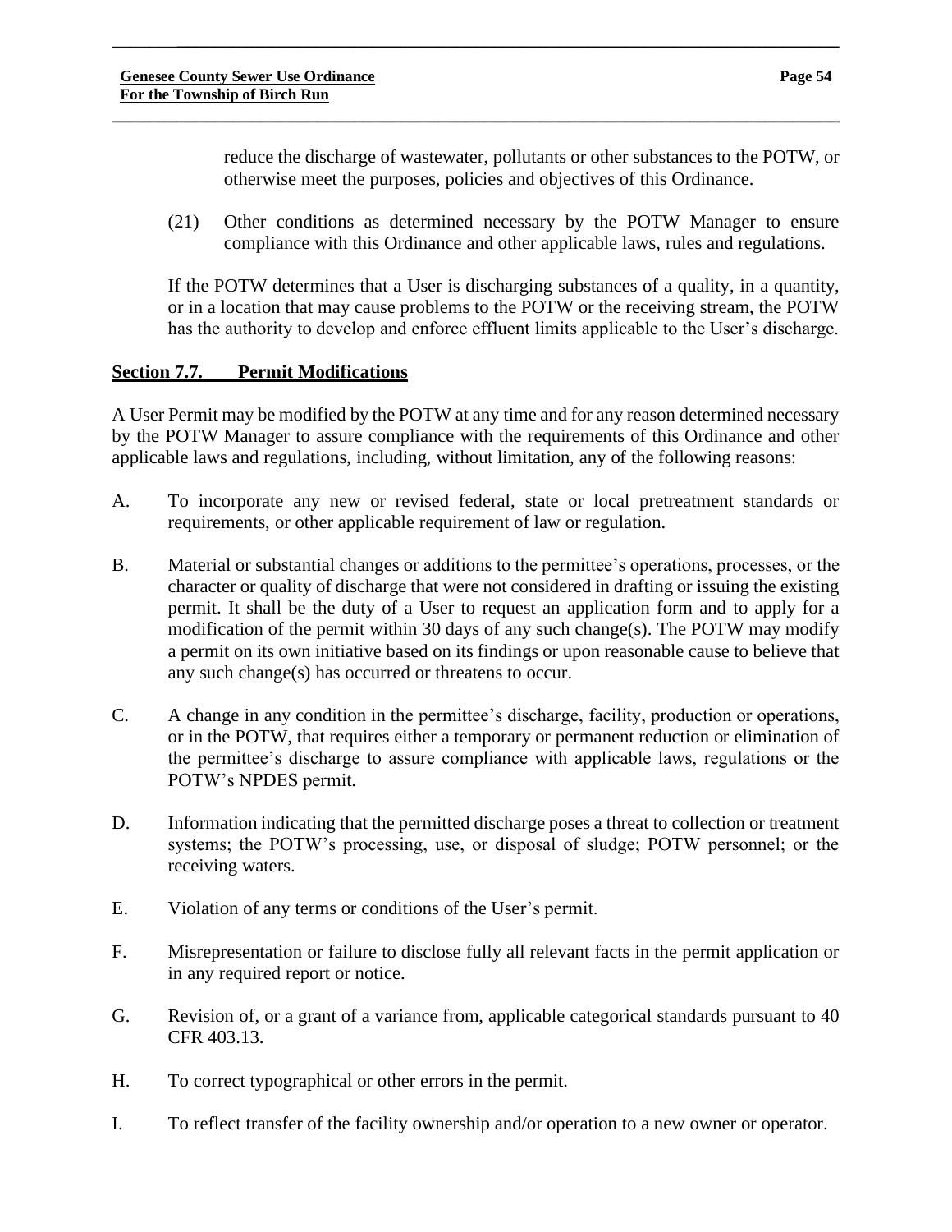reduce the discharge of wastewater, pollutants or other substances to the POTW, or otherwise meet the purposes, policies and objectives of this Ordinance.

(21) Other conditions as determined necessary by the POTW Manager to ensure compliance with this Ordinance and other applicable laws, rules and regulations.

If the POTW determines that a User is discharging substances of a quality, in a quantity, or in a location that may cause problems to the POTW or the receiving stream, the POTW has the authority to develop and enforce effluent limits applicable to the User's discharge.

## **Section 7.7. Permit Modifications**

A User Permit may be modified by the POTW at any time and for any reason determined necessary by the POTW Manager to assure compliance with the requirements of this Ordinance and other applicable laws and regulations, including, without limitation, any of the following reasons:

A. To incorporate any new or revised federal, state or local pretreatment standards or requirements, or other applicable requirement of law or regulation.

B. Material or substantial changes or additions to the permittee's operations, processes, or the character or quality of discharge that were not considered in drafting or issuing the existing permit. It shall be the duty of a User to request an application form and to apply for a modification of the permit within 30 days of any such change(s). The POTW may modify a permit on its own initiative based on its findings or upon reasonable cause to believe that any such change(s) has occurred or threatens to occur.

C. A change in any condition in the permittee's discharge, facility, production or operations, or in the POTW, that requires either a temporary or permanent reduction or elimination of the permittee's discharge to assure compliance with applicable laws, regulations or the POTW's NPDES permit.

D. Information indicating that the permitted discharge poses a threat to collection or treatment systems; the POTW's processing, use, or disposal of sludge; POTW personnel; or the receiving waters.

E. Violation of any terms or conditions of the User's permit.

F. Misrepresentation or failure to disclose fully all relevant facts in the permit application or in any required report or notice.

G. Revision of, or a grant of a variance from, applicable categorical standards pursuant to 40 CFR 403.13.

H. To correct typographical or other errors in the permit.

I. To reflect transfer of the facility ownership and/or operation to a new owner or operator.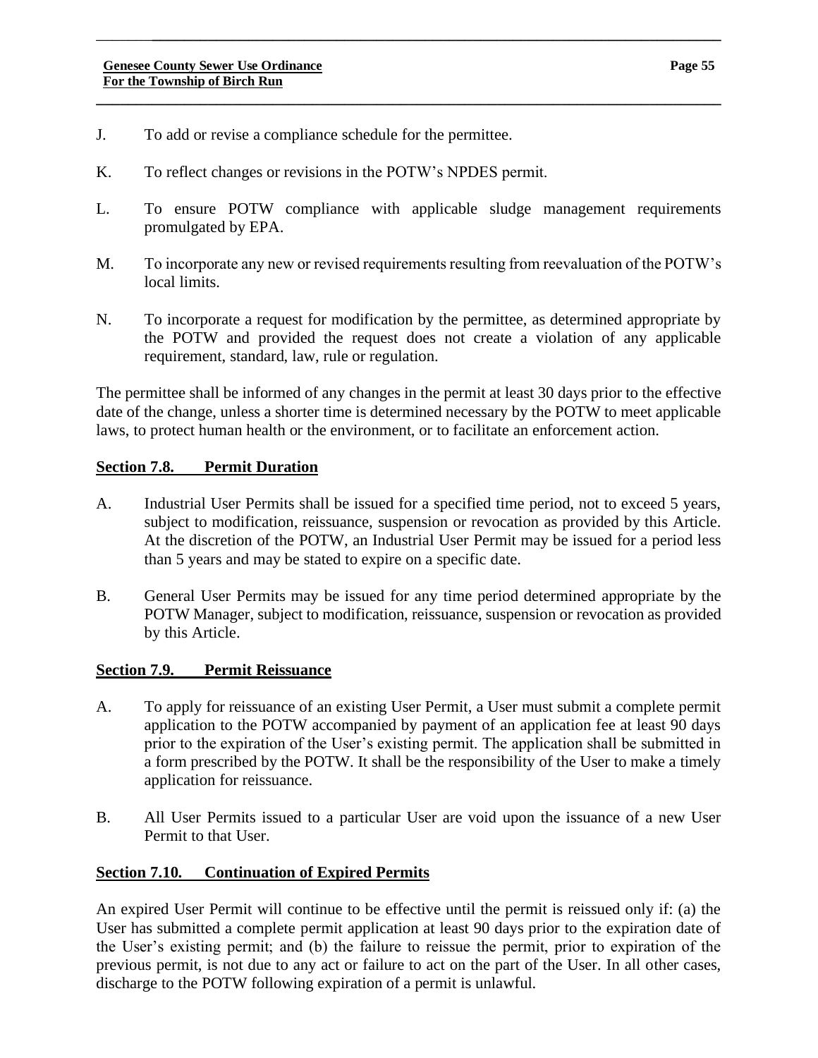J. To add or revise a compliance schedule for the permittee.

K. To reflect changes or revisions in the POTW's NPDES permit.

L. To ensure POTW compliance with applicable sludge management requirements promulgated by EPA.

M. To incorporate any new or revised requirements resulting from reevaluation of the POTW's local limits.

N. To incorporate a request for modification by the permittee, as determined appropriate by the POTW and provided the request does not create a violation of any applicable requirement, standard, law, rule or regulation.

The permittee shall be informed of any changes in the permit at least 30 days prior to the effective date of the change, unless a shorter time is determined necessary by the POTW to meet applicable laws, to protect human health or the environment, or to facilitate an enforcement action.

## Section 7.8. Permit Duration

A. Industrial User Permits shall be issued for a specified time period, not to exceed 5 years, subject to modification, reissuance, suspension or revocation as provided by this Article. At the discretion of the POTW, an Industrial User Permit may be issued for a period less than 5 years and may be stated to expire on a specific date.

B. General User Permits may be issued for any time period determined appropriate by the POTW Manager, subject to modification, reissuance, suspension or revocation as provided by this Article.

## Section 7.9. Permit Reissuance

A. To apply for reissuance of an existing User Permit, a User must submit a complete permit application to the POTW accompanied by payment of an application fee at least 90 days prior to the expiration of the User's existing permit. The application shall be submitted in a form prescribed by the POTW. It shall be the responsibility of the User to make a timely application for reissuance.

B. All User Permits issued to a particular User are void upon the issuance of a new User Permit to that User.

## Section 7.10. Continuation of Expired Permits

An expired User Permit will continue to be effective until the permit is reissued only if: (a) the User has submitted a complete permit application at least 90 days prior to the expiration date of the User's existing permit; and (b) the failure to reissue the permit, prior to expiration of the previous permit, is not due to any act or failure to act on the part of the User. In all other cases, discharge to the POTW following expiration of a permit is unlawful.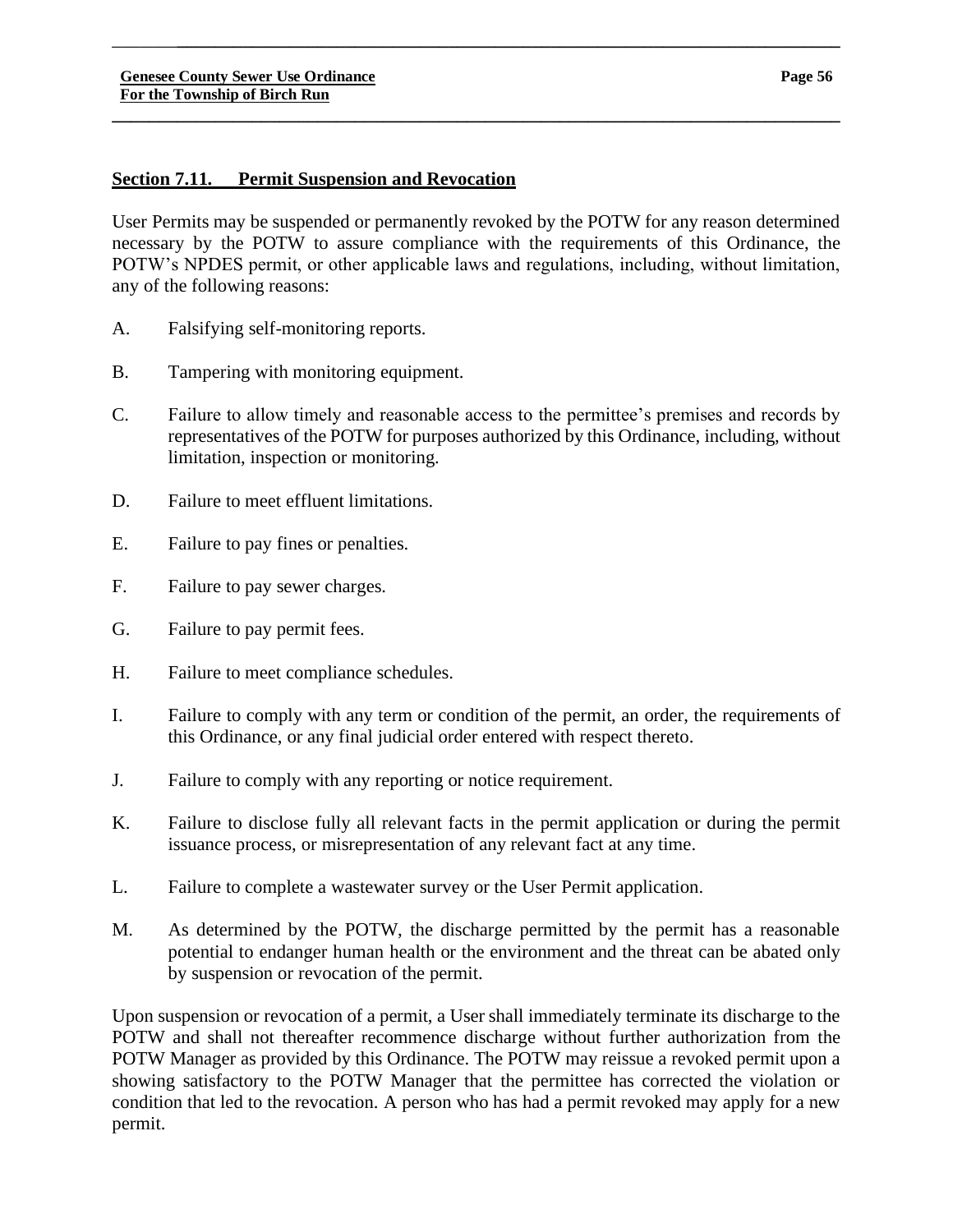## Section 7.11. Permit Suspension and Revocation

User Permits may be suspended or permanently revoked by the POTW for any reason determined necessary by the POTW to assure compliance with the requirements of this Ordinance, the POTW's NPDES permit, or other applicable laws and regulations, including, without limitation, any of the following reasons:

A. Falsifying self-monitoring reports.

B. Tampering with monitoring equipment.

C. Failure to allow timely and reasonable access to the permittee's premises and records by representatives of the POTW for purposes authorized by this Ordinance, including, without limitation, inspection or monitoring.

D. Failure to meet effluent limitations.

E. Failure to pay fines or penalties.

F. Failure to pay sewer charges.

G. Failure to pay permit fees.

H. Failure to meet compliance schedules.

I. Failure to comply with any term or condition of the permit, an order, the requirements of this Ordinance, or any final judicial order entered with respect thereto.

J. Failure to comply with any reporting or notice requirement.

K. Failure to disclose fully all relevant facts in the permit application or during the permit issuance process, or misrepresentation of any relevant fact at any time.

L. Failure to complete a wastewater survey or the User Permit application.

M. As determined by the POTW, the discharge permitted by the permit has a reasonable potential to endanger human health or the environment and the threat can be abated only by suspension or revocation of the permit.

Upon suspension or revocation of a permit, a User shall immediately terminate its discharge to the POTW and shall not thereafter recommence discharge without further authorization from the POTW Manager as provided by this Ordinance. The POTW may reissue a revoked permit upon a showing satisfactory to the POTW Manager that the permittee has corrected the violation or condition that led to the revocation. A person who has had a permit revoked may apply for a new permit.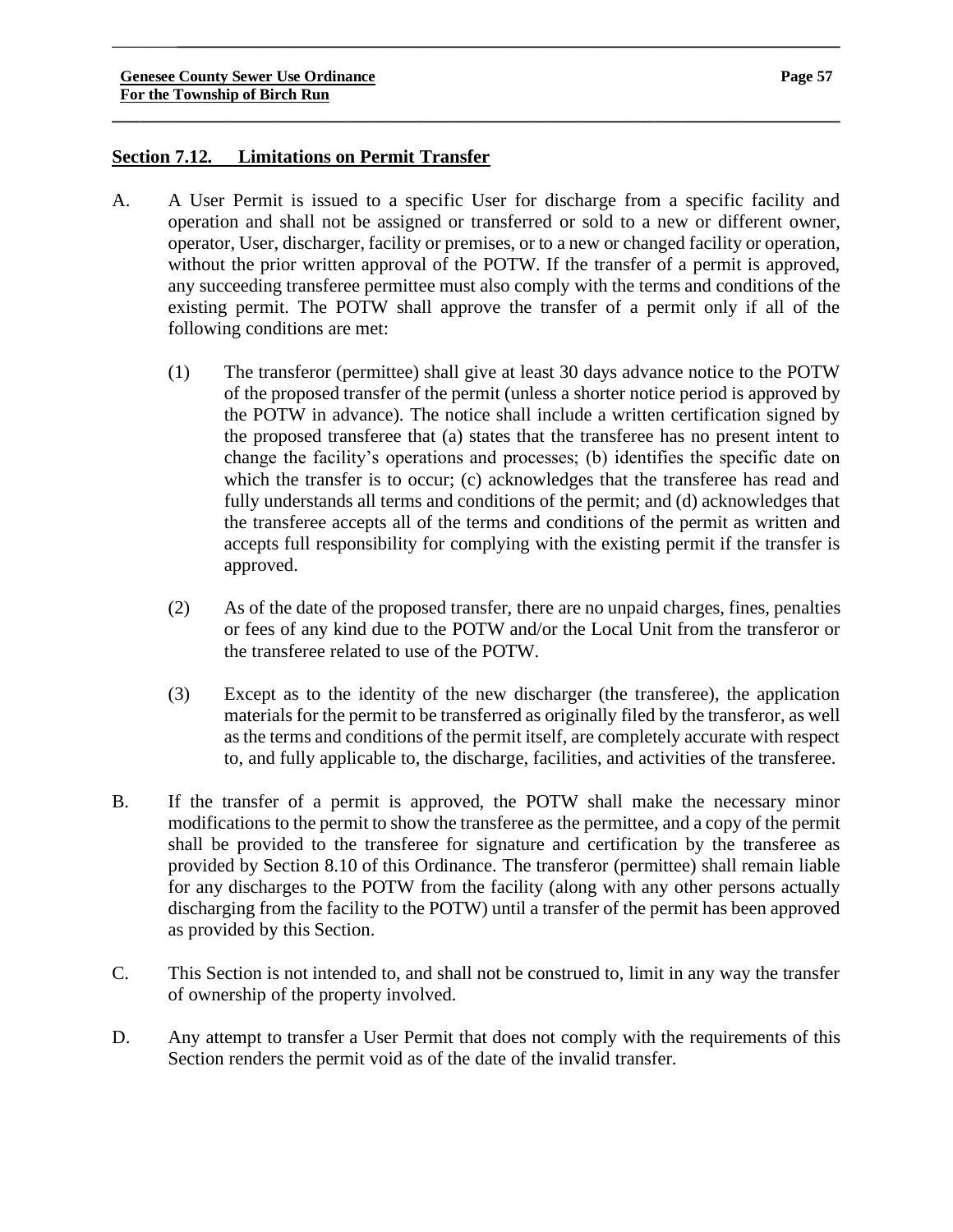## Section 7.12. Limitations on Permit Transfer

A. A User Permit is issued to a specific User for discharge from a specific facility and operation and shall not be assigned or transferred or sold to a new or different owner, operator, User, discharger, facility or premises, or to a new or changed facility or operation, without the prior written approval of the POTW. If the transfer of a permit is approved, any succeeding transferee permittee must also comply with the terms and conditions of the existing permit. The POTW shall approve the transfer of a permit only if all of the following conditions are met:

   (1) The transferor (permittee) shall give at least 30 days advance notice to the POTW of the proposed transfer of the permit (unless a shorter notice period is approved by the POTW in advance). The notice shall include a written certification signed by the proposed transferee that (a) states that the transferee has no present intent to change the facility's operations and processes; (b) identifies the specific date on which the transfer is to occur; (c) acknowledges that the transferee has read and fully understands all terms and conditions of the permit; and (d) acknowledges that the transferee accepts all of the terms and conditions of the permit as written and accepts full responsibility for complying with the existing permit if the transfer is approved.

   (2) As of the date of the proposed transfer, there are no unpaid charges, fines, penalties or fees of any kind due to the POTW and/or the Local Unit from the transferor or the transferee related to use of the POTW.

   (3) Except as to the identity of the new discharger (the transferee), the application materials for the permit to be transferred as originally filed by the transferor, as well as the terms and conditions of the permit itself, are completely accurate with respect to, and fully applicable to, the discharge, facilities, and activities of the transferee.

B. If the transfer of a permit is approved, the POTW shall make the necessary minor modifications to the permit to show the transferee as the permittee, and a copy of the permit shall be provided to the transferee for signature and certification by the transferee as provided by Section 8.10 of this Ordinance. The transferor (permittee) shall remain liable for any discharges to the POTW from the facility (along with any other persons actually discharging from the facility to the POTW) until a transfer of the permit has been approved as provided by this Section.

C. This Section is not intended to, and shall not be construed to, limit in any way the transfer of ownership of the property involved.

D. Any attempt to transfer a User Permit that does not comply with the requirements of this Section renders the permit void as of the date of the invalid transfer.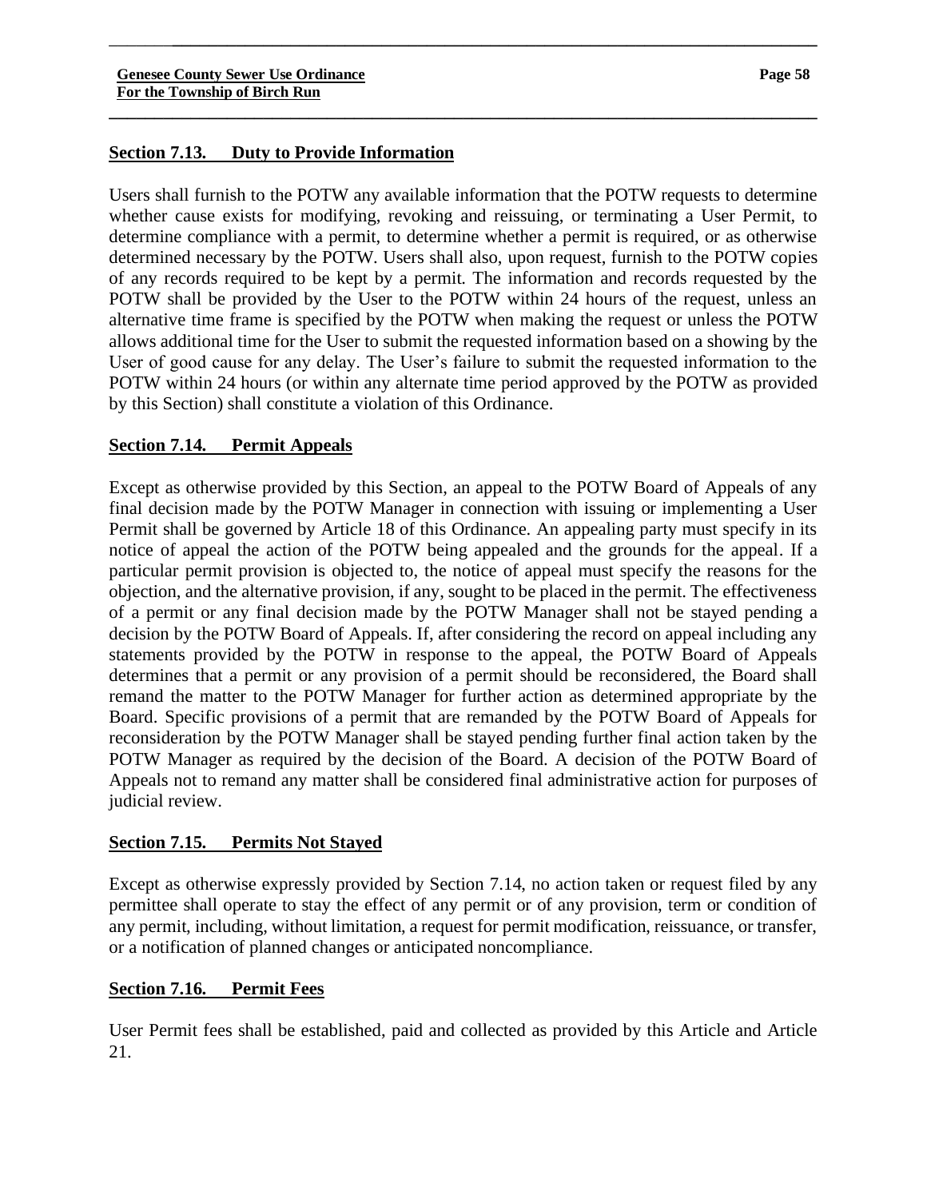### Section 7.13. Duty to Provide Information

Users shall furnish to the POTW any available information that the POTW requests to determine whether cause exists for modifying, revoking and reissuing, or terminating a User Permit, to determine compliance with a permit, to determine whether a permit is required, or as otherwise determined necessary by the POTW. Users shall also, upon request, furnish to the POTW copies of any records required to be kept by a permit. The information and records requested by the POTW shall be provided by the User to the POTW within 24 hours of the request, unless an alternative time frame is specified by the POTW when making the request or unless the POTW allows additional time for the User to submit the requested information based on a showing by the User of good cause for any delay. The User's failure to submit the requested information to the POTW within 24 hours (or within any alternate time period approved by the POTW as provided by this Section) shall constitute a violation of this Ordinance.

### Section 7.14. Permit Appeals

Except as otherwise provided by this Section, an appeal to the POTW Board of Appeals of any final decision made by the POTW Manager in connection with issuing or implementing a User Permit shall be governed by Article 18 of this Ordinance. An appealing party must specify in its notice of appeal the action of the POTW being appealed and the grounds for the appeal. If a particular permit provision is objected to, the notice of appeal must specify the reasons for the objection, and the alternative provision, if any, sought to be placed in the permit. The effectiveness of a permit or any final decision made by the POTW Manager shall not be stayed pending a decision by the POTW Board of Appeals. If, after considering the record on appeal including any statements provided by the POTW in response to the appeal, the POTW Board of Appeals determines that a permit or any provision of a permit should be reconsidered, the Board shall remand the matter to the POTW Manager for further action as determined appropriate by the Board. Specific provisions of a permit that are remanded by the POTW Board of Appeals for reconsideration by the POTW Manager shall be stayed pending further final action taken by the POTW Manager as required by the decision of the Board. A decision of the POTW Board of Appeals not to remand any matter shall be considered final administrative action for purposes of judicial review.

### Section 7.15. Permits Not Stayed

Except as otherwise expressly provided by Section 7.14, no action taken or request filed by any permittee shall operate to stay the effect of any permit or of any provision, term or condition of any permit, including, without limitation, a request for permit modification, reissuance, or transfer, or a notification of planned changes or anticipated noncompliance.

### Section 7.16. Permit Fees

User Permit fees shall be established, paid and collected as provided by this Article and Article 21.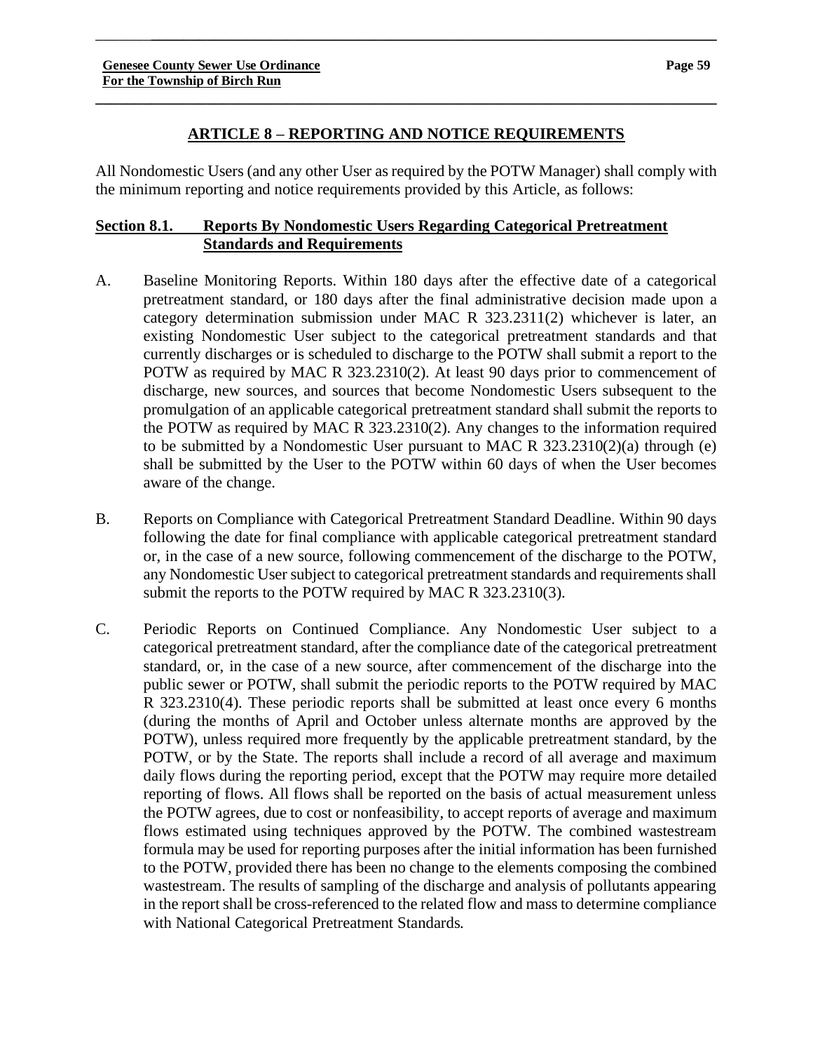## ARTICLE 8 – REPORTING AND NOTICE REQUIREMENTS

All Nondomestic Users (and any other User as required by the POTW Manager) shall comply with the minimum reporting and notice requirements provided by this Article, as follows:

### Section 8.1. Reports By Nondomestic Users Regarding Categorical Pretreatment Standards and Requirements

A. Baseline Monitoring Reports. Within 180 days after the effective date of a categorical pretreatment standard, or 180 days after the final administrative decision made upon a category determination submission under MAC R 323.2311(2) whichever is later, an existing Nondomestic User subject to the categorical pretreatment standards and that currently discharges or is scheduled to discharge to the POTW shall submit a report to the POTW as required by MAC R 323.2310(2). At least 90 days prior to commencement of discharge, new sources, and sources that become Nondomestic Users subsequent to the promulgation of an applicable categorical pretreatment standard shall submit the reports to the POTW as required by MAC R 323.2310(2). Any changes to the information required to be submitted by a Nondomestic User pursuant to MAC R 323.2310(2)(a) through (e) shall be submitted by the User to the POTW within 60 days of when the User becomes aware of the change.

B. Reports on Compliance with Categorical Pretreatment Standard Deadline. Within 90 days following the date for final compliance with applicable categorical pretreatment standard or, in the case of a new source, following commencement of the discharge to the POTW, any Nondomestic User subject to categorical pretreatment standards and requirements shall submit the reports to the POTW required by MAC R 323.2310(3).

C. Periodic Reports on Continued Compliance. Any Nondomestic User subject to a categorical pretreatment standard, after the compliance date of the categorical pretreatment standard, or, in the case of a new source, after commencement of the discharge into the public sewer or POTW, shall submit the periodic reports to the POTW required by MAC R 323.2310(4). These periodic reports shall be submitted at least once every 6 months (during the months of April and October unless alternate months are approved by the POTW), unless required more frequently by the applicable pretreatment standard, by the POTW, or by the State. The reports shall include a record of all average and maximum daily flows during the reporting period, except that the POTW may require more detailed reporting of flows. All flows shall be reported on the basis of actual measurement unless the POTW agrees, due to cost or nonfeasibility, to accept reports of average and maximum flows estimated using techniques approved by the POTW. The combined wastestream formula may be used for reporting purposes after the initial information has been furnished to the POTW, provided there has been no change to the elements composing the combined wastestream. The results of sampling of the discharge and analysis of pollutants appearing in the report shall be cross-referenced to the related flow and mass to determine compliance with National Categorical Pretreatment Standards.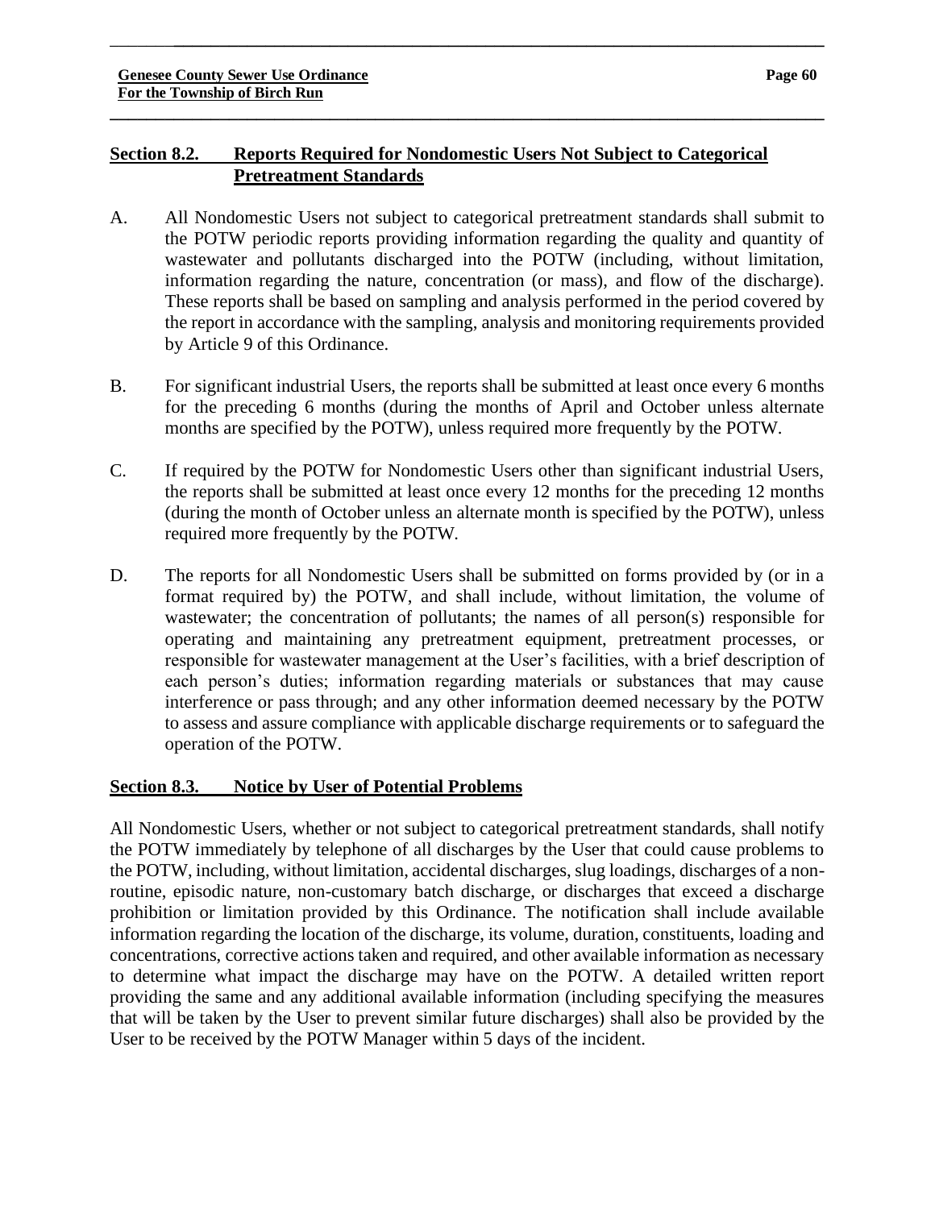## Section 8.2. Reports Required for Nondomestic Users Not Subject to Categorical Pretreatment Standards

A. All Nondomestic Users not subject to categorical pretreatment standards shall submit to the POTW periodic reports providing information regarding the quality and quantity of wastewater and pollutants discharged into the POTW (including, without limitation, information regarding the nature, concentration (or mass), and flow of the discharge). These reports shall be based on sampling and analysis performed in the period covered by the report in accordance with the sampling, analysis and monitoring requirements provided by Article 9 of this Ordinance.

B. For significant industrial Users, the reports shall be submitted at least once every 6 months for the preceding 6 months (during the months of April and October unless alternate months are specified by the POTW), unless required more frequently by the POTW.

C. If required by the POTW for Nondomestic Users other than significant industrial Users, the reports shall be submitted at least once every 12 months for the preceding 12 months (during the month of October unless an alternate month is specified by the POTW), unless required more frequently by the POTW.

D. The reports for all Nondomestic Users shall be submitted on forms provided by (or in a format required by) the POTW, and shall include, without limitation, the volume of wastewater; the concentration of pollutants; the names of all person(s) responsible for operating and maintaining any pretreatment equipment, pretreatment processes, or responsible for wastewater management at the User's facilities, with a brief description of each person's duties; information regarding materials or substances that may cause interference or pass through; and any other information deemed necessary by the POTW to assess and assure compliance with applicable discharge requirements or to safeguard the operation of the POTW.

## Section 8.3. Notice by User of Potential Problems

All Nondomestic Users, whether or not subject to categorical pretreatment standards, shall notify the POTW immediately by telephone of all discharges by the User that could cause problems to the POTW, including, without limitation, accidental discharges, slug loadings, discharges of a non-routine, episodic nature, non-customary batch discharge, or discharges that exceed a discharge prohibition or limitation provided by this Ordinance. The notification shall include available information regarding the location of the discharge, its volume, duration, constituents, loading and concentrations, corrective actions taken and required, and other available information as necessary to determine what impact the discharge may have on the POTW. A detailed written report providing the same and any additional available information (including specifying the measures that will be taken by the User to prevent similar future discharges) shall also be provided by the User to be received by the POTW Manager within 5 days of the incident.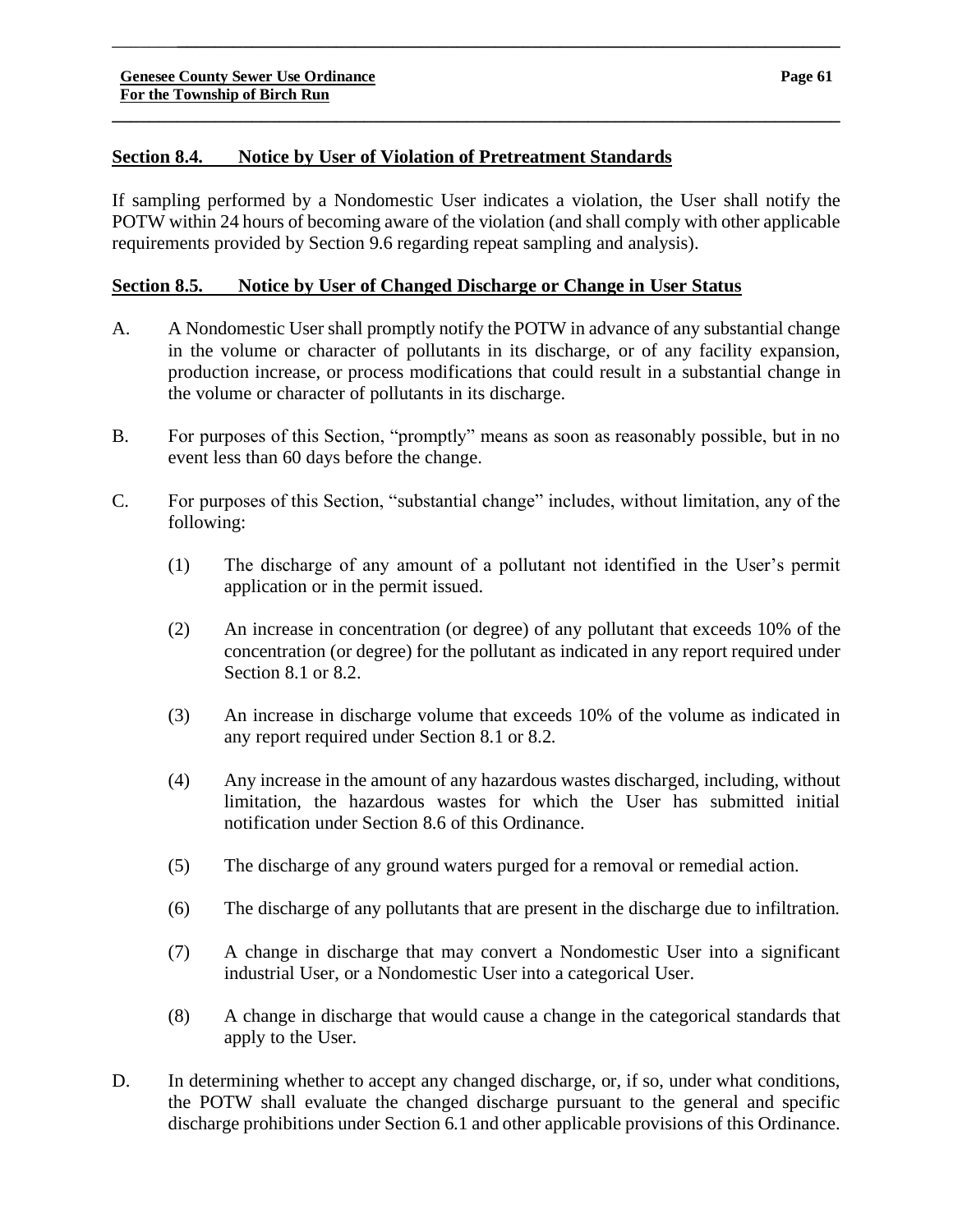## Section 8.4. Notice by User of Violation of Pretreatment Standards

If sampling performed by a Nondomestic User indicates a violation, the User shall notify the POTW within 24 hours of becoming aware of the violation (and shall comply with other applicable requirements provided by Section 9.6 regarding repeat sampling and analysis).

## Section 8.5. Notice by User of Changed Discharge or Change in User Status

A. A Nondomestic User shall promptly notify the POTW in advance of any substantial change in the volume or character of pollutants in its discharge, or of any facility expansion, production increase, or process modifications that could result in a substantial change in the volume or character of pollutants in its discharge.

B. For purposes of this Section, "promptly" means as soon as reasonably possible, but in no event less than 60 days before the change.

C. For purposes of this Section, "substantial change" includes, without limitation, any of the following:

(1) The discharge of any amount of a pollutant not identified in the User's permit application or in the permit issued.

(2) An increase in concentration (or degree) of any pollutant that exceeds 10% of the concentration (or degree) for the pollutant as indicated in any report required under Section 8.1 or 8.2.

(3) An increase in discharge volume that exceeds 10% of the volume as indicated in any report required under Section 8.1 or 8.2.

(4) Any increase in the amount of any hazardous wastes discharged, including, without limitation, the hazardous wastes for which the User has submitted initial notification under Section 8.6 of this Ordinance.

(5) The discharge of any ground waters purged for a removal or remedial action.

(6) The discharge of any pollutants that are present in the discharge due to infiltration.

(7) A change in discharge that may convert a Nondomestic User into a significant industrial User, or a Nondomestic User into a categorical User.

(8) A change in discharge that would cause a change in the categorical standards that apply to the User.

D. In determining whether to accept any changed discharge, or, if so, under what conditions, the POTW shall evaluate the changed discharge pursuant to the general and specific discharge prohibitions under Section 6.1 and other applicable provisions of this Ordinance.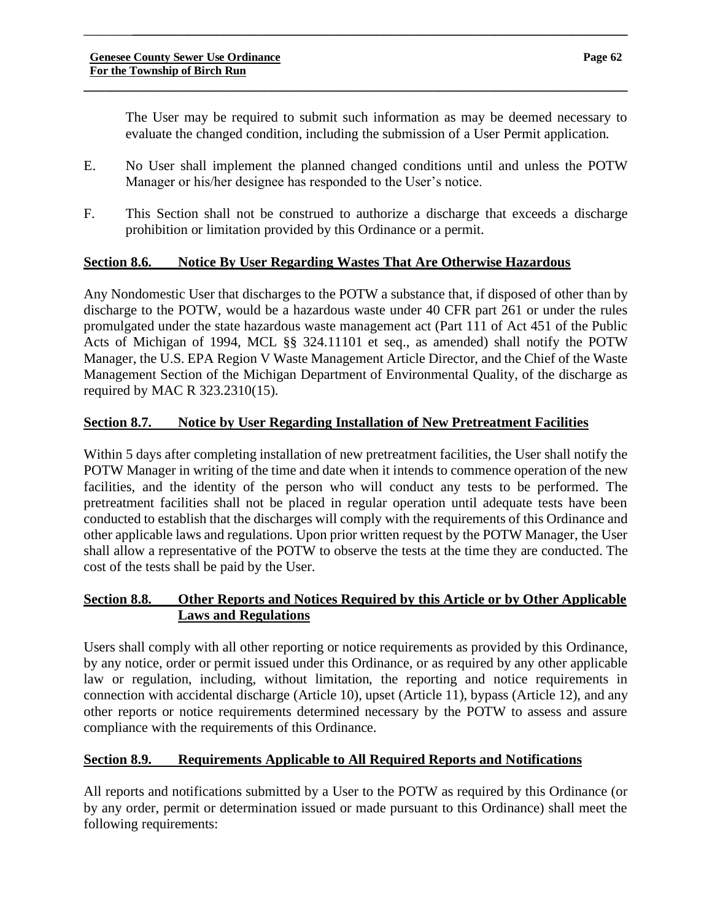The User may be required to submit such information as may be deemed necessary to evaluate the changed condition, including the submission of a User Permit application.

E. No User shall implement the planned changed conditions until and unless the POTW Manager or his/her designee has responded to the User's notice.

F. This Section shall not be construed to authorize a discharge that exceeds a discharge prohibition or limitation provided by this Ordinance or a permit.

## Section 8.6. Notice By User Regarding Wastes That Are Otherwise Hazardous

Any Nondomestic User that discharges to the POTW a substance that, if disposed of other than by discharge to the POTW, would be a hazardous waste under 40 CFR part 261 or under the rules promulgated under the state hazardous waste management act (Part 111 of Act 451 of the Public Acts of Michigan of 1994, MCL §§ 324.11101 et seq., as amended) shall notify the POTW Manager, the U.S. EPA Region V Waste Management Article Director, and the Chief of the Waste Management Section of the Michigan Department of Environmental Quality, of the discharge as required by MAC R 323.2310(15).

## Section 8.7. Notice by User Regarding Installation of New Pretreatment Facilities

Within 5 days after completing installation of new pretreatment facilities, the User shall notify the POTW Manager in writing of the time and date when it intends to commence operation of the new facilities, and the identity of the person who will conduct any tests to be performed. The pretreatment facilities shall not be placed in regular operation until adequate tests have been conducted to establish that the discharges will comply with the requirements of this Ordinance and other applicable laws and regulations. Upon prior written request by the POTW Manager, the User shall allow a representative of the POTW to observe the tests at the time they are conducted. The cost of the tests shall be paid by the User.

## Section 8.8. Other Reports and Notices Required by this Article or by Other Applicable Laws and Regulations

Users shall comply with all other reporting or notice requirements as provided by this Ordinance, by any notice, order or permit issued under this Ordinance, or as required by any other applicable law or regulation, including, without limitation, the reporting and notice requirements in connection with accidental discharge (Article 10), upset (Article 11), bypass (Article 12), and any other reports or notice requirements determined necessary by the POTW to assess and assure compliance with the requirements of this Ordinance.

## Section 8.9. Requirements Applicable to All Required Reports and Notifications

All reports and notifications submitted by a User to the POTW as required by this Ordinance (or by any order, permit or determination issued or made pursuant to this Ordinance) shall meet the following requirements: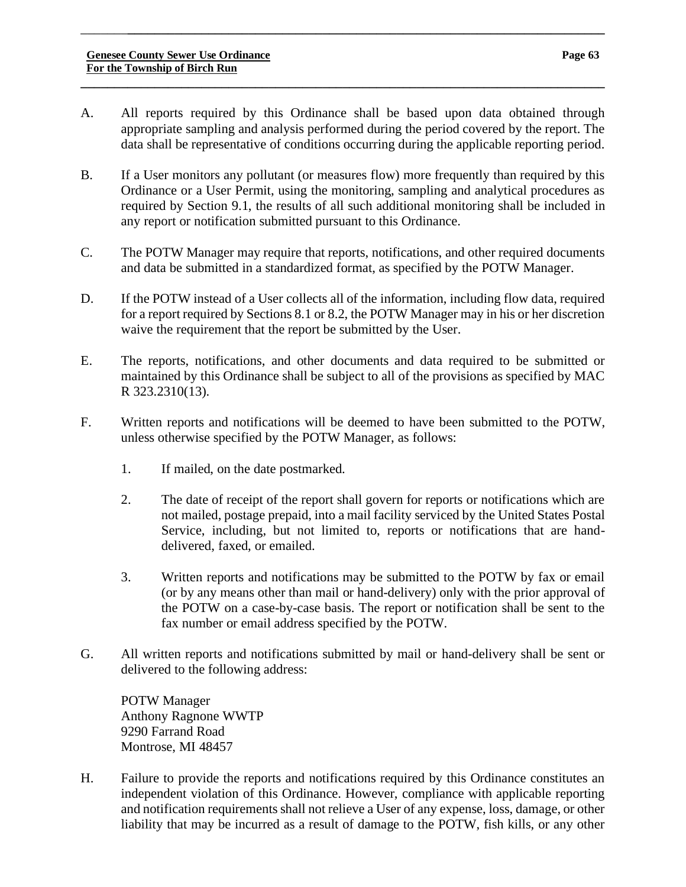A. All reports required by this Ordinance shall be based upon data obtained through appropriate sampling and analysis performed during the period covered by the report. The data shall be representative of conditions occurring during the applicable reporting period.

B. If a User monitors any pollutant (or measures flow) more frequently than required by this Ordinance or a User Permit, using the monitoring, sampling and analytical procedures as required by Section 9.1, the results of all such additional monitoring shall be included in any report or notification submitted pursuant to this Ordinance.

C. The POTW Manager may require that reports, notifications, and other required documents and data be submitted in a standardized format, as specified by the POTW Manager.

D. If the POTW instead of a User collects all of the information, including flow data, required for a report required by Sections 8.1 or 8.2, the POTW Manager may in his or her discretion waive the requirement that the report be submitted by the User.

E. The reports, notifications, and other documents and data required to be submitted or maintained by this Ordinance shall be subject to all of the provisions as specified by MAC R 323.2310(13).

F. Written reports and notifications will be deemed to have been submitted to the POTW, unless otherwise specified by the POTW Manager, as follows:

   1. If mailed, on the date postmarked.

   2. The date of receipt of the report shall govern for reports or notifications which are not mailed, postage prepaid, into a mail facility serviced by the United States Postal Service, including, but not limited to, reports or notifications that are hand-delivered, faxed, or emailed.

   3. Written reports and notifications may be submitted to the POTW by fax or email (or by any means other than mail or hand-delivery) only with the prior approval of the POTW on a case-by-case basis. The report or notification shall be sent to the fax number or email address specified by the POTW.

G. All written reports and notifications submitted by mail or hand-delivery shall be sent or delivered to the following address:

   POTW Manager
   Anthony Ragnone WWTP
   9290 Farrand Road
   Montrose, MI 48457

H. Failure to provide the reports and notifications required by this Ordinance constitutes an independent violation of this Ordinance. However, compliance with applicable reporting and notification requirements shall not relieve a User of any expense, loss, damage, or other liability that may be incurred as a result of damage to the POTW, fish kills, or any other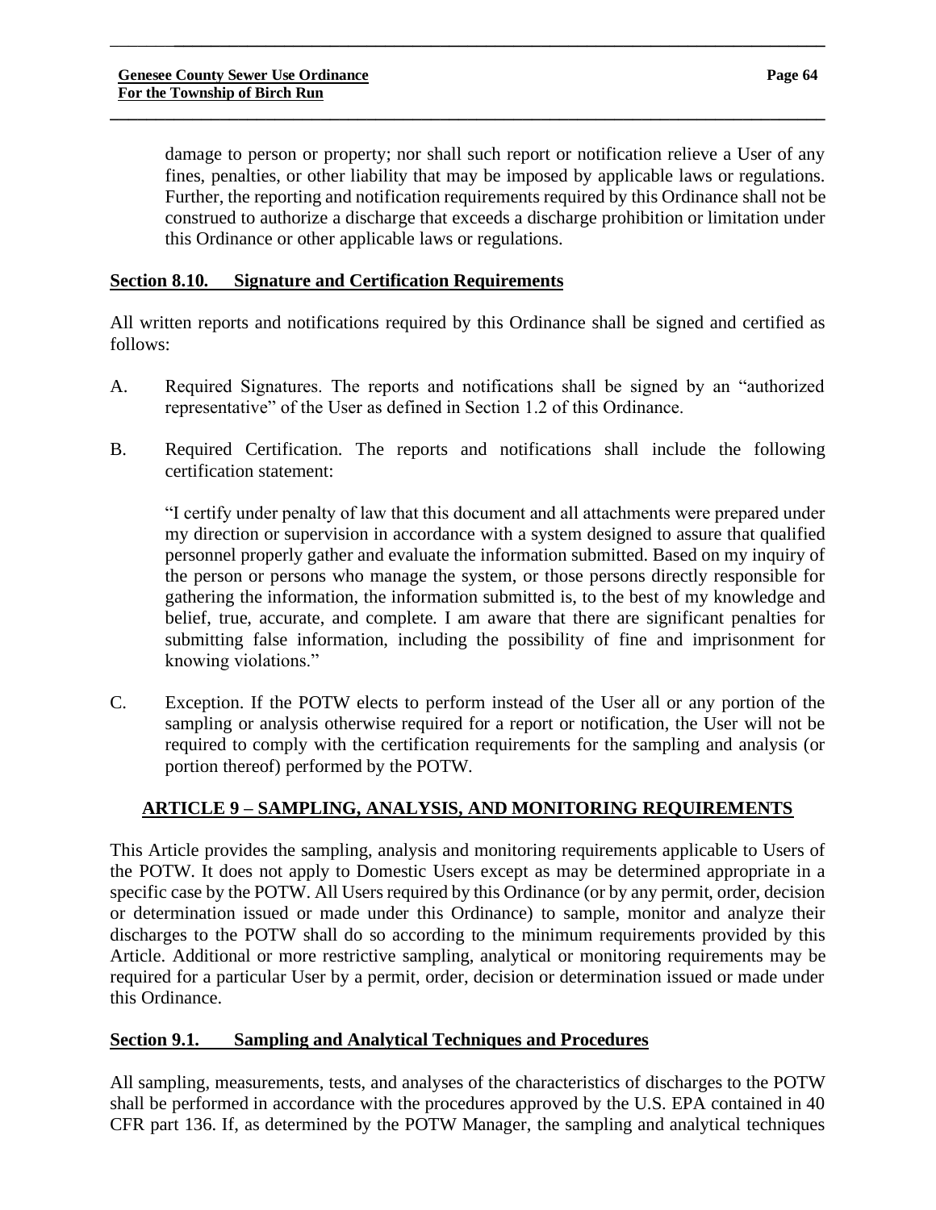damage to person or property; nor shall such report or notification relieve a User of any fines, penalties, or other liability that may be imposed by applicable laws or regulations. Further, the reporting and notification requirements required by this Ordinance shall not be construed to authorize a discharge that exceeds a discharge prohibition or limitation under this Ordinance or other applicable laws or regulations.

### Section 8.10. Signature and Certification Requirements

All written reports and notifications required by this Ordinance shall be signed and certified as follows:

A. Required Signatures. The reports and notifications shall be signed by an "authorized representative" of the User as defined in Section 1.2 of this Ordinance.

B. Required Certification. The reports and notifications shall include the following certification statement:

"I certify under penalty of law that this document and all attachments were prepared under my direction or supervision in accordance with a system designed to assure that qualified personnel properly gather and evaluate the information submitted. Based on my inquiry of the person or persons who manage the system, or those persons directly responsible for gathering the information, the information submitted is, to the best of my knowledge and belief, true, accurate, and complete. I am aware that there are significant penalties for submitting false information, including the possibility of fine and imprisonment for knowing violations."

C. Exception. If the POTW elects to perform instead of the User all or any portion of the sampling or analysis otherwise required for a report or notification, the User will not be required to comply with the certification requirements for the sampling and analysis (or portion thereof) performed by the POTW.

## ARTICLE 9 – SAMPLING, ANALYSIS, AND MONITORING REQUIREMENTS

This Article provides the sampling, analysis and monitoring requirements applicable to Users of the POTW. It does not apply to Domestic Users except as may be determined appropriate in a specific case by the POTW. All Users required by this Ordinance (or by any permit, order, decision or determination issued or made under this Ordinance) to sample, monitor and analyze their discharges to the POTW shall do so according to the minimum requirements provided by this Article. Additional or more restrictive sampling, analytical or monitoring requirements may be required for a particular User by a permit, order, decision or determination issued or made under this Ordinance.

### Section 9.1. Sampling and Analytical Techniques and Procedures

All sampling, measurements, tests, and analyses of the characteristics of discharges to the POTW shall be performed in accordance with the procedures approved by the U.S. EPA contained in 40 CFR part 136. If, as determined by the POTW Manager, the sampling and analytical techniques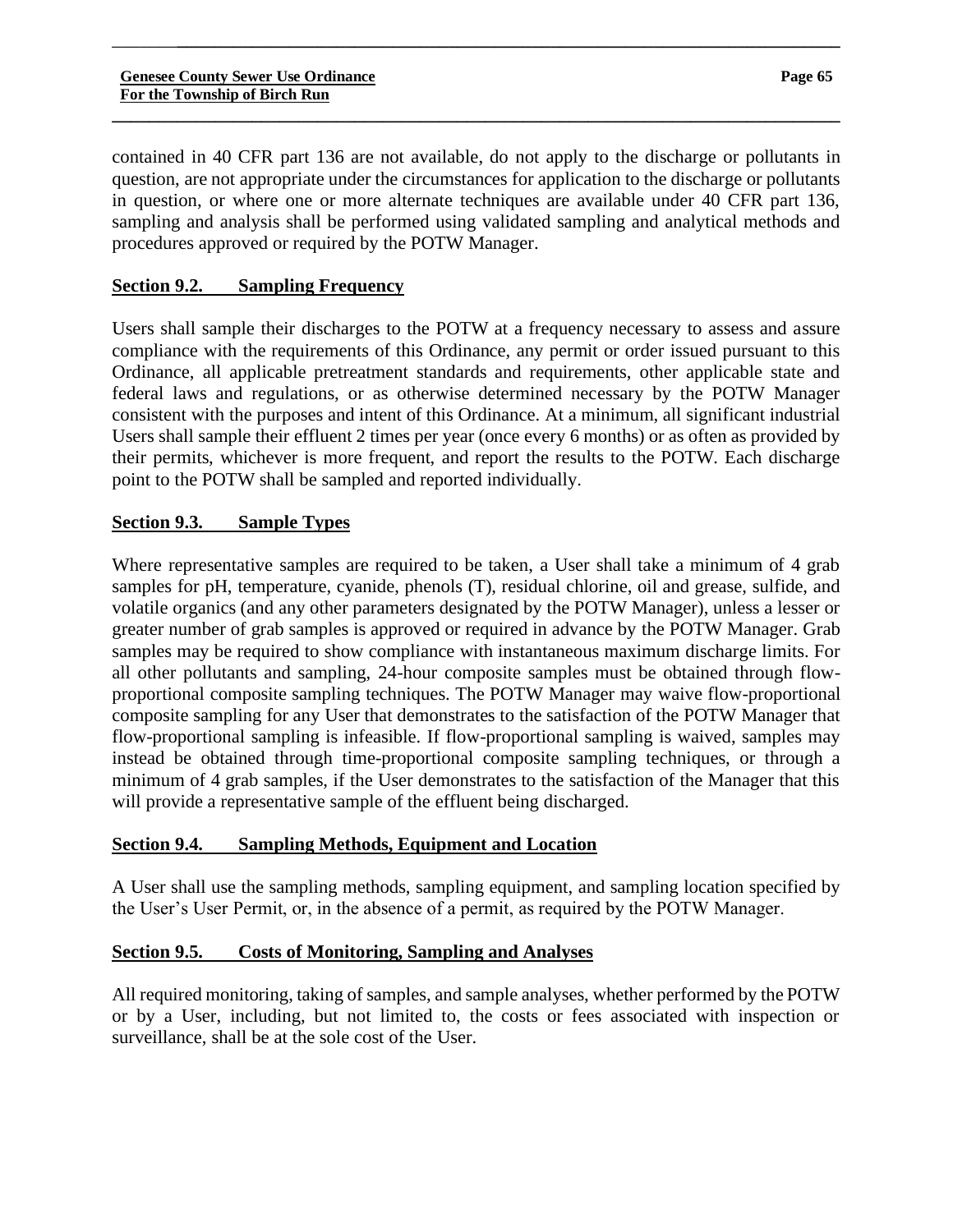contained in 40 CFR part 136 are not available, do not apply to the discharge or pollutants in question, are not appropriate under the circumstances for application to the discharge or pollutants in question, or where one or more alternate techniques are available under 40 CFR part 136, sampling and analysis shall be performed using validated sampling and analytical methods and procedures approved or required by the POTW Manager.

## Section 9.2. Sampling Frequency

Users shall sample their discharges to the POTW at a frequency necessary to assess and assure compliance with the requirements of this Ordinance, any permit or order issued pursuant to this Ordinance, all applicable pretreatment standards and requirements, other applicable state and federal laws and regulations, or as otherwise determined necessary by the POTW Manager consistent with the purposes and intent of this Ordinance. At a minimum, all significant industrial Users shall sample their effluent 2 times per year (once every 6 months) or as often as provided by their permits, whichever is more frequent, and report the results to the POTW. Each discharge point to the POTW shall be sampled and reported individually.

## Section 9.3. Sample Types

Where representative samples are required to be taken, a User shall take a minimum of 4 grab samples for pH, temperature, cyanide, phenols (T), residual chlorine, oil and grease, sulfide, and volatile organics (and any other parameters designated by the POTW Manager), unless a lesser or greater number of grab samples is approved or required in advance by the POTW Manager. Grab samples may be required to show compliance with instantaneous maximum discharge limits. For all other pollutants and sampling, 24-hour composite samples must be obtained through flow-proportional composite sampling techniques. The POTW Manager may waive flow-proportional composite sampling for any User that demonstrates to the satisfaction of the POTW Manager that flow-proportional sampling is infeasible. If flow-proportional sampling is waived, samples may instead be obtained through time-proportional composite sampling techniques, or through a minimum of 4 grab samples, if the User demonstrates to the satisfaction of the Manager that this will provide a representative sample of the effluent being discharged.

## Section 9.4. Sampling Methods, Equipment and Location

A User shall use the sampling methods, sampling equipment, and sampling location specified by the User's User Permit, or, in the absence of a permit, as required by the POTW Manager.

## Section 9.5. Costs of Monitoring, Sampling and Analyses

All required monitoring, taking of samples, and sample analyses, whether performed by the POTW or by a User, including, but not limited to, the costs or fees associated with inspection or surveillance, shall be at the sole cost of the User.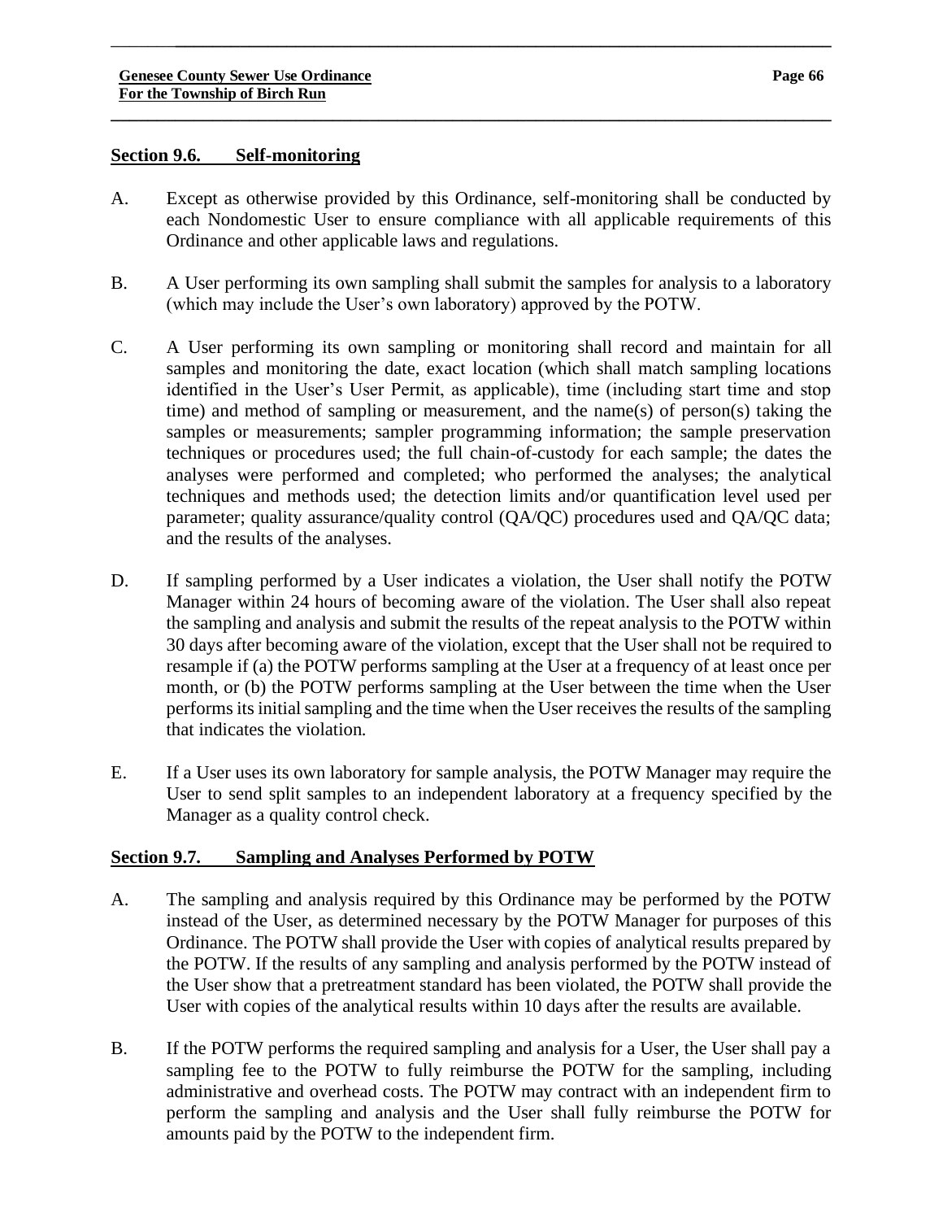## Section 9.6. Self-monitoring

A. Except as otherwise provided by this Ordinance, self-monitoring shall be conducted by each Nondomestic User to ensure compliance with all applicable requirements of this Ordinance and other applicable laws and regulations.

B. A User performing its own sampling shall submit the samples for analysis to a laboratory (which may include the User's own laboratory) approved by the POTW.

C. A User performing its own sampling or monitoring shall record and maintain for all samples and monitoring the date, exact location (which shall match sampling locations identified in the User's User Permit, as applicable), time (including start time and stop time) and method of sampling or measurement, and the name(s) of person(s) taking the samples or measurements; sampler programming information; the sample preservation techniques or procedures used; the full chain-of-custody for each sample; the dates the analyses were performed and completed; who performed the analyses; the analytical techniques and methods used; the detection limits and/or quantification level used per parameter; quality assurance/quality control (QA/QC) procedures used and QA/QC data; and the results of the analyses.

D. If sampling performed by a User indicates a violation, the User shall notify the POTW Manager within 24 hours of becoming aware of the violation. The User shall also repeat the sampling and analysis and submit the results of the repeat analysis to the POTW within 30 days after becoming aware of the violation, except that the User shall not be required to resample if (a) the POTW performs sampling at the User at a frequency of at least once per month, or (b) the POTW performs sampling at the User between the time when the User performs its initial sampling and the time when the User receives the results of the sampling that indicates the violation.

E. If a User uses its own laboratory for sample analysis, the POTW Manager may require the User to send split samples to an independent laboratory at a frequency specified by the Manager as a quality control check.

## Section 9.7. Sampling and Analyses Performed by POTW

A. The sampling and analysis required by this Ordinance may be performed by the POTW instead of the User, as determined necessary by the POTW Manager for purposes of this Ordinance. The POTW shall provide the User with copies of analytical results prepared by the POTW. If the results of any sampling and analysis performed by the POTW instead of the User show that a pretreatment standard has been violated, the POTW shall provide the User with copies of the analytical results within 10 days after the results are available.

B. If the POTW performs the required sampling and analysis for a User, the User shall pay a sampling fee to the POTW to fully reimburse the POTW for the sampling, including administrative and overhead costs. The POTW may contract with an independent firm to perform the sampling and analysis and the User shall fully reimburse the POTW for amounts paid by the POTW to the independent firm.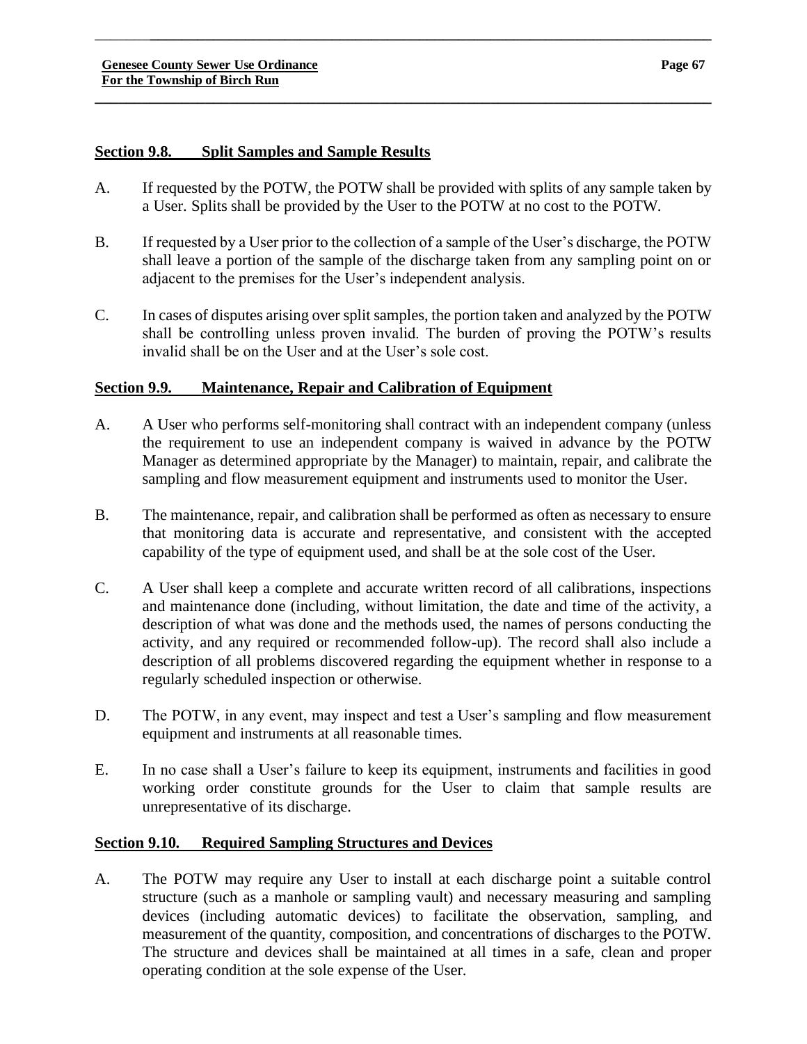## Section 9.8. Split Samples and Sample Results

A. If requested by the POTW, the POTW shall be provided with splits of any sample taken by a User. Splits shall be provided by the User to the POTW at no cost to the POTW.

B. If requested by a User prior to the collection of a sample of the User's discharge, the POTW shall leave a portion of the sample of the discharge taken from any sampling point on or adjacent to the premises for the User's independent analysis.

C. In cases of disputes arising over split samples, the portion taken and analyzed by the POTW shall be controlling unless proven invalid. The burden of proving the POTW's results invalid shall be on the User and at the User's sole cost.

## Section 9.9. Maintenance, Repair and Calibration of Equipment

A. A User who performs self-monitoring shall contract with an independent company (unless the requirement to use an independent company is waived in advance by the POTW Manager as determined appropriate by the Manager) to maintain, repair, and calibrate the sampling and flow measurement equipment and instruments used to monitor the User.

B. The maintenance, repair, and calibration shall be performed as often as necessary to ensure that monitoring data is accurate and representative, and consistent with the accepted capability of the type of equipment used, and shall be at the sole cost of the User.

C. A User shall keep a complete and accurate written record of all calibrations, inspections and maintenance done (including, without limitation, the date and time of the activity, a description of what was done and the methods used, the names of persons conducting the activity, and any required or recommended follow-up). The record shall also include a description of all problems discovered regarding the equipment whether in response to a regularly scheduled inspection or otherwise.

D. The POTW, in any event, may inspect and test a User's sampling and flow measurement equipment and instruments at all reasonable times.

E. In no case shall a User's failure to keep its equipment, instruments and facilities in good working order constitute grounds for the User to claim that sample results are unrepresentative of its discharge.

## Section 9.10. Required Sampling Structures and Devices

A. The POTW may require any User to install at each discharge point a suitable control structure (such as a manhole or sampling vault) and necessary measuring and sampling devices (including automatic devices) to facilitate the observation, sampling, and measurement of the quantity, composition, and concentrations of discharges to the POTW. The structure and devices shall be maintained at all times in a safe, clean and proper operating condition at the sole expense of the User.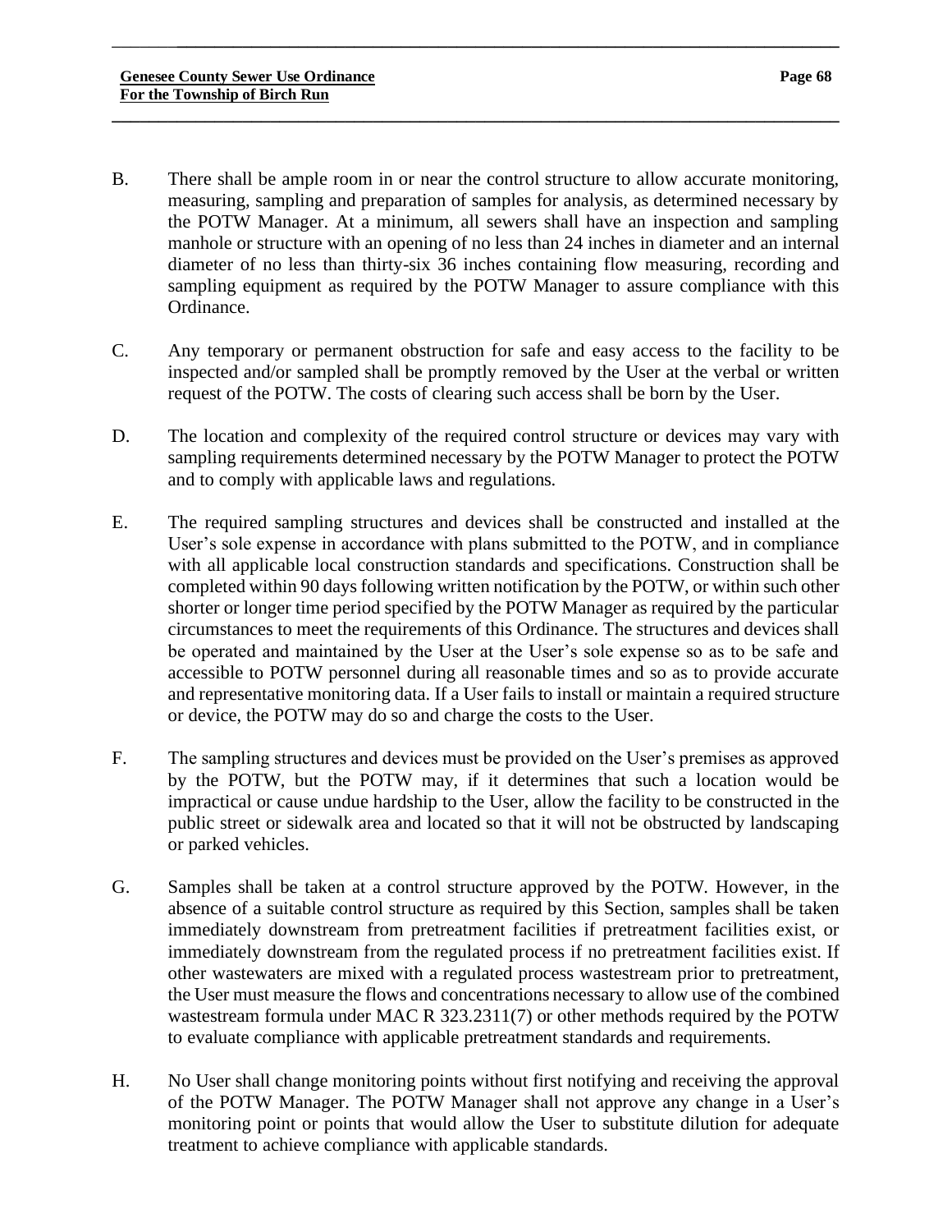B. There shall be ample room in or near the control structure to allow accurate monitoring, measuring, sampling and preparation of samples for analysis, as determined necessary by the POTW Manager. At a minimum, all sewers shall have an inspection and sampling manhole or structure with an opening of no less than 24 inches in diameter and an internal diameter of no less than thirty-six 36 inches containing flow measuring, recording and sampling equipment as required by the POTW Manager to assure compliance with this Ordinance.

C. Any temporary or permanent obstruction for safe and easy access to the facility to be inspected and/or sampled shall be promptly removed by the User at the verbal or written request of the POTW. The costs of clearing such access shall be born by the User.

D. The location and complexity of the required control structure or devices may vary with sampling requirements determined necessary by the POTW Manager to protect the POTW and to comply with applicable laws and regulations.

E. The required sampling structures and devices shall be constructed and installed at the User's sole expense in accordance with plans submitted to the POTW, and in compliance with all applicable local construction standards and specifications. Construction shall be completed within 90 days following written notification by the POTW, or within such other shorter or longer time period specified by the POTW Manager as required by the particular circumstances to meet the requirements of this Ordinance. The structures and devices shall be operated and maintained by the User at the User's sole expense so as to be safe and accessible to POTW personnel during all reasonable times and so as to provide accurate and representative monitoring data. If a User fails to install or maintain a required structure or device, the POTW may do so and charge the costs to the User.

F. The sampling structures and devices must be provided on the User's premises as approved by the POTW, but the POTW may, if it determines that such a location would be impractical or cause undue hardship to the User, allow the facility to be constructed in the public street or sidewalk area and located so that it will not be obstructed by landscaping or parked vehicles.

G. Samples shall be taken at a control structure approved by the POTW. However, in the absence of a suitable control structure as required by this Section, samples shall be taken immediately downstream from pretreatment facilities if pretreatment facilities exist, or immediately downstream from the regulated process if no pretreatment facilities exist. If other wastewaters are mixed with a regulated process wastestream prior to pretreatment, the User must measure the flows and concentrations necessary to allow use of the combined wastestream formula under MAC R 323.2311(7) or other methods required by the POTW to evaluate compliance with applicable pretreatment standards and requirements.

H. No User shall change monitoring points without first notifying and receiving the approval of the POTW Manager. The POTW Manager shall not approve any change in a User's monitoring point or points that would allow the User to substitute dilution for adequate treatment to achieve compliance with applicable standards.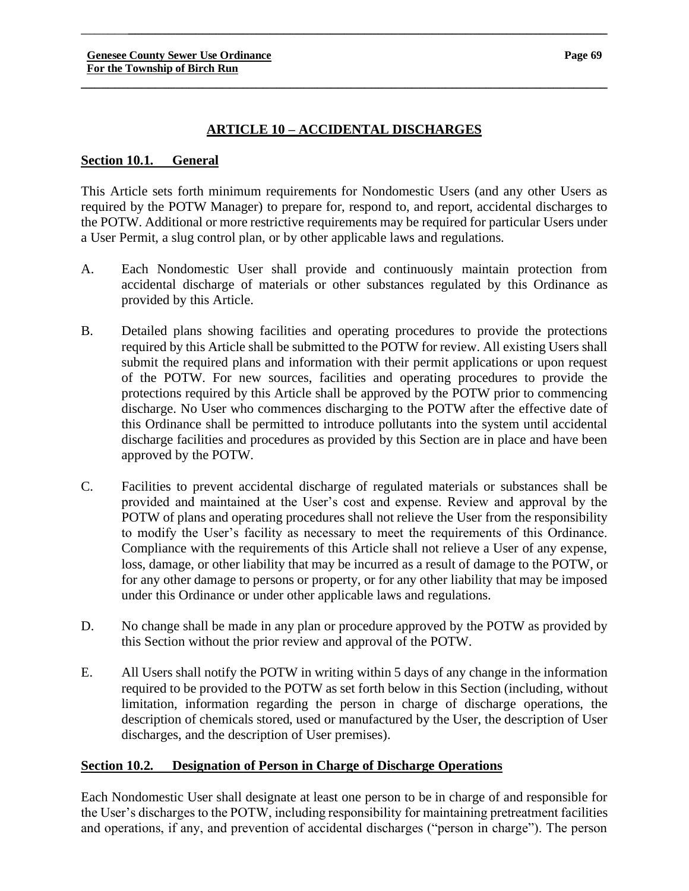## ARTICLE 10 – ACCIDENTAL DISCHARGES

### Section 10.1. General

This Article sets forth minimum requirements for Nondomestic Users (and any other Users as required by the POTW Manager) to prepare for, respond to, and report, accidental discharges to the POTW. Additional or more restrictive requirements may be required for particular Users under a User Permit, a slug control plan, or by other applicable laws and regulations.

A. Each Nondomestic User shall provide and continuously maintain protection from accidental discharge of materials or other substances regulated by this Ordinance as provided by this Article.

B. Detailed plans showing facilities and operating procedures to provide the protections required by this Article shall be submitted to the POTW for review. All existing Users shall submit the required plans and information with their permit applications or upon request of the POTW. For new sources, facilities and operating procedures to provide the protections required by this Article shall be approved by the POTW prior to commencing discharge. No User who commences discharging to the POTW after the effective date of this Ordinance shall be permitted to introduce pollutants into the system until accidental discharge facilities and procedures as provided by this Section are in place and have been approved by the POTW.

C. Facilities to prevent accidental discharge of regulated materials or substances shall be provided and maintained at the User's cost and expense. Review and approval by the POTW of plans and operating procedures shall not relieve the User from the responsibility to modify the User's facility as necessary to meet the requirements of this Ordinance. Compliance with the requirements of this Article shall not relieve a User of any expense, loss, damage, or other liability that may be incurred as a result of damage to the POTW, or for any other damage to persons or property, or for any other liability that may be imposed under this Ordinance or under other applicable laws and regulations.

D. No change shall be made in any plan or procedure approved by the POTW as provided by this Section without the prior review and approval of the POTW.

E. All Users shall notify the POTW in writing within 5 days of any change in the information required to be provided to the POTW as set forth below in this Section (including, without limitation, information regarding the person in charge of discharge operations, the description of chemicals stored, used or manufactured by the User, the description of User discharges, and the description of User premises).

### Section 10.2. Designation of Person in Charge of Discharge Operations

Each Nondomestic User shall designate at least one person to be in charge of and responsible for the User's discharges to the POTW, including responsibility for maintaining pretreatment facilities and operations, if any, and prevention of accidental discharges ("person in charge"). The person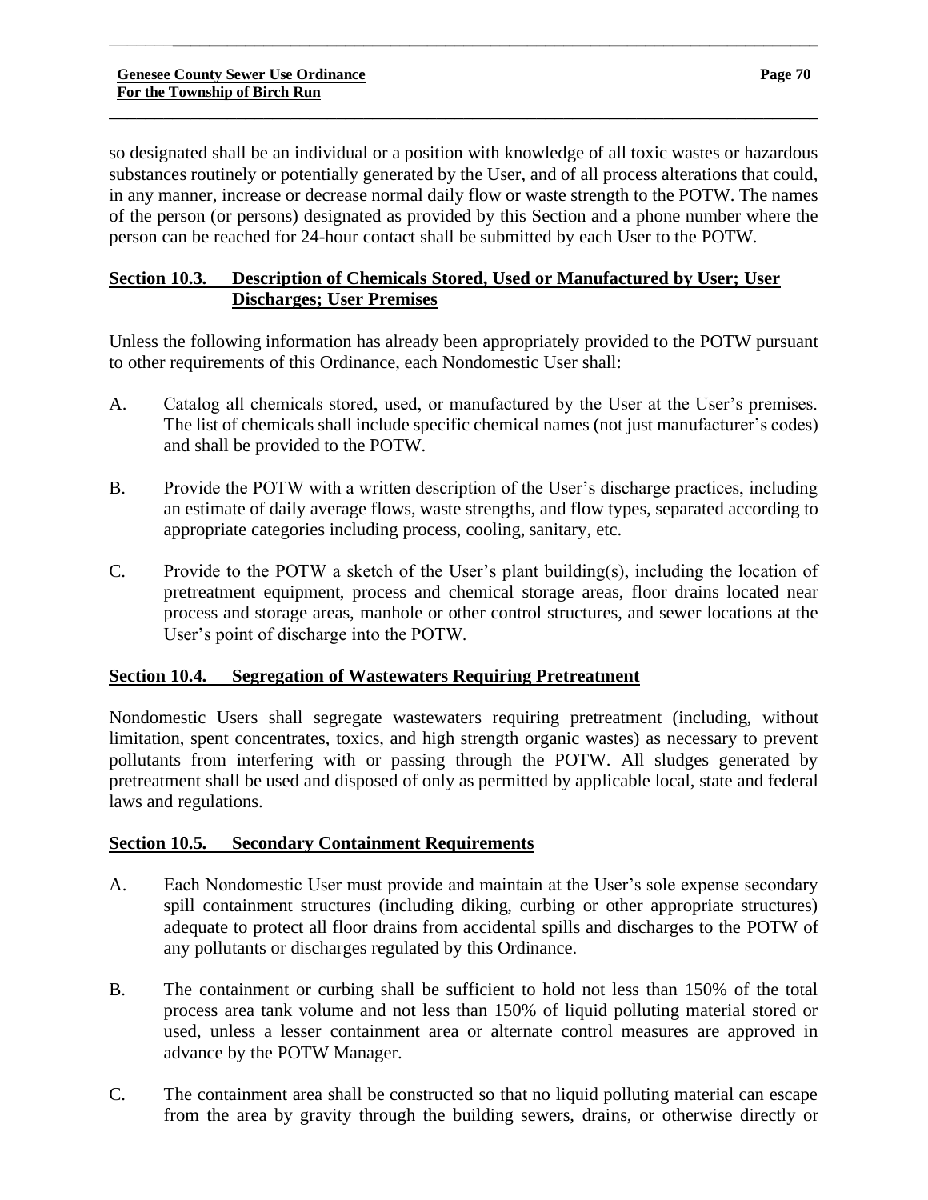so designated shall be an individual or a position with knowledge of all toxic wastes or hazardous substances routinely or potentially generated by the User, and of all process alterations that could, in any manner, increase or decrease normal daily flow or waste strength to the POTW. The names of the person (or persons) designated as provided by this Section and a phone number where the person can be reached for 24-hour contact shall be submitted by each User to the POTW.

## Section 10.3. Description of Chemicals Stored, Used or Manufactured by User; User Discharges; User Premises

Unless the following information has already been appropriately provided to the POTW pursuant to other requirements of this Ordinance, each Nondomestic User shall:

A. Catalog all chemicals stored, used, or manufactured by the User at the User's premises. The list of chemicals shall include specific chemical names (not just manufacturer's codes) and shall be provided to the POTW.

B. Provide the POTW with a written description of the User's discharge practices, including an estimate of daily average flows, waste strengths, and flow types, separated according to appropriate categories including process, cooling, sanitary, etc.

C. Provide to the POTW a sketch of the User's plant building(s), including the location of pretreatment equipment, process and chemical storage areas, floor drains located near process and storage areas, manhole or other control structures, and sewer locations at the User's point of discharge into the POTW.

## Section 10.4. Segregation of Wastewaters Requiring Pretreatment

Nondomestic Users shall segregate wastewaters requiring pretreatment (including, without limitation, spent concentrates, toxics, and high strength organic wastes) as necessary to prevent pollutants from interfering with or passing through the POTW. All sludges generated by pretreatment shall be used and disposed of only as permitted by applicable local, state and federal laws and regulations.

## Section 10.5. Secondary Containment Requirements

A. Each Nondomestic User must provide and maintain at the User's sole expense secondary spill containment structures (including diking, curbing or other appropriate structures) adequate to protect all floor drains from accidental spills and discharges to the POTW of any pollutants or discharges regulated by this Ordinance.

B. The containment or curbing shall be sufficient to hold not less than 150% of the total process area tank volume and not less than 150% of liquid polluting material stored or used, unless a lesser containment area or alternate control measures are approved in advance by the POTW Manager.

C. The containment area shall be constructed so that no liquid polluting material can escape from the area by gravity through the building sewers, drains, or otherwise directly or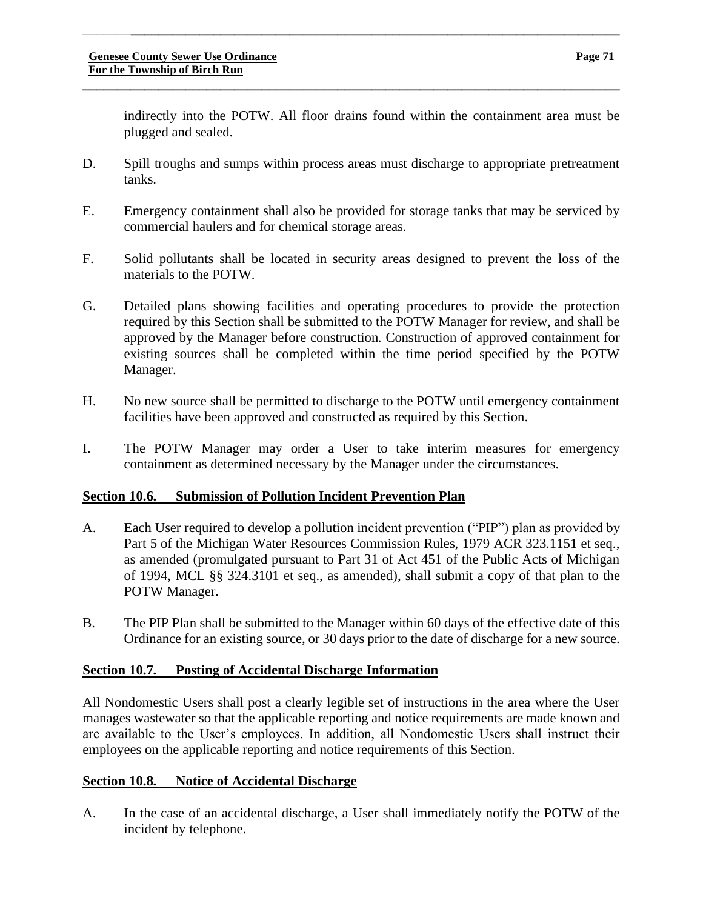indirectly into the POTW. All floor drains found within the containment area must be plugged and sealed.

D. Spill troughs and sumps within process areas must discharge to appropriate pretreatment tanks.

E. Emergency containment shall also be provided for storage tanks that may be serviced by commercial haulers and for chemical storage areas.

F. Solid pollutants shall be located in security areas designed to prevent the loss of the materials to the POTW.

G. Detailed plans showing facilities and operating procedures to provide the protection required by this Section shall be submitted to the POTW Manager for review, and shall be approved by the Manager before construction. Construction of approved containment for existing sources shall be completed within the time period specified by the POTW Manager.

H. No new source shall be permitted to discharge to the POTW until emergency containment facilities have been approved and constructed as required by this Section.

I. The POTW Manager may order a User to take interim measures for emergency containment as determined necessary by the Manager under the circumstances.

## Section 10.6. Submission of Pollution Incident Prevention Plan

A. Each User required to develop a pollution incident prevention ("PIP") plan as provided by Part 5 of the Michigan Water Resources Commission Rules, 1979 ACR 323.1151 et seq., as amended (promulgated pursuant to Part 31 of Act 451 of the Public Acts of Michigan of 1994, MCL §§ 324.3101 et seq., as amended), shall submit a copy of that plan to the POTW Manager.

B. The PIP Plan shall be submitted to the Manager within 60 days of the effective date of this Ordinance for an existing source, or 30 days prior to the date of discharge for a new source.

## Section 10.7. Posting of Accidental Discharge Information

All Nondomestic Users shall post a clearly legible set of instructions in the area where the User manages wastewater so that the applicable reporting and notice requirements are made known and are available to the User's employees. In addition, all Nondomestic Users shall instruct their employees on the applicable reporting and notice requirements of this Section.

## Section 10.8. Notice of Accidental Discharge

A. In the case of an accidental discharge, a User shall immediately notify the POTW of the incident by telephone.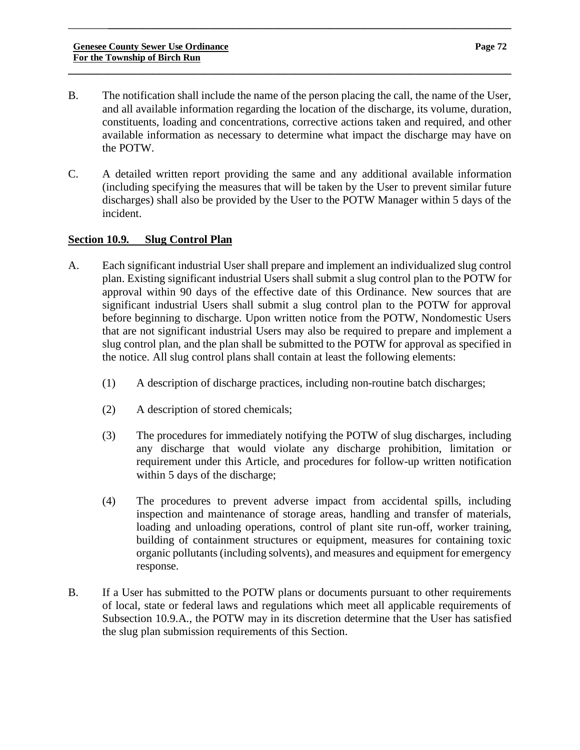B. The notification shall include the name of the person placing the call, the name of the User, and all available information regarding the location of the discharge, its volume, duration, constituents, loading and concentrations, corrective actions taken and required, and other available information as necessary to determine what impact the discharge may have on the POTW.

C. A detailed written report providing the same and any additional available information (including specifying the measures that will be taken by the User to prevent similar future discharges) shall also be provided by the User to the POTW Manager within 5 days of the incident.

## Section 10.9. Slug Control Plan

A. Each significant industrial User shall prepare and implement an individualized slug control plan. Existing significant industrial Users shall submit a slug control plan to the POTW for approval within 90 days of the effective date of this Ordinance. New sources that are significant industrial Users shall submit a slug control plan to the POTW for approval before beginning to discharge. Upon written notice from the POTW, Nondomestic Users that are not significant industrial Users may also be required to prepare and implement a slug control plan, and the plan shall be submitted to the POTW for approval as specified in the notice. All slug control plans shall contain at least the following elements:

(1) A description of discharge practices, including non-routine batch discharges;

(2) A description of stored chemicals;

(3) The procedures for immediately notifying the POTW of slug discharges, including any discharge that would violate any discharge prohibition, limitation or requirement under this Article, and procedures for follow-up written notification within 5 days of the discharge;

(4) The procedures to prevent adverse impact from accidental spills, including inspection and maintenance of storage areas, handling and transfer of materials, loading and unloading operations, control of plant site run-off, worker training, building of containment structures or equipment, measures for containing toxic organic pollutants (including solvents), and measures and equipment for emergency response.

B. If a User has submitted to the POTW plans or documents pursuant to other requirements of local, state or federal laws and regulations which meet all applicable requirements of Subsection 10.9.A., the POTW may in its discretion determine that the User has satisfied the slug plan submission requirements of this Section.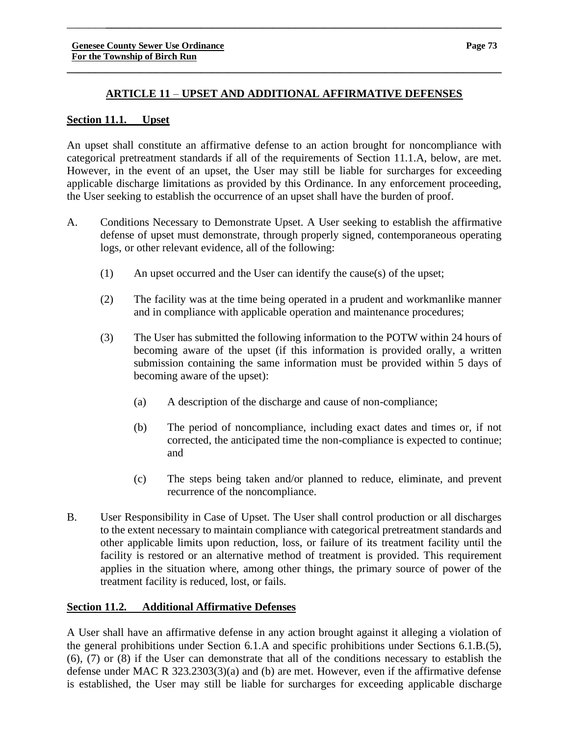## ARTICLE 11 – UPSET AND ADDITIONAL AFFIRMATIVE DEFENSES

### Section 11.1. Upset

An upset shall constitute an affirmative defense to an action brought for noncompliance with categorical pretreatment standards if all of the requirements of Section 11.1.A, below, are met. However, in the event of an upset, the User may still be liable for surcharges for exceeding applicable discharge limitations as provided by this Ordinance. In any enforcement proceeding, the User seeking to establish the occurrence of an upset shall have the burden of proof.

A. Conditions Necessary to Demonstrate Upset. A User seeking to establish the affirmative defense of upset must demonstrate, through properly signed, contemporaneous operating logs, or other relevant evidence, all of the following:

   (1) An upset occurred and the User can identify the cause(s) of the upset;

   (2) The facility was at the time being operated in a prudent and workmanlike manner and in compliance with applicable operation and maintenance procedures;

   (3) The User has submitted the following information to the POTW within 24 hours of becoming aware of the upset (if this information is provided orally, a written submission containing the same information must be provided within 5 days of becoming aware of the upset):

      (a) A description of the discharge and cause of non-compliance;

      (b) The period of noncompliance, including exact dates and times or, if not corrected, the anticipated time the non-compliance is expected to continue; and

      (c) The steps being taken and/or planned to reduce, eliminate, and prevent recurrence of the noncompliance.

B. User Responsibility in Case of Upset. The User shall control production or all discharges to the extent necessary to maintain compliance with categorical pretreatment standards and other applicable limits upon reduction, loss, or failure of its treatment facility until the facility is restored or an alternative method of treatment is provided. This requirement applies in the situation where, among other things, the primary source of power of the treatment facility is reduced, lost, or fails.

### Section 11.2. Additional Affirmative Defenses

A User shall have an affirmative defense in any action brought against it alleging a violation of the general prohibitions under Section 6.1.A and specific prohibitions under Sections 6.1.B.(5), (6), (7) or (8) if the User can demonstrate that all of the conditions necessary to establish the defense under MAC R 323.2303(3)(a) and (b) are met. However, even if the affirmative defense is established, the User may still be liable for surcharges for exceeding applicable discharge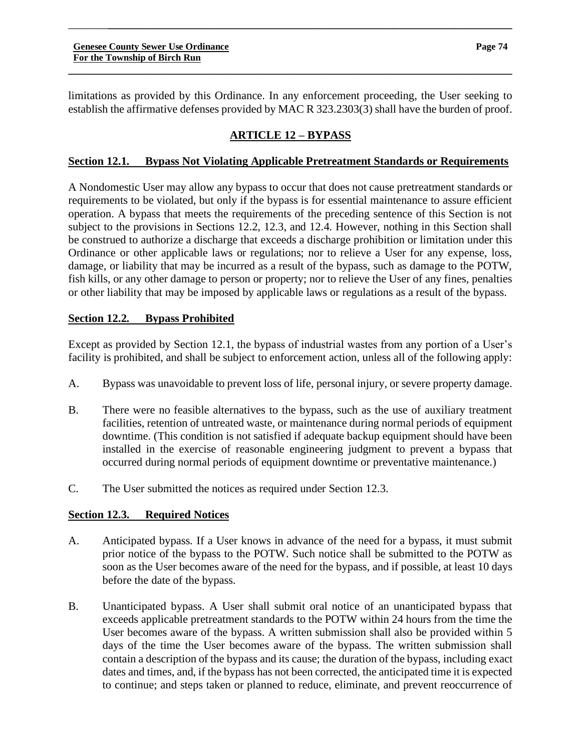limitations as provided by this Ordinance. In any enforcement proceeding, the User seeking to establish the affirmative defenses provided by MAC R 323.2303(3) shall have the burden of proof.

## ARTICLE 12 – BYPASS

### Section 12.1. Bypass Not Violating Applicable Pretreatment Standards or Requirements

A Nondomestic User may allow any bypass to occur that does not cause pretreatment standards or requirements to be violated, but only if the bypass is for essential maintenance to assure efficient operation. A bypass that meets the requirements of the preceding sentence of this Section is not subject to the provisions in Sections 12.2, 12.3, and 12.4. However, nothing in this Section shall be construed to authorize a discharge that exceeds a discharge prohibition or limitation under this Ordinance or other applicable laws or regulations; nor to relieve a User for any expense, loss, damage, or liability that may be incurred as a result of the bypass, such as damage to the POTW, fish kills, or any other damage to person or property; nor to relieve the User of any fines, penalties or other liability that may be imposed by applicable laws or regulations as a result of the bypass.

### Section 12.2. Bypass Prohibited

Except as provided by Section 12.1, the bypass of industrial wastes from any portion of a User's facility is prohibited, and shall be subject to enforcement action, unless all of the following apply:

A. Bypass was unavoidable to prevent loss of life, personal injury, or severe property damage.

B. There were no feasible alternatives to the bypass, such as the use of auxiliary treatment facilities, retention of untreated waste, or maintenance during normal periods of equipment downtime. (This condition is not satisfied if adequate backup equipment should have been installed in the exercise of reasonable engineering judgment to prevent a bypass that occurred during normal periods of equipment downtime or preventative maintenance.)

C. The User submitted the notices as required under Section 12.3.

### Section 12.3. Required Notices

A. Anticipated bypass. If a User knows in advance of the need for a bypass, it must submit prior notice of the bypass to the POTW. Such notice shall be submitted to the POTW as soon as the User becomes aware of the need for the bypass, and if possible, at least 10 days before the date of the bypass.

B. Unanticipated bypass. A User shall submit oral notice of an unanticipated bypass that exceeds applicable pretreatment standards to the POTW within 24 hours from the time the User becomes aware of the bypass. A written submission shall also be provided within 5 days of the time the User becomes aware of the bypass. The written submission shall contain a description of the bypass and its cause; the duration of the bypass, including exact dates and times, and, if the bypass has not been corrected, the anticipated time it is expected to continue; and steps taken or planned to reduce, eliminate, and prevent reoccurrence of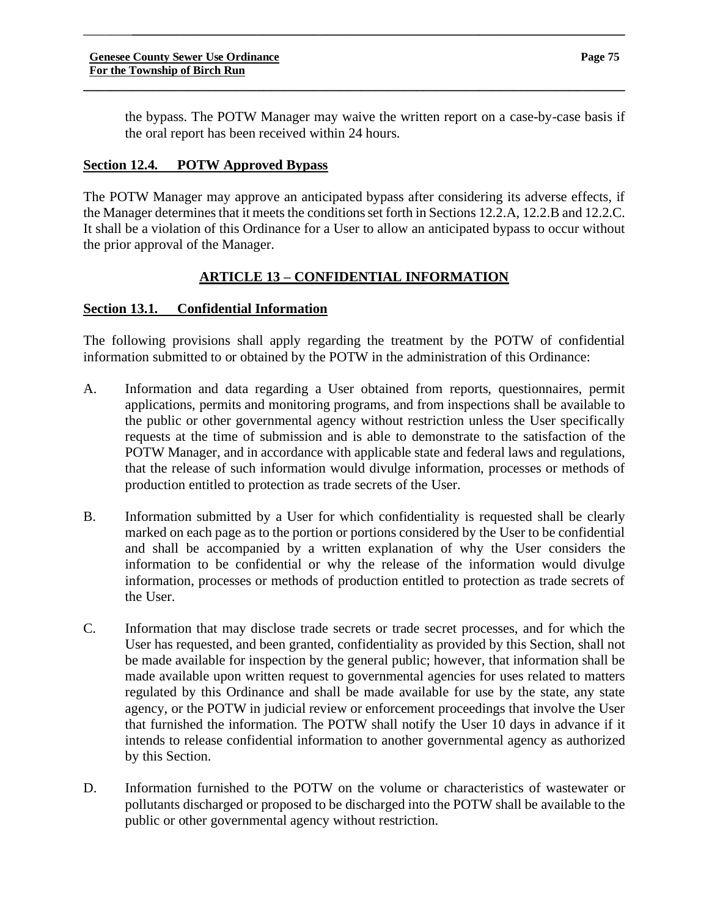the bypass. The POTW Manager may waive the written report on a case-by-case basis if the oral report has been received within 24 hours.

**Section 12.4. POTW Approved Bypass**

The POTW Manager may approve an anticipated bypass after considering its adverse effects, if the Manager determines that it meets the conditions set forth in Sections 12.2.A, 12.2.B and 12.2.C. It shall be a violation of this Ordinance for a User to allow an anticipated bypass to occur without the prior approval of the Manager.

## ARTICLE 13 – CONFIDENTIAL INFORMATION

**Section 13.1. Confidential Information**

The following provisions shall apply regarding the treatment by the POTW of confidential information submitted to or obtained by the POTW in the administration of this Ordinance:

A. Information and data regarding a User obtained from reports, questionnaires, permit applications, permits and monitoring programs, and from inspections shall be available to the public or other governmental agency without restriction unless the User specifically requests at the time of submission and is able to demonstrate to the satisfaction of the POTW Manager, and in accordance with applicable state and federal laws and regulations, that the release of such information would divulge information, processes or methods of production entitled to protection as trade secrets of the User.

B. Information submitted by a User for which confidentiality is requested shall be clearly marked on each page as to the portion or portions considered by the User to be confidential and shall be accompanied by a written explanation of why the User considers the information to be confidential or why the release of the information would divulge information, processes or methods of production entitled to protection as trade secrets of the User.

C. Information that may disclose trade secrets or trade secret processes, and for which the User has requested, and been granted, confidentiality as provided by this Section, shall not be made available for inspection by the general public; however, that information shall be made available upon written request to governmental agencies for uses related to matters regulated by this Ordinance and shall be made available for use by the state, any state agency, or the POTW in judicial review or enforcement proceedings that involve the User that furnished the information. The POTW shall notify the User 10 days in advance if it intends to release confidential information to another governmental agency as authorized by this Section.

D. Information furnished to the POTW on the volume or characteristics of wastewater or pollutants discharged or proposed to be discharged into the POTW shall be available to the public or other governmental agency without restriction.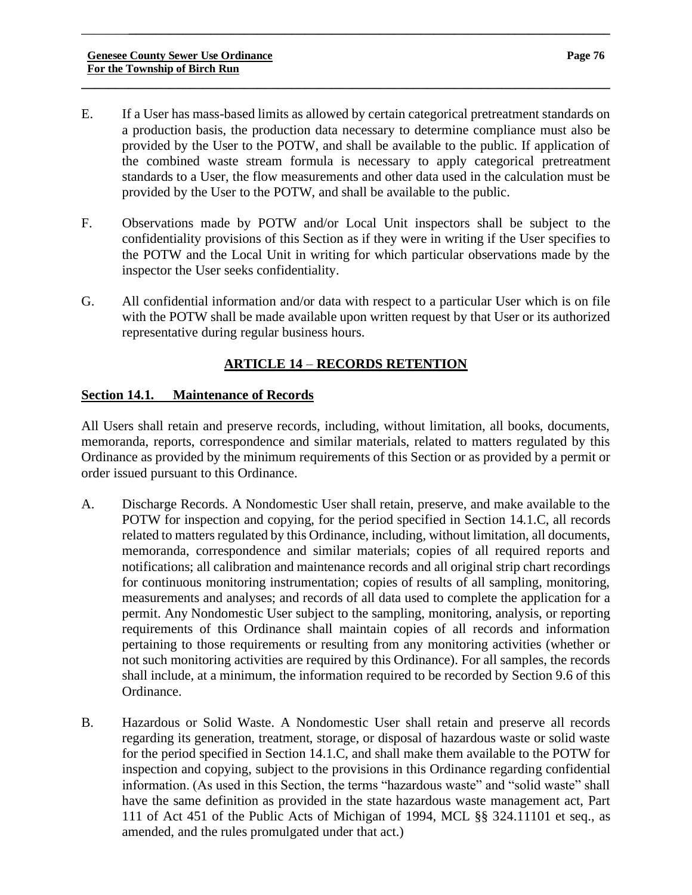E. If a User has mass-based limits as allowed by certain categorical pretreatment standards on a production basis, the production data necessary to determine compliance must also be provided by the User to the POTW, and shall be available to the public. If application of the combined waste stream formula is necessary to apply categorical pretreatment standards to a User, the flow measurements and other data used in the calculation must be provided by the User to the POTW, and shall be available to the public.

F. Observations made by POTW and/or Local Unit inspectors shall be subject to the confidentiality provisions of this Section as if they were in writing if the User specifies to the POTW and the Local Unit in writing for which particular observations made by the inspector the User seeks confidentiality.

G. All confidential information and/or data with respect to a particular User which is on file with the POTW shall be made available upon written request by that User or its authorized representative during regular business hours.

## ARTICLE 14 – RECORDS RETENTION

### Section 14.1. Maintenance of Records

All Users shall retain and preserve records, including, without limitation, all books, documents, memoranda, reports, correspondence and similar materials, related to matters regulated by this Ordinance as provided by the minimum requirements of this Section or as provided by a permit or order issued pursuant to this Ordinance.

A. Discharge Records. A Nondomestic User shall retain, preserve, and make available to the POTW for inspection and copying, for the period specified in Section 14.1.C, all records related to matters regulated by this Ordinance, including, without limitation, all documents, memoranda, correspondence and similar materials; copies of all required reports and notifications; all calibration and maintenance records and all original strip chart recordings for continuous monitoring instrumentation; copies of results of all sampling, monitoring, measurements and analyses; and records of all data used to complete the application for a permit. Any Nondomestic User subject to the sampling, monitoring, analysis, or reporting requirements of this Ordinance shall maintain copies of all records and information pertaining to those requirements or resulting from any monitoring activities (whether or not such monitoring activities are required by this Ordinance). For all samples, the records shall include, at a minimum, the information required to be recorded by Section 9.6 of this Ordinance.

B. Hazardous or Solid Waste. A Nondomestic User shall retain and preserve all records regarding its generation, treatment, storage, or disposal of hazardous waste or solid waste for the period specified in Section 14.1.C, and shall make them available to the POTW for inspection and copying, subject to the provisions in this Ordinance regarding confidential information. (As used in this Section, the terms "hazardous waste" and "solid waste" shall have the same definition as provided in the state hazardous waste management act, Part 111 of Act 451 of the Public Acts of Michigan of 1994, MCL §§ 324.11101 et seq., as amended, and the rules promulgated under that act.)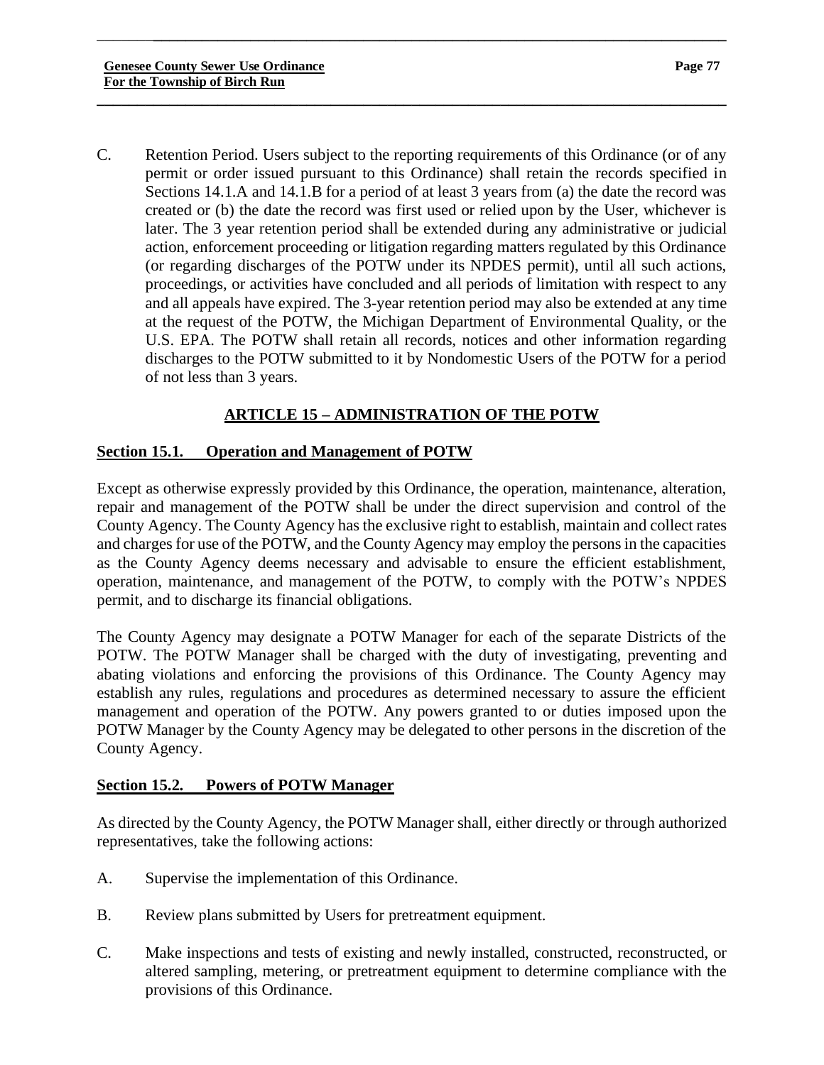C. Retention Period. Users subject to the reporting requirements of this Ordinance (or of any permit or order issued pursuant to this Ordinance) shall retain the records specified in Sections 14.1.A and 14.1.B for a period of at least 3 years from (a) the date the record was created or (b) the date the record was first used or relied upon by the User, whichever is later. The 3 year retention period shall be extended during any administrative or judicial action, enforcement proceeding or litigation regarding matters regulated by this Ordinance (or regarding discharges of the POTW under its NPDES permit), until all such actions, proceedings, or activities have concluded and all periods of limitation with respect to any and all appeals have expired. The 3-year retention period may also be extended at any time at the request of the POTW, the Michigan Department of Environmental Quality, or the U.S. EPA. The POTW shall retain all records, notices and other information regarding discharges to the POTW submitted to it by Nondomestic Users of the POTW for a period of not less than 3 years.

## ARTICLE 15 – ADMINISTRATION OF THE POTW

### Section 15.1. Operation and Management of POTW

Except as otherwise expressly provided by this Ordinance, the operation, maintenance, alteration, repair and management of the POTW shall be under the direct supervision and control of the County Agency. The County Agency has the exclusive right to establish, maintain and collect rates and charges for use of the POTW, and the County Agency may employ the persons in the capacities as the County Agency deems necessary and advisable to ensure the efficient establishment, operation, maintenance, and management of the POTW, to comply with the POTW's NPDES permit, and to discharge its financial obligations.

The County Agency may designate a POTW Manager for each of the separate Districts of the POTW. The POTW Manager shall be charged with the duty of investigating, preventing and abating violations and enforcing the provisions of this Ordinance. The County Agency may establish any rules, regulations and procedures as determined necessary to assure the efficient management and operation of the POTW. Any powers granted to or duties imposed upon the POTW Manager by the County Agency may be delegated to other persons in the discretion of the County Agency.

### Section 15.2. Powers of POTW Manager

As directed by the County Agency, the POTW Manager shall, either directly or through authorized representatives, take the following actions:

A. Supervise the implementation of this Ordinance.

B. Review plans submitted by Users for pretreatment equipment.

C. Make inspections and tests of existing and newly installed, constructed, reconstructed, or altered sampling, metering, or pretreatment equipment to determine compliance with the provisions of this Ordinance.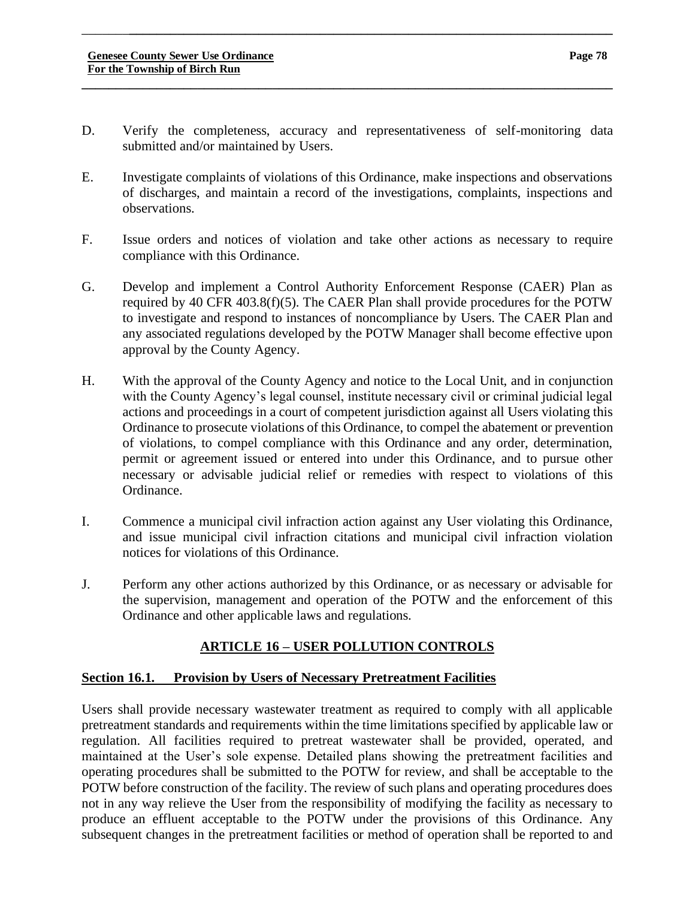D. Verify the completeness, accuracy and representativeness of self-monitoring data submitted and/or maintained by Users.

E. Investigate complaints of violations of this Ordinance, make inspections and observations of discharges, and maintain a record of the investigations, complaints, inspections and observations.

F. Issue orders and notices of violation and take other actions as necessary to require compliance with this Ordinance.

G. Develop and implement a Control Authority Enforcement Response (CAER) Plan as required by 40 CFR 403.8(f)(5). The CAER Plan shall provide procedures for the POTW to investigate and respond to instances of noncompliance by Users. The CAER Plan and any associated regulations developed by the POTW Manager shall become effective upon approval by the County Agency.

H. With the approval of the County Agency and notice to the Local Unit, and in conjunction with the County Agency's legal counsel, institute necessary civil or criminal judicial legal actions and proceedings in a court of competent jurisdiction against all Users violating this Ordinance to prosecute violations of this Ordinance, to compel the abatement or prevention of violations, to compel compliance with this Ordinance and any order, determination, permit or agreement issued or entered into under this Ordinance, and to pursue other necessary or advisable judicial relief or remedies with respect to violations of this Ordinance.

I. Commence a municipal civil infraction action against any User violating this Ordinance, and issue municipal civil infraction citations and municipal civil infraction violation notices for violations of this Ordinance.

J. Perform any other actions authorized by this Ordinance, or as necessary or advisable for the supervision, management and operation of the POTW and the enforcement of this Ordinance and other applicable laws and regulations.

## ARTICLE 16 – USER POLLUTION CONTROLS

### Section 16.1. Provision by Users of Necessary Pretreatment Facilities

Users shall provide necessary wastewater treatment as required to comply with all applicable pretreatment standards and requirements within the time limitations specified by applicable law or regulation. All facilities required to pretreat wastewater shall be provided, operated, and maintained at the User's sole expense. Detailed plans showing the pretreatment facilities and operating procedures shall be submitted to the POTW for review, and shall be acceptable to the POTW before construction of the facility. The review of such plans and operating procedures does not in any way relieve the User from the responsibility of modifying the facility as necessary to produce an effluent acceptable to the POTW under the provisions of this Ordinance. Any subsequent changes in the pretreatment facilities or method of operation shall be reported to and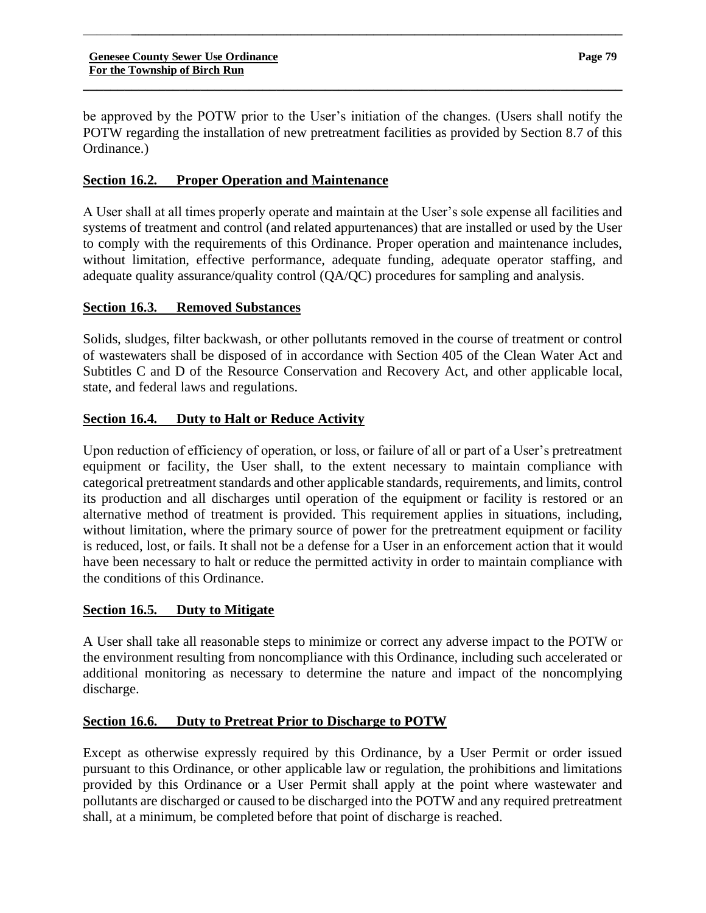be approved by the POTW prior to the User's initiation of the changes. (Users shall notify the POTW regarding the installation of new pretreatment facilities as provided by Section 8.7 of this Ordinance.)

## Section 16.2. Proper Operation and Maintenance

A User shall at all times properly operate and maintain at the User's sole expense all facilities and systems of treatment and control (and related appurtenances) that are installed or used by the User to comply with the requirements of this Ordinance. Proper operation and maintenance includes, without limitation, effective performance, adequate funding, adequate operator staffing, and adequate quality assurance/quality control (QA/QC) procedures for sampling and analysis.

## Section 16.3. Removed Substances

Solids, sludges, filter backwash, or other pollutants removed in the course of treatment or control of wastewaters shall be disposed of in accordance with Section 405 of the Clean Water Act and Subtitles C and D of the Resource Conservation and Recovery Act, and other applicable local, state, and federal laws and regulations.

## Section 16.4. Duty to Halt or Reduce Activity

Upon reduction of efficiency of operation, or loss, or failure of all or part of a User's pretreatment equipment or facility, the User shall, to the extent necessary to maintain compliance with categorical pretreatment standards and other applicable standards, requirements, and limits, control its production and all discharges until operation of the equipment or facility is restored or an alternative method of treatment is provided. This requirement applies in situations, including, without limitation, where the primary source of power for the pretreatment equipment or facility is reduced, lost, or fails. It shall not be a defense for a User in an enforcement action that it would have been necessary to halt or reduce the permitted activity in order to maintain compliance with the conditions of this Ordinance.

## Section 16.5. Duty to Mitigate

A User shall take all reasonable steps to minimize or correct any adverse impact to the POTW or the environment resulting from noncompliance with this Ordinance, including such accelerated or additional monitoring as necessary to determine the nature and impact of the noncomplying discharge.

## Section 16.6. Duty to Pretreat Prior to Discharge to POTW

Except as otherwise expressly required by this Ordinance, by a User Permit or order issued pursuant to this Ordinance, or other applicable law or regulation, the prohibitions and limitations provided by this Ordinance or a User Permit shall apply at the point where wastewater and pollutants are discharged or caused to be discharged into the POTW and any required pretreatment shall, at a minimum, be completed before that point of discharge is reached.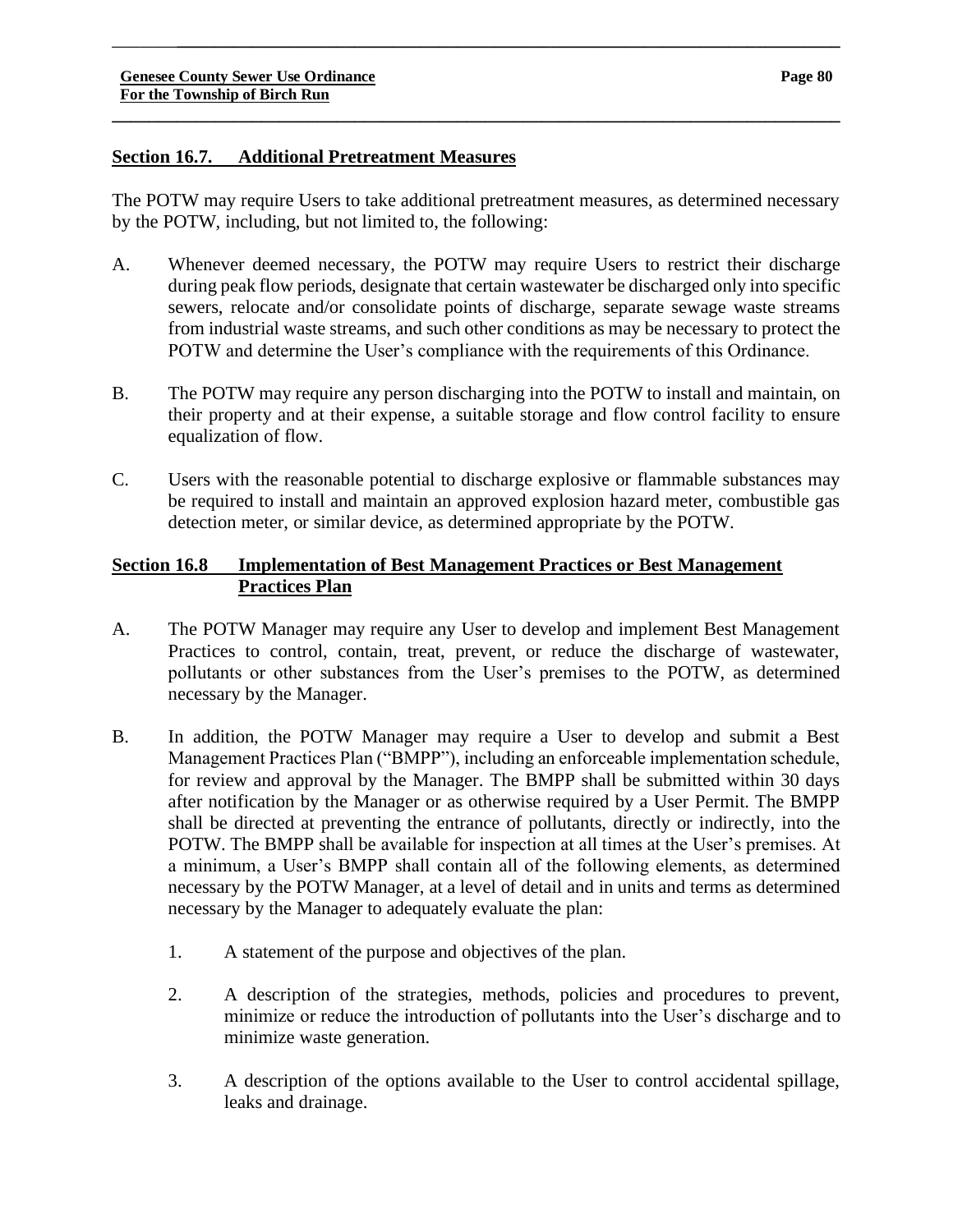## Section 16.7. Additional Pretreatment Measures

The POTW may require Users to take additional pretreatment measures, as determined necessary by the POTW, including, but not limited to, the following:

A. Whenever deemed necessary, the POTW may require Users to restrict their discharge during peak flow periods, designate that certain wastewater be discharged only into specific sewers, relocate and/or consolidate points of discharge, separate sewage waste streams from industrial waste streams, and such other conditions as may be necessary to protect the POTW and determine the User's compliance with the requirements of this Ordinance.

B. The POTW may require any person discharging into the POTW to install and maintain, on their property and at their expense, a suitable storage and flow control facility to ensure equalization of flow.

C. Users with the reasonable potential to discharge explosive or flammable substances may be required to install and maintain an approved explosion hazard meter, combustible gas detection meter, or similar device, as determined appropriate by the POTW.

## Section 16.8 Implementation of Best Management Practices or Best Management Practices Plan

A. The POTW Manager may require any User to develop and implement Best Management Practices to control, contain, treat, prevent, or reduce the discharge of wastewater, pollutants or other substances from the User's premises to the POTW, as determined necessary by the Manager.

B. In addition, the POTW Manager may require a User to develop and submit a Best Management Practices Plan ("BMPP"), including an enforceable implementation schedule, for review and approval by the Manager. The BMPP shall be submitted within 30 days after notification by the Manager or as otherwise required by a User Permit. The BMPP shall be directed at preventing the entrance of pollutants, directly or indirectly, into the POTW. The BMPP shall be available for inspection at all times at the User's premises. At a minimum, a User's BMPP shall contain all of the following elements, as determined necessary by the POTW Manager, at a level of detail and in units and terms as determined necessary by the Manager to adequately evaluate the plan:

1. A statement of the purpose and objectives of the plan.

2. A description of the strategies, methods, policies and procedures to prevent, minimize or reduce the introduction of pollutants into the User's discharge and to minimize waste generation.

3. A description of the options available to the User to control accidental spillage, leaks and drainage.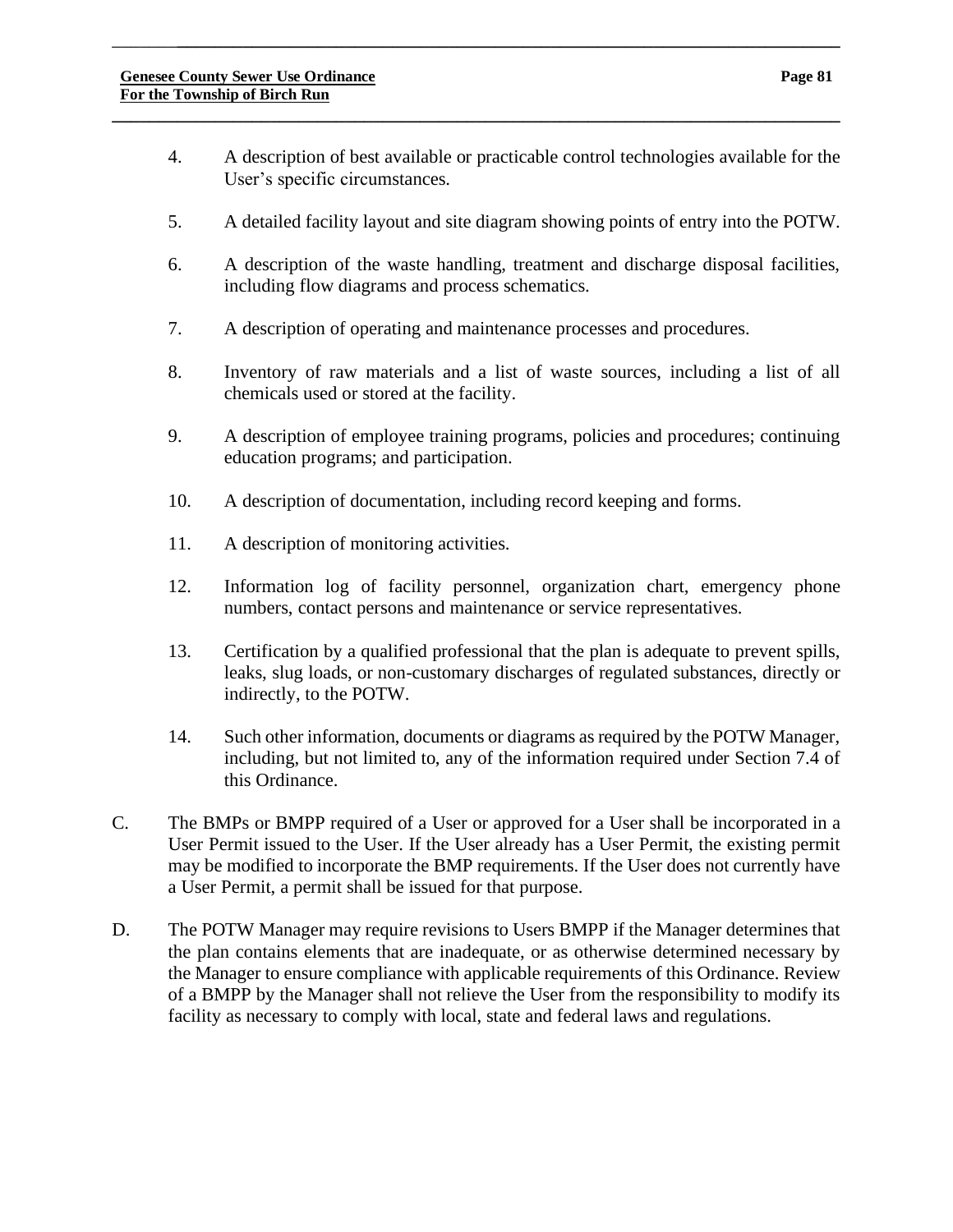4. A description of best available or practicable control technologies available for the User's specific circumstances.

5. A detailed facility layout and site diagram showing points of entry into the POTW.

6. A description of the waste handling, treatment and discharge disposal facilities, including flow diagrams and process schematics.

7. A description of operating and maintenance processes and procedures.

8. Inventory of raw materials and a list of waste sources, including a list of all chemicals used or stored at the facility.

9. A description of employee training programs, policies and procedures; continuing education programs; and participation.

10. A description of documentation, including record keeping and forms.

11. A description of monitoring activities.

12. Information log of facility personnel, organization chart, emergency phone numbers, contact persons and maintenance or service representatives.

13. Certification by a qualified professional that the plan is adequate to prevent spills, leaks, slug loads, or non-customary discharges of regulated substances, directly or indirectly, to the POTW.

14. Such other information, documents or diagrams as required by the POTW Manager, including, but not limited to, any of the information required under Section 7.4 of this Ordinance.

C. The BMPs or BMPP required of a User or approved for a User shall be incorporated in a User Permit issued to the User. If the User already has a User Permit, the existing permit may be modified to incorporate the BMP requirements. If the User does not currently have a User Permit, a permit shall be issued for that purpose.

D. The POTW Manager may require revisions to Users BMPP if the Manager determines that the plan contains elements that are inadequate, or as otherwise determined necessary by the Manager to ensure compliance with applicable requirements of this Ordinance. Review of a BMPP by the Manager shall not relieve the User from the responsibility to modify its facility as necessary to comply with local, state and federal laws and regulations.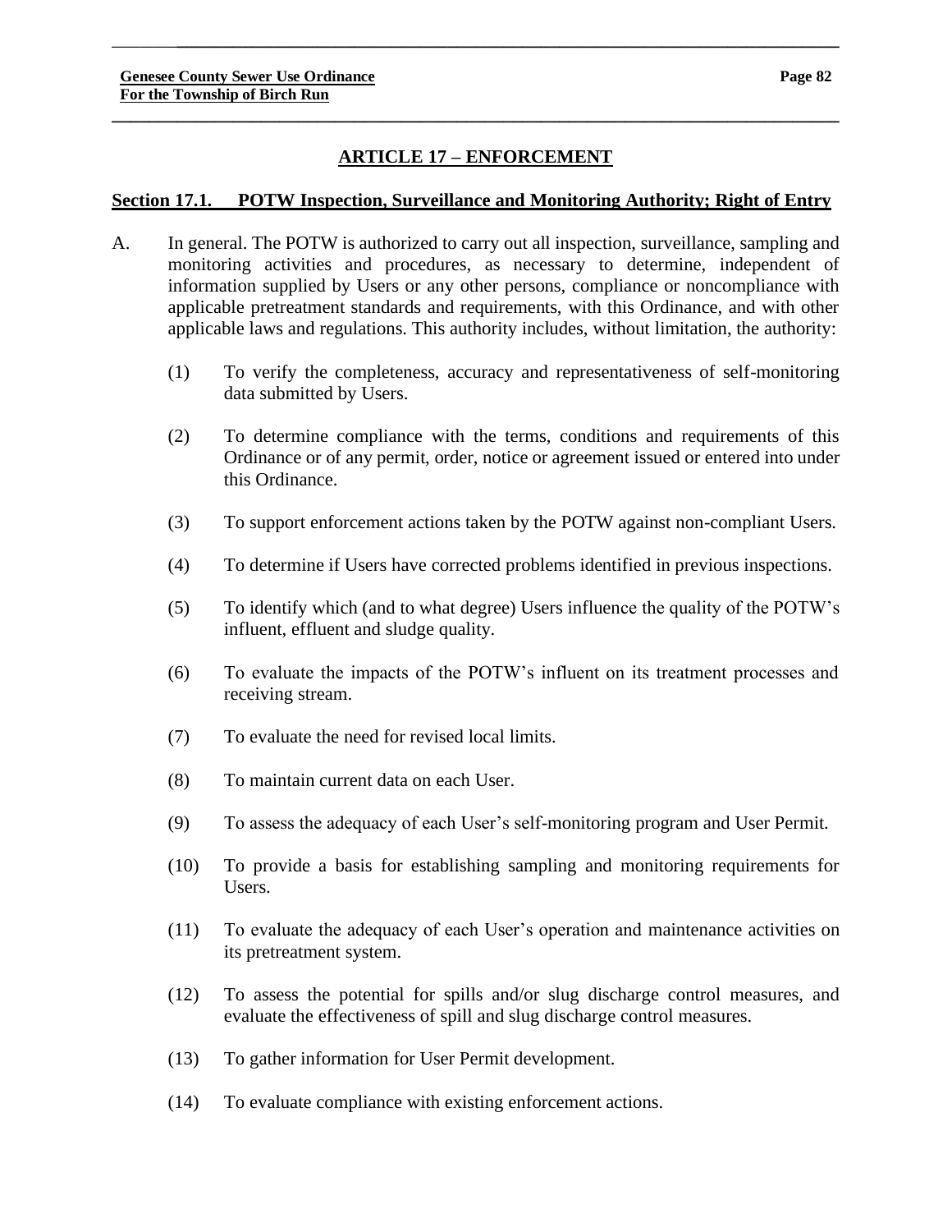## ARTICLE 17 – ENFORCEMENT

### Section 17.1. POTW Inspection, Surveillance and Monitoring Authority; Right of Entry

A. In general. The POTW is authorized to carry out all inspection, surveillance, sampling and monitoring activities and procedures, as necessary to determine, independent of information supplied by Users or any other persons, compliance or noncompliance with applicable pretreatment standards and requirements, with this Ordinance, and with other applicable laws and regulations. This authority includes, without limitation, the authority:

   (1) To verify the completeness, accuracy and representativeness of self-monitoring data submitted by Users.

   (2) To determine compliance with the terms, conditions and requirements of this Ordinance or of any permit, order, notice or agreement issued or entered into under this Ordinance.

   (3) To support enforcement actions taken by the POTW against non-compliant Users.

   (4) To determine if Users have corrected problems identified in previous inspections.

   (5) To identify which (and to what degree) Users influence the quality of the POTW's influent, effluent and sludge quality.

   (6) To evaluate the impacts of the POTW's influent on its treatment processes and receiving stream.

   (7) To evaluate the need for revised local limits.

   (8) To maintain current data on each User.

   (9) To assess the adequacy of each User's self-monitoring program and User Permit.

   (10) To provide a basis for establishing sampling and monitoring requirements for Users.

   (11) To evaluate the adequacy of each User's operation and maintenance activities on its pretreatment system.

   (12) To assess the potential for spills and/or slug discharge control measures, and evaluate the effectiveness of spill and slug discharge control measures.

   (13) To gather information for User Permit development.

   (14) To evaluate compliance with existing enforcement actions.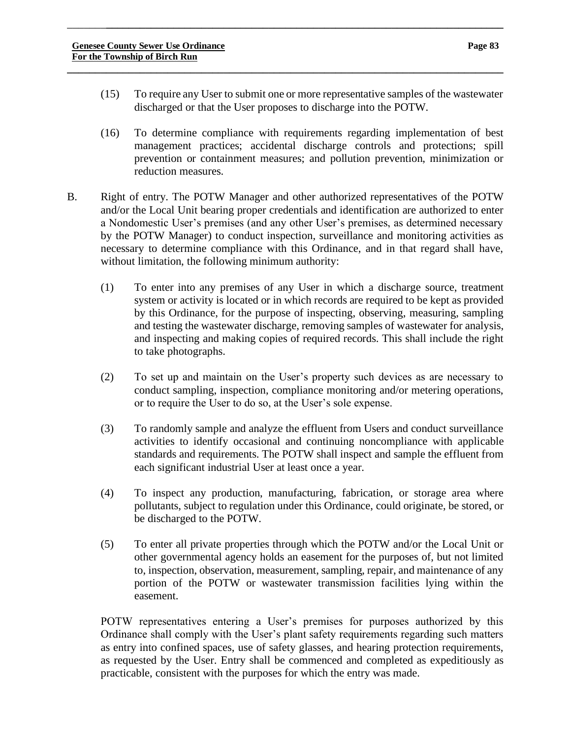(15) To require any User to submit one or more representative samples of the wastewater discharged or that the User proposes to discharge into the POTW.

(16) To determine compliance with requirements regarding implementation of best management practices; accidental discharge controls and protections; spill prevention or containment measures; and pollution prevention, minimization or reduction measures.

B. Right of entry. The POTW Manager and other authorized representatives of the POTW and/or the Local Unit bearing proper credentials and identification are authorized to enter a Nondomestic User's premises (and any other User's premises, as determined necessary by the POTW Manager) to conduct inspection, surveillance and monitoring activities as necessary to determine compliance with this Ordinance, and in that regard shall have, without limitation, the following minimum authority:

(1) To enter into any premises of any User in which a discharge source, treatment system or activity is located or in which records are required to be kept as provided by this Ordinance, for the purpose of inspecting, observing, measuring, sampling and testing the wastewater discharge, removing samples of wastewater for analysis, and inspecting and making copies of required records. This shall include the right to take photographs.

(2) To set up and maintain on the User's property such devices as are necessary to conduct sampling, inspection, compliance monitoring and/or metering operations, or to require the User to do so, at the User's sole expense.

(3) To randomly sample and analyze the effluent from Users and conduct surveillance activities to identify occasional and continuing noncompliance with applicable standards and requirements. The POTW shall inspect and sample the effluent from each significant industrial User at least once a year.

(4) To inspect any production, manufacturing, fabrication, or storage area where pollutants, subject to regulation under this Ordinance, could originate, be stored, or be discharged to the POTW.

(5) To enter all private properties through which the POTW and/or the Local Unit or other governmental agency holds an easement for the purposes of, but not limited to, inspection, observation, measurement, sampling, repair, and maintenance of any portion of the POTW or wastewater transmission facilities lying within the easement.

POTW representatives entering a User's premises for purposes authorized by this Ordinance shall comply with the User's plant safety requirements regarding such matters as entry into confined spaces, use of safety glasses, and hearing protection requirements, as requested by the User. Entry shall be commenced and completed as expeditiously as practicable, consistent with the purposes for which the entry was made.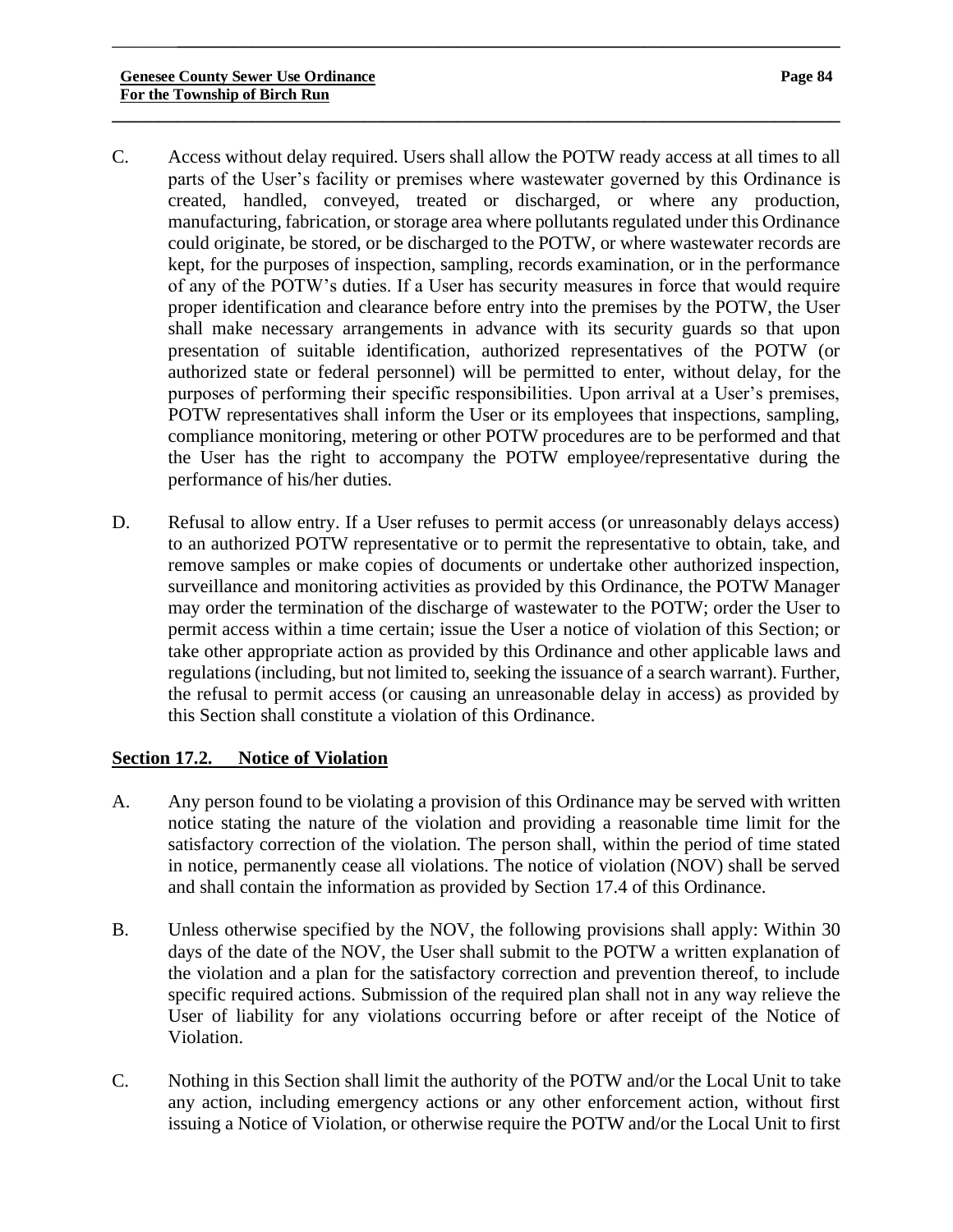C. Access without delay required. Users shall allow the POTW ready access at all times to all parts of the User's facility or premises where wastewater governed by this Ordinance is created, handled, conveyed, treated or discharged, or where any production, manufacturing, fabrication, or storage area where pollutants regulated under this Ordinance could originate, be stored, or be discharged to the POTW, or where wastewater records are kept, for the purposes of inspection, sampling, records examination, or in the performance of any of the POTW's duties. If a User has security measures in force that would require proper identification and clearance before entry into the premises by the POTW, the User shall make necessary arrangements in advance with its security guards so that upon presentation of suitable identification, authorized representatives of the POTW (or authorized state or federal personnel) will be permitted to enter, without delay, for the purposes of performing their specific responsibilities. Upon arrival at a User's premises, POTW representatives shall inform the User or its employees that inspections, sampling, compliance monitoring, metering or other POTW procedures are to be performed and that the User has the right to accompany the POTW employee/representative during the performance of his/her duties.

D. Refusal to allow entry. If a User refuses to permit access (or unreasonably delays access) to an authorized POTW representative or to permit the representative to obtain, take, and remove samples or make copies of documents or undertake other authorized inspection, surveillance and monitoring activities as provided by this Ordinance, the POTW Manager may order the termination of the discharge of wastewater to the POTW; order the User to permit access within a time certain; issue the User a notice of violation of this Section; or take other appropriate action as provided by this Ordinance and other applicable laws and regulations (including, but not limited to, seeking the issuance of a search warrant). Further, the refusal to permit access (or causing an unreasonable delay in access) as provided by this Section shall constitute a violation of this Ordinance.

## Section 17.2. Notice of Violation

A. Any person found to be violating a provision of this Ordinance may be served with written notice stating the nature of the violation and providing a reasonable time limit for the satisfactory correction of the violation. The person shall, within the period of time stated in notice, permanently cease all violations. The notice of violation (NOV) shall be served and shall contain the information as provided by Section 17.4 of this Ordinance.

B. Unless otherwise specified by the NOV, the following provisions shall apply: Within 30 days of the date of the NOV, the User shall submit to the POTW a written explanation of the violation and a plan for the satisfactory correction and prevention thereof, to include specific required actions. Submission of the required plan shall not in any way relieve the User of liability for any violations occurring before or after receipt of the Notice of Violation.

C. Nothing in this Section shall limit the authority of the POTW and/or the Local Unit to take any action, including emergency actions or any other enforcement action, without first issuing a Notice of Violation, or otherwise require the POTW and/or the Local Unit to first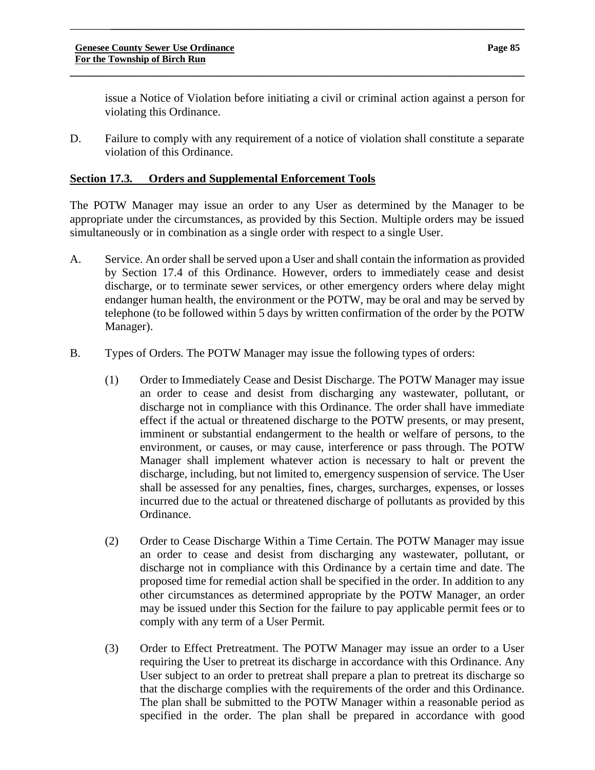issue a Notice of Violation before initiating a civil or criminal action against a person for violating this Ordinance.

D. Failure to comply with any requirement of a notice of violation shall constitute a separate violation of this Ordinance.

## Section 17.3. Orders and Supplemental Enforcement Tools

The POTW Manager may issue an order to any User as determined by the Manager to be appropriate under the circumstances, as provided by this Section. Multiple orders may be issued simultaneously or in combination as a single order with respect to a single User.

A. Service. An order shall be served upon a User and shall contain the information as provided by Section 17.4 of this Ordinance. However, orders to immediately cease and desist discharge, or to terminate sewer services, or other emergency orders where delay might endanger human health, the environment or the POTW, may be oral and may be served by telephone (to be followed within 5 days by written confirmation of the order by the POTW Manager).

B. Types of Orders. The POTW Manager may issue the following types of orders:

(1) Order to Immediately Cease and Desist Discharge. The POTW Manager may issue an order to cease and desist from discharging any wastewater, pollutant, or discharge not in compliance with this Ordinance. The order shall have immediate effect if the actual or threatened discharge to the POTW presents, or may present, imminent or substantial endangerment to the health or welfare of persons, to the environment, or causes, or may cause, interference or pass through. The POTW Manager shall implement whatever action is necessary to halt or prevent the discharge, including, but not limited to, emergency suspension of service. The User shall be assessed for any penalties, fines, charges, surcharges, expenses, or losses incurred due to the actual or threatened discharge of pollutants as provided by this Ordinance.

(2) Order to Cease Discharge Within a Time Certain. The POTW Manager may issue an order to cease and desist from discharging any wastewater, pollutant, or discharge not in compliance with this Ordinance by a certain time and date. The proposed time for remedial action shall be specified in the order. In addition to any other circumstances as determined appropriate by the POTW Manager, an order may be issued under this Section for the failure to pay applicable permit fees or to comply with any term of a User Permit.

(3) Order to Effect Pretreatment. The POTW Manager may issue an order to a User requiring the User to pretreat its discharge in accordance with this Ordinance. Any User subject to an order to pretreat shall prepare a plan to pretreat its discharge so that the discharge complies with the requirements of the order and this Ordinance. The plan shall be submitted to the POTW Manager within a reasonable period as specified in the order. The plan shall be prepared in accordance with good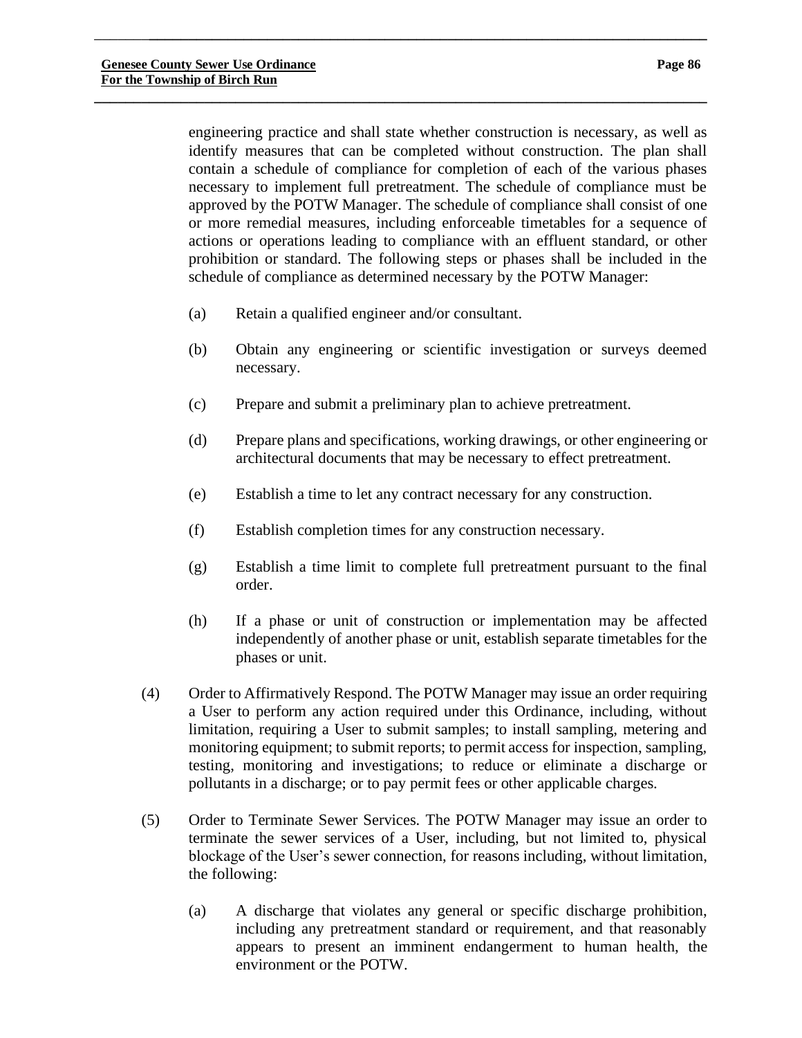engineering practice and shall state whether construction is necessary, as well as identify measures that can be completed without construction. The plan shall contain a schedule of compliance for completion of each of the various phases necessary to implement full pretreatment. The schedule of compliance must be approved by the POTW Manager. The schedule of compliance shall consist of one or more remedial measures, including enforceable timetables for a sequence of actions or operations leading to compliance with an effluent standard, or other prohibition or standard. The following steps or phases shall be included in the schedule of compliance as determined necessary by the POTW Manager:

(a) Retain a qualified engineer and/or consultant.

(b) Obtain any engineering or scientific investigation or surveys deemed necessary.

(c) Prepare and submit a preliminary plan to achieve pretreatment.

(d) Prepare plans and specifications, working drawings, or other engineering or architectural documents that may be necessary to effect pretreatment.

(e) Establish a time to let any contract necessary for any construction.

(f) Establish completion times for any construction necessary.

(g) Establish a time limit to complete full pretreatment pursuant to the final order.

(h) If a phase or unit of construction or implementation may be affected independently of another phase or unit, establish separate timetables for the phases or unit.

(4) Order to Affirmatively Respond. The POTW Manager may issue an order requiring a User to perform any action required under this Ordinance, including, without limitation, requiring a User to submit samples; to install sampling, metering and monitoring equipment; to submit reports; to permit access for inspection, sampling, testing, monitoring and investigations; to reduce or eliminate a discharge or pollutants in a discharge; or to pay permit fees or other applicable charges.

(5) Order to Terminate Sewer Services. The POTW Manager may issue an order to terminate the sewer services of a User, including, but not limited to, physical blockage of the User's sewer connection, for reasons including, without limitation, the following:

(a) A discharge that violates any general or specific discharge prohibition, including any pretreatment standard or requirement, and that reasonably appears to present an imminent endangerment to human health, the environment or the POTW.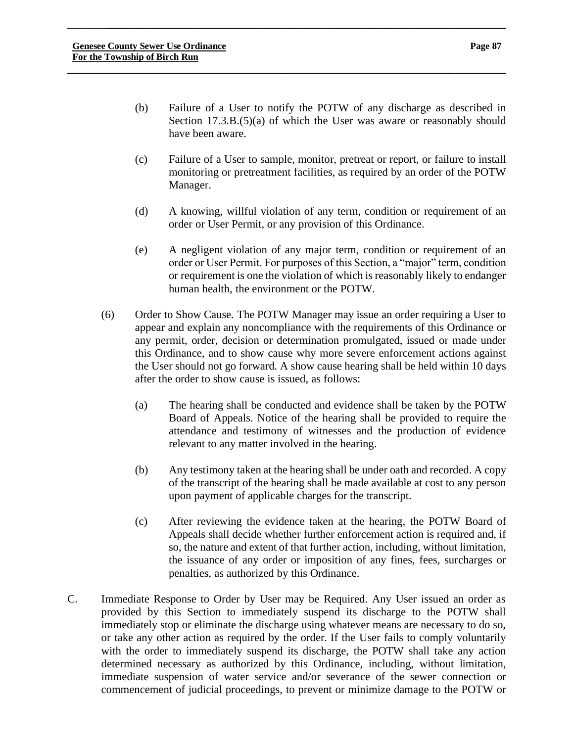(b) Failure of a User to notify the POTW of any discharge as described in Section 17.3.B.(5)(a) of which the User was aware or reasonably should have been aware.

(c) Failure of a User to sample, monitor, pretreat or report, or failure to install monitoring or pretreatment facilities, as required by an order of the POTW Manager.

(d) A knowing, willful violation of any term, condition or requirement of an order or User Permit, or any provision of this Ordinance.

(e) A negligent violation of any major term, condition or requirement of an order or User Permit. For purposes of this Section, a "major" term, condition or requirement is one the violation of which is reasonably likely to endanger human health, the environment or the POTW.

(6) Order to Show Cause. The POTW Manager may issue an order requiring a User to appear and explain any noncompliance with the requirements of this Ordinance or any permit, order, decision or determination promulgated, issued or made under this Ordinance, and to show cause why more severe enforcement actions against the User should not go forward. A show cause hearing shall be held within 10 days after the order to show cause is issued, as follows:

(a) The hearing shall be conducted and evidence shall be taken by the POTW Board of Appeals. Notice of the hearing shall be provided to require the attendance and testimony of witnesses and the production of evidence relevant to any matter involved in the hearing.

(b) Any testimony taken at the hearing shall be under oath and recorded. A copy of the transcript of the hearing shall be made available at cost to any person upon payment of applicable charges for the transcript.

(c) After reviewing the evidence taken at the hearing, the POTW Board of Appeals shall decide whether further enforcement action is required and, if so, the nature and extent of that further action, including, without limitation, the issuance of any order or imposition of any fines, fees, surcharges or penalties, as authorized by this Ordinance.

C. Immediate Response to Order by User may be Required. Any User issued an order as provided by this Section to immediately suspend its discharge to the POTW shall immediately stop or eliminate the discharge using whatever means are necessary to do so, or take any other action as required by the order. If the User fails to comply voluntarily with the order to immediately suspend its discharge, the POTW shall take any action determined necessary as authorized by this Ordinance, including, without limitation, immediate suspension of water service and/or severance of the sewer connection or commencement of judicial proceedings, to prevent or minimize damage to the POTW or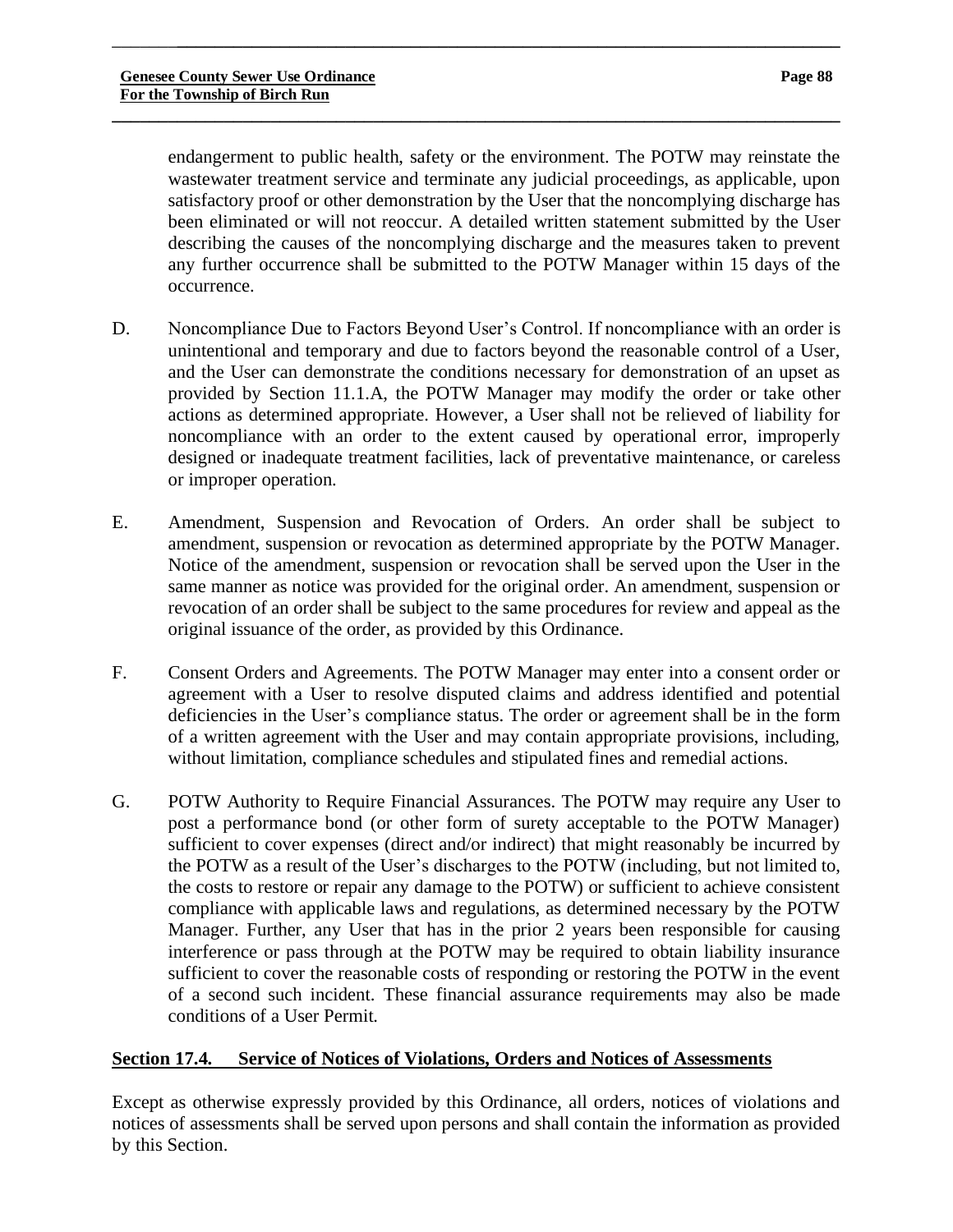endangerment to public health, safety or the environment. The POTW may reinstate the wastewater treatment service and terminate any judicial proceedings, as applicable, upon satisfactory proof or other demonstration by the User that the noncomplying discharge has been eliminated or will not reoccur. A detailed written statement submitted by the User describing the causes of the noncomplying discharge and the measures taken to prevent any further occurrence shall be submitted to the POTW Manager within 15 days of the occurrence.

D. Noncompliance Due to Factors Beyond User's Control. If noncompliance with an order is unintentional and temporary and due to factors beyond the reasonable control of a User, and the User can demonstrate the conditions necessary for demonstration of an upset as provided by Section 11.1.A, the POTW Manager may modify the order or take other actions as determined appropriate. However, a User shall not be relieved of liability for noncompliance with an order to the extent caused by operational error, improperly designed or inadequate treatment facilities, lack of preventative maintenance, or careless or improper operation.

E. Amendment, Suspension and Revocation of Orders. An order shall be subject to amendment, suspension or revocation as determined appropriate by the POTW Manager. Notice of the amendment, suspension or revocation shall be served upon the User in the same manner as notice was provided for the original order. An amendment, suspension or revocation of an order shall be subject to the same procedures for review and appeal as the original issuance of the order, as provided by this Ordinance.

F. Consent Orders and Agreements. The POTW Manager may enter into a consent order or agreement with a User to resolve disputed claims and address identified and potential deficiencies in the User's compliance status. The order or agreement shall be in the form of a written agreement with the User and may contain appropriate provisions, including, without limitation, compliance schedules and stipulated fines and remedial actions.

G. POTW Authority to Require Financial Assurances. The POTW may require any User to post a performance bond (or other form of surety acceptable to the POTW Manager) sufficient to cover expenses (direct and/or indirect) that might reasonably be incurred by the POTW as a result of the User's discharges to the POTW (including, but not limited to, the costs to restore or repair any damage to the POTW) or sufficient to achieve consistent compliance with applicable laws and regulations, as determined necessary by the POTW Manager. Further, any User that has in the prior 2 years been responsible for causing interference or pass through at the POTW may be required to obtain liability insurance sufficient to cover the reasonable costs of responding or restoring the POTW in the event of a second such incident. These financial assurance requirements may also be made conditions of a User Permit.

## Section 17.4. Service of Notices of Violations, Orders and Notices of Assessments

Except as otherwise expressly provided by this Ordinance, all orders, notices of violations and notices of assessments shall be served upon persons and shall contain the information as provided by this Section.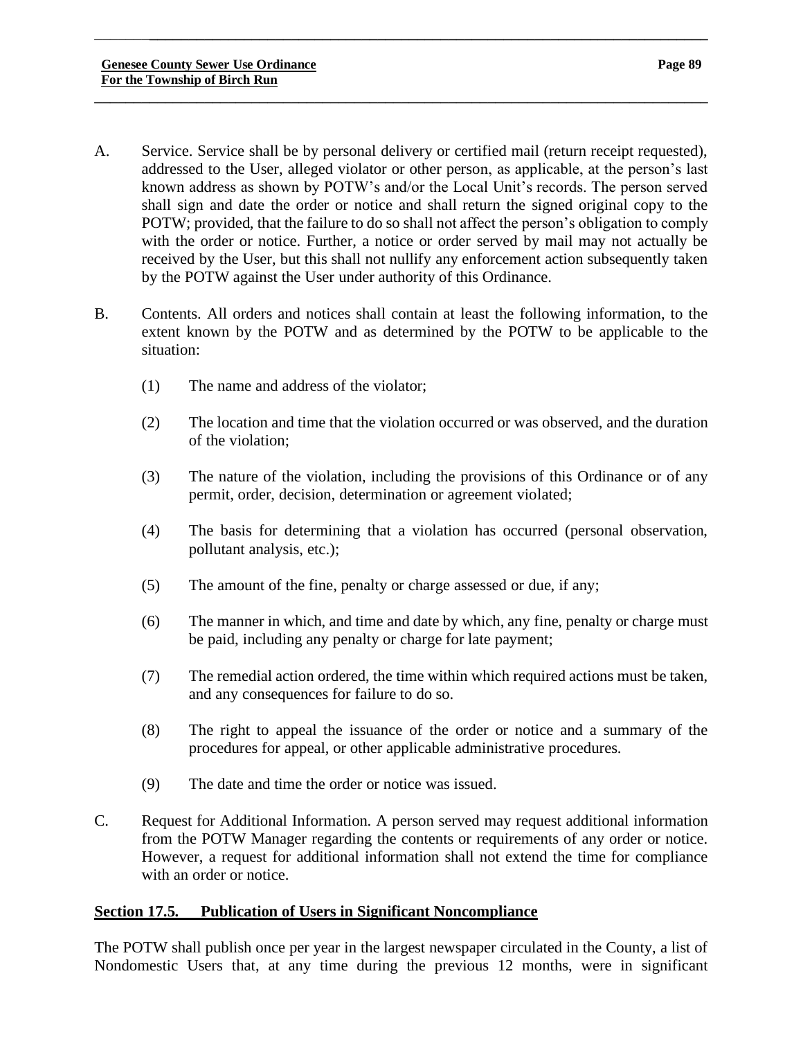A. Service. Service shall be by personal delivery or certified mail (return receipt requested), addressed to the User, alleged violator or other person, as applicable, at the person's last known address as shown by POTW's and/or the Local Unit's records. The person served shall sign and date the order or notice and shall return the signed original copy to the POTW; provided, that the failure to do so shall not affect the person's obligation to comply with the order or notice. Further, a notice or order served by mail may not actually be received by the User, but this shall not nullify any enforcement action subsequently taken by the POTW against the User under authority of this Ordinance.

B. Contents. All orders and notices shall contain at least the following information, to the extent known by the POTW and as determined by the POTW to be applicable to the situation:

(1) The name and address of the violator;

(2) The location and time that the violation occurred or was observed, and the duration of the violation;

(3) The nature of the violation, including the provisions of this Ordinance or of any permit, order, decision, determination or agreement violated;

(4) The basis for determining that a violation has occurred (personal observation, pollutant analysis, etc.);

(5) The amount of the fine, penalty or charge assessed or due, if any;

(6) The manner in which, and time and date by which, any fine, penalty or charge must be paid, including any penalty or charge for late payment;

(7) The remedial action ordered, the time within which required actions must be taken, and any consequences for failure to do so.

(8) The right to appeal the issuance of the order or notice and a summary of the procedures for appeal, or other applicable administrative procedures.

(9) The date and time the order or notice was issued.

C. Request for Additional Information. A person served may request additional information from the POTW Manager regarding the contents or requirements of any order or notice. However, a request for additional information shall not extend the time for compliance with an order or notice.

## Section 17.5. Publication of Users in Significant Noncompliance

The POTW shall publish once per year in the largest newspaper circulated in the County, a list of Nondomestic Users that, at any time during the previous 12 months, were in significant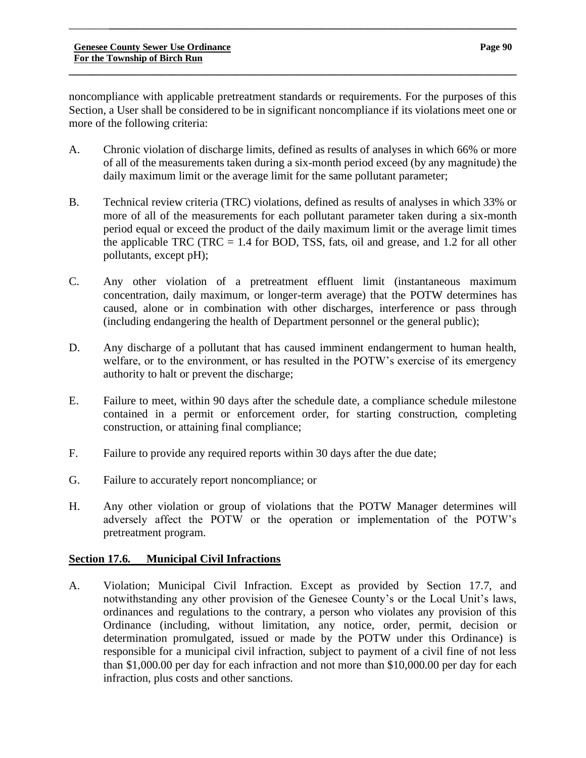noncompliance with applicable pretreatment standards or requirements. For the purposes of this Section, a User shall be considered to be in significant noncompliance if its violations meet one or more of the following criteria:

A. Chronic violation of discharge limits, defined as results of analyses in which 66% or more of all of the measurements taken during a six-month period exceed (by any magnitude) the daily maximum limit or the average limit for the same pollutant parameter;

B. Technical review criteria (TRC) violations, defined as results of analyses in which 33% or more of all of the measurements for each pollutant parameter taken during a six-month period equal or exceed the product of the daily maximum limit or the average limit times the applicable TRC (TRC = 1.4 for BOD, TSS, fats, oil and grease, and 1.2 for all other pollutants, except pH);

C. Any other violation of a pretreatment effluent limit (instantaneous maximum concentration, daily maximum, or longer-term average) that the POTW determines has caused, alone or in combination with other discharges, interference or pass through (including endangering the health of Department personnel or the general public);

D. Any discharge of a pollutant that has caused imminent endangerment to human health, welfare, or to the environment, or has resulted in the POTW's exercise of its emergency authority to halt or prevent the discharge;

E. Failure to meet, within 90 days after the schedule date, a compliance schedule milestone contained in a permit or enforcement order, for starting construction, completing construction, or attaining final compliance;

F. Failure to provide any required reports within 30 days after the due date;

G. Failure to accurately report noncompliance; or

H. Any other violation or group of violations that the POTW Manager determines will adversely affect the POTW or the operation or implementation of the POTW's pretreatment program.

## Section 17.6. Municipal Civil Infractions

A. Violation; Municipal Civil Infraction. Except as provided by Section 17.7, and notwithstanding any other provision of the Genesee County's or the Local Unit's laws, ordinances and regulations to the contrary, a person who violates any provision of this Ordinance (including, without limitation, any notice, order, permit, decision or determination promulgated, issued or made by the POTW under this Ordinance) is responsible for a municipal civil infraction, subject to payment of a civil fine of not less than $1,000.00 per day for each infraction and not more than $10,000.00 per day for each infraction, plus costs and other sanctions.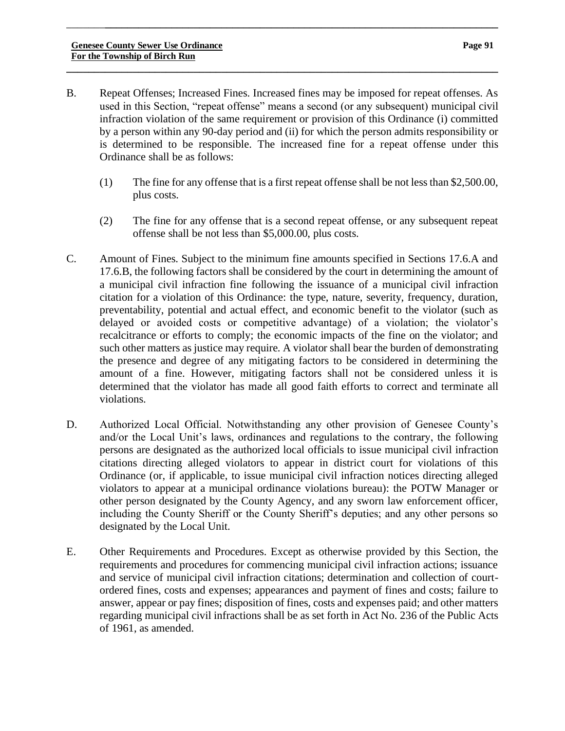B. Repeat Offenses; Increased Fines. Increased fines may be imposed for repeat offenses. As used in this Section, "repeat offense" means a second (or any subsequent) municipal civil infraction violation of the same requirement or provision of this Ordinance (i) committed by a person within any 90-day period and (ii) for which the person admits responsibility or is determined to be responsible. The increased fine for a repeat offense under this Ordinance shall be as follows:

   (1) The fine for any offense that is a first repeat offense shall be not less than $2,500.00, plus costs.

   (2) The fine for any offense that is a second repeat offense, or any subsequent repeat offense shall be not less than $5,000.00, plus costs.

C. Amount of Fines. Subject to the minimum fine amounts specified in Sections 17.6.A and 17.6.B, the following factors shall be considered by the court in determining the amount of a municipal civil infraction fine following the issuance of a municipal civil infraction citation for a violation of this Ordinance: the type, nature, severity, frequency, duration, preventability, potential and actual effect, and economic benefit to the violator (such as delayed or avoided costs or competitive advantage) of a violation; the violator's recalcitrance or efforts to comply; the economic impacts of the fine on the violator; and such other matters as justice may require. A violator shall bear the burden of demonstrating the presence and degree of any mitigating factors to be considered in determining the amount of a fine. However, mitigating factors shall not be considered unless it is determined that the violator has made all good faith efforts to correct and terminate all violations.

D. Authorized Local Official. Notwithstanding any other provision of Genesee County's and/or the Local Unit's laws, ordinances and regulations to the contrary, the following persons are designated as the authorized local officials to issue municipal civil infraction citations directing alleged violators to appear in district court for violations of this Ordinance (or, if applicable, to issue municipal civil infraction notices directing alleged violators to appear at a municipal ordinance violations bureau): the POTW Manager or other person designated by the County Agency, and any sworn law enforcement officer, including the County Sheriff or the County Sheriff's deputies; and any other persons so designated by the Local Unit.

E. Other Requirements and Procedures. Except as otherwise provided by this Section, the requirements and procedures for commencing municipal civil infraction actions; issuance and service of municipal civil infraction citations; determination and collection of court-ordered fines, costs and expenses; appearances and payment of fines and costs; failure to answer, appear or pay fines; disposition of fines, costs and expenses paid; and other matters regarding municipal civil infractions shall be as set forth in Act No. 236 of the Public Acts of 1961, as amended.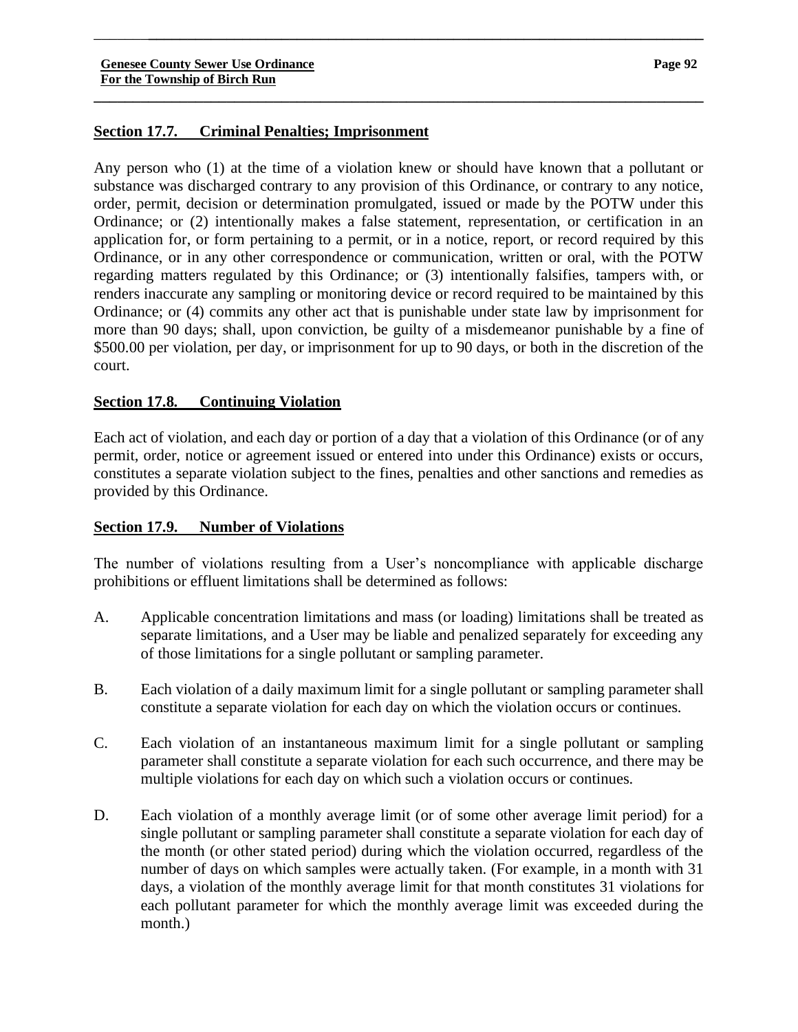## Section 17.7. Criminal Penalties; Imprisonment

Any person who (1) at the time of a violation knew or should have known that a pollutant or substance was discharged contrary to any provision of this Ordinance, or contrary to any notice, order, permit, decision or determination promulgated, issued or made by the POTW under this Ordinance; or (2) intentionally makes a false statement, representation, or certification in an application for, or form pertaining to a permit, or in a notice, report, or record required by this Ordinance, or in any other correspondence or communication, written or oral, with the POTW regarding matters regulated by this Ordinance; or (3) intentionally falsifies, tampers with, or renders inaccurate any sampling or monitoring device or record required to be maintained by this Ordinance; or (4) commits any other act that is punishable under state law by imprisonment for more than 90 days; shall, upon conviction, be guilty of a misdemeanor punishable by a fine of $500.00 per violation, per day, or imprisonment for up to 90 days, or both in the discretion of the court.

## Section 17.8. Continuing Violation

Each act of violation, and each day or portion of a day that a violation of this Ordinance (or of any permit, order, notice or agreement issued or entered into under this Ordinance) exists or occurs, constitutes a separate violation subject to the fines, penalties and other sanctions and remedies as provided by this Ordinance.

## Section 17.9. Number of Violations

The number of violations resulting from a User's noncompliance with applicable discharge prohibitions or effluent limitations shall be determined as follows:

A. Applicable concentration limitations and mass (or loading) limitations shall be treated as separate limitations, and a User may be liable and penalized separately for exceeding any of those limitations for a single pollutant or sampling parameter.

B. Each violation of a daily maximum limit for a single pollutant or sampling parameter shall constitute a separate violation for each day on which the violation occurs or continues.

C. Each violation of an instantaneous maximum limit for a single pollutant or sampling parameter shall constitute a separate violation for each such occurrence, and there may be multiple violations for each day on which such a violation occurs or continues.

D. Each violation of a monthly average limit (or of some other average limit period) for a single pollutant or sampling parameter shall constitute a separate violation for each day of the month (or other stated period) during which the violation occurred, regardless of the number of days on which samples were actually taken. (For example, in a month with 31 days, a violation of the monthly average limit for that month constitutes 31 violations for each pollutant parameter for which the monthly average limit was exceeded during the month.)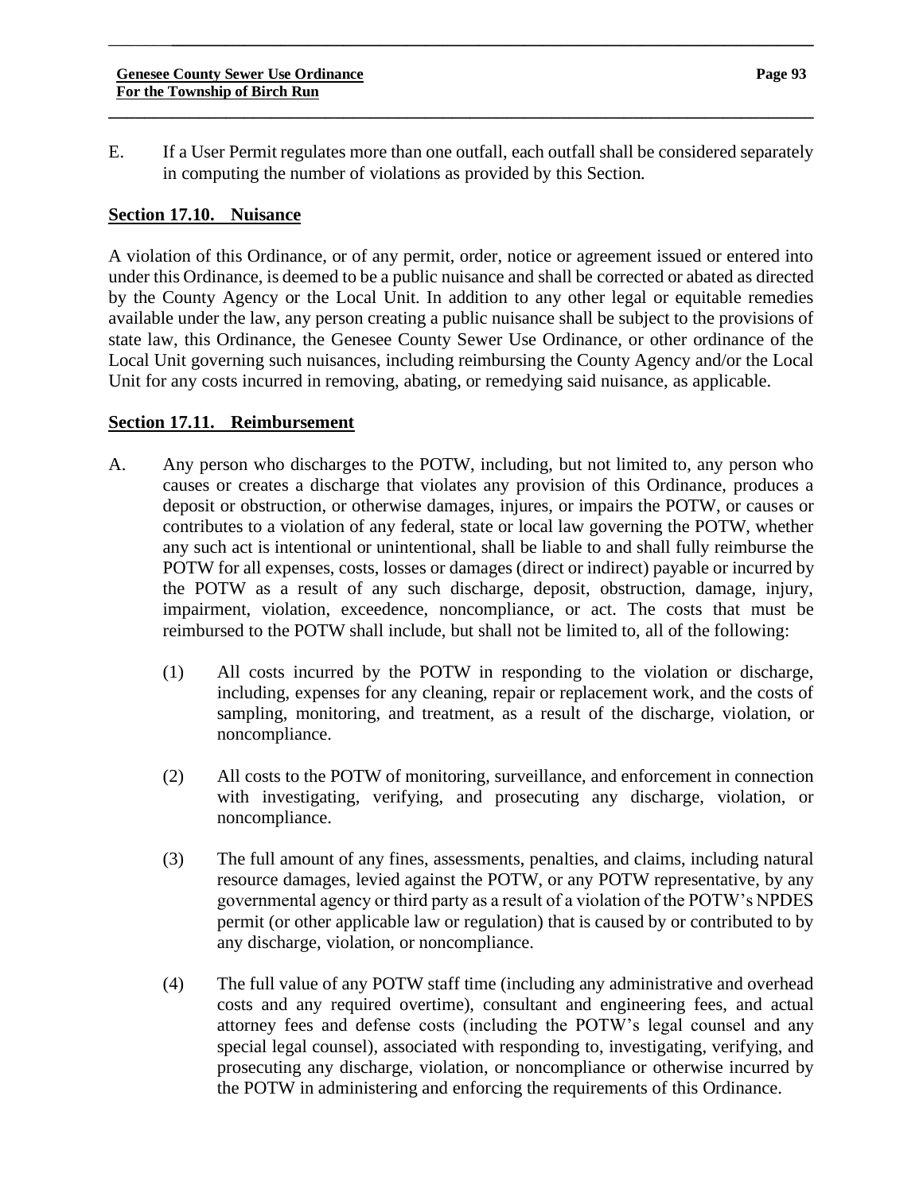E. If a User Permit regulates more than one outfall, each outfall shall be considered separately in computing the number of violations as provided by this Section.

## Section 17.10. Nuisance

A violation of this Ordinance, or of any permit, order, notice or agreement issued or entered into under this Ordinance, is deemed to be a public nuisance and shall be corrected or abated as directed by the County Agency or the Local Unit. In addition to any other legal or equitable remedies available under the law, any person creating a public nuisance shall be subject to the provisions of state law, this Ordinance, the Genesee County Sewer Use Ordinance, or other ordinance of the Local Unit governing such nuisances, including reimbursing the County Agency and/or the Local Unit for any costs incurred in removing, abating, or remedying said nuisance, as applicable.

## Section 17.11. Reimbursement

A. Any person who discharges to the POTW, including, but not limited to, any person who causes or creates a discharge that violates any provision of this Ordinance, produces a deposit or obstruction, or otherwise damages, injures, or impairs the POTW, or causes or contributes to a violation of any federal, state or local law governing the POTW, whether any such act is intentional or unintentional, shall be liable to and shall fully reimburse the POTW for all expenses, costs, losses or damages (direct or indirect) payable or incurred by the POTW as a result of any such discharge, deposit, obstruction, damage, injury, impairment, violation, exceedence, noncompliance, or act. The costs that must be reimbursed to the POTW shall include, but shall not be limited to, all of the following:

(1) All costs incurred by the POTW in responding to the violation or discharge, including, expenses for any cleaning, repair or replacement work, and the costs of sampling, monitoring, and treatment, as a result of the discharge, violation, or noncompliance.

(2) All costs to the POTW of monitoring, surveillance, and enforcement in connection with investigating, verifying, and prosecuting any discharge, violation, or noncompliance.

(3) The full amount of any fines, assessments, penalties, and claims, including natural resource damages, levied against the POTW, or any POTW representative, by any governmental agency or third party as a result of a violation of the POTW's NPDES permit (or other applicable law or regulation) that is caused by or contributed to by any discharge, violation, or noncompliance.

(4) The full value of any POTW staff time (including any administrative and overhead costs and any required overtime), consultant and engineering fees, and actual attorney fees and defense costs (including the POTW's legal counsel and any special legal counsel), associated with responding to, investigating, verifying, and prosecuting any discharge, violation, or noncompliance or otherwise incurred by the POTW in administering and enforcing the requirements of this Ordinance.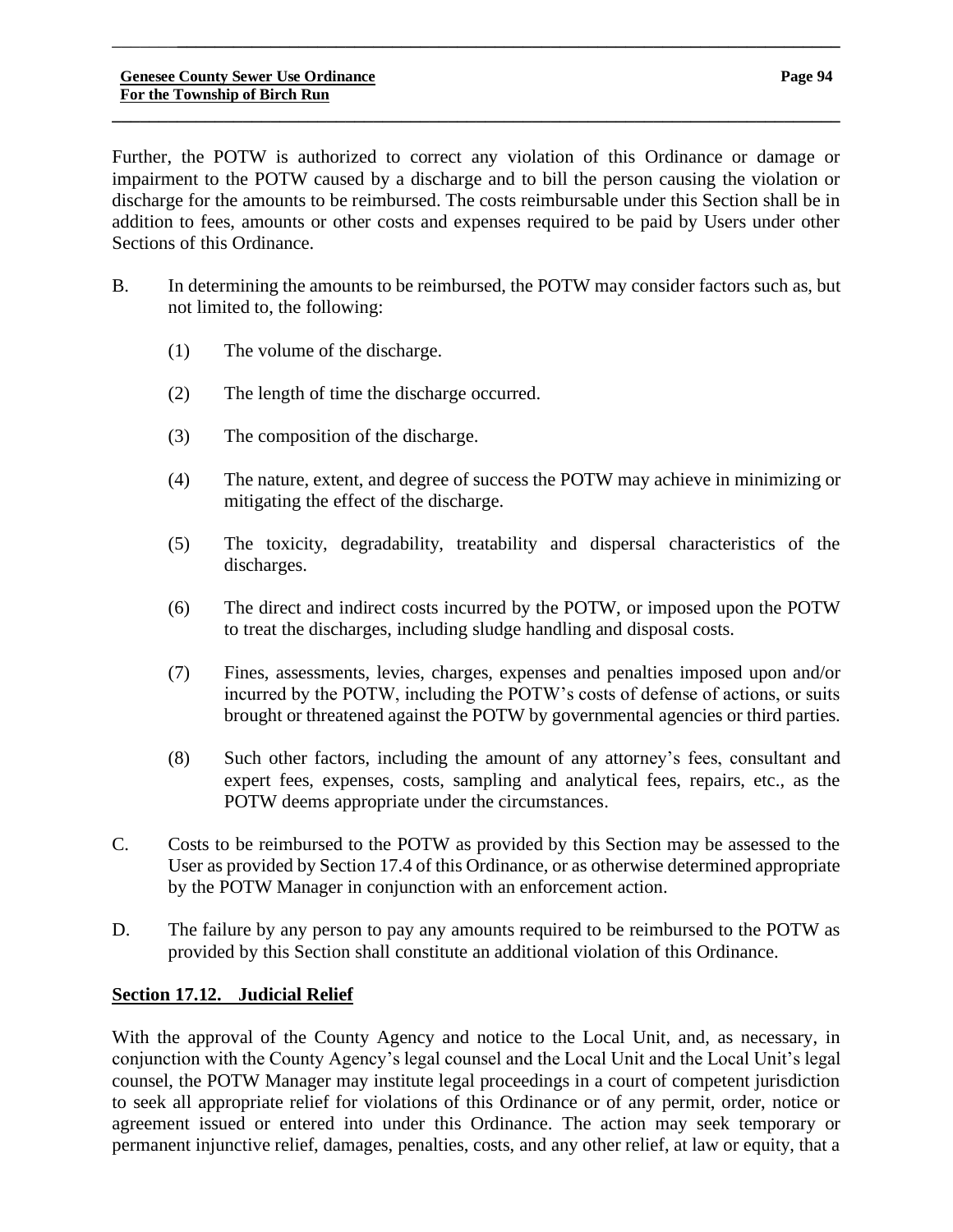Further, the POTW is authorized to correct any violation of this Ordinance or damage or impairment to the POTW caused by a discharge and to bill the person causing the violation or discharge for the amounts to be reimbursed. The costs reimbursable under this Section shall be in addition to fees, amounts or other costs and expenses required to be paid by Users under other Sections of this Ordinance.

B. In determining the amounts to be reimbursed, the POTW may consider factors such as, but not limited to, the following:

   (1) The volume of the discharge.

   (2) The length of time the discharge occurred.

   (3) The composition of the discharge.

   (4) The nature, extent, and degree of success the POTW may achieve in minimizing or mitigating the effect of the discharge.

   (5) The toxicity, degradability, treatability and dispersal characteristics of the discharges.

   (6) The direct and indirect costs incurred by the POTW, or imposed upon the POTW to treat the discharges, including sludge handling and disposal costs.

   (7) Fines, assessments, levies, charges, expenses and penalties imposed upon and/or incurred by the POTW, including the POTW's costs of defense of actions, or suits brought or threatened against the POTW by governmental agencies or third parties.

   (8) Such other factors, including the amount of any attorney's fees, consultant and expert fees, expenses, costs, sampling and analytical fees, repairs, etc., as the POTW deems appropriate under the circumstances.

C. Costs to be reimbursed to the POTW as provided by this Section may be assessed to the User as provided by Section 17.4 of this Ordinance, or as otherwise determined appropriate by the POTW Manager in conjunction with an enforcement action.

D. The failure by any person to pay any amounts required to be reimbursed to the POTW as provided by this Section shall constitute an additional violation of this Ordinance.

## Section 17.12. Judicial Relief

With the approval of the County Agency and notice to the Local Unit, and, as necessary, in conjunction with the County Agency's legal counsel and the Local Unit and the Local Unit's legal counsel, the POTW Manager may institute legal proceedings in a court of competent jurisdiction to seek all appropriate relief for violations of this Ordinance or of any permit, order, notice or agreement issued or entered into under this Ordinance. The action may seek temporary or permanent injunctive relief, damages, penalties, costs, and any other relief, at law or equity, that a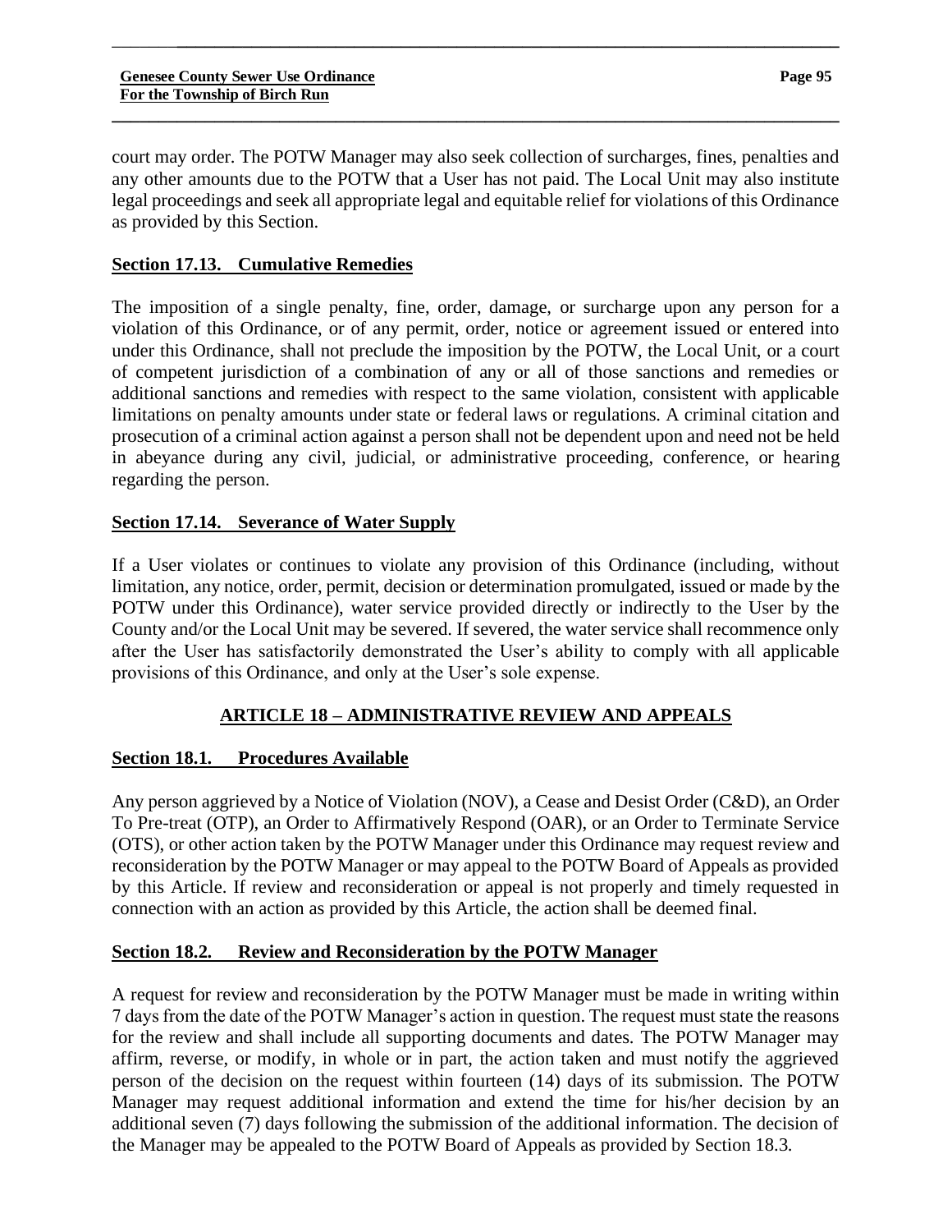court may order. The POTW Manager may also seek collection of surcharges, fines, penalties and any other amounts due to the POTW that a User has not paid. The Local Unit may also institute legal proceedings and seek all appropriate legal and equitable relief for violations of this Ordinance as provided by this Section.

### Section 17.13. Cumulative Remedies

The imposition of a single penalty, fine, order, damage, or surcharge upon any person for a violation of this Ordinance, or of any permit, order, notice or agreement issued or entered into under this Ordinance, shall not preclude the imposition by the POTW, the Local Unit, or a court of competent jurisdiction of a combination of any or all of those sanctions and remedies or additional sanctions and remedies with respect to the same violation, consistent with applicable limitations on penalty amounts under state or federal laws or regulations. A criminal citation and prosecution of a criminal action against a person shall not be dependent upon and need not be held in abeyance during any civil, judicial, or administrative proceeding, conference, or hearing regarding the person.

### Section 17.14. Severance of Water Supply

If a User violates or continues to violate any provision of this Ordinance (including, without limitation, any notice, order, permit, decision or determination promulgated, issued or made by the POTW under this Ordinance), water service provided directly or indirectly to the User by the County and/or the Local Unit may be severed. If severed, the water service shall recommence only after the User has satisfactorily demonstrated the User's ability to comply with all applicable provisions of this Ordinance, and only at the User's sole expense.

## ARTICLE 18 – ADMINISTRATIVE REVIEW AND APPEALS

### Section 18.1. Procedures Available

Any person aggrieved by a Notice of Violation (NOV), a Cease and Desist Order (C&D), an Order To Pre-treat (OTP), an Order to Affirmatively Respond (OAR), or an Order to Terminate Service (OTS), or other action taken by the POTW Manager under this Ordinance may request review and reconsideration by the POTW Manager or may appeal to the POTW Board of Appeals as provided by this Article. If review and reconsideration or appeal is not properly and timely requested in connection with an action as provided by this Article, the action shall be deemed final.

### Section 18.2. Review and Reconsideration by the POTW Manager

A request for review and reconsideration by the POTW Manager must be made in writing within 7 days from the date of the POTW Manager's action in question. The request must state the reasons for the review and shall include all supporting documents and dates. The POTW Manager may affirm, reverse, or modify, in whole or in part, the action taken and must notify the aggrieved person of the decision on the request within fourteen (14) days of its submission. The POTW Manager may request additional information and extend the time for his/her decision by an additional seven (7) days following the submission of the additional information. The decision of the Manager may be appealed to the POTW Board of Appeals as provided by Section 18.3.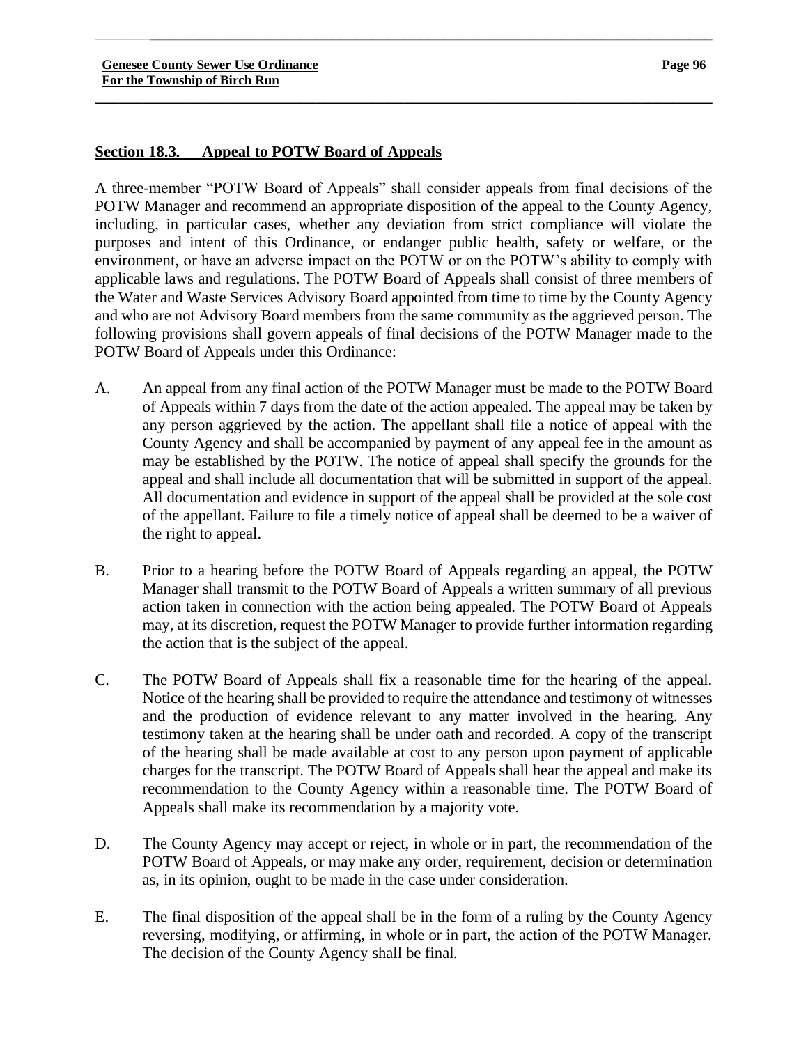## Section 18.3. Appeal to POTW Board of Appeals

A three-member "POTW Board of Appeals" shall consider appeals from final decisions of the POTW Manager and recommend an appropriate disposition of the appeal to the County Agency, including, in particular cases, whether any deviation from strict compliance will violate the purposes and intent of this Ordinance, or endanger public health, safety or welfare, or the environment, or have an adverse impact on the POTW or on the POTW's ability to comply with applicable laws and regulations. The POTW Board of Appeals shall consist of three members of the Water and Waste Services Advisory Board appointed from time to time by the County Agency and who are not Advisory Board members from the same community as the aggrieved person. The following provisions shall govern appeals of final decisions of the POTW Manager made to the POTW Board of Appeals under this Ordinance:

A. An appeal from any final action of the POTW Manager must be made to the POTW Board of Appeals within 7 days from the date of the action appealed. The appeal may be taken by any person aggrieved by the action. The appellant shall file a notice of appeal with the County Agency and shall be accompanied by payment of any appeal fee in the amount as may be established by the POTW. The notice of appeal shall specify the grounds for the appeal and shall include all documentation that will be submitted in support of the appeal. All documentation and evidence in support of the appeal shall be provided at the sole cost of the appellant. Failure to file a timely notice of appeal shall be deemed to be a waiver of the right to appeal.

B. Prior to a hearing before the POTW Board of Appeals regarding an appeal, the POTW Manager shall transmit to the POTW Board of Appeals a written summary of all previous action taken in connection with the action being appealed. The POTW Board of Appeals may, at its discretion, request the POTW Manager to provide further information regarding the action that is the subject of the appeal.

C. The POTW Board of Appeals shall fix a reasonable time for the hearing of the appeal. Notice of the hearing shall be provided to require the attendance and testimony of witnesses and the production of evidence relevant to any matter involved in the hearing. Any testimony taken at the hearing shall be under oath and recorded. A copy of the transcript of the hearing shall be made available at cost to any person upon payment of applicable charges for the transcript. The POTW Board of Appeals shall hear the appeal and make its recommendation to the County Agency within a reasonable time. The POTW Board of Appeals shall make its recommendation by a majority vote.

D. The County Agency may accept or reject, in whole or in part, the recommendation of the POTW Board of Appeals, or may make any order, requirement, decision or determination as, in its opinion, ought to be made in the case under consideration.

E. The final disposition of the appeal shall be in the form of a ruling by the County Agency reversing, modifying, or affirming, in whole or in part, the action of the POTW Manager. The decision of the County Agency shall be final.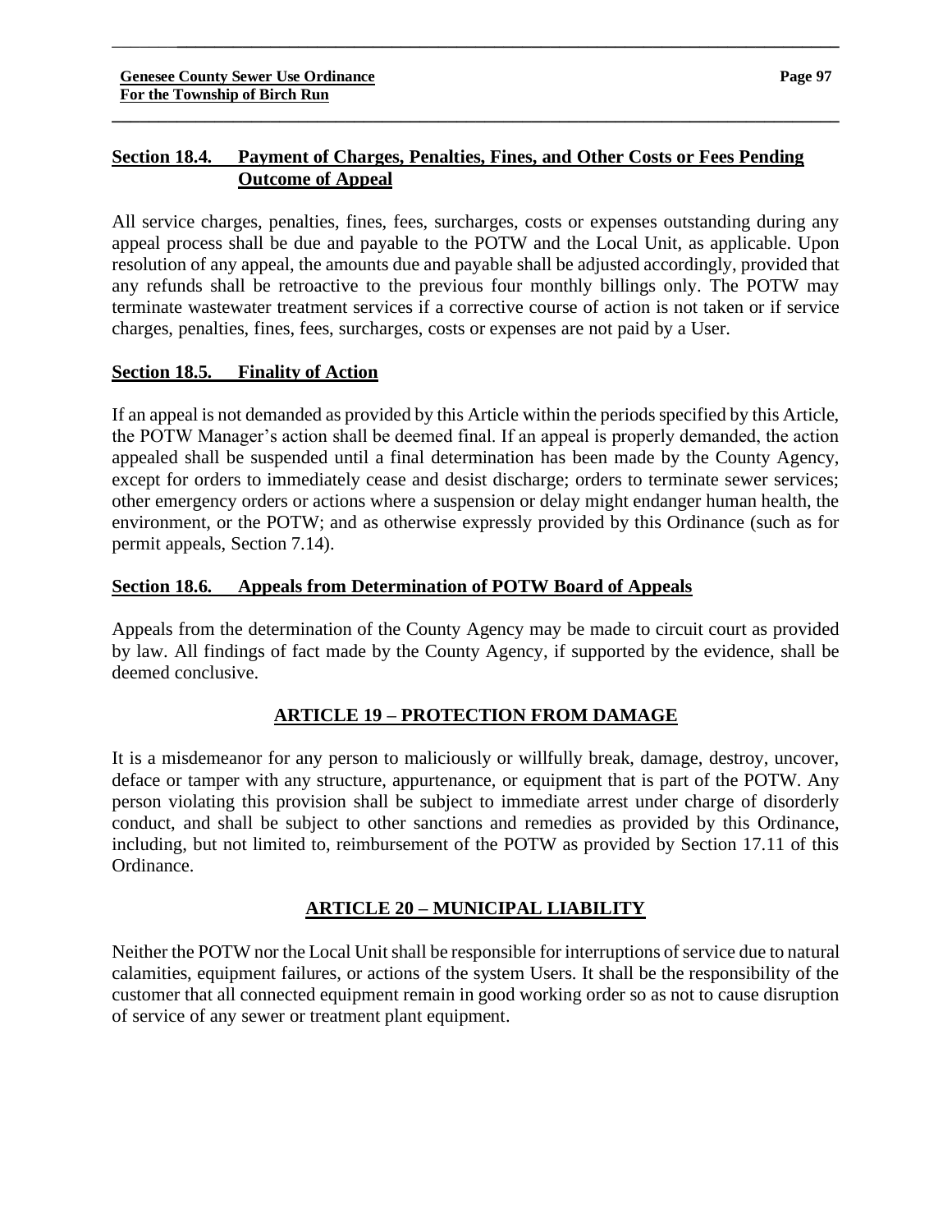### Section 18.4. Payment of Charges, Penalties, Fines, and Other Costs or Fees Pending Outcome of Appeal

All service charges, penalties, fines, fees, surcharges, costs or expenses outstanding during any appeal process shall be due and payable to the POTW and the Local Unit, as applicable. Upon resolution of any appeal, the amounts due and payable shall be adjusted accordingly, provided that any refunds shall be retroactive to the previous four monthly billings only. The POTW may terminate wastewater treatment services if a corrective course of action is not taken or if service charges, penalties, fines, fees, surcharges, costs or expenses are not paid by a User.

### Section 18.5. Finality of Action

If an appeal is not demanded as provided by this Article within the periods specified by this Article, the POTW Manager's action shall be deemed final. If an appeal is properly demanded, the action appealed shall be suspended until a final determination has been made by the County Agency, except for orders to immediately cease and desist discharge; orders to terminate sewer services; other emergency orders or actions where a suspension or delay might endanger human health, the environment, or the POTW; and as otherwise expressly provided by this Ordinance (such as for permit appeals, Section 7.14).

### Section 18.6. Appeals from Determination of POTW Board of Appeals

Appeals from the determination of the County Agency may be made to circuit court as provided by law. All findings of fact made by the County Agency, if supported by the evidence, shall be deemed conclusive.

## ARTICLE 19 – PROTECTION FROM DAMAGE

It is a misdemeanor for any person to maliciously or willfully break, damage, destroy, uncover, deface or tamper with any structure, appurtenance, or equipment that is part of the POTW. Any person violating this provision shall be subject to immediate arrest under charge of disorderly conduct, and shall be subject to other sanctions and remedies as provided by this Ordinance, including, but not limited to, reimbursement of the POTW as provided by Section 17.11 of this Ordinance.

## ARTICLE 20 – MUNICIPAL LIABILITY

Neither the POTW nor the Local Unit shall be responsible for interruptions of service due to natural calamities, equipment failures, or actions of the system Users. It shall be the responsibility of the customer that all connected equipment remain in good working order so as not to cause disruption of service of any sewer or treatment plant equipment.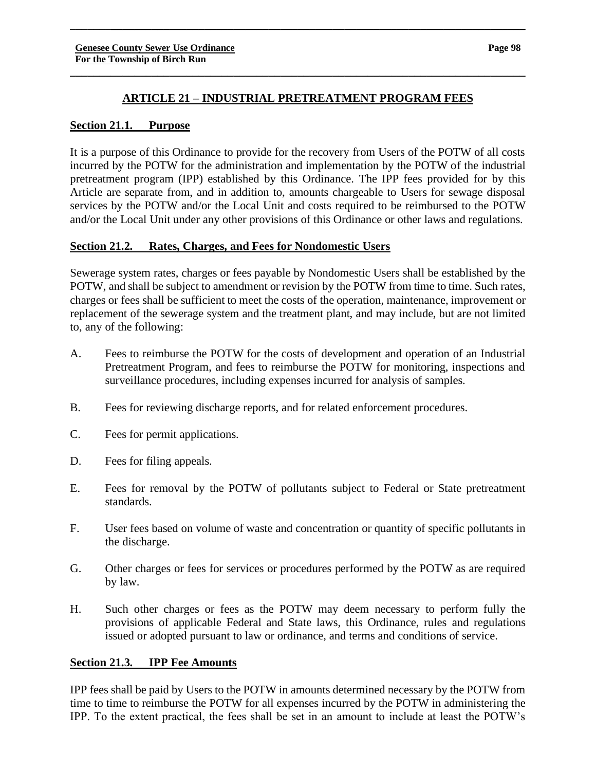## ARTICLE 21 – INDUSTRIAL PRETREATMENT PROGRAM FEES

### Section 21.1. Purpose

It is a purpose of this Ordinance to provide for the recovery from Users of the POTW of all costs incurred by the POTW for the administration and implementation by the POTW of the industrial pretreatment program (IPP) established by this Ordinance. The IPP fees provided for by this Article are separate from, and in addition to, amounts chargeable to Users for sewage disposal services by the POTW and/or the Local Unit and costs required to be reimbursed to the POTW and/or the Local Unit under any other provisions of this Ordinance or other laws and regulations.

### Section 21.2. Rates, Charges, and Fees for Nondomestic Users

Sewerage system rates, charges or fees payable by Nondomestic Users shall be established by the POTW, and shall be subject to amendment or revision by the POTW from time to time. Such rates, charges or fees shall be sufficient to meet the costs of the operation, maintenance, improvement or replacement of the sewerage system and the treatment plant, and may include, but are not limited to, any of the following:

A. Fees to reimburse the POTW for the costs of development and operation of an Industrial Pretreatment Program, and fees to reimburse the POTW for monitoring, inspections and surveillance procedures, including expenses incurred for analysis of samples.

B. Fees for reviewing discharge reports, and for related enforcement procedures.

C. Fees for permit applications.

D. Fees for filing appeals.

E. Fees for removal by the POTW of pollutants subject to Federal or State pretreatment standards.

F. User fees based on volume of waste and concentration or quantity of specific pollutants in the discharge.

G. Other charges or fees for services or procedures performed by the POTW as are required by law.

H. Such other charges or fees as the POTW may deem necessary to perform fully the provisions of applicable Federal and State laws, this Ordinance, rules and regulations issued or adopted pursuant to law or ordinance, and terms and conditions of service.

### Section 21.3. IPP Fee Amounts

IPP fees shall be paid by Users to the POTW in amounts determined necessary by the POTW from time to time to reimburse the POTW for all expenses incurred by the POTW in administering the IPP. To the extent practical, the fees shall be set in an amount to include at least the POTW's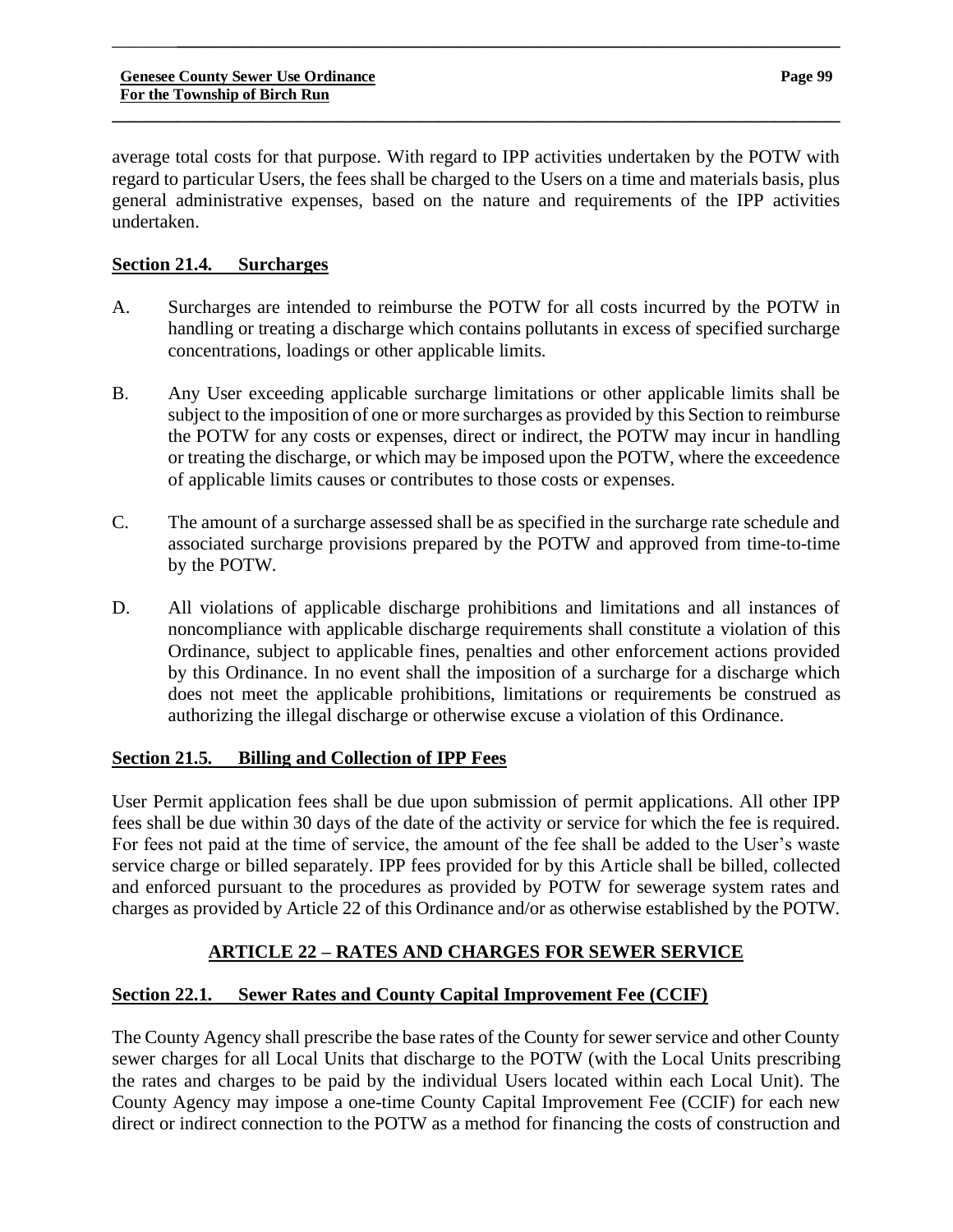average total costs for that purpose. With regard to IPP activities undertaken by the POTW with regard to particular Users, the fees shall be charged to the Users on a time and materials basis, plus general administrative expenses, based on the nature and requirements of the IPP activities undertaken.

### Section 21.4. Surcharges

A. Surcharges are intended to reimburse the POTW for all costs incurred by the POTW in handling or treating a discharge which contains pollutants in excess of specified surcharge concentrations, loadings or other applicable limits.

B. Any User exceeding applicable surcharge limitations or other applicable limits shall be subject to the imposition of one or more surcharges as provided by this Section to reimburse the POTW for any costs or expenses, direct or indirect, the POTW may incur in handling or treating the discharge, or which may be imposed upon the POTW, where the exceedence of applicable limits causes or contributes to those costs or expenses.

C. The amount of a surcharge assessed shall be as specified in the surcharge rate schedule and associated surcharge provisions prepared by the POTW and approved from time-to-time by the POTW.

D. All violations of applicable discharge prohibitions and limitations and all instances of noncompliance with applicable discharge requirements shall constitute a violation of this Ordinance, subject to applicable fines, penalties and other enforcement actions provided by this Ordinance. In no event shall the imposition of a surcharge for a discharge which does not meet the applicable prohibitions, limitations or requirements be construed as authorizing the illegal discharge or otherwise excuse a violation of this Ordinance.

### Section 21.5. Billing and Collection of IPP Fees

User Permit application fees shall be due upon submission of permit applications. All other IPP fees shall be due within 30 days of the date of the activity or service for which the fee is required. For fees not paid at the time of service, the amount of the fee shall be added to the User's waste service charge or billed separately. IPP fees provided for by this Article shall be billed, collected and enforced pursuant to the procedures as provided by POTW for sewerage system rates and charges as provided by Article 22 of this Ordinance and/or as otherwise established by the POTW.

## ARTICLE 22 – RATES AND CHARGES FOR SEWER SERVICE

### Section 22.1. Sewer Rates and County Capital Improvement Fee (CCIF)

The County Agency shall prescribe the base rates of the County for sewer service and other County sewer charges for all Local Units that discharge to the POTW (with the Local Units prescribing the rates and charges to be paid by the individual Users located within each Local Unit). The County Agency may impose a one-time County Capital Improvement Fee (CCIF) for each new direct or indirect connection to the POTW as a method for financing the costs of construction and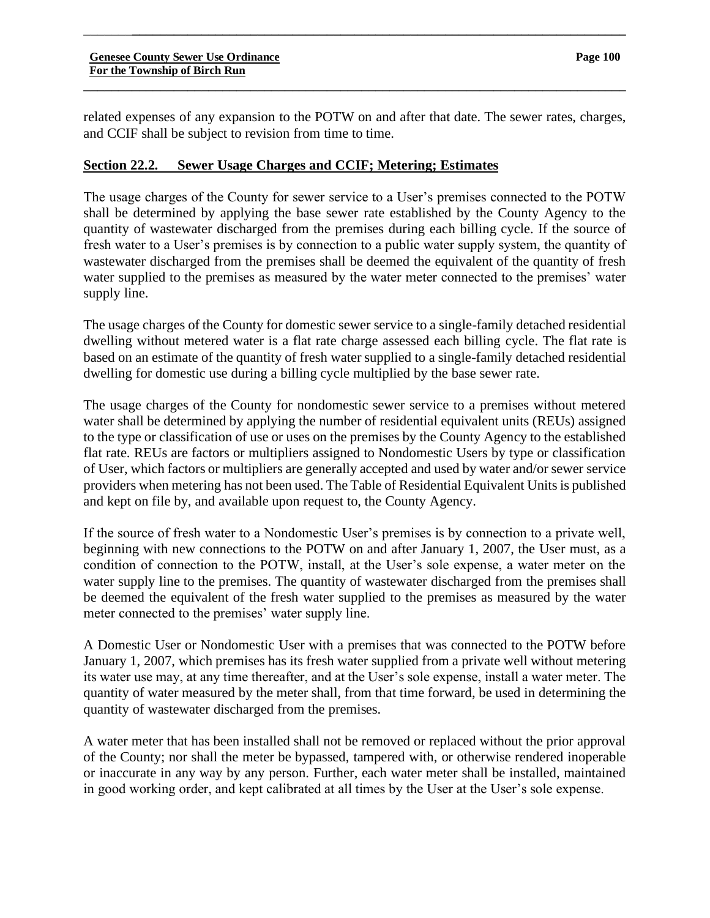related expenses of any expansion to the POTW on and after that date. The sewer rates, charges, and CCIF shall be subject to revision from time to time.

## Section 22.2. Sewer Usage Charges and CCIF; Metering; Estimates

The usage charges of the County for sewer service to a User's premises connected to the POTW shall be determined by applying the base sewer rate established by the County Agency to the quantity of wastewater discharged from the premises during each billing cycle. If the source of fresh water to a User's premises is by connection to a public water supply system, the quantity of wastewater discharged from the premises shall be deemed the equivalent of the quantity of fresh water supplied to the premises as measured by the water meter connected to the premises' water supply line.

The usage charges of the County for domestic sewer service to a single-family detached residential dwelling without metered water is a flat rate charge assessed each billing cycle. The flat rate is based on an estimate of the quantity of fresh water supplied to a single-family detached residential dwelling for domestic use during a billing cycle multiplied by the base sewer rate.

The usage charges of the County for nondomestic sewer service to a premises without metered water shall be determined by applying the number of residential equivalent units (REUs) assigned to the type or classification of use or uses on the premises by the County Agency to the established flat rate. REUs are factors or multipliers assigned to Nondomestic Users by type or classification of User, which factors or multipliers are generally accepted and used by water and/or sewer service providers when metering has not been used. The Table of Residential Equivalent Units is published and kept on file by, and available upon request to, the County Agency.

If the source of fresh water to a Nondomestic User's premises is by connection to a private well, beginning with new connections to the POTW on and after January 1, 2007, the User must, as a condition of connection to the POTW, install, at the User's sole expense, a water meter on the water supply line to the premises. The quantity of wastewater discharged from the premises shall be deemed the equivalent of the fresh water supplied to the premises as measured by the water meter connected to the premises' water supply line.

A Domestic User or Nondomestic User with a premises that was connected to the POTW before January 1, 2007, which premises has its fresh water supplied from a private well without metering its water use may, at any time thereafter, and at the User's sole expense, install a water meter. The quantity of water measured by the meter shall, from that time forward, be used in determining the quantity of wastewater discharged from the premises.

A water meter that has been installed shall not be removed or replaced without the prior approval of the County; nor shall the meter be bypassed, tampered with, or otherwise rendered inoperable or inaccurate in any way by any person. Further, each water meter shall be installed, maintained in good working order, and kept calibrated at all times by the User at the User's sole expense.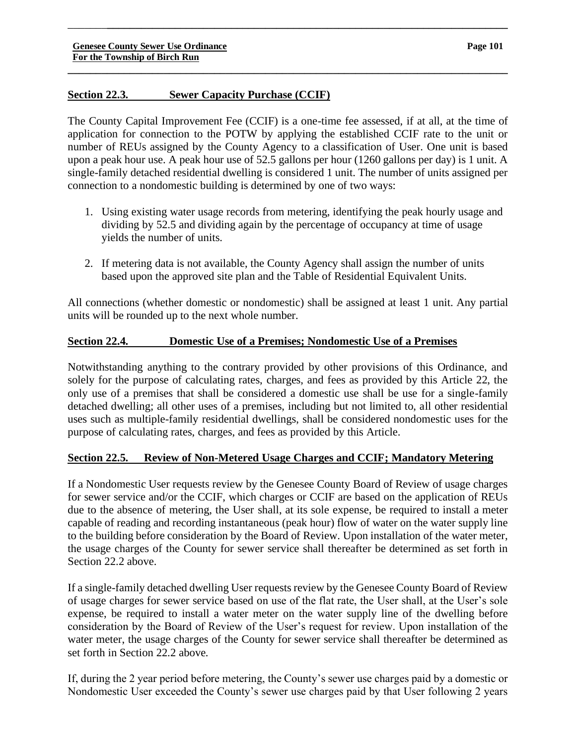## Section 22.3. Sewer Capacity Purchase (CCIF)

The County Capital Improvement Fee (CCIF) is a one-time fee assessed, if at all, at the time of application for connection to the POTW by applying the established CCIF rate to the unit or number of REUs assigned by the County Agency to a classification of User. One unit is based upon a peak hour use. A peak hour use of 52.5 gallons per hour (1260 gallons per day) is 1 unit. A single-family detached residential dwelling is considered 1 unit. The number of units assigned per connection to a nondomestic building is determined by one of two ways:

1. Using existing water usage records from metering, identifying the peak hourly usage and dividing by 52.5 and dividing again by the percentage of occupancy at time of usage yields the number of units.
2. If metering data is not available, the County Agency shall assign the number of units based upon the approved site plan and the Table of Residential Equivalent Units.

All connections (whether domestic or nondomestic) shall be assigned at least 1 unit. Any partial units will be rounded up to the next whole number.

## Section 22.4. Domestic Use of a Premises; Nondomestic Use of a Premises

Notwithstanding anything to the contrary provided by other provisions of this Ordinance, and solely for the purpose of calculating rates, charges, and fees as provided by this Article 22, the only use of a premises that shall be considered a domestic use shall be use for a single-family detached dwelling; all other uses of a premises, including but not limited to, all other residential uses such as multiple-family residential dwellings, shall be considered nondomestic uses for the purpose of calculating rates, charges, and fees as provided by this Article.

## Section 22.5. Review of Non-Metered Usage Charges and CCIF; Mandatory Metering

If a Nondomestic User requests review by the Genesee County Board of Review of usage charges for sewer service and/or the CCIF, which charges or CCIF are based on the application of REUs due to the absence of metering, the User shall, at its sole expense, be required to install a meter capable of reading and recording instantaneous (peak hour) flow of water on the water supply line to the building before consideration by the Board of Review. Upon installation of the water meter, the usage charges of the County for sewer service shall thereafter be determined as set forth in Section 22.2 above.

If a single-family detached dwelling User requests review by the Genesee County Board of Review of usage charges for sewer service based on use of the flat rate, the User shall, at the User's sole expense, be required to install a water meter on the water supply line of the dwelling before consideration by the Board of Review of the User's request for review. Upon installation of the water meter, the usage charges of the County for sewer service shall thereafter be determined as set forth in Section 22.2 above.

If, during the 2 year period before metering, the County's sewer use charges paid by a domestic or Nondomestic User exceeded the County's sewer use charges paid by that User following 2 years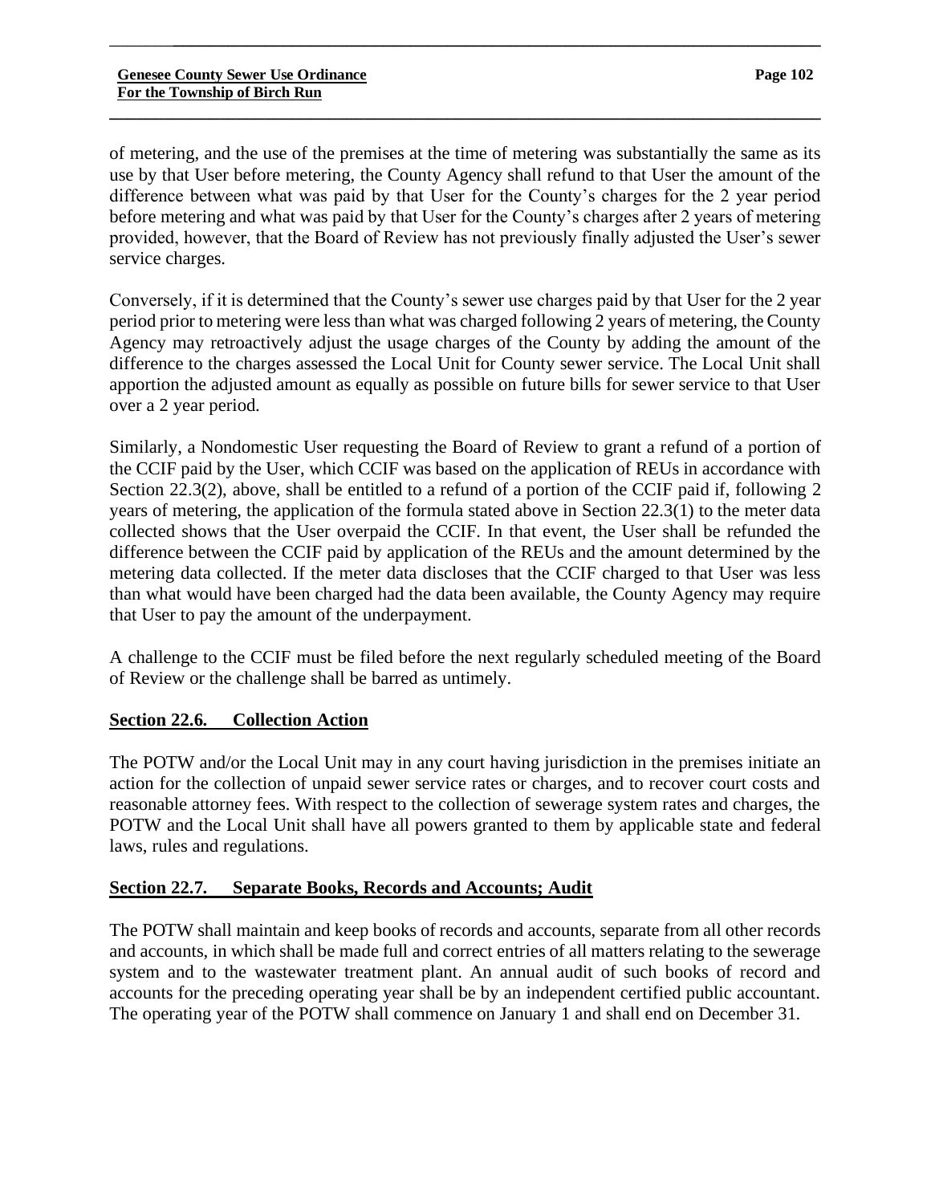of metering, and the use of the premises at the time of metering was substantially the same as its use by that User before metering, the County Agency shall refund to that User the amount of the difference between what was paid by that User for the County's charges for the 2 year period before metering and what was paid by that User for the County's charges after 2 years of metering provided, however, that the Board of Review has not previously finally adjusted the User's sewer service charges.

Conversely, if it is determined that the County's sewer use charges paid by that User for the 2 year period prior to metering were less than what was charged following 2 years of metering, the County Agency may retroactively adjust the usage charges of the County by adding the amount of the difference to the charges assessed the Local Unit for County sewer service. The Local Unit shall apportion the adjusted amount as equally as possible on future bills for sewer service to that User over a 2 year period.

Similarly, a Nondomestic User requesting the Board of Review to grant a refund of a portion of the CCIF paid by the User, which CCIF was based on the application of REUs in accordance with Section 22.3(2), above, shall be entitled to a refund of a portion of the CCIF paid if, following 2 years of metering, the application of the formula stated above in Section 22.3(1) to the meter data collected shows that the User overpaid the CCIF. In that event, the User shall be refunded the difference between the CCIF paid by application of the REUs and the amount determined by the metering data collected. If the meter data discloses that the CCIF charged to that User was less than what would have been charged had the data been available, the County Agency may require that User to pay the amount of the underpayment.

A challenge to the CCIF must be filed before the next regularly scheduled meeting of the Board of Review or the challenge shall be barred as untimely.

## Section 22.6. Collection Action

The POTW and/or the Local Unit may in any court having jurisdiction in the premises initiate an action for the collection of unpaid sewer service rates or charges, and to recover court costs and reasonable attorney fees. With respect to the collection of sewerage system rates and charges, the POTW and the Local Unit shall have all powers granted to them by applicable state and federal laws, rules and regulations.

## Section 22.7. Separate Books, Records and Accounts; Audit

The POTW shall maintain and keep books of records and accounts, separate from all other records and accounts, in which shall be made full and correct entries of all matters relating to the sewerage system and to the wastewater treatment plant. An annual audit of such books of record and accounts for the preceding operating year shall be by an independent certified public accountant. The operating year of the POTW shall commence on January 1 and shall end on December 31.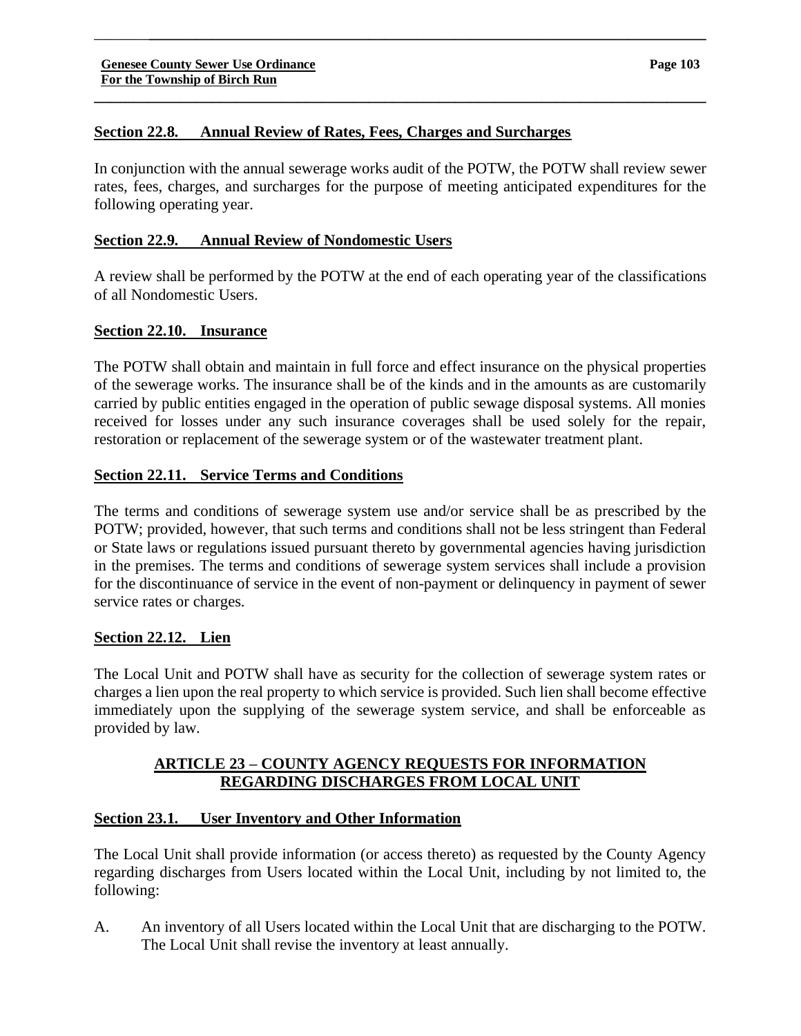## Section 22.8. Annual Review of Rates, Fees, Charges and Surcharges

In conjunction with the annual sewerage works audit of the POTW, the POTW shall review sewer rates, fees, charges, and surcharges for the purpose of meeting anticipated expenditures for the following operating year.

## Section 22.9. Annual Review of Nondomestic Users

A review shall be performed by the POTW at the end of each operating year of the classifications of all Nondomestic Users.

## Section 22.10. Insurance

The POTW shall obtain and maintain in full force and effect insurance on the physical properties of the sewerage works. The insurance shall be of the kinds and in the amounts as are customarily carried by public entities engaged in the operation of public sewage disposal systems. All monies received for losses under any such insurance coverages shall be used solely for the repair, restoration or replacement of the sewerage system or of the wastewater treatment plant.

## Section 22.11. Service Terms and Conditions

The terms and conditions of sewerage system use and/or service shall be as prescribed by the POTW; provided, however, that such terms and conditions shall not be less stringent than Federal or State laws or regulations issued pursuant thereto by governmental agencies having jurisdiction in the premises. The terms and conditions of sewerage system services shall include a provision for the discontinuance of service in the event of non-payment or delinquency in payment of sewer service rates or charges.

## Section 22.12. Lien

The Local Unit and POTW shall have as security for the collection of sewerage system rates or charges a lien upon the real property to which service is provided. Such lien shall become effective immediately upon the supplying of the sewerage system service, and shall be enforceable as provided by law.

# ARTICLE 23 – COUNTY AGENCY REQUESTS FOR INFORMATION REGARDING DISCHARGES FROM LOCAL UNIT

## Section 23.1. User Inventory and Other Information

The Local Unit shall provide information (or access thereto) as requested by the County Agency regarding discharges from Users located within the Local Unit, including by not limited to, the following:

A. An inventory of all Users located within the Local Unit that are discharging to the POTW. The Local Unit shall revise the inventory at least annually.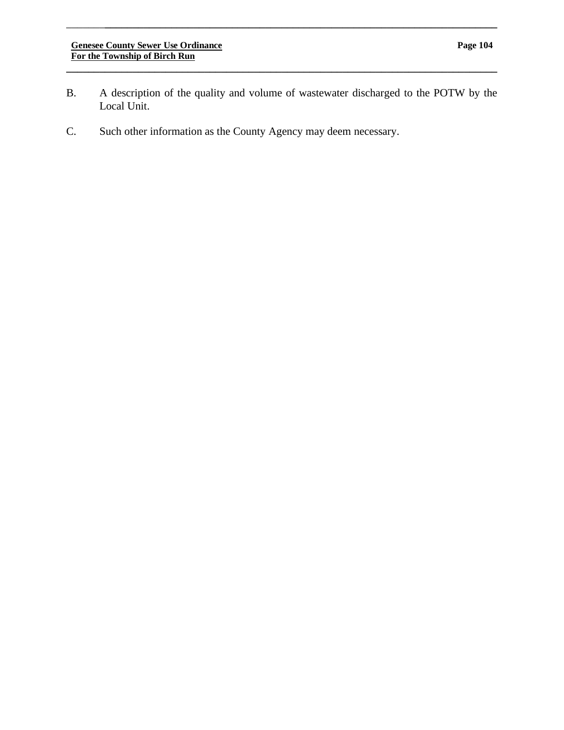B. A description of the quality and volume of wastewater discharged to the POTW by the Local Unit.

C. Such other information as the County Agency may deem necessary.